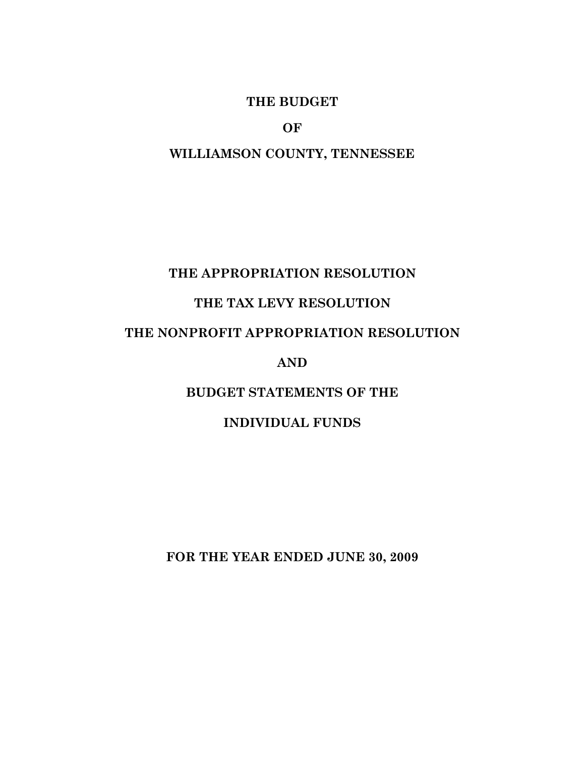# THE BUDGET

# OF

# WILLIAMSON COUNTY, TENNESSEE

## THE APPROPRIATION RESOLUTION

## THE TAX LEVY RESOLUTION

## THE NONPROFIT APPROPRIATION RESOLUTION

## AND

## BUDGET STATEMENTS OF THE

## INDIVIDUAL FUNDS

**FOR THE YEAR ENDED JUNE 30, 2009**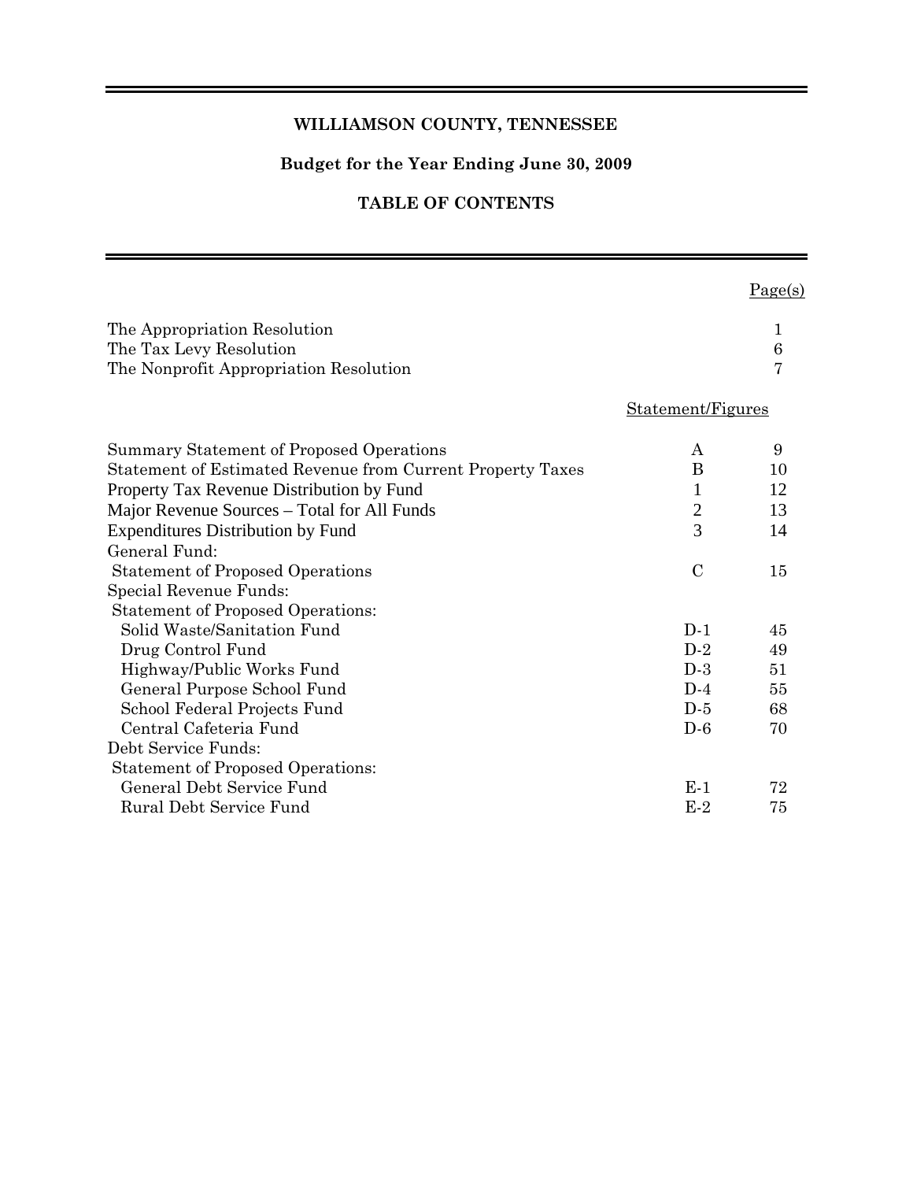# WILLIAMSON COUNTY, TENNESSEE

## Budget for the Year Ending June 30, 2009

## TABLE OF CONTENTS

| | | Page(s) |
|---|---|---|
| The Appropriation Resolution | | 1 |
| The Tax Levy Resolution | | 6 |
| The Nonprofit Appropriation Resolution | | 7 |
| | Statement/Figures | |
| Summary Statement of Proposed Operations | A | 9 |
| Statement of Estimated Revenue from Current Property Taxes | B | 10 |
| Property Tax Revenue Distribution by Fund | 1 | 12 |
| Major Revenue Sources – Total for All Funds | 2 | 13 |
| Expenditures Distribution by Fund | 3 | 14 |
| General Fund: | | |
| Statement of Proposed Operations | C | 15 |
| Special Revenue Funds: | | |
| Statement of Proposed Operations: | | |
| Solid Waste/Sanitation Fund | D-1 | 45 |
| Drug Control Fund | D-2 | 49 |
| Highway/Public Works Fund | D-3 | 51 |
| General Purpose School Fund | D-4 | 55 |
| School Federal Projects Fund | D-5 | 68 |
| Central Cafeteria Fund | D-6 | 70 |
| Debt Service Funds: | | |
| Statement of Proposed Operations: | | |
| General Debt Service Fund | E-1 | 72 |
| Rural Debt Service Fund | E-2 | 75 |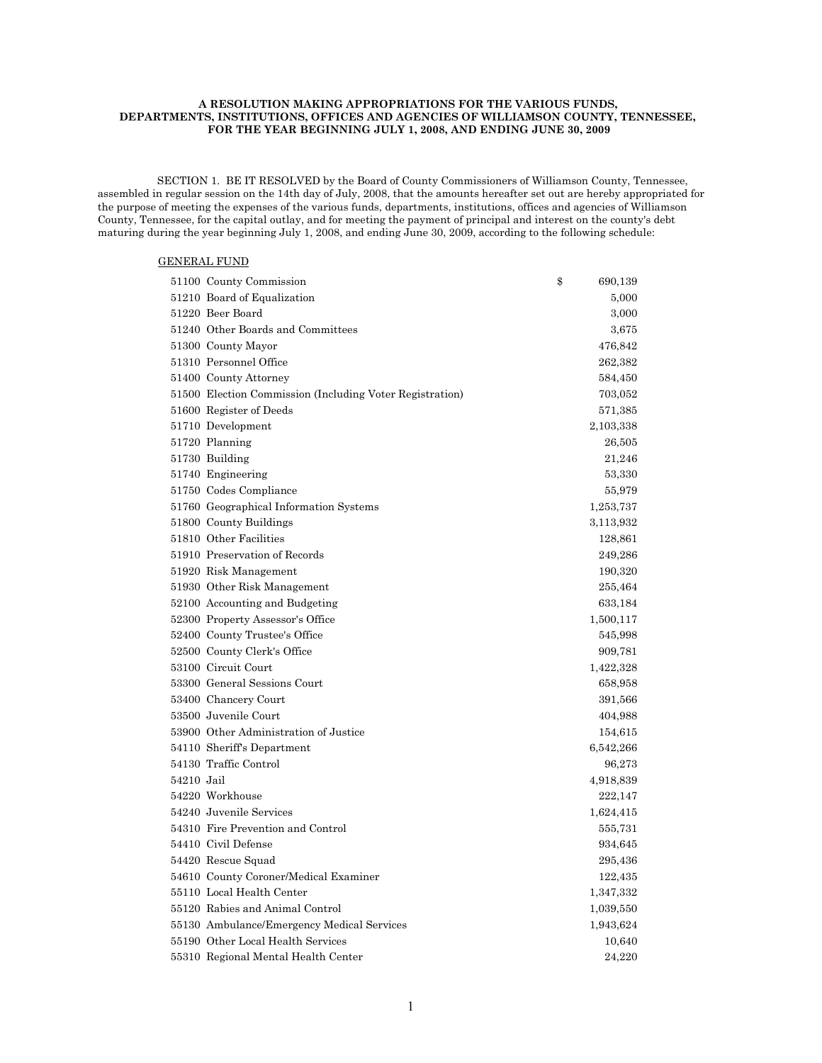**A RESOLUTION MAKING APPROPRIATIONS FOR THE VARIOUS FUNDS, DEPARTMENTS, INSTITUTIONS, OFFICES AND AGENCIES OF WILLIAMSON COUNTY, TENNESSEE, FOR THE YEAR BEGINNING JULY 1, 2008, AND ENDING JUNE 30, 2009**

SECTION 1. BE IT RESOLVED by the Board of County Commissioners of Williamson County, Tennessee, assembled in regular session on the 14th day of July, 2008, that the amounts hereafter set out are hereby appropriated for the purpose of meeting the expenses of the various funds, departments, institutions, offices and agencies of Williamson County, Tennessee, for the capital outlay, and for meeting the payment of principal and interest on the county's debt maturing during the year beginning July 1, 2008, and ending June 30, 2009, according to the following schedule:

GENERAL FUND

| Code | Description | Amount |
|---|---|---|
| 51100 | County Commission | $ 690,139 |
| 51210 | Board of Equalization | 5,000 |
| 51220 | Beer Board | 3,000 |
| 51240 | Other Boards and Committees | 3,675 |
| 51300 | County Mayor | 476,842 |
| 51310 | Personnel Office | 262,382 |
| 51400 | County Attorney | 584,450 |
| 51500 | Election Commission (Including Voter Registration) | 703,052 |
| 51600 | Register of Deeds | 571,385 |
| 51710 | Development | 2,103,338 |
| 51720 | Planning | 26,505 |
| 51730 | Building | 21,246 |
| 51740 | Engineering | 53,330 |
| 51750 | Codes Compliance | 55,979 |
| 51760 | Geographical Information Systems | 1,253,737 |
| 51800 | County Buildings | 3,113,932 |
| 51810 | Other Facilities | 128,861 |
| 51910 | Preservation of Records | 249,286 |
| 51920 | Risk Management | 190,320 |
| 51930 | Other Risk Management | 255,464 |
| 52100 | Accounting and Budgeting | 633,184 |
| 52300 | Property Assessor's Office | 1,500,117 |
| 52400 | County Trustee's Office | 545,998 |
| 52500 | County Clerk's Office | 909,781 |
| 53100 | Circuit Court | 1,422,328 |
| 53300 | General Sessions Court | 658,958 |
| 53400 | Chancery Court | 391,566 |
| 53500 | Juvenile Court | 404,988 |
| 53900 | Other Administration of Justice | 154,615 |
| 54110 | Sheriff's Department | 6,542,266 |
| 54130 | Traffic Control | 96,273 |
| 54210 | Jail | 4,918,839 |
| 54220 | Workhouse | 222,147 |
| 54240 | Juvenile Services | 1,624,415 |
| 54310 | Fire Prevention and Control | 555,731 |
| 54410 | Civil Defense | 934,645 |
| 54420 | Rescue Squad | 295,436 |
| 54610 | County Coroner/Medical Examiner | 122,435 |
| 55110 | Local Health Center | 1,347,332 |
| 55120 | Rabies and Animal Control | 1,039,550 |
| 55130 | Ambulance/Emergency Medical Services | 1,943,624 |
| 55190 | Other Local Health Services | 10,640 |
| 55310 | Regional Mental Health Center | 24,220 |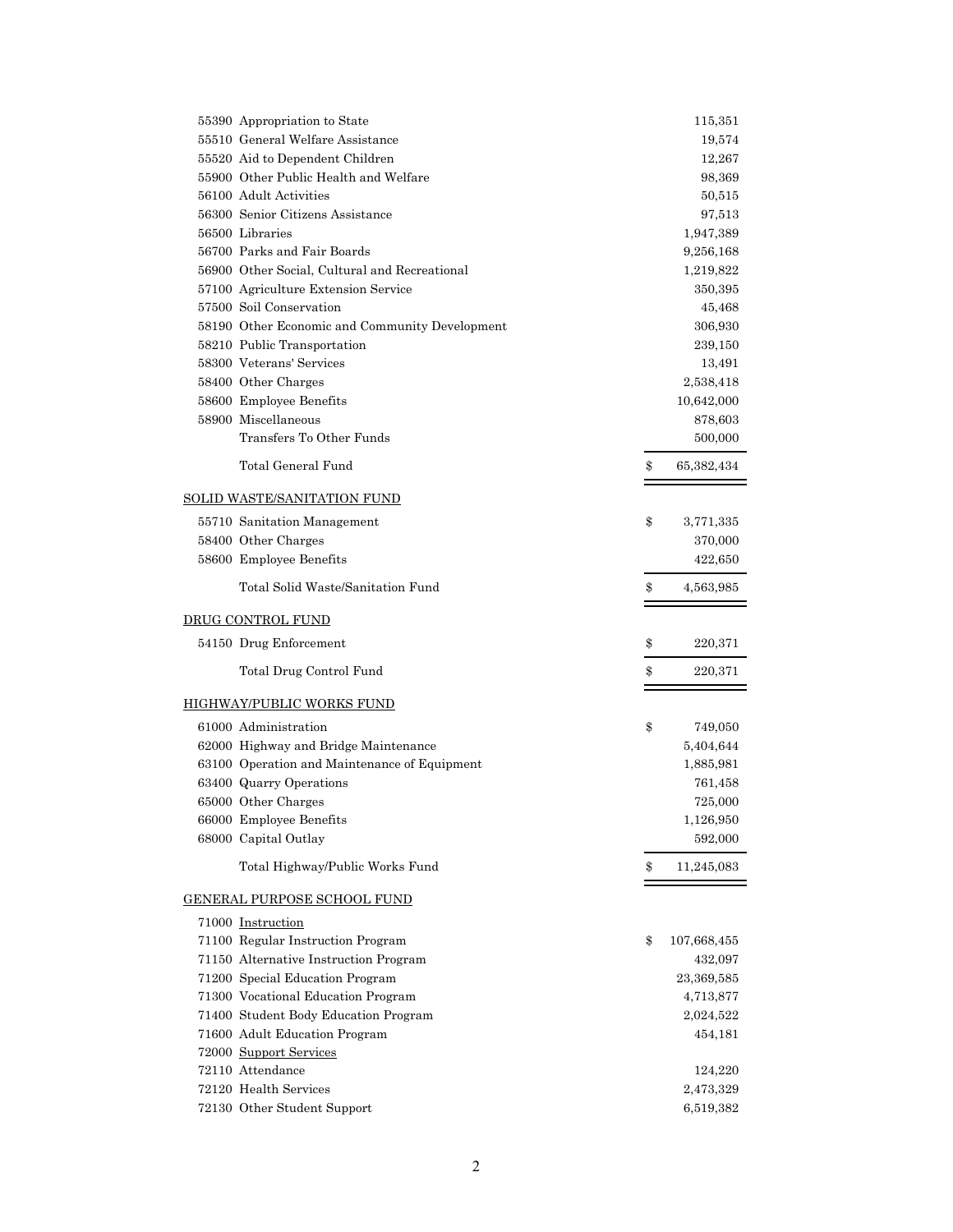| Code | Description | Amount |
|---|---|---|
| 55390 | Appropriation to State | 115,351 |
| 55510 | General Welfare Assistance | 19,574 |
| 55520 | Aid to Dependent Children | 12,267 |
| 55900 | Other Public Health and Welfare | 98,369 |
| 56100 | Adult Activities | 50,515 |
| 56300 | Senior Citizens Assistance | 97,513 |
| 56500 | Libraries | 1,947,389 |
| 56700 | Parks and Fair Boards | 9,256,168 |
| 56900 | Other Social, Cultural and Recreational | 1,219,822 |
| 57100 | Agriculture Extension Service | 350,395 |
| 57500 | Soil Conservation | 45,468 |
| 58190 | Other Economic and Community Development | 306,930 |
| 58210 | Public Transportation | 239,150 |
| 58300 | Veterans' Services | 13,491 |
| 58400 | Other Charges | 2,538,418 |
| 58600 | Employee Benefits | 10,642,000 |
| 58900 | Miscellaneous | 878,603 |
| | Transfers To Other Funds | 500,000 |
| | Total General Fund | $ 65,382,434 |

**SOLID WASTE/SANITATION FUND**

| Code | Description | Amount |
|---|---|---|
| 55710 | Sanitation Management | $ 3,771,335 |
| 58400 | Other Charges | 370,000 |
| 58600 | Employee Benefits | 422,650 |
| | Total Solid Waste/Sanitation Fund | $ 4,563,985 |

**DRUG CONTROL FUND**

| Code | Description | Amount |
|---|---|---|
| 54150 | Drug Enforcement | $ 220,371 |
| | Total Drug Control Fund | $ 220,371 |

**HIGHWAY/PUBLIC WORKS FUND**

| Code | Description | Amount |
|---|---|---|
| 61000 | Administration | $ 749,050 |
| 62000 | Highway and Bridge Maintenance | 5,404,644 |
| 63100 | Operation and Maintenance of Equipment | 1,885,981 |
| 63400 | Quarry Operations | 761,458 |
| 65000 | Other Charges | 725,000 |
| 66000 | Employee Benefits | 1,126,950 |
| 68000 | Capital Outlay | 592,000 |
| | Total Highway/Public Works Fund | $ 11,245,083 |

**GENERAL PURPOSE SCHOOL FUND**

| Code | Description | Amount |
|---|---|---|
| 71000 | Instruction | |
| 71100 | Regular Instruction Program | $ 107,668,455 |
| 71150 | Alternative Instruction Program | 432,097 |
| 71200 | Special Education Program | 23,369,585 |
| 71300 | Vocational Education Program | 4,713,877 |
| 71400 | Student Body Education Program | 2,024,522 |
| 71600 | Adult Education Program | 454,181 |
| 72000 | Support Services | |
| 72110 | Attendance | 124,220 |
| 72120 | Health Services | 2,473,329 |
| 72130 | Other Student Support | 6,519,382 |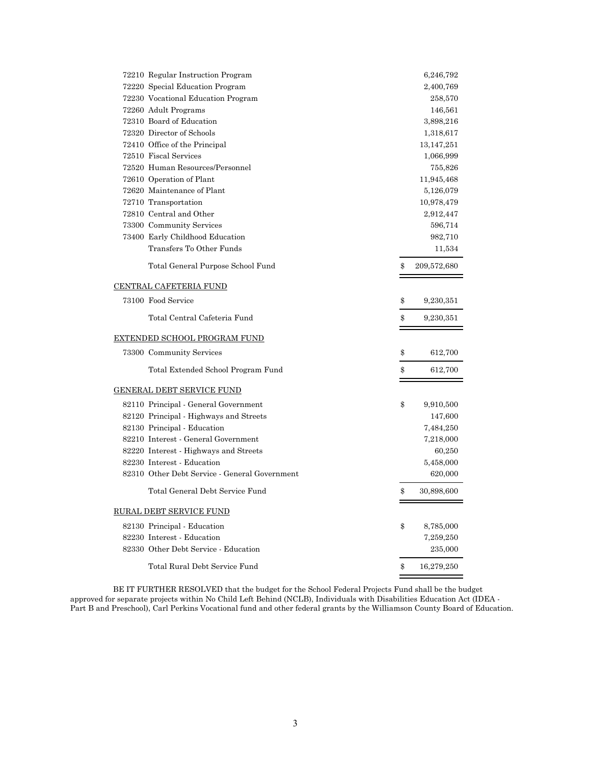| Account | Description | Amount |
|---|---|---|
| 72210 | Regular Instruction Program | 6,246,792 |
| 72220 | Special Education Program | 2,400,769 |
| 72230 | Vocational Education Program | 258,570 |
| 72260 | Adult Programs | 146,561 |
| 72310 | Board of Education | 3,898,216 |
| 72320 | Director of Schools | 1,318,617 |
| 72410 | Office of the Principal | 13,147,251 |
| 72510 | Fiscal Services | 1,066,999 |
| 72520 | Human Resources/Personnel | 755,826 |
| 72610 | Operation of Plant | 11,945,468 |
| 72620 | Maintenance of Plant | 5,126,079 |
| 72710 | Transportation | 10,978,479 |
| 72810 | Central and Other | 2,912,447 |
| 73300 | Community Services | 596,714 |
| 73400 | Early Childhood Education | 982,710 |
| | Transfers To Other Funds | 11,534 |
| | Total General Purpose School Fund | $ 209,572,680 |

CENTRAL CAFETERIA FUND

| Account | Description | Amount |
|---|---|---|
| 73100 | Food Service | $ 9,230,351 |
| | Total Central Cafeteria Fund | $ 9,230,351 |

EXTENDED SCHOOL PROGRAM FUND

| Account | Description | Amount |
|---|---|---|
| 73300 | Community Services | $ 612,700 |
| | Total Extended School Program Fund | $ 612,700 |

GENERAL DEBT SERVICE FUND

| Account | Description | Amount |
|---|---|---|
| 82110 | Principal - General Government | $ 9,910,500 |
| 82120 | Principal - Highways and Streets | 147,600 |
| 82130 | Principal - Education | 7,484,250 |
| 82210 | Interest - General Government | 7,218,000 |
| 82220 | Interest - Highways and Streets | 60,250 |
| 82230 | Interest - Education | 5,458,000 |
| 82310 | Other Debt Service - General Government | 620,000 |
| | Total General Debt Service Fund | $ 30,898,600 |

RURAL DEBT SERVICE FUND

| Account | Description | Amount |
|---|---|---|
| 82130 | Principal - Education | $ 8,785,000 |
| 82230 | Interest - Education | 7,259,250 |
| 82330 | Other Debt Service - Education | 235,000 |
| | Total Rural Debt Service Fund | $ 16,279,250 |

BE IT FURTHER RESOLVED that the budget for the School Federal Projects Fund shall be the budget approved for separate projects within No Child Left Behind (NCLB), Individuals with Disabilities Education Act (IDEA - Part B and Preschool), Carl Perkins Vocational fund and other federal grants by the Williamson County Board of Education.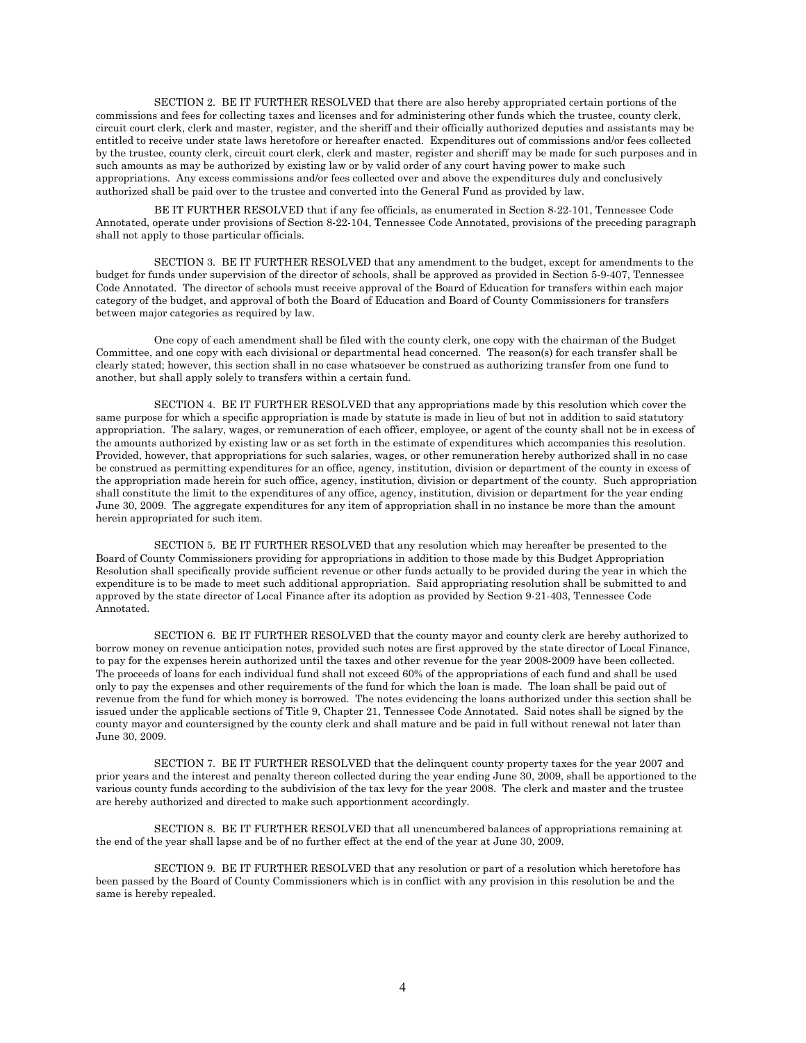SECTION 2. BE IT FURTHER RESOLVED that there are also hereby appropriated certain portions of the commissions and fees for collecting taxes and licenses and for administering other funds which the trustee, county clerk, circuit court clerk, clerk and master, register, and the sheriff and their officially authorized deputies and assistants may be entitled to receive under state laws heretofore or hereafter enacted. Expenditures out of commissions and/or fees collected by the trustee, county clerk, circuit court clerk, clerk and master, register and sheriff may be made for such purposes and in such amounts as may be authorized by existing law or by valid order of any court having power to make such appropriations. Any excess commissions and/or fees collected over and above the expenditures duly and conclusively authorized shall be paid over to the trustee and converted into the General Fund as provided by law.

BE IT FURTHER RESOLVED that if any fee officials, as enumerated in Section 8-22-101, Tennessee Code Annotated, operate under provisions of Section 8-22-104, Tennessee Code Annotated, provisions of the preceding paragraph shall not apply to those particular officials.

SECTION 3. BE IT FURTHER RESOLVED that any amendment to the budget, except for amendments to the budget for funds under supervision of the director of schools, shall be approved as provided in Section 5-9-407, Tennessee Code Annotated. The director of schools must receive approval of the Board of Education for transfers within each major category of the budget, and approval of both the Board of Education and Board of County Commissioners for transfers between major categories as required by law.

One copy of each amendment shall be filed with the county clerk, one copy with the chairman of the Budget Committee, and one copy with each divisional or departmental head concerned. The reason(s) for each transfer shall be clearly stated; however, this section shall in no case whatsoever be construed as authorizing transfer from one fund to another, but shall apply solely to transfers within a certain fund.

SECTION 4. BE IT FURTHER RESOLVED that any appropriations made by this resolution which cover the same purpose for which a specific appropriation is made by statute is made in lieu of but not in addition to said statutory appropriation. The salary, wages, or remuneration of each officer, employee, or agent of the county shall not be in excess of the amounts authorized by existing law or as set forth in the estimate of expenditures which accompanies this resolution. Provided, however, that appropriations for such salaries, wages, or other remuneration hereby authorized shall in no case be construed as permitting expenditures for an office, agency, institution, division or department of the county in excess of the appropriation made herein for such office, agency, institution, division or department of the county. Such appropriation shall constitute the limit to the expenditures of any office, agency, institution, division or department for the year ending June 30, 2009. The aggregate expenditures for any item of appropriation shall in no instance be more than the amount herein appropriated for such item.

SECTION 5. BE IT FURTHER RESOLVED that any resolution which may hereafter be presented to the Board of County Commissioners providing for appropriations in addition to those made by this Budget Appropriation Resolution shall specifically provide sufficient revenue or other funds actually to be provided during the year in which the expenditure is to be made to meet such additional appropriation. Said appropriating resolution shall be submitted to and approved by the state director of Local Finance after its adoption as provided by Section 9-21-403, Tennessee Code Annotated.

SECTION 6. BE IT FURTHER RESOLVED that the county mayor and county clerk are hereby authorized to borrow money on revenue anticipation notes, provided such notes are first approved by the state director of Local Finance, to pay for the expenses herein authorized until the taxes and other revenue for the year 2008-2009 have been collected. The proceeds of loans for each individual fund shall not exceed 60% of the appropriations of each fund and shall be used only to pay the expenses and other requirements of the fund for which the loan is made. The loan shall be paid out of revenue from the fund for which money is borrowed. The notes evidencing the loans authorized under this section shall be issued under the applicable sections of Title 9, Chapter 21, Tennessee Code Annotated. Said notes shall be signed by the county mayor and countersigned by the county clerk and shall mature and be paid in full without renewal not later than June 30, 2009.

SECTION 7. BE IT FURTHER RESOLVED that the delinquent county property taxes for the year 2007 and prior years and the interest and penalty thereon collected during the year ending June 30, 2009, shall be apportioned to the various county funds according to the subdivision of the tax levy for the year 2008. The clerk and master and the trustee are hereby authorized and directed to make such apportionment accordingly.

SECTION 8. BE IT FURTHER RESOLVED that all unencumbered balances of appropriations remaining at the end of the year shall lapse and be of no further effect at the end of the year at June 30, 2009.

SECTION 9. BE IT FURTHER RESOLVED that any resolution or part of a resolution which heretofore has been passed by the Board of County Commissioners which is in conflict with any provision in this resolution be and the same is hereby repealed.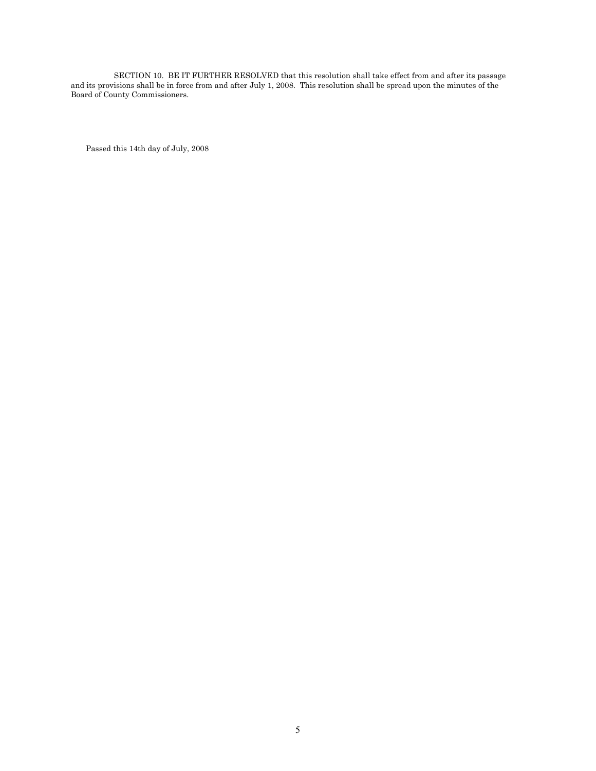SECTION 10. BE IT FURTHER RESOLVED that this resolution shall take effect from and after its passage and its provisions shall be in force from and after July 1, 2008. This resolution shall be spread upon the minutes of the Board of County Commissioners.

Passed this 14th day of July, 2008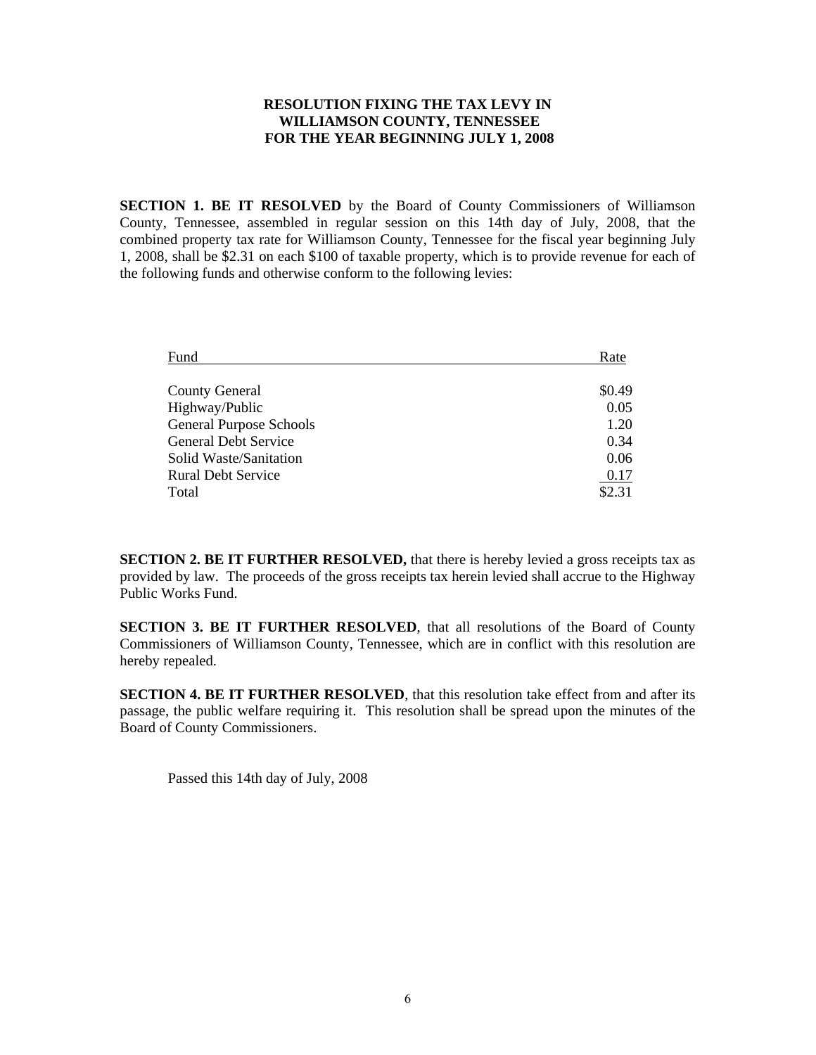# RESOLUTION FIXING THE TAX LEVY IN WILLIAMSON COUNTY, TENNESSEE FOR THE YEAR BEGINNING JULY 1, 2008

**SECTION 1. BE IT RESOLVED** by the Board of County Commissioners of Williamson County, Tennessee, assembled in regular session on this 14th day of July, 2008, that the combined property tax rate for Williamson County, Tennessee for the fiscal year beginning July 1, 2008, shall be $2.31 on each $100 of taxable property, which is to provide revenue for each of the following funds and otherwise conform to the following levies:

| Fund | Rate |
|---|---|
| County General | $0.49 |
| Highway/Public | 0.05 |
| General Purpose Schools | 1.20 |
| General Debt Service | 0.34 |
| Solid Waste/Sanitation | 0.06 |
| Rural Debt Service | 0.17 |
| Total | $2.31 |

**SECTION 2. BE IT FURTHER RESOLVED,** that there is hereby levied a gross receipts tax as provided by law. The proceeds of the gross receipts tax herein levied shall accrue to the Highway Public Works Fund.

**SECTION 3. BE IT FURTHER RESOLVED**, that all resolutions of the Board of County Commissioners of Williamson County, Tennessee, which are in conflict with this resolution are hereby repealed.

**SECTION 4. BE IT FURTHER RESOLVED**, that this resolution take effect from and after its passage, the public welfare requiring it. This resolution shall be spread upon the minutes of the Board of County Commissioners.

Passed this 14th day of July, 2008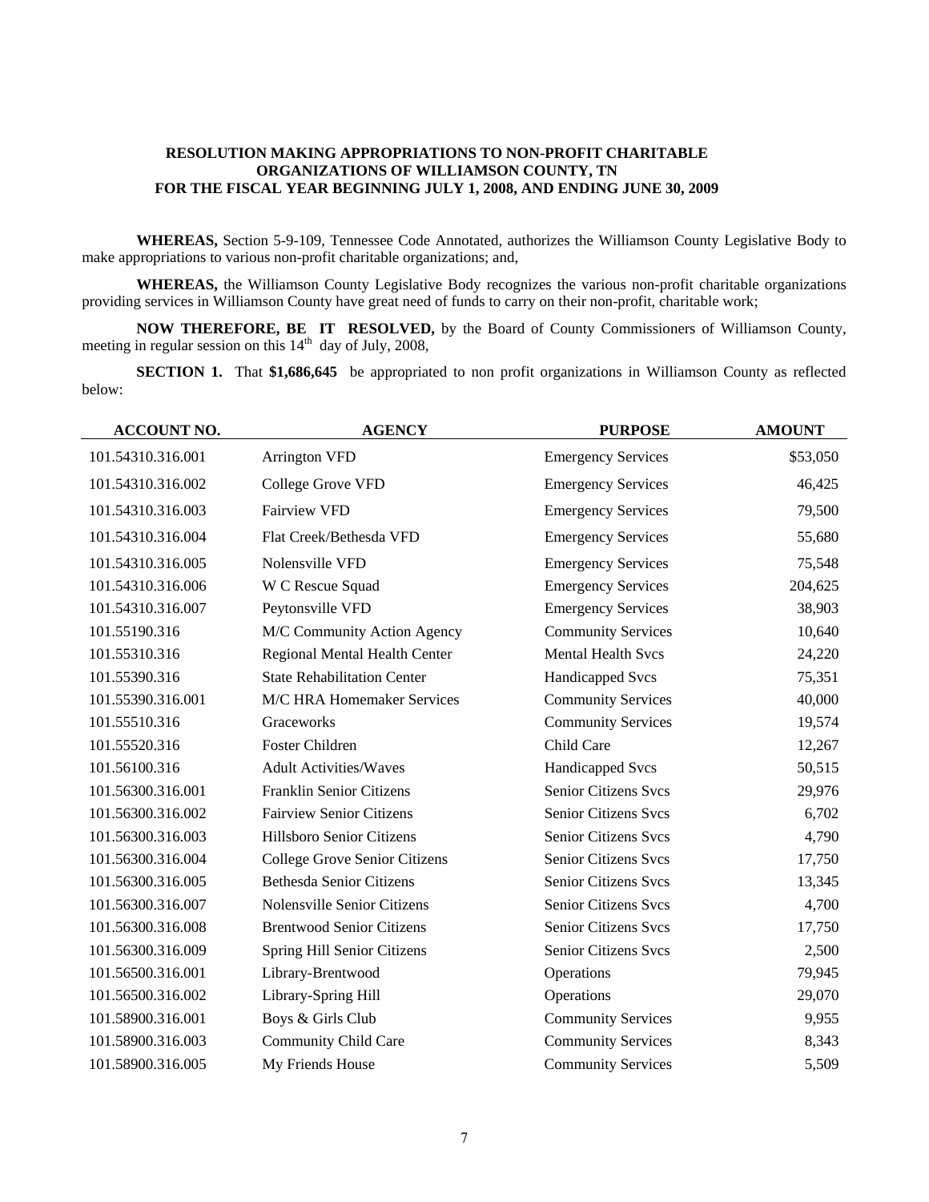**RESOLUTION MAKING APPROPRIATIONS TO NON-PROFIT CHARITABLE ORGANIZATIONS OF WILLIAMSON COUNTY, TN FOR THE FISCAL YEAR BEGINNING JULY 1, 2008, AND ENDING JUNE 30, 2009**

**WHEREAS,** Section 5-9-109, Tennessee Code Annotated, authorizes the Williamson County Legislative Body to make appropriations to various non-profit charitable organizations; and,

**WHEREAS,** the Williamson County Legislative Body recognizes the various non-profit charitable organizations providing services in Williamson County have great need of funds to carry on their non-profit, charitable work;

**NOW THEREFORE, BE IT RESOLVED,** by the Board of County Commissioners of Williamson County, meeting in regular session on this 14th day of July, 2008,

**SECTION 1.** That **$1,686,645** be appropriated to non profit organizations in Williamson County as reflected below:

| ACCOUNT NO. | AGENCY | PURPOSE | AMOUNT |
|---|---|---|---|
| 101.54310.316.001 | Arrington VFD | Emergency Services | $53,050 |
| 101.54310.316.002 | College Grove VFD | Emergency Services | 46,425 |
| 101.54310.316.003 | Fairview VFD | Emergency Services | 79,500 |
| 101.54310.316.004 | Flat Creek/Bethesda VFD | Emergency Services | 55,680 |
| 101.54310.316.005 | Nolensville VFD | Emergency Services | 75,548 |
| 101.54310.316.006 | W C Rescue Squad | Emergency Services | 204,625 |
| 101.54310.316.007 | Peytonsville VFD | Emergency Services | 38,903 |
| 101.55190.316 | M/C Community Action Agency | Community Services | 10,640 |
| 101.55310.316 | Regional Mental Health Center | Mental Health Svcs | 24,220 |
| 101.55390.316 | State Rehabilitation Center | Handicapped Svcs | 75,351 |
| 101.55390.316.001 | M/C HRA Homemaker Services | Community Services | 40,000 |
| 101.55510.316 | Graceworks | Community Services | 19,574 |
| 101.55520.316 | Foster Children | Child Care | 12,267 |
| 101.56100.316 | Adult Activities/Waves | Handicapped Svcs | 50,515 |
| 101.56300.316.001 | Franklin Senior Citizens | Senior Citizens Svcs | 29,976 |
| 101.56300.316.002 | Fairview Senior Citizens | Senior Citizens Svcs | 6,702 |
| 101.56300.316.003 | Hillsboro Senior Citizens | Senior Citizens Svcs | 4,790 |
| 101.56300.316.004 | College Grove Senior Citizens | Senior Citizens Svcs | 17,750 |
| 101.56300.316.005 | Bethesda Senior Citizens | Senior Citizens Svcs | 13,345 |
| 101.56300.316.007 | Nolensville Senior Citizens | Senior Citizens Svcs | 4,700 |
| 101.56300.316.008 | Brentwood Senior Citizens | Senior Citizens Svcs | 17,750 |
| 101.56300.316.009 | Spring Hill Senior Citizens | Senior Citizens Svcs | 2,500 |
| 101.56500.316.001 | Library-Brentwood | Operations | 79,945 |
| 101.56500.316.002 | Library-Spring Hill | Operations | 29,070 |
| 101.58900.316.001 | Boys & Girls Club | Community Services | 9,955 |
| 101.58900.316.003 | Community Child Care | Community Services | 8,343 |
| 101.58900.316.005 | My Friends House | Community Services | 5,509 |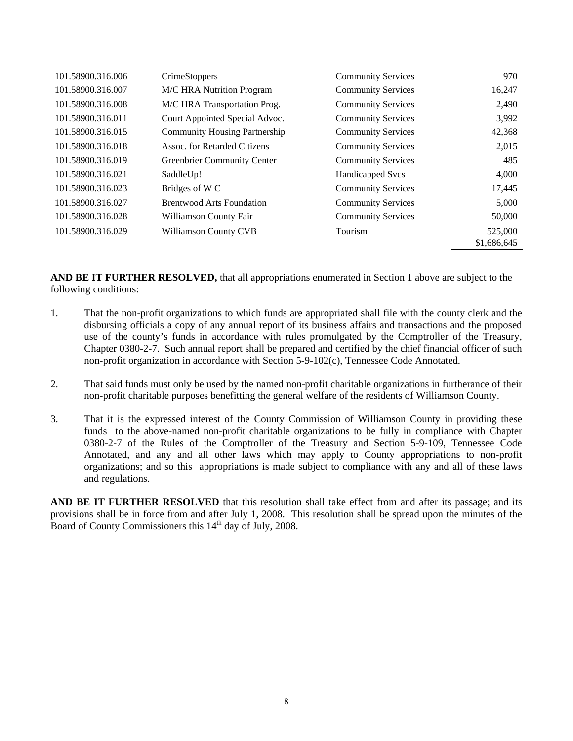| | | | |
|---|---|---|---|
| 101.58900.316.006 | CrimeStoppers | Community Services | 970 |
| 101.58900.316.007 | M/C HRA Nutrition Program | Community Services | 16,247 |
| 101.58900.316.008 | M/C HRA Transportation Prog. | Community Services | 2,490 |
| 101.58900.316.011 | Court Appointed Special Advoc. | Community Services | 3,992 |
| 101.58900.316.015 | Community Housing Partnership | Community Services | 42,368 |
| 101.58900.316.018 | Assoc. for Retarded Citizens | Community Services | 2,015 |
| 101.58900.316.019 | Greenbrier Community Center | Community Services | 485 |
| 101.58900.316.021 | SaddleUp! | Handicapped Svcs | 4,000 |
| 101.58900.316.023 | Bridges of W C | Community Services | 17,445 |
| 101.58900.316.027 | Brentwood Arts Foundation | Community Services | 5,000 |
| 101.58900.316.028 | Williamson County Fair | Community Services | 50,000 |
| 101.58900.316.029 | Williamson County CVB | Tourism | 525,000 |
| | | | $1,686,645 |

**AND BE IT FURTHER RESOLVED,** that all appropriations enumerated in Section 1 above are subject to the following conditions:

1. That the non-profit organizations to which funds are appropriated shall file with the county clerk and the disbursing officials a copy of any annual report of its business affairs and transactions and the proposed use of the county's funds in accordance with rules promulgated by the Comptroller of the Treasury, Chapter 0380-2-7. Such annual report shall be prepared and certified by the chief financial officer of such non-profit organization in accordance with Section 5-9-102(c), Tennessee Code Annotated.

2. That said funds must only be used by the named non-profit charitable organizations in furtherance of their non-profit charitable purposes benefitting the general welfare of the residents of Williamson County.

3. That it is the expressed interest of the County Commission of Williamson County in providing these funds to the above-named non-profit charitable organizations to be fully in compliance with Chapter 0380-2-7 of the Rules of the Comptroller of the Treasury and Section 5-9-109, Tennessee Code Annotated, and any and all other laws which may apply to County appropriations to non-profit organizations; and so this appropriations is made subject to compliance with any and all of these laws and regulations.

**AND BE IT FURTHER RESOLVED** that this resolution shall take effect from and after its passage; and its provisions shall be in force from and after July 1, 2008. This resolution shall be spread upon the minutes of the Board of County Commissioners this 14th day of July, 2008.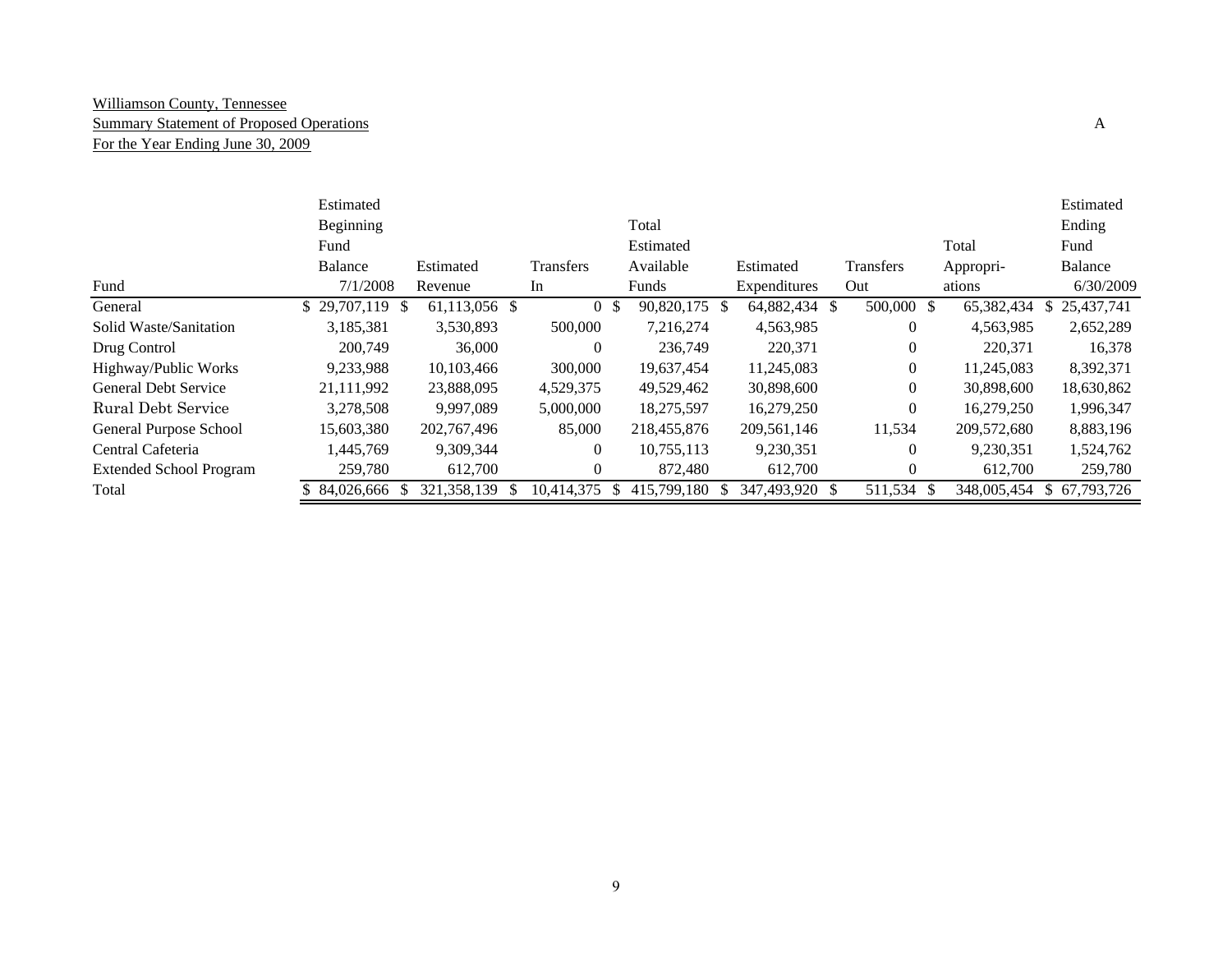Williamson County, Tennessee
Summary Statement of Proposed Operations
For the Year Ending June 30, 2009

A

| Fund | Estimated Beginning Fund Balance 7/1/2008 | Estimated Revenue | Transfers In | Total Estimated Available Funds | Estimated Expenditures | Transfers Out | Total Appropri- ations | Estimated Ending Fund Balance 6/30/2009 |
|---|---|---|---|---|---|---|---|---|
| General | $ 29,707,119 | $ 61,113,056 | $ 0 | $ 90,820,175 | $ 64,882,434 | $ 500,000 | $ 65,382,434 | $ 25,437,741 |
| Solid Waste/Sanitation | 3,185,381 | 3,530,893 | 500,000 | 7,216,274 | 4,563,985 | 0 | 4,563,985 | 2,652,289 |
| Drug Control | 200,749 | 36,000 | 0 | 236,749 | 220,371 | 0 | 220,371 | 16,378 |
| Highway/Public Works | 9,233,988 | 10,103,466 | 300,000 | 19,637,454 | 11,245,083 | 0 | 11,245,083 | 8,392,371 |
| General Debt Service | 21,111,992 | 23,888,095 | 4,529,375 | 49,529,462 | 30,898,600 | 0 | 30,898,600 | 18,630,862 |
| Rural Debt Service | 3,278,508 | 9,997,089 | 5,000,000 | 18,275,597 | 16,279,250 | 0 | 16,279,250 | 1,996,347 |
| General Purpose School | 15,603,380 | 202,767,496 | 85,000 | 218,455,876 | 209,561,146 | 11,534 | 209,572,680 | 8,883,196 |
| Central Cafeteria | 1,445,769 | 9,309,344 | 0 | 10,755,113 | 9,230,351 | 0 | 9,230,351 | 1,524,762 |
| Extended School Program | 259,780 | 612,700 | 0 | 872,480 | 612,700 | 0 | 612,700 | 259,780 |
| Total | $ 84,026,666 | $ 321,358,139 | $ 10,414,375 | $ 415,799,180 | $ 347,493,920 | $ 511,534 | $ 348,005,454 | $ 67,793,726 |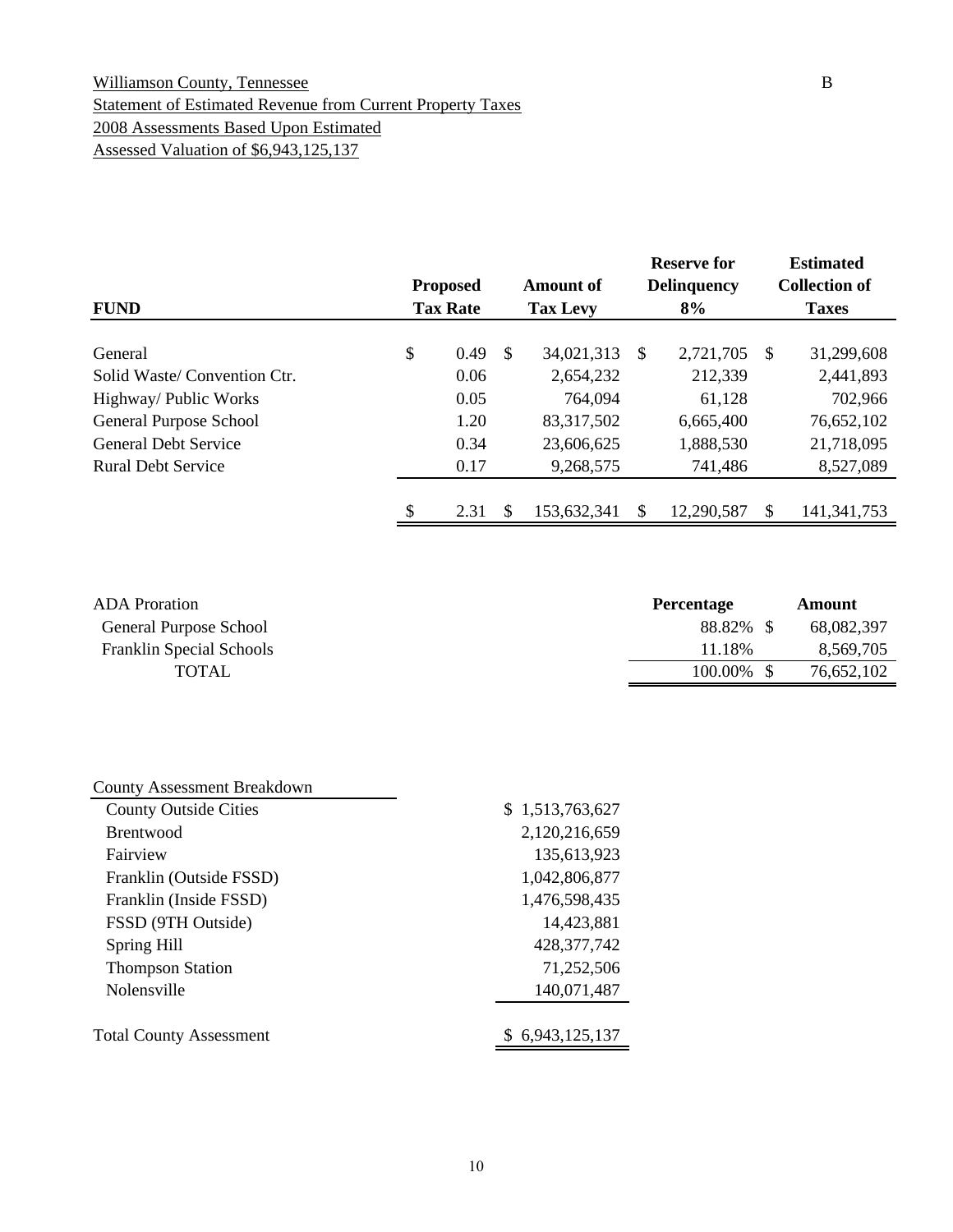Williamson County, Tennessee

Statement of Estimated Revenue from Current Property Taxes

2008 Assessments Based Upon Estimated

Assessed Valuation of $6,943,125,137

B

| FUND | Proposed Tax Rate | Amount of Tax Levy | Reserve for Delinquency 8% | Estimated Collection of Taxes |
|---|---|---|---|---|
| General | $ 0.49 | $ 34,021,313 | $ 2,721,705 | $ 31,299,608 |
| Solid Waste/ Convention Ctr. | 0.06 | 2,654,232 | 212,339 | 2,441,893 |
| Highway/ Public Works | 0.05 | 764,094 | 61,128 | 702,966 |
| General Purpose School | 1.20 | 83,317,502 | 6,665,400 | 76,652,102 |
| General Debt Service | 0.34 | 23,606,625 | 1,888,530 | 21,718,095 |
| Rural Debt Service | 0.17 | 9,268,575 | 741,486 | 8,527,089 |
| | $ 2.31 | $ 153,632,341 | $ 12,290,587 | $ 141,341,753 |

| ADA Proration | Percentage | Amount |
|---|---|---|
| General Purpose School | 88.82% | $ 68,082,397 |
| Franklin Special Schools | 11.18% | 8,569,705 |
| TOTAL | 100.00% | $ 76,652,102 |

| County Assessment Breakdown | |
|---|---|
| County Outside Cities | $ 1,513,763,627 |
| Brentwood | 2,120,216,659 |
| Fairview | 135,613,923 |
| Franklin (Outside FSSD) | 1,042,806,877 |
| Franklin (Inside FSSD) | 1,476,598,435 |
| FSSD (9TH Outside) | 14,423,881 |
| Spring Hill | 428,377,742 |
| Thompson Station | 71,252,506 |
| Nolensville | 140,071,487 |
| Total County Assessment | $ 6,943,125,137 |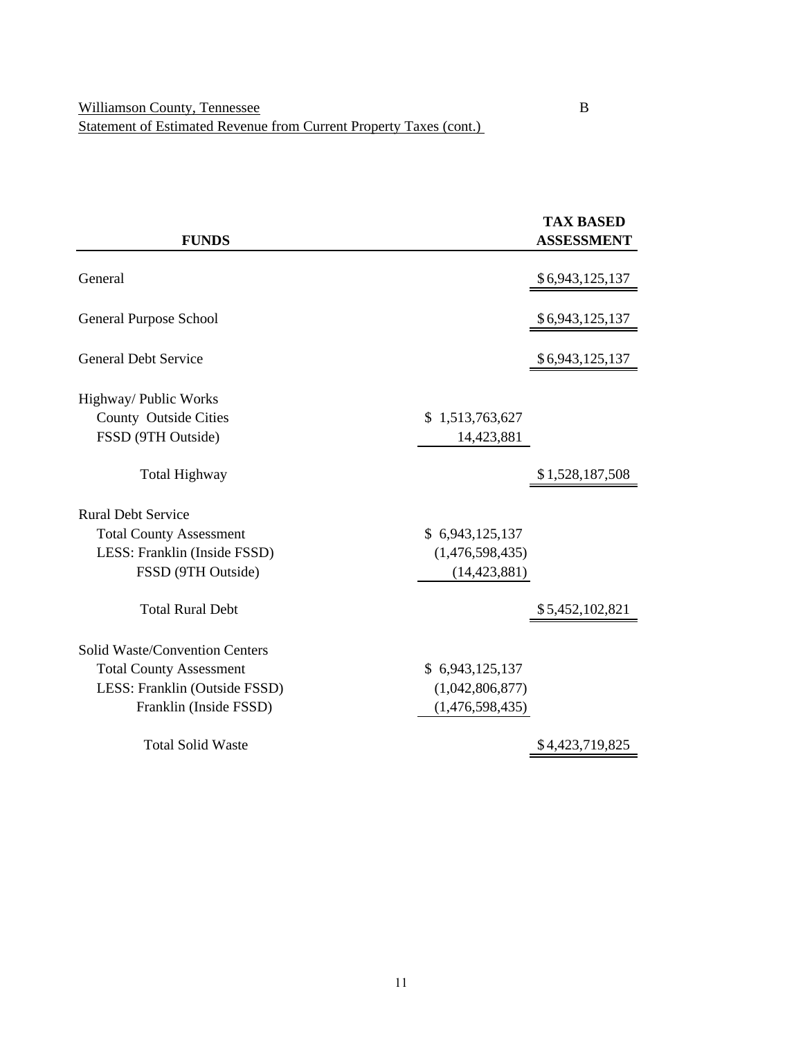Williamson County, Tennessee

Statement of Estimated Revenue from Current Property Taxes (cont.)

B

| FUNDS | | TAX BASED ASSESSMENT |
|---|---|---|
| General | | $6,943,125,137 |
| General Purpose School | | $6,943,125,137 |
| General Debt Service | | $6,943,125,137 |
| Highway/ Public Works | | |
| County Outside Cities | $ 1,513,763,627 | |
| FSSD (9TH Outside) | 14,423,881 | |
| Total Highway | | $1,528,187,508 |
| Rural Debt Service | | |
| Total County Assessment | $ 6,943,125,137 | |
| LESS: Franklin (Inside FSSD) | (1,476,598,435) | |
| FSSD (9TH Outside) | (14,423,881) | |
| Total Rural Debt | | $5,452,102,821 |
| Solid Waste/Convention Centers | | |
| Total County Assessment | $ 6,943,125,137 | |
| LESS: Franklin (Outside FSSD) | (1,042,806,877) | |
| Franklin (Inside FSSD) | (1,476,598,435) | |
| Total Solid Waste | | $4,423,719,825 |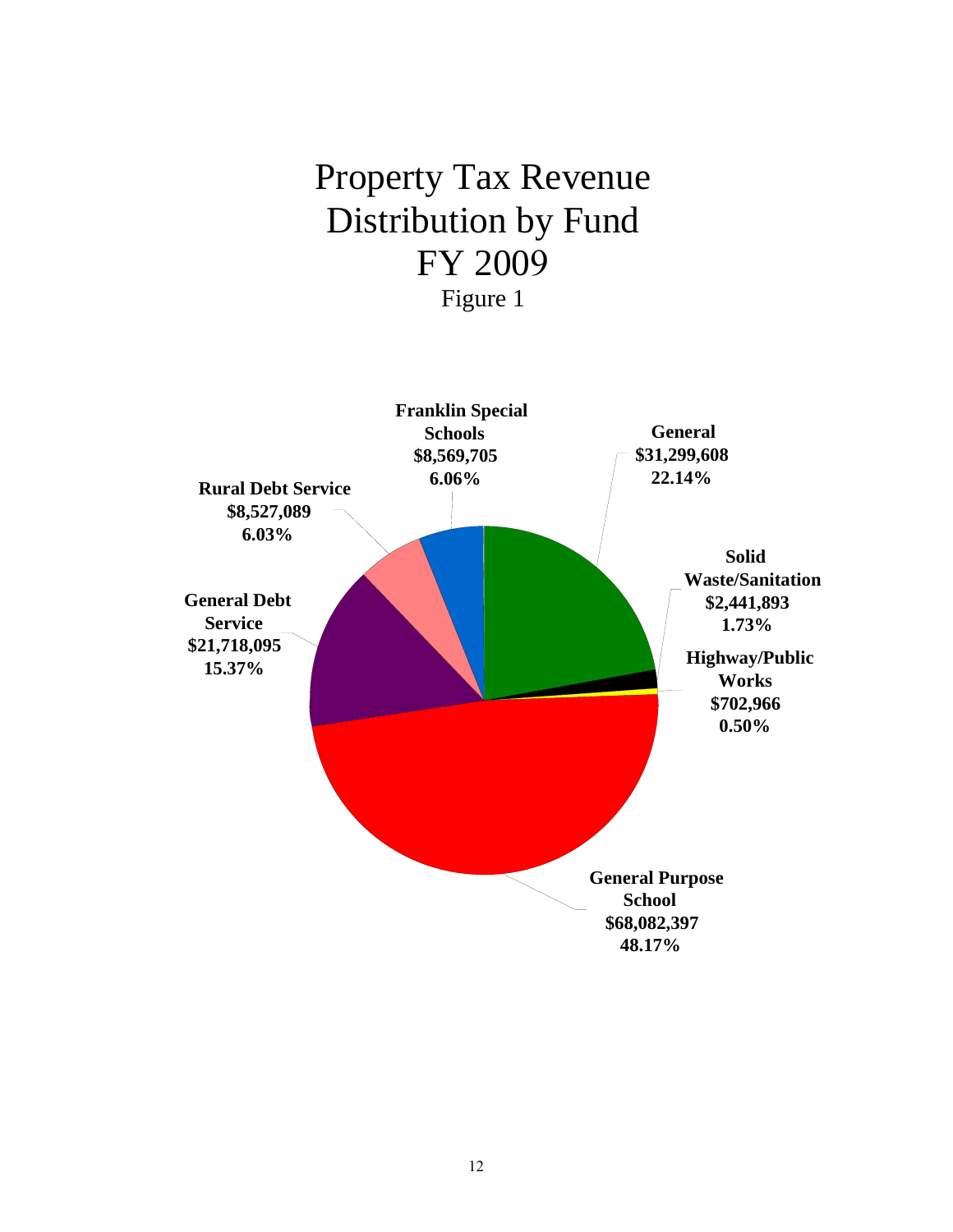# Property Tax Revenue Distribution by Fund FY 2009

Figure 1

| Fund | Amount | Percent |
|---|---|---|
| General | $31,299,608 | 22.14% |
| Solid Waste/Sanitation | $2,441,893 | 1.73% |
| Highway/Public Works | $702,966 | 0.50% |
| General Purpose School | $68,082,397 | 48.17% |
| General Debt Service | $21,718,095 | 15.37% |
| Rural Debt Service | $8,527,089 | 6.03% |
| Franklin Special Schools | $8,569,705 | 6.06% |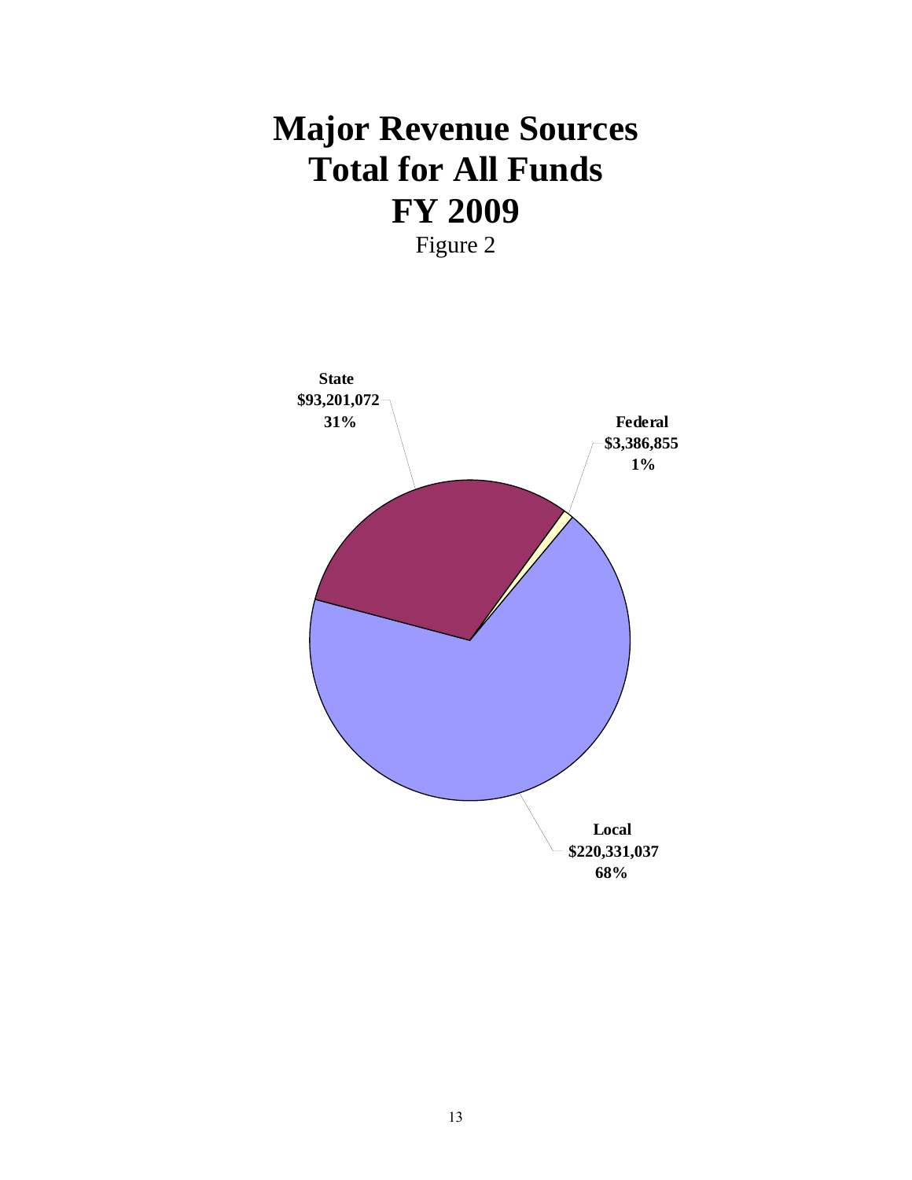# Major Revenue Sources
# Total for All Funds
# FY 2009

Figure 2

**State**
**$93,201,072**
**31%**

**Federal**
**$3,386,855**
**1%**

**Local**
**$220,331,037**
**68%**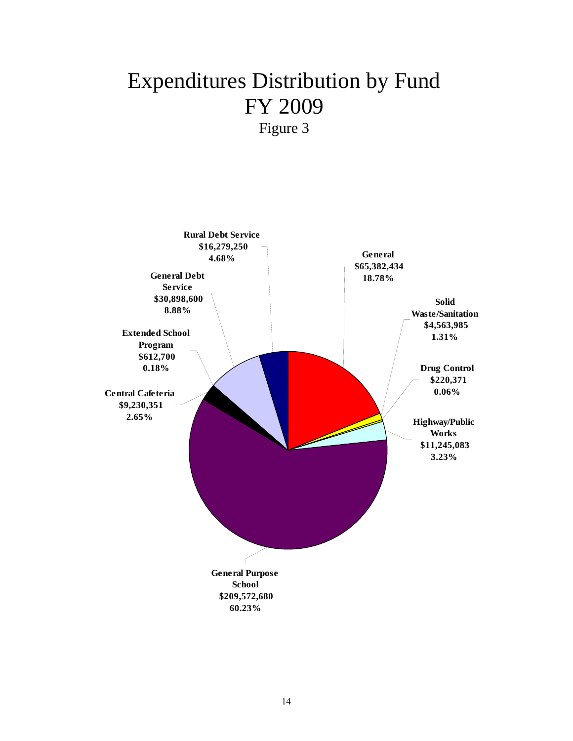# Expenditures Distribution by Fund
# FY 2009

Figure 3

**Rural Debt Service**
**$16,279,250**
**4.68%**

**General**
**$65,382,434**
**18.78%**

**General Debt Service**
**$30,898,600**
**8.88%**

**Solid Waste/Sanitation**
**$4,563,985**
**1.31%**

**Extended School Program**
**$612,700**
**0.18%**

**Drug Control**
**$220,371**
**0.06%**

**Central Cafeteria**
**$9,230,351**
**2.65%**

**Highway/Public Works**
**$11,245,083**
**3.23%**

**General Purpose School**
**$209,572,680**
**60.23%**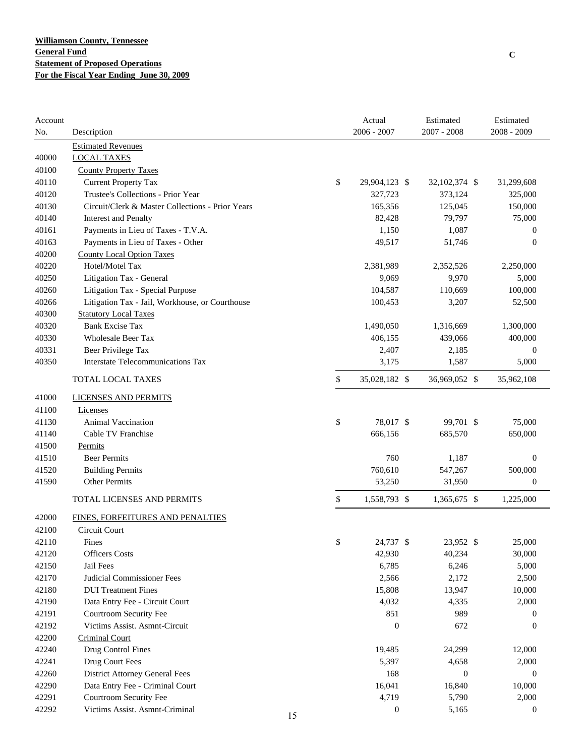**Williamson County, Tennessee**
**General Fund**
**Statement of Proposed Operations**
**For the Fiscal Year Ending June 30, 2009**

C

| Account No. | Description | Actual 2006 - 2007 | Estimated 2007 - 2008 | Estimated 2008 - 2009 |
|---|---|---|---|---|
| | Estimated Revenues | | | |
| 40000 | LOCAL TAXES | | | |
| 40100 | County Property Taxes | | | |
| 40110 | Current Property Tax | $ 29,904,123 | $ 32,102,374 | $ 31,299,608 |
| 40120 | Trustee's Collections - Prior Year | 327,723 | 373,124 | 325,000 |
| 40130 | Circuit/Clerk & Master Collections - Prior Years | 165,356 | 125,045 | 150,000 |
| 40140 | Interest and Penalty | 82,428 | 79,797 | 75,000 |
| 40161 | Payments in Lieu of Taxes - T.V.A. | 1,150 | 1,087 | 0 |
| 40163 | Payments in Lieu of Taxes - Other | 49,517 | 51,746 | 0 |
| 40200 | County Local Option Taxes | | | |
| 40220 | Hotel/Motel Tax | 2,381,989 | 2,352,526 | 2,250,000 |
| 40250 | Litigation Tax - General | 9,069 | 9,970 | 5,000 |
| 40260 | Litigation Tax - Special Purpose | 104,587 | 110,669 | 100,000 |
| 40266 | Litigation Tax - Jail, Workhouse, or Courthouse | 100,453 | 3,207 | 52,500 |
| 40300 | Statutory Local Taxes | | | |
| 40320 | Bank Excise Tax | 1,490,050 | 1,316,669 | 1,300,000 |
| 40330 | Wholesale Beer Tax | 406,155 | 439,066 | 400,000 |
| 40331 | Beer Privilege Tax | 2,407 | 2,185 | 0 |
| 40350 | Interstate Telecommunications Tax | 3,175 | 1,587 | 5,000 |
| | TOTAL LOCAL TAXES | $ 35,028,182 | $ 36,969,052 | $ 35,962,108 |
| 41000 | LICENSES AND PERMITS | | | |
| 41100 | Licenses | | | |
| 41130 | Animal Vaccination | $ 78,017 | $ 99,701 | $ 75,000 |
| 41140 | Cable TV Franchise | 666,156 | 685,570 | 650,000 |
| 41500 | Permits | | | |
| 41510 | Beer Permits | 760 | 1,187 | 0 |
| 41520 | Building Permits | 760,610 | 547,267 | 500,000 |
| 41590 | Other Permits | 53,250 | 31,950 | 0 |
| | TOTAL LICENSES AND PERMITS | $ 1,558,793 | $ 1,365,675 | $ 1,225,000 |
| 42000 | FINES, FORFEITURES AND PENALTIES | | | |
| 42100 | Circuit Court | | | |
| 42110 | Fines | $ 24,737 | $ 23,952 | $ 25,000 |
| 42120 | Officers Costs | 42,930 | 40,234 | 30,000 |
| 42150 | Jail Fees | 6,785 | 6,246 | 5,000 |
| 42170 | Judicial Commissioner Fees | 2,566 | 2,172 | 2,500 |
| 42180 | DUI Treatment Fines | 15,808 | 13,947 | 10,000 |
| 42190 | Data Entry Fee - Circuit Court | 4,032 | 4,335 | 2,000 |
| 42191 | Courtroom Security Fee | 851 | 989 | 0 |
| 42192 | Victims Assist. Asmnt-Circuit | 0 | 672 | 0 |
| 42200 | Criminal Court | | | |
| 42240 | Drug Control Fines | 19,485 | 24,299 | 12,000 |
| 42241 | Drug Court Fees | 5,397 | 4,658 | 2,000 |
| 42260 | District Attorney General Fees | 168 | 0 | 0 |
| 42290 | Data Entry Fee - Criminal Court | 16,041 | 16,840 | 10,000 |
| 42291 | Courtroom Security Fee | 4,719 | 5,790 | 2,000 |
| 42292 | Victims Assist. Asmnt-Criminal | 0 | 5,165 | 0 |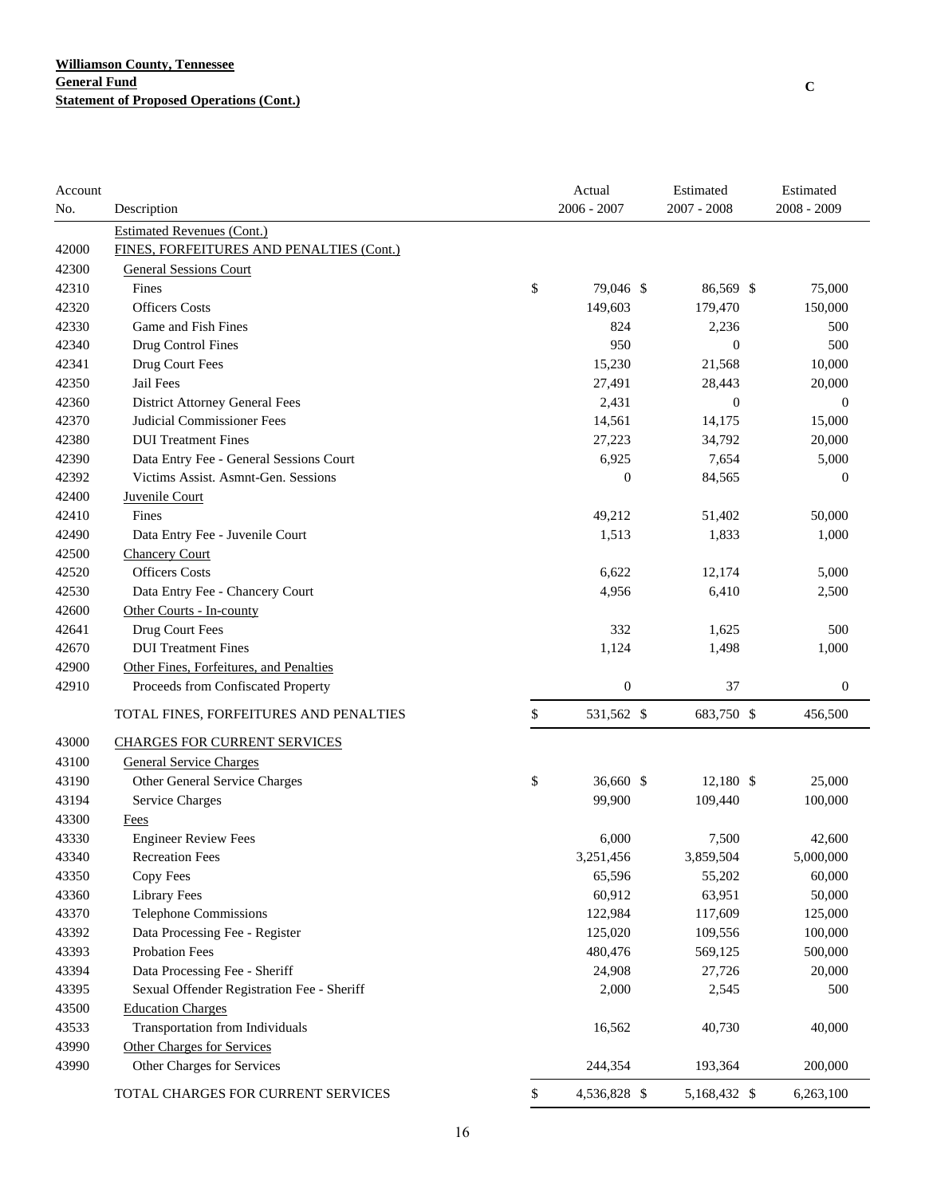**Williamson County, Tennessee**
**General Fund**
**Statement of Proposed Operations (Cont.)**

C

| Account No. | Description | Actual 2006 - 2007 | Estimated 2007 - 2008 | Estimated 2008 - 2009 |
|---|---|---|---|---|
| | Estimated Revenues (Cont.) | | | |
| 42000 | FINES, FORFEITURES AND PENALTIES (Cont.) | | | |
| 42300 | General Sessions Court | | | |
| 42310 | Fines | $ 79,046 | $ 86,569 | $ 75,000 |
| 42320 | Officers Costs | 149,603 | 179,470 | 150,000 |
| 42330 | Game and Fish Fines | 824 | 2,236 | 500 |
| 42340 | Drug Control Fines | 950 | 0 | 500 |
| 42341 | Drug Court Fees | 15,230 | 21,568 | 10,000 |
| 42350 | Jail Fees | 27,491 | 28,443 | 20,000 |
| 42360 | District Attorney General Fees | 2,431 | 0 | 0 |
| 42370 | Judicial Commissioner Fees | 14,561 | 14,175 | 15,000 |
| 42380 | DUI Treatment Fines | 27,223 | 34,792 | 20,000 |
| 42390 | Data Entry Fee - General Sessions Court | 6,925 | 7,654 | 5,000 |
| 42392 | Victims Assist. Asmnt-Gen. Sessions | 0 | 84,565 | 0 |
| 42400 | Juvenile Court | | | |
| 42410 | Fines | 49,212 | 51,402 | 50,000 |
| 42490 | Data Entry Fee - Juvenile Court | 1,513 | 1,833 | 1,000 |
| 42500 | Chancery Court | | | |
| 42520 | Officers Costs | 6,622 | 12,174 | 5,000 |
| 42530 | Data Entry Fee - Chancery Court | 4,956 | 6,410 | 2,500 |
| 42600 | Other Courts - In-county | | | |
| 42641 | Drug Court Fees | 332 | 1,625 | 500 |
| 42670 | DUI Treatment Fines | 1,124 | 1,498 | 1,000 |
| 42900 | Other Fines, Forfeitures, and Penalties | | | |
| 42910 | Proceeds from Confiscated Property | 0 | 37 | 0 |
| | TOTAL FINES, FORFEITURES AND PENALTIES | $ 531,562 | $ 683,750 | $ 456,500 |
| 43000 | CHARGES FOR CURRENT SERVICES | | | |
| 43100 | General Service Charges | | | |
| 43190 | Other General Service Charges | $ 36,660 | $ 12,180 | $ 25,000 |
| 43194 | Service Charges | 99,900 | 109,440 | 100,000 |
| 43300 | Fees | | | |
| 43330 | Engineer Review Fees | 6,000 | 7,500 | 42,600 |
| 43340 | Recreation Fees | 3,251,456 | 3,859,504 | 5,000,000 |
| 43350 | Copy Fees | 65,596 | 55,202 | 60,000 |
| 43360 | Library Fees | 60,912 | 63,951 | 50,000 |
| 43370 | Telephone Commissions | 122,984 | 117,609 | 125,000 |
| 43392 | Data Processing Fee - Register | 125,020 | 109,556 | 100,000 |
| 43393 | Probation Fees | 480,476 | 569,125 | 500,000 |
| 43394 | Data Processing Fee - Sheriff | 24,908 | 27,726 | 20,000 |
| 43395 | Sexual Offender Registration Fee - Sheriff | 2,000 | 2,545 | 500 |
| 43500 | Education Charges | | | |
| 43533 | Transportation from Individuals | 16,562 | 40,730 | 40,000 |
| 43990 | Other Charges for Services | | | |
| 43990 | Other Charges for Services | 244,354 | 193,364 | 200,000 |
| | TOTAL CHARGES FOR CURRENT SERVICES | $ 4,536,828 | $ 5,168,432 | $ 6,263,100 |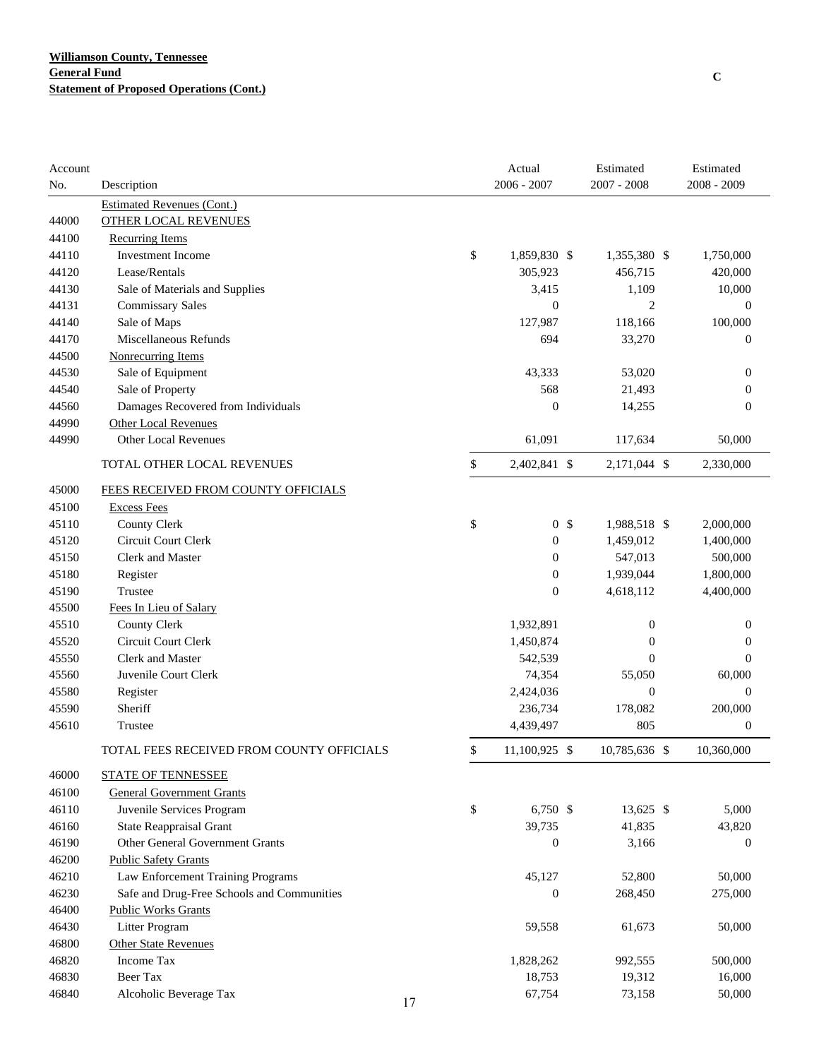**Williamson County, Tennessee**
**General Fund**
**Statement of Proposed Operations (Cont.)**

C

| Account No. | Description | Actual 2006 - 2007 | Estimated 2007 - 2008 | Estimated 2008 - 2009 |
|---|---|---|---|---|
| | Estimated Revenues (Cont.) | | | |
| 44000 | OTHER LOCAL REVENUES | | | |
| 44100 | Recurring Items | | | |
| 44110 | Investment Income | $ 1,859,830 | $ 1,355,380 | $ 1,750,000 |
| 44120 | Lease/Rentals | 305,923 | 456,715 | 420,000 |
| 44130 | Sale of Materials and Supplies | 3,415 | 1,109 | 10,000 |
| 44131 | Commissary Sales | 0 | 2 | 0 |
| 44140 | Sale of Maps | 127,987 | 118,166 | 100,000 |
| 44170 | Miscellaneous Refunds | 694 | 33,270 | 0 |
| 44500 | Nonrecurring Items | | | |
| 44530 | Sale of Equipment | 43,333 | 53,020 | 0 |
| 44540 | Sale of Property | 568 | 21,493 | 0 |
| 44560 | Damages Recovered from Individuals | 0 | 14,255 | 0 |
| 44990 | Other Local Revenues | | | |
| 44990 | Other Local Revenues | 61,091 | 117,634 | 50,000 |
| | TOTAL OTHER LOCAL REVENUES | $ 2,402,841 | $ 2,171,044 | $ 2,330,000 |
| 45000 | FEES RECEIVED FROM COUNTY OFFICIALS | | | |
| 45100 | Excess Fees | | | |
| 45110 | County Clerk | $ 0 | $ 1,988,518 | $ 2,000,000 |
| 45120 | Circuit Court Clerk | 0 | 1,459,012 | 1,400,000 |
| 45150 | Clerk and Master | 0 | 547,013 | 500,000 |
| 45180 | Register | 0 | 1,939,044 | 1,800,000 |
| 45190 | Trustee | 0 | 4,618,112 | 4,400,000 |
| 45500 | Fees In Lieu of Salary | | | |
| 45510 | County Clerk | 1,932,891 | 0 | 0 |
| 45520 | Circuit Court Clerk | 1,450,874 | 0 | 0 |
| 45550 | Clerk and Master | 542,539 | 0 | 0 |
| 45560 | Juvenile Court Clerk | 74,354 | 55,050 | 60,000 |
| 45580 | Register | 2,424,036 | 0 | 0 |
| 45590 | Sheriff | 236,734 | 178,082 | 200,000 |
| 45610 | Trustee | 4,439,497 | 805 | 0 |
| | TOTAL FEES RECEIVED FROM COUNTY OFFICIALS | $ 11,100,925 | $ 10,785,636 | $ 10,360,000 |
| 46000 | STATE OF TENNESSEE | | | |
| 46100 | General Government Grants | | | |
| 46110 | Juvenile Services Program | $ 6,750 | $ 13,625 | $ 5,000 |
| 46160 | State Reappraisal Grant | 39,735 | 41,835 | 43,820 |
| 46190 | Other General Government Grants | 0 | 3,166 | 0 |
| 46200 | Public Safety Grants | | | |
| 46210 | Law Enforcement Training Programs | 45,127 | 52,800 | 50,000 |
| 46230 | Safe and Drug-Free Schools and Communities | 0 | 268,450 | 275,000 |
| 46400 | Public Works Grants | | | |
| 46430 | Litter Program | 59,558 | 61,673 | 50,000 |
| 46800 | Other State Revenues | | | |
| 46820 | Income Tax | 1,828,262 | 992,555 | 500,000 |
| 46830 | Beer Tax | 18,753 | 19,312 | 16,000 |
| 46840 | Alcoholic Beverage Tax | 67,754 | 73,158 | 50,000 |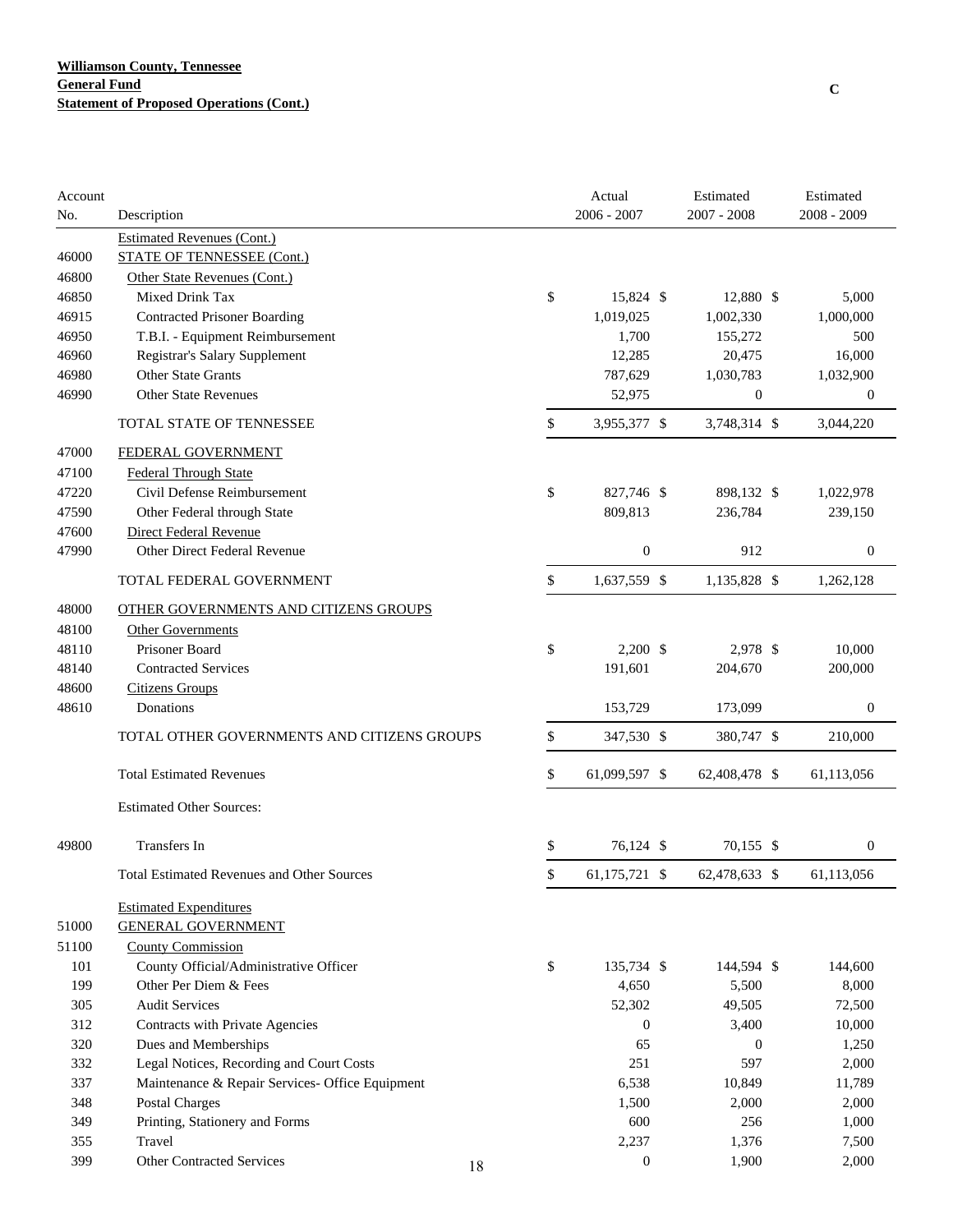**Williamson County, Tennessee**
**General Fund**
**Statement of Proposed Operations (Cont.)**

C

| Account No. | Description | Actual 2006 - 2007 | Estimated 2007 - 2008 | Estimated 2008 - 2009 |
|---|---|---|---|---|
| | Estimated Revenues (Cont.) | | | |
| 46000 | STATE OF TENNESSEE (Cont.) | | | |
| 46800 | Other State Revenues (Cont.) | | | |
| 46850 | Mixed Drink Tax | $ 15,824 | $ 12,880 | $ 5,000 |
| 46915 | Contracted Prisoner Boarding | 1,019,025 | 1,002,330 | 1,000,000 |
| 46950 | T.B.I. - Equipment Reimbursement | 1,700 | 155,272 | 500 |
| 46960 | Registrar's Salary Supplement | 12,285 | 20,475 | 16,000 |
| 46980 | Other State Grants | 787,629 | 1,030,783 | 1,032,900 |
| 46990 | Other State Revenues | 52,975 | 0 | 0 |
| | TOTAL STATE OF TENNESSEE | $ 3,955,377 | $ 3,748,314 | $ 3,044,220 |
| 47000 | FEDERAL GOVERNMENT | | | |
| 47100 | Federal Through State | | | |
| 47220 | Civil Defense Reimbursement | $ 827,746 | $ 898,132 | $ 1,022,978 |
| 47590 | Other Federal through State | 809,813 | 236,784 | 239,150 |
| 47600 | Direct Federal Revenue | | | |
| 47990 | Other Direct Federal Revenue | 0 | 912 | 0 |
| | TOTAL FEDERAL GOVERNMENT | $ 1,637,559 | $ 1,135,828 | $ 1,262,128 |
| 48000 | OTHER GOVERNMENTS AND CITIZENS GROUPS | | | |
| 48100 | Other Governments | | | |
| 48110 | Prisoner Board | $ 2,200 | $ 2,978 | $ 10,000 |
| 48140 | Contracted Services | 191,601 | 204,670 | 200,000 |
| 48600 | Citizens Groups | | | |
| 48610 | Donations | 153,729 | 173,099 | 0 |
| | TOTAL OTHER GOVERNMENTS AND CITIZENS GROUPS | $ 347,530 | $ 380,747 | $ 210,000 |
| | Total Estimated Revenues | $ 61,099,597 | $ 62,408,478 | $ 61,113,056 |
| | Estimated Other Sources: | | | |
| 49800 | Transfers In | $ 76,124 | $ 70,155 | $ 0 |
| | Total Estimated Revenues and Other Sources | $ 61,175,721 | $ 62,478,633 | $ 61,113,056 |
| | Estimated Expenditures | | | |
| 51000 | GENERAL GOVERNMENT | | | |
| 51100 | County Commission | | | |
| 101 | County Official/Administrative Officer | $ 135,734 | $ 144,594 | $ 144,600 |
| 199 | Other Per Diem & Fees | 4,650 | 5,500 | 8,000 |
| 305 | Audit Services | 52,302 | 49,505 | 72,500 |
| 312 | Contracts with Private Agencies | 0 | 3,400 | 10,000 |
| 320 | Dues and Memberships | 65 | 0 | 1,250 |
| 332 | Legal Notices, Recording and Court Costs | 251 | 597 | 2,000 |
| 337 | Maintenance & Repair Services- Office Equipment | 6,538 | 10,849 | 11,789 |
| 348 | Postal Charges | 1,500 | 2,000 | 2,000 |
| 349 | Printing, Stationery and Forms | 600 | 256 | 1,000 |
| 355 | Travel | 2,237 | 1,376 | 7,500 |
| 399 | Other Contracted Services | 0 | 1,900 | 2,000 |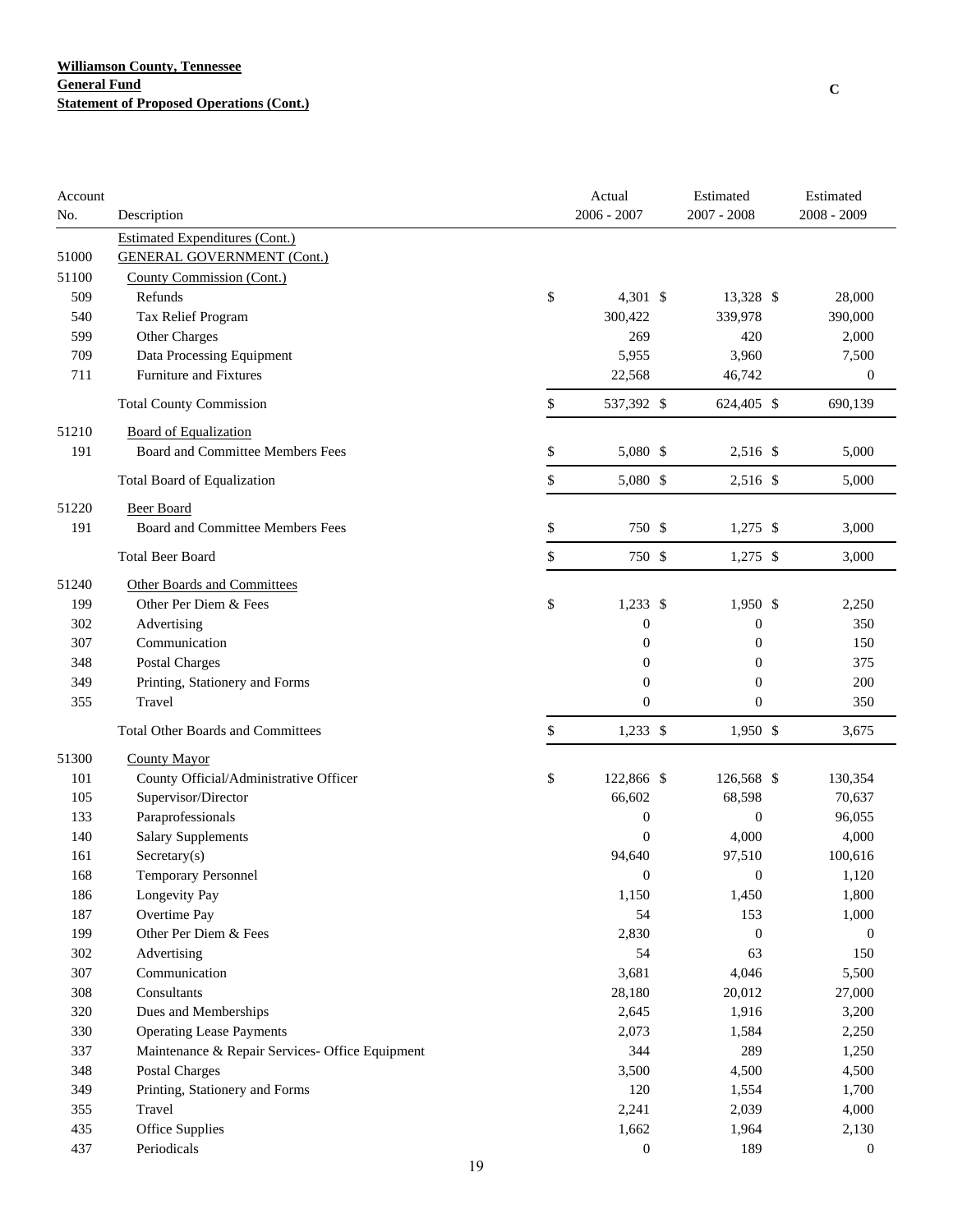**Williamson County, Tennessee**
**General Fund**
**Statement of Proposed Operations (Cont.)**

C

| Account No. | Description | Actual 2006 - 2007 | Estimated 2007 - 2008 | Estimated 2008 - 2009 |
|---|---|---|---|---|
| | Estimated Expenditures (Cont.) | | | |
| 51000 | GENERAL GOVERNMENT (Cont.) | | | |
| 51100 | County Commission (Cont.) | | | |
| 509 | Refunds | $ 4,301 | $ 13,328 | $ 28,000 |
| 540 | Tax Relief Program | 300,422 | 339,978 | 390,000 |
| 599 | Other Charges | 269 | 420 | 2,000 |
| 709 | Data Processing Equipment | 5,955 | 3,960 | 7,500 |
| 711 | Furniture and Fixtures | 22,568 | 46,742 | 0 |
| | Total County Commission | $ 537,392 | $ 624,405 | $ 690,139 |
| 51210 | Board of Equalization | | | |
| 191 | Board and Committee Members Fees | $ 5,080 | $ 2,516 | $ 5,000 |
| | Total Board of Equalization | $ 5,080 | $ 2,516 | $ 5,000 |
| 51220 | Beer Board | | | |
| 191 | Board and Committee Members Fees | $ 750 | $ 1,275 | $ 3,000 |
| | Total Beer Board | $ 750 | $ 1,275 | $ 3,000 |
| 51240 | Other Boards and Committees | | | |
| 199 | Other Per Diem & Fees | $ 1,233 | $ 1,950 | $ 2,250 |
| 302 | Advertising | 0 | 0 | 350 |
| 307 | Communication | 0 | 0 | 150 |
| 348 | Postal Charges | 0 | 0 | 375 |
| 349 | Printing, Stationery and Forms | 0 | 0 | 200 |
| 355 | Travel | 0 | 0 | 350 |
| | Total Other Boards and Committees | $ 1,233 | $ 1,950 | $ 3,675 |
| 51300 | County Mayor | | | |
| 101 | County Official/Administrative Officer | $ 122,866 | $ 126,568 | $ 130,354 |
| 105 | Supervisor/Director | 66,602 | 68,598 | 70,637 |
| 133 | Paraprofessionals | 0 | 0 | 96,055 |
| 140 | Salary Supplements | 0 | 4,000 | 4,000 |
| 161 | Secretary(s) | 94,640 | 97,510 | 100,616 |
| 168 | Temporary Personnel | 0 | 0 | 1,120 |
| 186 | Longevity Pay | 1,150 | 1,450 | 1,800 |
| 187 | Overtime Pay | 54 | 153 | 1,000 |
| 199 | Other Per Diem & Fees | 2,830 | 0 | 0 |
| 302 | Advertising | 54 | 63 | 150 |
| 307 | Communication | 3,681 | 4,046 | 5,500 |
| 308 | Consultants | 28,180 | 20,012 | 27,000 |
| 320 | Dues and Memberships | 2,645 | 1,916 | 3,200 |
| 330 | Operating Lease Payments | 2,073 | 1,584 | 2,250 |
| 337 | Maintenance & Repair Services- Office Equipment | 344 | 289 | 1,250 |
| 348 | Postal Charges | 3,500 | 4,500 | 4,500 |
| 349 | Printing, Stationery and Forms | 120 | 1,554 | 1,700 |
| 355 | Travel | 2,241 | 2,039 | 4,000 |
| 435 | Office Supplies | 1,662 | 1,964 | 2,130 |
| 437 | Periodicals | 0 | 189 | 0 |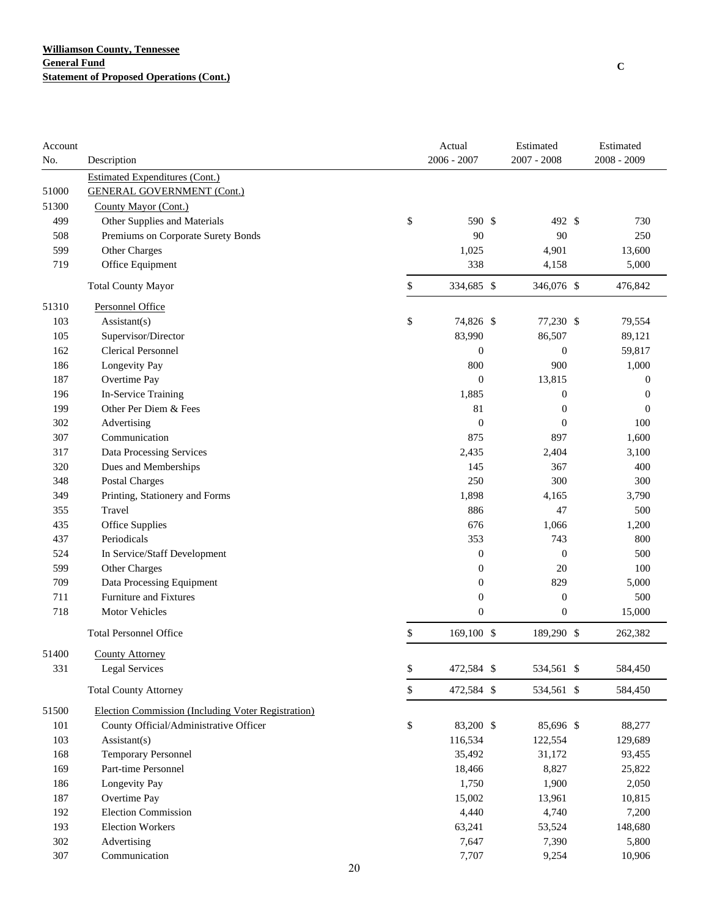**Williamson County, Tennessee**
**General Fund**
**Statement of Proposed Operations (Cont.)**

C

| Account No. | Description | Actual 2006 - 2007 | Estimated 2007 - 2008 | Estimated 2008 - 2009 |
|---|---|---|---|---|
| | Estimated Expenditures (Cont.) | | | |
| 51000 | GENERAL GOVERNMENT (Cont.) | | | |
| 51300 | County Mayor (Cont.) | | | |
| 499 | Other Supplies and Materials | $ 590 | $ 492 | $ 730 |
| 508 | Premiums on Corporate Surety Bonds | 90 | 90 | 250 |
| 599 | Other Charges | 1,025 | 4,901 | 13,600 |
| 719 | Office Equipment | 338 | 4,158 | 5,000 |
| | Total County Mayor | $ 334,685 | $ 346,076 | $ 476,842 |
| 51310 | Personnel Office | | | |
| 103 | Assistant(s) | $ 74,826 | $ 77,230 | $ 79,554 |
| 105 | Supervisor/Director | 83,990 | 86,507 | 89,121 |
| 162 | Clerical Personnel | 0 | 0 | 59,817 |
| 186 | Longevity Pay | 800 | 900 | 1,000 |
| 187 | Overtime Pay | 0 | 13,815 | 0 |
| 196 | In-Service Training | 1,885 | 0 | 0 |
| 199 | Other Per Diem & Fees | 81 | 0 | 0 |
| 302 | Advertising | 0 | 0 | 100 |
| 307 | Communication | 875 | 897 | 1,600 |
| 317 | Data Processing Services | 2,435 | 2,404 | 3,100 |
| 320 | Dues and Memberships | 145 | 367 | 400 |
| 348 | Postal Charges | 250 | 300 | 300 |
| 349 | Printing, Stationery and Forms | 1,898 | 4,165 | 3,790 |
| 355 | Travel | 886 | 47 | 500 |
| 435 | Office Supplies | 676 | 1,066 | 1,200 |
| 437 | Periodicals | 353 | 743 | 800 |
| 524 | In Service/Staff Development | 0 | 0 | 500 |
| 599 | Other Charges | 0 | 20 | 100 |
| 709 | Data Processing Equipment | 0 | 829 | 5,000 |
| 711 | Furniture and Fixtures | 0 | 0 | 500 |
| 718 | Motor Vehicles | 0 | 0 | 15,000 |
| | Total Personnel Office | $ 169,100 | $ 189,290 | $ 262,382 |
| 51400 | County Attorney | | | |
| 331 | Legal Services | $ 472,584 | $ 534,561 | $ 584,450 |
| | Total County Attorney | $ 472,584 | $ 534,561 | $ 584,450 |
| 51500 | Election Commission (Including Voter Registration) | | | |
| 101 | County Official/Administrative Officer | $ 83,200 | $ 85,696 | $ 88,277 |
| 103 | Assistant(s) | 116,534 | 122,554 | 129,689 |
| 168 | Temporary Personnel | 35,492 | 31,172 | 93,455 |
| 169 | Part-time Personnel | 18,466 | 8,827 | 25,822 |
| 186 | Longevity Pay | 1,750 | 1,900 | 2,050 |
| 187 | Overtime Pay | 15,002 | 13,961 | 10,815 |
| 192 | Election Commission | 4,440 | 4,740 | 7,200 |
| 193 | Election Workers | 63,241 | 53,524 | 148,680 |
| 302 | Advertising | 7,647 | 7,390 | 5,800 |
| 307 | Communication | 7,707 | 9,254 | 10,906 |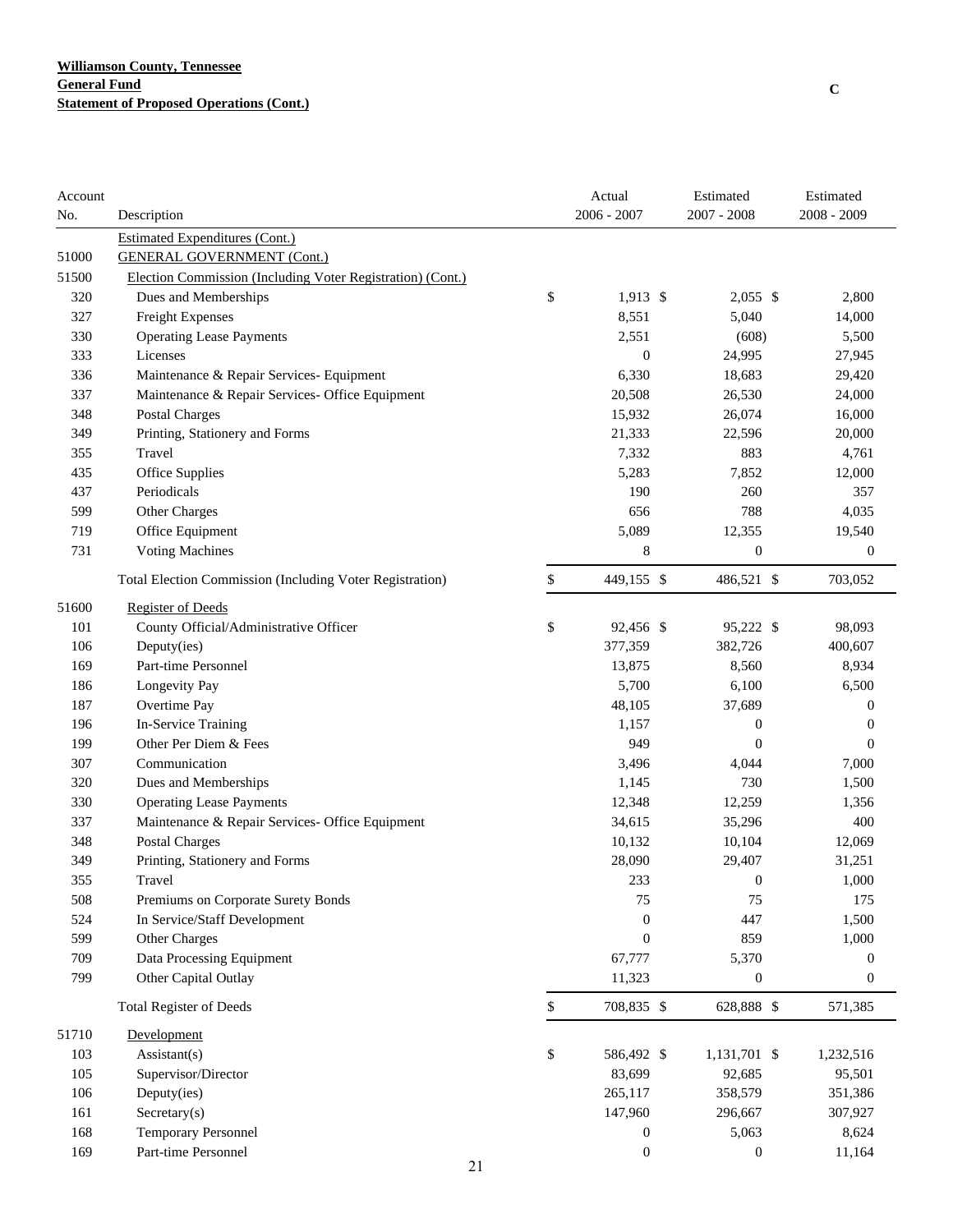**Williamson County, Tennessee**
**General Fund**
**Statement of Proposed Operations (Cont.)**

C

| Account No. | Description | Actual 2006 - 2007 | Estimated 2007 - 2008 | Estimated 2008 - 2009 |
|---|---|---|---|---|
| | Estimated Expenditures (Cont.) | | | |
| 51000 | GENERAL GOVERNMENT (Cont.) | | | |
| 51500 | Election Commission (Including Voter Registration) (Cont.) | | | |
| 320 | Dues and Memberships | $ 1,913 | $ 2,055 | $ 2,800 |
| 327 | Freight Expenses | 8,551 | 5,040 | 14,000 |
| 330 | Operating Lease Payments | 2,551 | (608) | 5,500 |
| 333 | Licenses | 0 | 24,995 | 27,945 |
| 336 | Maintenance & Repair Services- Equipment | 6,330 | 18,683 | 29,420 |
| 337 | Maintenance & Repair Services- Office Equipment | 20,508 | 26,530 | 24,000 |
| 348 | Postal Charges | 15,932 | 26,074 | 16,000 |
| 349 | Printing, Stationery and Forms | 21,333 | 22,596 | 20,000 |
| 355 | Travel | 7,332 | 883 | 4,761 |
| 435 | Office Supplies | 5,283 | 7,852 | 12,000 |
| 437 | Periodicals | 190 | 260 | 357 |
| 599 | Other Charges | 656 | 788 | 4,035 |
| 719 | Office Equipment | 5,089 | 12,355 | 19,540 |
| 731 | Voting Machines | 8 | 0 | 0 |
| | Total Election Commission (Including Voter Registration) | $ 449,155 | $ 486,521 | $ 703,052 |
| 51600 | Register of Deeds | | | |
| 101 | County Official/Administrative Officer | $ 92,456 | $ 95,222 | $ 98,093 |
| 106 | Deputy(ies) | 377,359 | 382,726 | 400,607 |
| 169 | Part-time Personnel | 13,875 | 8,560 | 8,934 |
| 186 | Longevity Pay | 5,700 | 6,100 | 6,500 |
| 187 | Overtime Pay | 48,105 | 37,689 | 0 |
| 196 | In-Service Training | 1,157 | 0 | 0 |
| 199 | Other Per Diem & Fees | 949 | 0 | 0 |
| 307 | Communication | 3,496 | 4,044 | 7,000 |
| 320 | Dues and Memberships | 1,145 | 730 | 1,500 |
| 330 | Operating Lease Payments | 12,348 | 12,259 | 1,356 |
| 337 | Maintenance & Repair Services- Office Equipment | 34,615 | 35,296 | 400 |
| 348 | Postal Charges | 10,132 | 10,104 | 12,069 |
| 349 | Printing, Stationery and Forms | 28,090 | 29,407 | 31,251 |
| 355 | Travel | 233 | 0 | 1,000 |
| 508 | Premiums on Corporate Surety Bonds | 75 | 75 | 175 |
| 524 | In Service/Staff Development | 0 | 447 | 1,500 |
| 599 | Other Charges | 0 | 859 | 1,000 |
| 709 | Data Processing Equipment | 67,777 | 5,370 | 0 |
| 799 | Other Capital Outlay | 11,323 | 0 | 0 |
| | Total Register of Deeds | $ 708,835 | $ 628,888 | $ 571,385 |
| 51710 | Development | | | |
| 103 | Assistant(s) | $ 586,492 | $ 1,131,701 | $ 1,232,516 |
| 105 | Supervisor/Director | 83,699 | 92,685 | 95,501 |
| 106 | Deputy(ies) | 265,117 | 358,579 | 351,386 |
| 161 | Secretary(s) | 147,960 | 296,667 | 307,927 |
| 168 | Temporary Personnel | 0 | 5,063 | 8,624 |
| 169 | Part-time Personnel | 0 | 0 | 11,164 |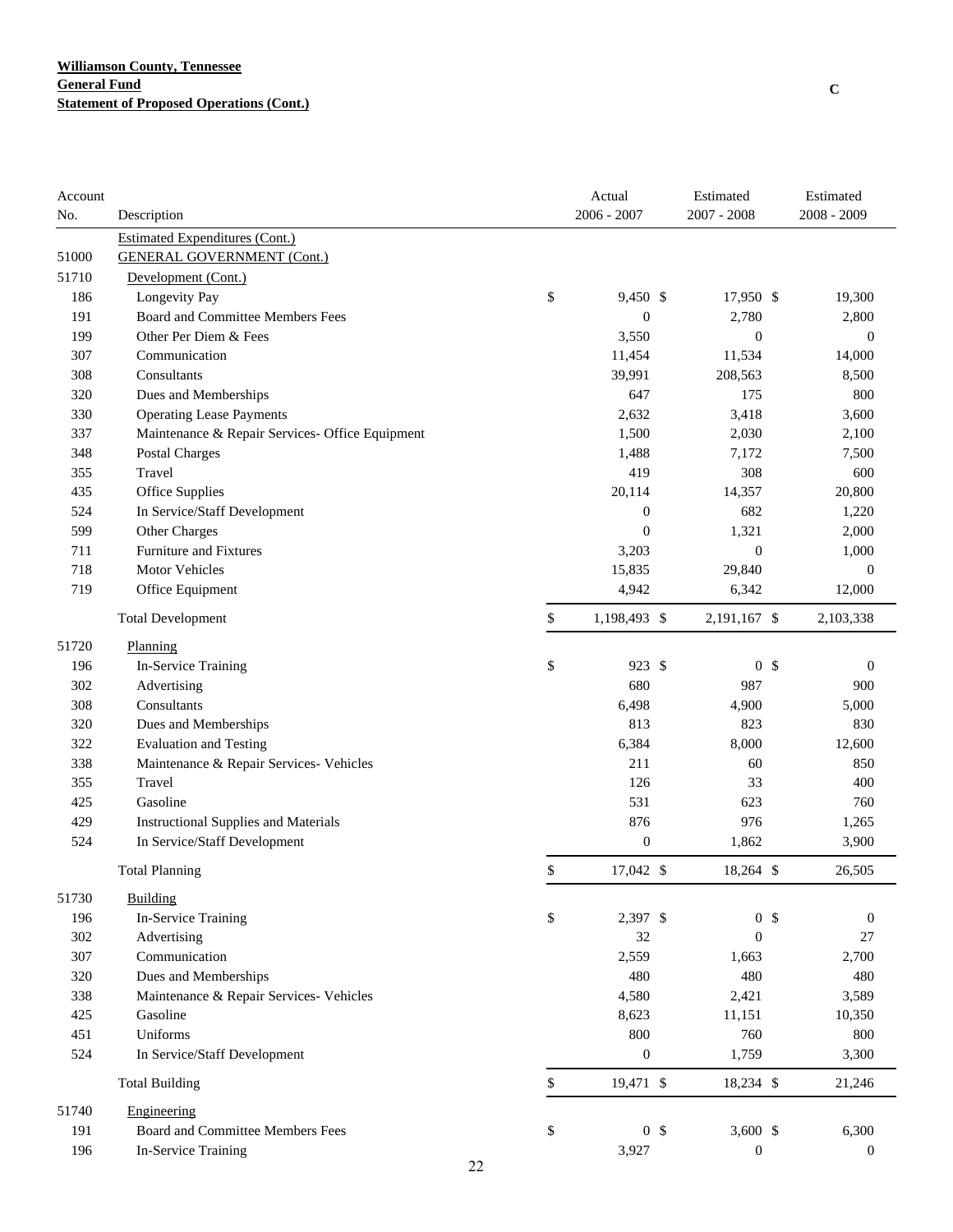**Williamson County, Tennessee**
**General Fund**
**Statement of Proposed Operations (Cont.)**

C

| Account No. | Description | Actual 2006 - 2007 | Estimated 2007 - 2008 | Estimated 2008 - 2009 |
|---|---|---|---|---|
| | Estimated Expenditures (Cont.) | | | |
| 51000 | GENERAL GOVERNMENT (Cont.) | | | |
| 51710 | Development (Cont.) | | | |
| 186 | Longevity Pay | $ 9,450 | $ 17,950 | $ 19,300 |
| 191 | Board and Committee Members Fees | 0 | 2,780 | 2,800 |
| 199 | Other Per Diem & Fees | 3,550 | 0 | 0 |
| 307 | Communication | 11,454 | 11,534 | 14,000 |
| 308 | Consultants | 39,991 | 208,563 | 8,500 |
| 320 | Dues and Memberships | 647 | 175 | 800 |
| 330 | Operating Lease Payments | 2,632 | 3,418 | 3,600 |
| 337 | Maintenance & Repair Services- Office Equipment | 1,500 | 2,030 | 2,100 |
| 348 | Postal Charges | 1,488 | 7,172 | 7,500 |
| 355 | Travel | 419 | 308 | 600 |
| 435 | Office Supplies | 20,114 | 14,357 | 20,800 |
| 524 | In Service/Staff Development | 0 | 682 | 1,220 |
| 599 | Other Charges | 0 | 1,321 | 2,000 |
| 711 | Furniture and Fixtures | 3,203 | 0 | 1,000 |
| 718 | Motor Vehicles | 15,835 | 29,840 | 0 |
| 719 | Office Equipment | 4,942 | 6,342 | 12,000 |
| | Total Development | $ 1,198,493 | $ 2,191,167 | $ 2,103,338 |
| 51720 | Planning | | | |
| 196 | In-Service Training | $ 923 | $ 0 | $ 0 |
| 302 | Advertising | 680 | 987 | 900 |
| 308 | Consultants | 6,498 | 4,900 | 5,000 |
| 320 | Dues and Memberships | 813 | 823 | 830 |
| 322 | Evaluation and Testing | 6,384 | 8,000 | 12,600 |
| 338 | Maintenance & Repair Services- Vehicles | 211 | 60 | 850 |
| 355 | Travel | 126 | 33 | 400 |
| 425 | Gasoline | 531 | 623 | 760 |
| 429 | Instructional Supplies and Materials | 876 | 976 | 1,265 |
| 524 | In Service/Staff Development | 0 | 1,862 | 3,900 |
| | Total Planning | $ 17,042 | $ 18,264 | $ 26,505 |
| 51730 | Building | | | |
| 196 | In-Service Training | $ 2,397 | $ 0 | $ 0 |
| 302 | Advertising | 32 | 0 | 27 |
| 307 | Communication | 2,559 | 1,663 | 2,700 |
| 320 | Dues and Memberships | 480 | 480 | 480 |
| 338 | Maintenance & Repair Services- Vehicles | 4,580 | 2,421 | 3,589 |
| 425 | Gasoline | 8,623 | 11,151 | 10,350 |
| 451 | Uniforms | 800 | 760 | 800 |
| 524 | In Service/Staff Development | 0 | 1,759 | 3,300 |
| | Total Building | $ 19,471 | $ 18,234 | $ 21,246 |
| 51740 | Engineering | | | |
| 191 | Board and Committee Members Fees | $ 0 | $ 3,600 | $ 6,300 |
| 196 | In-Service Training | 3,927 | 0 | 0 |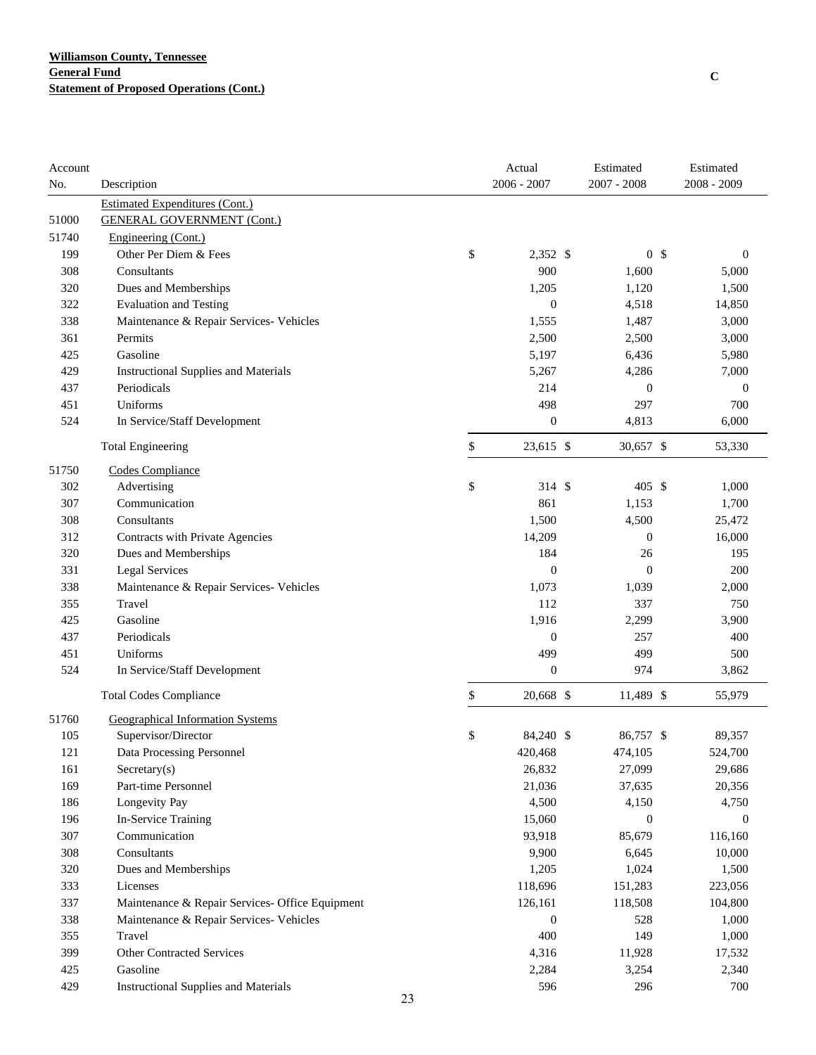**Williamson County, Tennessee**
**General Fund**
**Statement of Proposed Operations (Cont.)**

C

| Account No. | Description | Actual 2006 - 2007 | Estimated 2007 - 2008 | Estimated 2008 - 2009 |
|---|---|---|---|---|
| | Estimated Expenditures (Cont.) | | | |
| 51000 | GENERAL GOVERNMENT (Cont.) | | | |
| 51740 | Engineering (Cont.) | | | |
| 199 | Other Per Diem & Fees | $ 2,352 | $ 0 | $ 0 |
| 308 | Consultants | 900 | 1,600 | 5,000 |
| 320 | Dues and Memberships | 1,205 | 1,120 | 1,500 |
| 322 | Evaluation and Testing | 0 | 4,518 | 14,850 |
| 338 | Maintenance & Repair Services- Vehicles | 1,555 | 1,487 | 3,000 |
| 361 | Permits | 2,500 | 2,500 | 3,000 |
| 425 | Gasoline | 5,197 | 6,436 | 5,980 |
| 429 | Instructional Supplies and Materials | 5,267 | 4,286 | 7,000 |
| 437 | Periodicals | 214 | 0 | 0 |
| 451 | Uniforms | 498 | 297 | 700 |
| 524 | In Service/Staff Development | 0 | 4,813 | 6,000 |
| | Total Engineering | $ 23,615 | $ 30,657 | $ 53,330 |
| 51750 | Codes Compliance | | | |
| 302 | Advertising | $ 314 | $ 405 | $ 1,000 |
| 307 | Communication | 861 | 1,153 | 1,700 |
| 308 | Consultants | 1,500 | 4,500 | 25,472 |
| 312 | Contracts with Private Agencies | 14,209 | 0 | 16,000 |
| 320 | Dues and Memberships | 184 | 26 | 195 |
| 331 | Legal Services | 0 | 0 | 200 |
| 338 | Maintenance & Repair Services- Vehicles | 1,073 | 1,039 | 2,000 |
| 355 | Travel | 112 | 337 | 750 |
| 425 | Gasoline | 1,916 | 2,299 | 3,900 |
| 437 | Periodicals | 0 | 257 | 400 |
| 451 | Uniforms | 499 | 499 | 500 |
| 524 | In Service/Staff Development | 0 | 974 | 3,862 |
| | Total Codes Compliance | $ 20,668 | $ 11,489 | $ 55,979 |
| 51760 | Geographical Information Systems | | | |
| 105 | Supervisor/Director | $ 84,240 | $ 86,757 | $ 89,357 |
| 121 | Data Processing Personnel | 420,468 | 474,105 | 524,700 |
| 161 | Secretary(s) | 26,832 | 27,099 | 29,686 |
| 169 | Part-time Personnel | 21,036 | 37,635 | 20,356 |
| 186 | Longevity Pay | 4,500 | 4,150 | 4,750 |
| 196 | In-Service Training | 15,060 | 0 | 0 |
| 307 | Communication | 93,918 | 85,679 | 116,160 |
| 308 | Consultants | 9,900 | 6,645 | 10,000 |
| 320 | Dues and Memberships | 1,205 | 1,024 | 1,500 |
| 333 | Licenses | 118,696 | 151,283 | 223,056 |
| 337 | Maintenance & Repair Services- Office Equipment | 126,161 | 118,508 | 104,800 |
| 338 | Maintenance & Repair Services- Vehicles | 0 | 528 | 1,000 |
| 355 | Travel | 400 | 149 | 1,000 |
| 399 | Other Contracted Services | 4,316 | 11,928 | 17,532 |
| 425 | Gasoline | 2,284 | 3,254 | 2,340 |
| 429 | Instructional Supplies and Materials | 596 | 296 | 700 |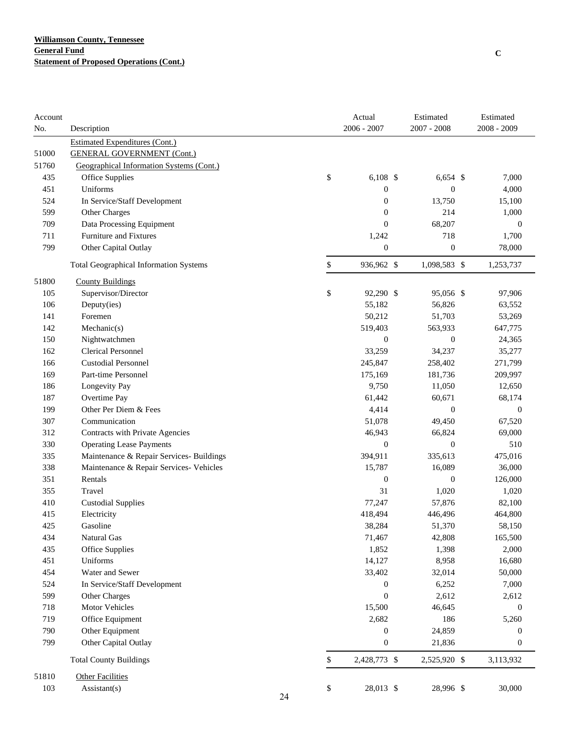**Williamson County, Tennessee**
**General Fund**
**Statement of Proposed Operations (Cont.)**

C

| Account No. | Description | Actual 2006 - 2007 | Estimated 2007 - 2008 | Estimated 2008 - 2009 |
|---|---|---|---|---|
| | Estimated Expenditures (Cont.) | | | |
| 51000 | GENERAL GOVERNMENT (Cont.) | | | |
| 51760 | Geographical Information Systems (Cont.) | | | |
| 435 | Office Supplies | $ 6,108 | $ 6,654 | $ 7,000 |
| 451 | Uniforms | 0 | 0 | 4,000 |
| 524 | In Service/Staff Development | 0 | 13,750 | 15,100 |
| 599 | Other Charges | 0 | 214 | 1,000 |
| 709 | Data Processing Equipment | 0 | 68,207 | 0 |
| 711 | Furniture and Fixtures | 1,242 | 718 | 1,700 |
| 799 | Other Capital Outlay | 0 | 0 | 78,000 |
| | Total Geographical Information Systems | $ 936,962 | $ 1,098,583 | $ 1,253,737 |
| 51800 | County Buildings | | | |
| 105 | Supervisor/Director | $ 92,290 | $ 95,056 | $ 97,906 |
| 106 | Deputy(ies) | 55,182 | 56,826 | 63,552 |
| 141 | Foremen | 50,212 | 51,703 | 53,269 |
| 142 | Mechanic(s) | 519,403 | 563,933 | 647,775 |
| 150 | Nightwatchmen | 0 | 0 | 24,365 |
| 162 | Clerical Personnel | 33,259 | 34,237 | 35,277 |
| 166 | Custodial Personnel | 245,847 | 258,402 | 271,799 |
| 169 | Part-time Personnel | 175,169 | 181,736 | 209,997 |
| 186 | Longevity Pay | 9,750 | 11,050 | 12,650 |
| 187 | Overtime Pay | 61,442 | 60,671 | 68,174 |
| 199 | Other Per Diem & Fees | 4,414 | 0 | 0 |
| 307 | Communication | 51,078 | 49,450 | 67,520 |
| 312 | Contracts with Private Agencies | 46,943 | 66,824 | 69,000 |
| 330 | Operating Lease Payments | 0 | 0 | 510 |
| 335 | Maintenance & Repair Services- Buildings | 394,911 | 335,613 | 475,016 |
| 338 | Maintenance & Repair Services- Vehicles | 15,787 | 16,089 | 36,000 |
| 351 | Rentals | 0 | 0 | 126,000 |
| 355 | Travel | 31 | 1,020 | 1,020 |
| 410 | Custodial Supplies | 77,247 | 57,876 | 82,100 |
| 415 | Electricity | 418,494 | 446,496 | 464,800 |
| 425 | Gasoline | 38,284 | 51,370 | 58,150 |
| 434 | Natural Gas | 71,467 | 42,808 | 165,500 |
| 435 | Office Supplies | 1,852 | 1,398 | 2,000 |
| 451 | Uniforms | 14,127 | 8,958 | 16,680 |
| 454 | Water and Sewer | 33,402 | 32,014 | 50,000 |
| 524 | In Service/Staff Development | 0 | 6,252 | 7,000 |
| 599 | Other Charges | 0 | 2,612 | 2,612 |
| 718 | Motor Vehicles | 15,500 | 46,645 | 0 |
| 719 | Office Equipment | 2,682 | 186 | 5,260 |
| 790 | Other Equipment | 0 | 24,859 | 0 |
| 799 | Other Capital Outlay | 0 | 21,836 | 0 |
| | Total County Buildings | $ 2,428,773 | $ 2,525,920 | $ 3,113,932 |
| 51810 | Other Facilities | | | |
| 103 | Assistant(s) | $ 28,013 | $ 28,996 | $ 30,000 |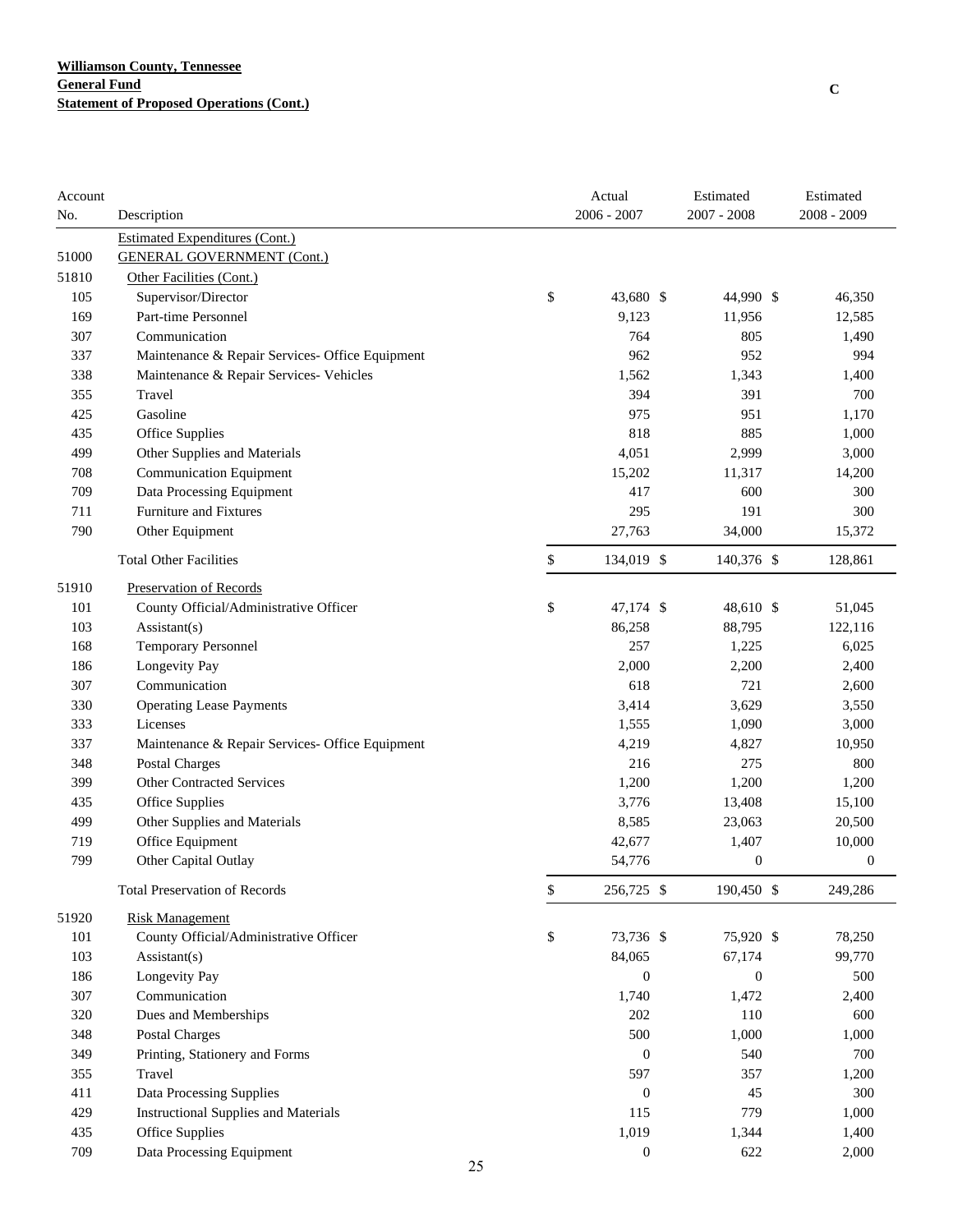**Williamson County, Tennessee**
**General Fund**
**Statement of Proposed Operations (Cont.)**

C

| Account No. | Description | Actual 2006 - 2007 | Estimated 2007 - 2008 | Estimated 2008 - 2009 |
|---|---|---|---|---|
| | Estimated Expenditures (Cont.) | | | |
| 51000 | GENERAL GOVERNMENT (Cont.) | | | |
| 51810 | Other Facilities (Cont.) | | | |
| 105 | Supervisor/Director | $ 43,680 | $ 44,990 | $ 46,350 |
| 169 | Part-time Personnel | 9,123 | 11,956 | 12,585 |
| 307 | Communication | 764 | 805 | 1,490 |
| 337 | Maintenance & Repair Services- Office Equipment | 962 | 952 | 994 |
| 338 | Maintenance & Repair Services- Vehicles | 1,562 | 1,343 | 1,400 |
| 355 | Travel | 394 | 391 | 700 |
| 425 | Gasoline | 975 | 951 | 1,170 |
| 435 | Office Supplies | 818 | 885 | 1,000 |
| 499 | Other Supplies and Materials | 4,051 | 2,999 | 3,000 |
| 708 | Communication Equipment | 15,202 | 11,317 | 14,200 |
| 709 | Data Processing Equipment | 417 | 600 | 300 |
| 711 | Furniture and Fixtures | 295 | 191 | 300 |
| 790 | Other Equipment | 27,763 | 34,000 | 15,372 |
| | Total Other Facilities | $ 134,019 | $ 140,376 | $ 128,861 |
| 51910 | Preservation of Records | | | |
| 101 | County Official/Administrative Officer | $ 47,174 | $ 48,610 | $ 51,045 |
| 103 | Assistant(s) | 86,258 | 88,795 | 122,116 |
| 168 | Temporary Personnel | 257 | 1,225 | 6,025 |
| 186 | Longevity Pay | 2,000 | 2,200 | 2,400 |
| 307 | Communication | 618 | 721 | 2,600 |
| 330 | Operating Lease Payments | 3,414 | 3,629 | 3,550 |
| 333 | Licenses | 1,555 | 1,090 | 3,000 |
| 337 | Maintenance & Repair Services- Office Equipment | 4,219 | 4,827 | 10,950 |
| 348 | Postal Charges | 216 | 275 | 800 |
| 399 | Other Contracted Services | 1,200 | 1,200 | 1,200 |
| 435 | Office Supplies | 3,776 | 13,408 | 15,100 |
| 499 | Other Supplies and Materials | 8,585 | 23,063 | 20,500 |
| 719 | Office Equipment | 42,677 | 1,407 | 10,000 |
| 799 | Other Capital Outlay | 54,776 | 0 | 0 |
| | Total Preservation of Records | $ 256,725 | $ 190,450 | $ 249,286 |
| 51920 | Risk Management | | | |
| 101 | County Official/Administrative Officer | $ 73,736 | $ 75,920 | $ 78,250 |
| 103 | Assistant(s) | 84,065 | 67,174 | 99,770 |
| 186 | Longevity Pay | 0 | 0 | 500 |
| 307 | Communication | 1,740 | 1,472 | 2,400 |
| 320 | Dues and Memberships | 202 | 110 | 600 |
| 348 | Postal Charges | 500 | 1,000 | 1,000 |
| 349 | Printing, Stationery and Forms | 0 | 540 | 700 |
| 355 | Travel | 597 | 357 | 1,200 |
| 411 | Data Processing Supplies | 0 | 45 | 300 |
| 429 | Instructional Supplies and Materials | 115 | 779 | 1,000 |
| 435 | Office Supplies | 1,019 | 1,344 | 1,400 |
| 709 | Data Processing Equipment | 0 | 622 | 2,000 |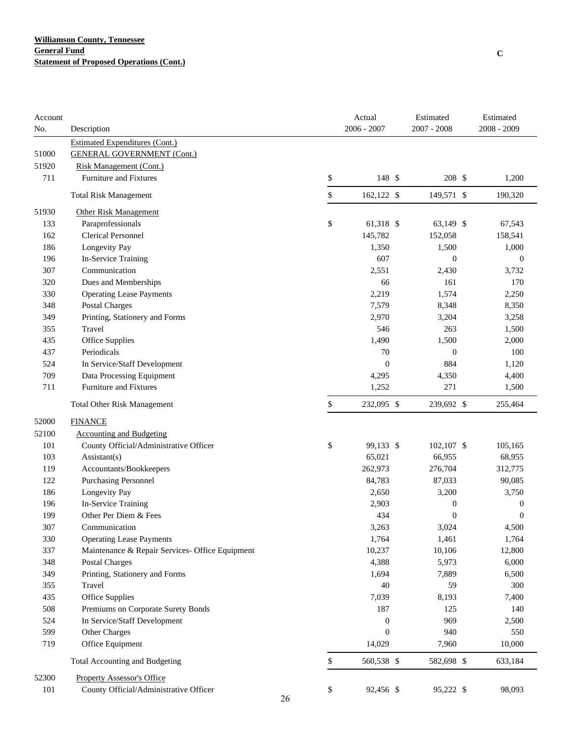**Williamson County, Tennessee**
**General Fund**
**Statement of Proposed Operations (Cont.)**

C

| Account No. | Description | Actual 2006 - 2007 | Estimated 2007 - 2008 | Estimated 2008 - 2009 |
|---|---|---|---|---|
| | Estimated Expenditures (Cont.) | | | |
| 51000 | GENERAL GOVERNMENT (Cont.) | | | |
| 51920 | Risk Management (Cont.) | | | |
| 711 | Furniture and Fixtures | $ 148 | $ 208 | $ 1,200 |
| | Total Risk Management | $ 162,122 | $ 149,571 | $ 190,320 |
| 51930 | Other Risk Management | | | |
| 133 | Paraprofessionals | $ 61,318 | $ 63,149 | $ 67,543 |
| 162 | Clerical Personnel | 145,782 | 152,058 | 158,541 |
| 186 | Longevity Pay | 1,350 | 1,500 | 1,000 |
| 196 | In-Service Training | 607 | 0 | 0 |
| 307 | Communication | 2,551 | 2,430 | 3,732 |
| 320 | Dues and Memberships | 66 | 161 | 170 |
| 330 | Operating Lease Payments | 2,219 | 1,574 | 2,250 |
| 348 | Postal Charges | 7,579 | 8,348 | 8,350 |
| 349 | Printing, Stationery and Forms | 2,970 | 3,204 | 3,258 |
| 355 | Travel | 546 | 263 | 1,500 |
| 435 | Office Supplies | 1,490 | 1,500 | 2,000 |
| 437 | Periodicals | 70 | 0 | 100 |
| 524 | In Service/Staff Development | 0 | 884 | 1,120 |
| 709 | Data Processing Equipment | 4,295 | 4,350 | 4,400 |
| 711 | Furniture and Fixtures | 1,252 | 271 | 1,500 |
| | Total Other Risk Management | $ 232,095 | $ 239,692 | $ 255,464 |
| 52000 | FINANCE | | | |
| 52100 | Accounting and Budgeting | | | |
| 101 | County Official/Administrative Officer | $ 99,133 | $ 102,107 | $ 105,165 |
| 103 | Assistant(s) | 65,021 | 66,955 | 68,955 |
| 119 | Accountants/Bookkeepers | 262,973 | 276,704 | 312,775 |
| 122 | Purchasing Personnel | 84,783 | 87,033 | 90,085 |
| 186 | Longevity Pay | 2,650 | 3,200 | 3,750 |
| 196 | In-Service Training | 2,903 | 0 | 0 |
| 199 | Other Per Diem & Fees | 434 | 0 | 0 |
| 307 | Communication | 3,263 | 3,024 | 4,500 |
| 330 | Operating Lease Payments | 1,764 | 1,461 | 1,764 |
| 337 | Maintenance & Repair Services- Office Equipment | 10,237 | 10,106 | 12,800 |
| 348 | Postal Charges | 4,388 | 5,973 | 6,000 |
| 349 | Printing, Stationery and Forms | 1,694 | 7,889 | 6,500 |
| 355 | Travel | 40 | 59 | 300 |
| 435 | Office Supplies | 7,039 | 8,193 | 7,400 |
| 508 | Premiums on Corporate Surety Bonds | 187 | 125 | 140 |
| 524 | In Service/Staff Development | 0 | 969 | 2,500 |
| 599 | Other Charges | 0 | 940 | 550 |
| 719 | Office Equipment | 14,029 | 7,960 | 10,000 |
| | Total Accounting and Budgeting | $ 560,538 | $ 582,698 | $ 633,184 |
| 52300 | Property Assessor's Office | | | |
| 101 | County Official/Administrative Officer | $ 92,456 | $ 95,222 | $ 98,093 |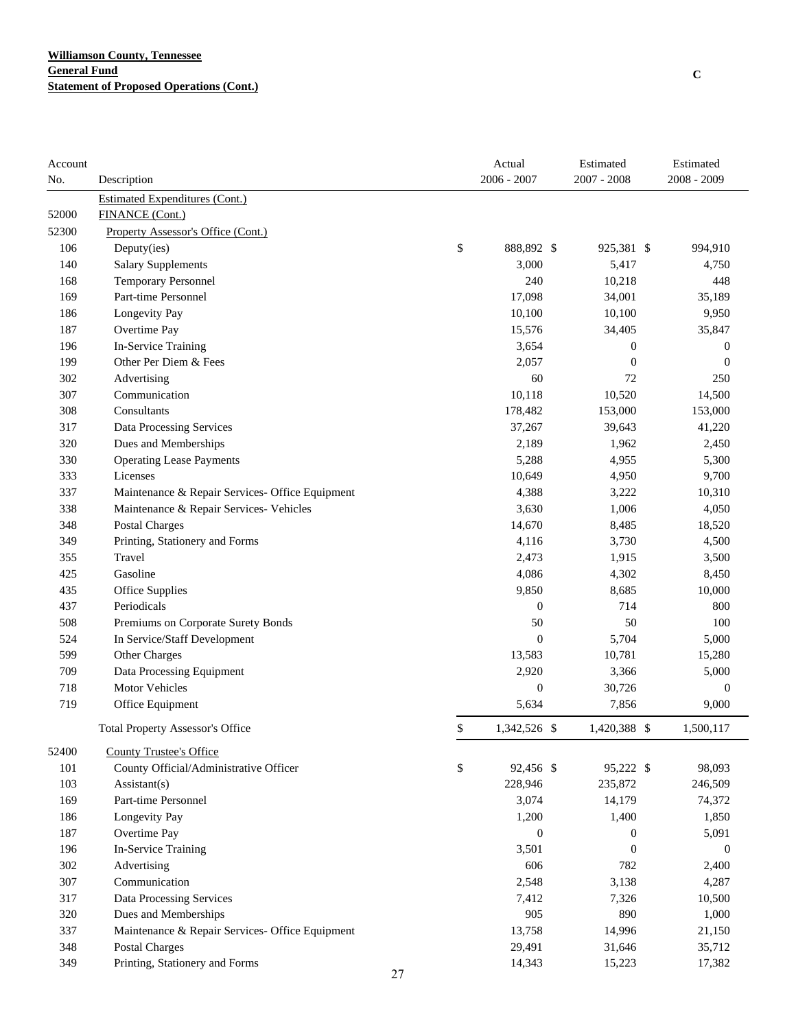**Williamson County, Tennessee**
**General Fund**
**Statement of Proposed Operations (Cont.)**

C

| Account No. | Description | Actual 2006 - 2007 | Estimated 2007 - 2008 | Estimated 2008 - 2009 |
|---|---|---|---|---|
| | Estimated Expenditures (Cont.) | | | |
| 52000 | FINANCE (Cont.) | | | |
| 52300 | Property Assessor's Office (Cont.) | | | |
| 106 | Deputy(ies) | $ 888,892 | $ 925,381 | $ 994,910 |
| 140 | Salary Supplements | 3,000 | 5,417 | 4,750 |
| 168 | Temporary Personnel | 240 | 10,218 | 448 |
| 169 | Part-time Personnel | 17,098 | 34,001 | 35,189 |
| 186 | Longevity Pay | 10,100 | 10,100 | 9,950 |
| 187 | Overtime Pay | 15,576 | 34,405 | 35,847 |
| 196 | In-Service Training | 3,654 | 0 | 0 |
| 199 | Other Per Diem & Fees | 2,057 | 0 | 0 |
| 302 | Advertising | 60 | 72 | 250 |
| 307 | Communication | 10,118 | 10,520 | 14,500 |
| 308 | Consultants | 178,482 | 153,000 | 153,000 |
| 317 | Data Processing Services | 37,267 | 39,643 | 41,220 |
| 320 | Dues and Memberships | 2,189 | 1,962 | 2,450 |
| 330 | Operating Lease Payments | 5,288 | 4,955 | 5,300 |
| 333 | Licenses | 10,649 | 4,950 | 9,700 |
| 337 | Maintenance & Repair Services- Office Equipment | 4,388 | 3,222 | 10,310 |
| 338 | Maintenance & Repair Services- Vehicles | 3,630 | 1,006 | 4,050 |
| 348 | Postal Charges | 14,670 | 8,485 | 18,520 |
| 349 | Printing, Stationery and Forms | 4,116 | 3,730 | 4,500 |
| 355 | Travel | 2,473 | 1,915 | 3,500 |
| 425 | Gasoline | 4,086 | 4,302 | 8,450 |
| 435 | Office Supplies | 9,850 | 8,685 | 10,000 |
| 437 | Periodicals | 0 | 714 | 800 |
| 508 | Premiums on Corporate Surety Bonds | 50 | 50 | 100 |
| 524 | In Service/Staff Development | 0 | 5,704 | 5,000 |
| 599 | Other Charges | 13,583 | 10,781 | 15,280 |
| 709 | Data Processing Equipment | 2,920 | 3,366 | 5,000 |
| 718 | Motor Vehicles | 0 | 30,726 | 0 |
| 719 | Office Equipment | 5,634 | 7,856 | 9,000 |
| | Total Property Assessor's Office | $ 1,342,526 | $ 1,420,388 | $ 1,500,117 |
| 52400 | County Trustee's Office | | | |
| 101 | County Official/Administrative Officer | $ 92,456 | $ 95,222 | $ 98,093 |
| 103 | Assistant(s) | 228,946 | 235,872 | 246,509 |
| 169 | Part-time Personnel | 3,074 | 14,179 | 74,372 |
| 186 | Longevity Pay | 1,200 | 1,400 | 1,850 |
| 187 | Overtime Pay | 0 | 0 | 5,091 |
| 196 | In-Service Training | 3,501 | 0 | 0 |
| 302 | Advertising | 606 | 782 | 2,400 |
| 307 | Communication | 2,548 | 3,138 | 4,287 |
| 317 | Data Processing Services | 7,412 | 7,326 | 10,500 |
| 320 | Dues and Memberships | 905 | 890 | 1,000 |
| 337 | Maintenance & Repair Services- Office Equipment | 13,758 | 14,996 | 21,150 |
| 348 | Postal Charges | 29,491 | 31,646 | 35,712 |
| 349 | Printing, Stationery and Forms | 14,343 | 15,223 | 17,382 |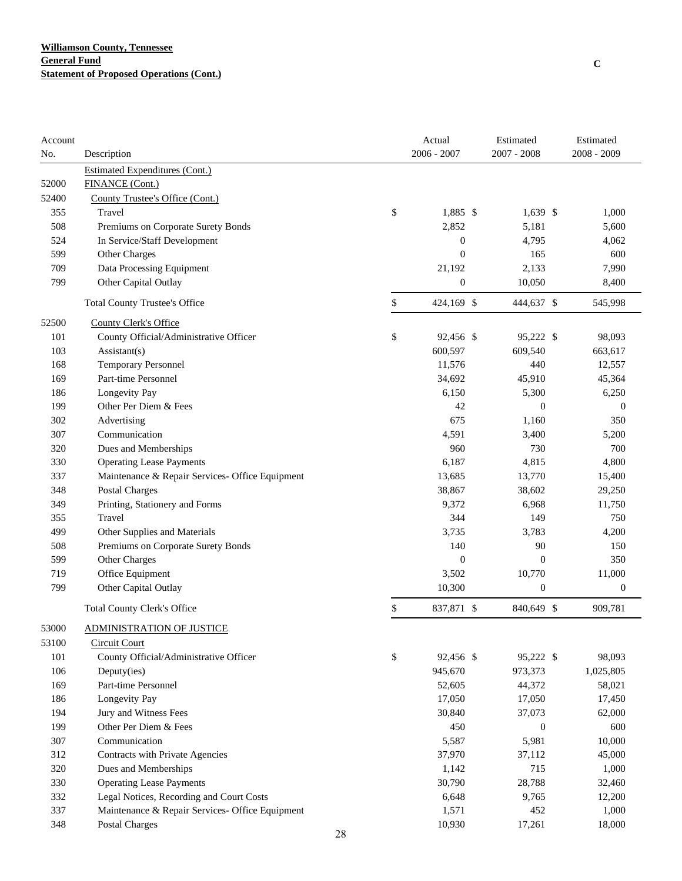**Williamson County, Tennessee**
**General Fund**
**Statement of Proposed Operations (Cont.)**

C

| Account No. | Description | Actual 2006 - 2007 | Estimated 2007 - 2008 | Estimated 2008 - 2009 |
|---|---|---|---|---|
| | Estimated Expenditures (Cont.) | | | |
| 52000 | FINANCE (Cont.) | | | |
| 52400 | County Trustee's Office (Cont.) | | | |
| 355 | Travel | $ 1,885 | $ 1,639 | $ 1,000 |
| 508 | Premiums on Corporate Surety Bonds | 2,852 | 5,181 | 5,600 |
| 524 | In Service/Staff Development | 0 | 4,795 | 4,062 |
| 599 | Other Charges | 0 | 165 | 600 |
| 709 | Data Processing Equipment | 21,192 | 2,133 | 7,990 |
| 799 | Other Capital Outlay | 0 | 10,050 | 8,400 |
| | Total County Trustee's Office | $ 424,169 | $ 444,637 | $ 545,998 |
| 52500 | County Clerk's Office | | | |
| 101 | County Official/Administrative Officer | $ 92,456 | $ 95,222 | $ 98,093 |
| 103 | Assistant(s) | 600,597 | 609,540 | 663,617 |
| 168 | Temporary Personnel | 11,576 | 440 | 12,557 |
| 169 | Part-time Personnel | 34,692 | 45,910 | 45,364 |
| 186 | Longevity Pay | 6,150 | 5,300 | 6,250 |
| 199 | Other Per Diem & Fees | 42 | 0 | 0 |
| 302 | Advertising | 675 | 1,160 | 350 |
| 307 | Communication | 4,591 | 3,400 | 5,200 |
| 320 | Dues and Memberships | 960 | 730 | 700 |
| 330 | Operating Lease Payments | 6,187 | 4,815 | 4,800 |
| 337 | Maintenance & Repair Services- Office Equipment | 13,685 | 13,770 | 15,400 |
| 348 | Postal Charges | 38,867 | 38,602 | 29,250 |
| 349 | Printing, Stationery and Forms | 9,372 | 6,968 | 11,750 |
| 355 | Travel | 344 | 149 | 750 |
| 499 | Other Supplies and Materials | 3,735 | 3,783 | 4,200 |
| 508 | Premiums on Corporate Surety Bonds | 140 | 90 | 150 |
| 599 | Other Charges | 0 | 0 | 350 |
| 719 | Office Equipment | 3,502 | 10,770 | 11,000 |
| 799 | Other Capital Outlay | 10,300 | 0 | 0 |
| | Total County Clerk's Office | $ 837,871 | $ 840,649 | $ 909,781 |
| 53000 | ADMINISTRATION OF JUSTICE | | | |
| 53100 | Circuit Court | | | |
| 101 | County Official/Administrative Officer | $ 92,456 | $ 95,222 | $ 98,093 |
| 106 | Deputy(ies) | 945,670 | 973,373 | 1,025,805 |
| 169 | Part-time Personnel | 52,605 | 44,372 | 58,021 |
| 186 | Longevity Pay | 17,050 | 17,050 | 17,450 |
| 194 | Jury and Witness Fees | 30,840 | 37,073 | 62,000 |
| 199 | Other Per Diem & Fees | 450 | 0 | 600 |
| 307 | Communication | 5,587 | 5,981 | 10,000 |
| 312 | Contracts with Private Agencies | 37,970 | 37,112 | 45,000 |
| 320 | Dues and Memberships | 1,142 | 715 | 1,000 |
| 330 | Operating Lease Payments | 30,790 | 28,788 | 32,460 |
| 332 | Legal Notices, Recording and Court Costs | 6,648 | 9,765 | 12,200 |
| 337 | Maintenance & Repair Services- Office Equipment | 1,571 | 452 | 1,000 |
| 348 | Postal Charges | 10,930 | 17,261 | 18,000 |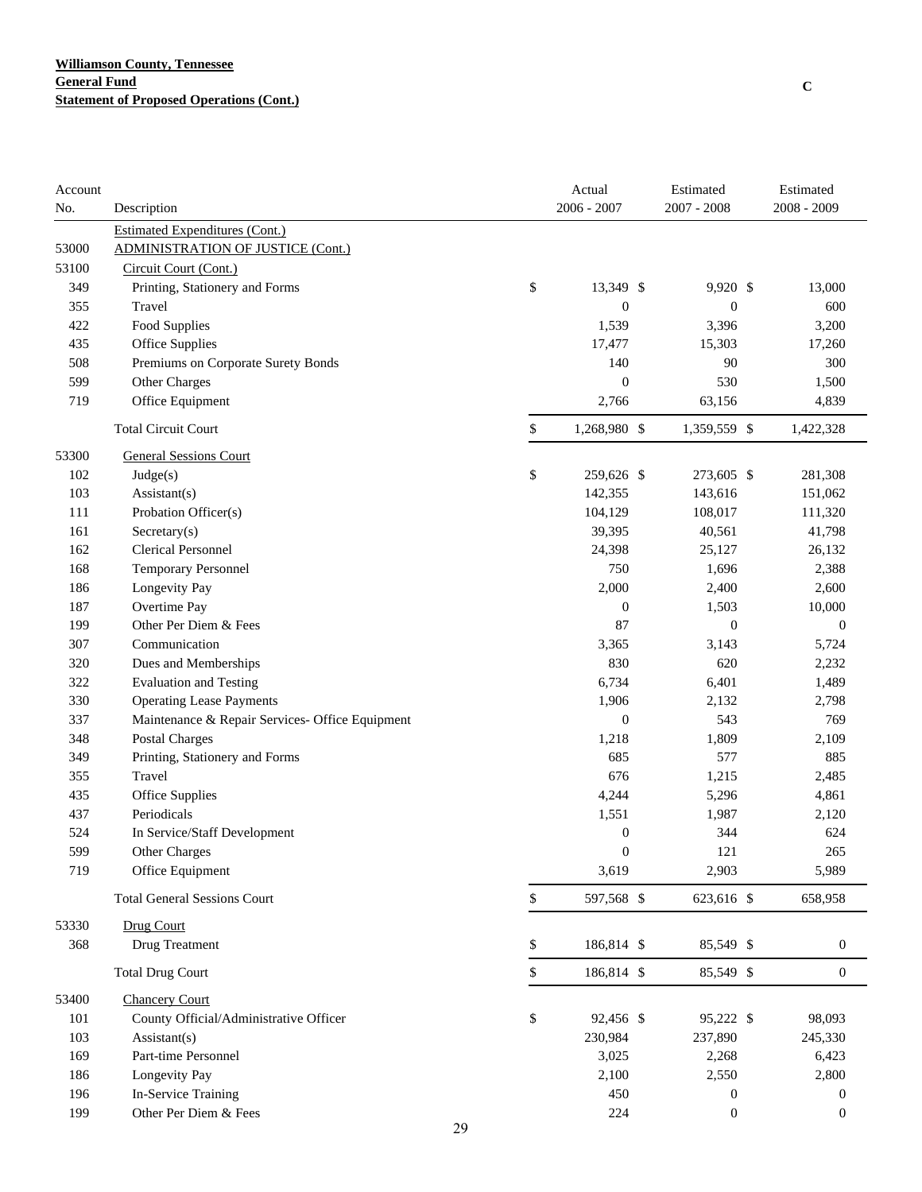**Williamson County, Tennessee**
**General Fund**
**Statement of Proposed Operations (Cont.)**

C

| Account No. | Description | Actual 2006 - 2007 | Estimated 2007 - 2008 | Estimated 2008 - 2009 |
|---|---|---|---|---|
| | Estimated Expenditures (Cont.) | | | |
| 53000 | ADMINISTRATION OF JUSTICE (Cont.) | | | |
| 53100 | Circuit Court (Cont.) | | | |
| 349 | Printing, Stationery and Forms | $ 13,349 | $ 9,920 | $ 13,000 |
| 355 | Travel | 0 | 0 | 600 |
| 422 | Food Supplies | 1,539 | 3,396 | 3,200 |
| 435 | Office Supplies | 17,477 | 15,303 | 17,260 |
| 508 | Premiums on Corporate Surety Bonds | 140 | 90 | 300 |
| 599 | Other Charges | 0 | 530 | 1,500 |
| 719 | Office Equipment | 2,766 | 63,156 | 4,839 |
| | Total Circuit Court | $ 1,268,980 | $ 1,359,559 | $ 1,422,328 |
| 53300 | General Sessions Court | | | |
| 102 | Judge(s) | $ 259,626 | $ 273,605 | $ 281,308 |
| 103 | Assistant(s) | 142,355 | 143,616 | 151,062 |
| 111 | Probation Officer(s) | 104,129 | 108,017 | 111,320 |
| 161 | Secretary(s) | 39,395 | 40,561 | 41,798 |
| 162 | Clerical Personnel | 24,398 | 25,127 | 26,132 |
| 168 | Temporary Personnel | 750 | 1,696 | 2,388 |
| 186 | Longevity Pay | 2,000 | 2,400 | 2,600 |
| 187 | Overtime Pay | 0 | 1,503 | 10,000 |
| 199 | Other Per Diem & Fees | 87 | 0 | 0 |
| 307 | Communication | 3,365 | 3,143 | 5,724 |
| 320 | Dues and Memberships | 830 | 620 | 2,232 |
| 322 | Evaluation and Testing | 6,734 | 6,401 | 1,489 |
| 330 | Operating Lease Payments | 1,906 | 2,132 | 2,798 |
| 337 | Maintenance & Repair Services- Office Equipment | 0 | 543 | 769 |
| 348 | Postal Charges | 1,218 | 1,809 | 2,109 |
| 349 | Printing, Stationery and Forms | 685 | 577 | 885 |
| 355 | Travel | 676 | 1,215 | 2,485 |
| 435 | Office Supplies | 4,244 | 5,296 | 4,861 |
| 437 | Periodicals | 1,551 | 1,987 | 2,120 |
| 524 | In Service/Staff Development | 0 | 344 | 624 |
| 599 | Other Charges | 0 | 121 | 265 |
| 719 | Office Equipment | 3,619 | 2,903 | 5,989 |
| | Total General Sessions Court | $ 597,568 | $ 623,616 | $ 658,958 |
| 53330 | Drug Court | | | |
| 368 | Drug Treatment | $ 186,814 | $ 85,549 | $ 0 |
| | Total Drug Court | $ 186,814 | $ 85,549 | $ 0 |
| 53400 | Chancery Court | | | |
| 101 | County Official/Administrative Officer | $ 92,456 | $ 95,222 | $ 98,093 |
| 103 | Assistant(s) | 230,984 | 237,890 | 245,330 |
| 169 | Part-time Personnel | 3,025 | 2,268 | 6,423 |
| 186 | Longevity Pay | 2,100 | 2,550 | 2,800 |
| 196 | In-Service Training | 450 | 0 | 0 |
| 199 | Other Per Diem & Fees | 224 | 0 | 0 |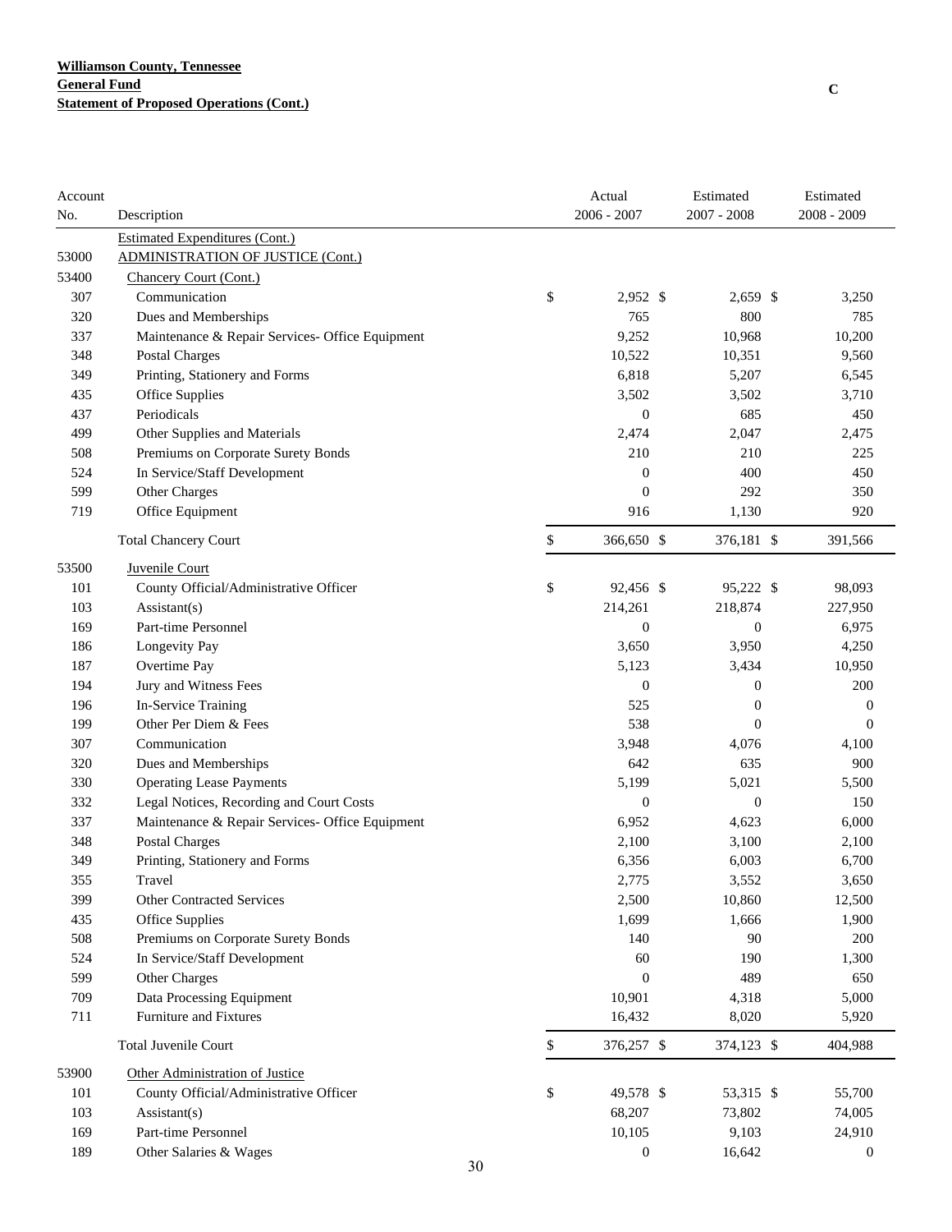**Williamson County, Tennessee**
**General Fund**
**Statement of Proposed Operations (Cont.)**

C

| Account No. | Description | Actual 2006 - 2007 | Estimated 2007 - 2008 | Estimated 2008 - 2009 |
|---|---|---|---|---|
| | Estimated Expenditures (Cont.) | | | |
| 53000 | ADMINISTRATION OF JUSTICE (Cont.) | | | |
| 53400 | Chancery Court (Cont.) | | | |
| 307 | Communication | $ 2,952 | $ 2,659 | $ 3,250 |
| 320 | Dues and Memberships | 765 | 800 | 785 |
| 337 | Maintenance & Repair Services- Office Equipment | 9,252 | 10,968 | 10,200 |
| 348 | Postal Charges | 10,522 | 10,351 | 9,560 |
| 349 | Printing, Stationery and Forms | 6,818 | 5,207 | 6,545 |
| 435 | Office Supplies | 3,502 | 3,502 | 3,710 |
| 437 | Periodicals | 0 | 685 | 450 |
| 499 | Other Supplies and Materials | 2,474 | 2,047 | 2,475 |
| 508 | Premiums on Corporate Surety Bonds | 210 | 210 | 225 |
| 524 | In Service/Staff Development | 0 | 400 | 450 |
| 599 | Other Charges | 0 | 292 | 350 |
| 719 | Office Equipment | 916 | 1,130 | 920 |
| | Total Chancery Court | $ 366,650 | $ 376,181 | $ 391,566 |
| 53500 | Juvenile Court | | | |
| 101 | County Official/Administrative Officer | $ 92,456 | $ 95,222 | $ 98,093 |
| 103 | Assistant(s) | 214,261 | 218,874 | 227,950 |
| 169 | Part-time Personnel | 0 | 0 | 6,975 |
| 186 | Longevity Pay | 3,650 | 3,950 | 4,250 |
| 187 | Overtime Pay | 5,123 | 3,434 | 10,950 |
| 194 | Jury and Witness Fees | 0 | 0 | 200 |
| 196 | In-Service Training | 525 | 0 | 0 |
| 199 | Other Per Diem & Fees | 538 | 0 | 0 |
| 307 | Communication | 3,948 | 4,076 | 4,100 |
| 320 | Dues and Memberships | 642 | 635 | 900 |
| 330 | Operating Lease Payments | 5,199 | 5,021 | 5,500 |
| 332 | Legal Notices, Recording and Court Costs | 0 | 0 | 150 |
| 337 | Maintenance & Repair Services- Office Equipment | 6,952 | 4,623 | 6,000 |
| 348 | Postal Charges | 2,100 | 3,100 | 2,100 |
| 349 | Printing, Stationery and Forms | 6,356 | 6,003 | 6,700 |
| 355 | Travel | 2,775 | 3,552 | 3,650 |
| 399 | Other Contracted Services | 2,500 | 10,860 | 12,500 |
| 435 | Office Supplies | 1,699 | 1,666 | 1,900 |
| 508 | Premiums on Corporate Surety Bonds | 140 | 90 | 200 |
| 524 | In Service/Staff Development | 60 | 190 | 1,300 |
| 599 | Other Charges | 0 | 489 | 650 |
| 709 | Data Processing Equipment | 10,901 | 4,318 | 5,000 |
| 711 | Furniture and Fixtures | 16,432 | 8,020 | 5,920 |
| | Total Juvenile Court | $ 376,257 | $ 374,123 | $ 404,988 |
| 53900 | Other Administration of Justice | | | |
| 101 | County Official/Administrative Officer | $ 49,578 | $ 53,315 | $ 55,700 |
| 103 | Assistant(s) | 68,207 | 73,802 | 74,005 |
| 169 | Part-time Personnel | 10,105 | 9,103 | 24,910 |
| 189 | Other Salaries & Wages | 0 | 16,642 | 0 |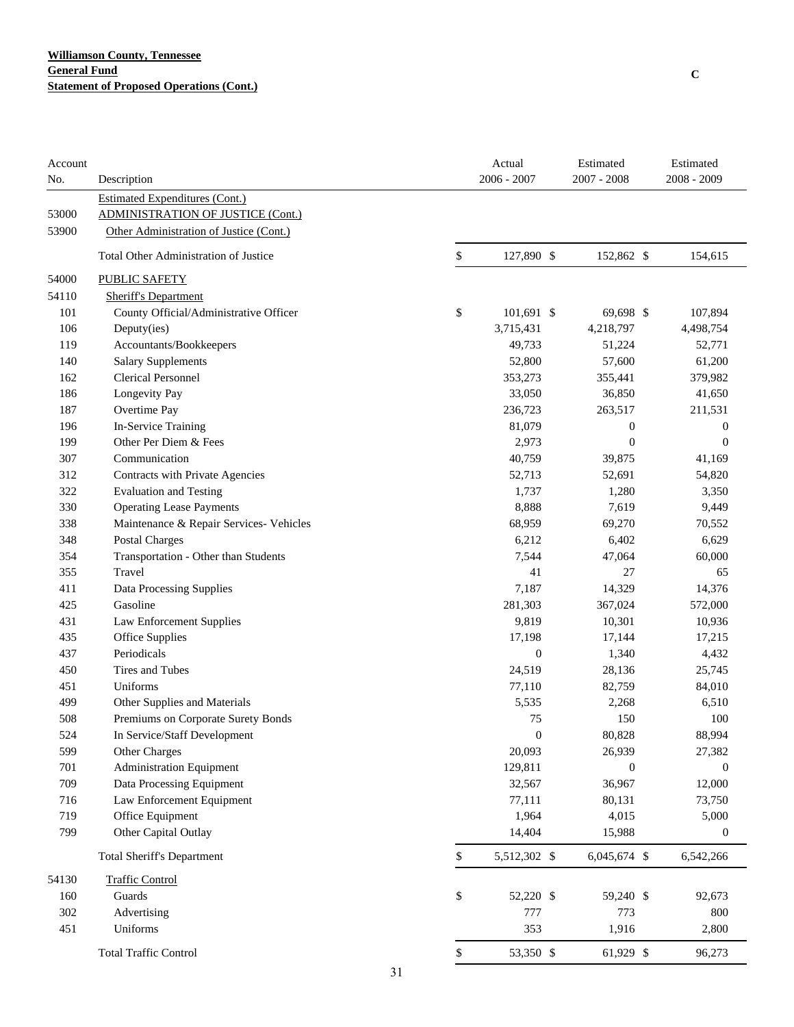**Williamson County, Tennessee**
**General Fund**
**Statement of Proposed Operations (Cont.)**

C

| Account No. | Description | Actual 2006 - 2007 | Estimated 2007 - 2008 | Estimated 2008 - 2009 |
|---|---|---|---|---|
| | Estimated Expenditures (Cont.) | | | |
| 53000 | ADMINISTRATION OF JUSTICE (Cont.) | | | |
| 53900 | Other Administration of Justice (Cont.) | | | |
| | Total Other Administration of Justice | $ 127,890 | $ 152,862 | $ 154,615 |
| 54000 | PUBLIC SAFETY | | | |
| 54110 | Sheriff's Department | | | |
| 101 | County Official/Administrative Officer | $ 101,691 | $ 69,698 | $ 107,894 |
| 106 | Deputy(ies) | 3,715,431 | 4,218,797 | 4,498,754 |
| 119 | Accountants/Bookkeepers | 49,733 | 51,224 | 52,771 |
| 140 | Salary Supplements | 52,800 | 57,600 | 61,200 |
| 162 | Clerical Personnel | 353,273 | 355,441 | 379,982 |
| 186 | Longevity Pay | 33,050 | 36,850 | 41,650 |
| 187 | Overtime Pay | 236,723 | 263,517 | 211,531 |
| 196 | In-Service Training | 81,079 | 0 | 0 |
| 199 | Other Per Diem & Fees | 2,973 | 0 | 0 |
| 307 | Communication | 40,759 | 39,875 | 41,169 |
| 312 | Contracts with Private Agencies | 52,713 | 52,691 | 54,820 |
| 322 | Evaluation and Testing | 1,737 | 1,280 | 3,350 |
| 330 | Operating Lease Payments | 8,888 | 7,619 | 9,449 |
| 338 | Maintenance & Repair Services- Vehicles | 68,959 | 69,270 | 70,552 |
| 348 | Postal Charges | 6,212 | 6,402 | 6,629 |
| 354 | Transportation - Other than Students | 7,544 | 47,064 | 60,000 |
| 355 | Travel | 41 | 27 | 65 |
| 411 | Data Processing Supplies | 7,187 | 14,329 | 14,376 |
| 425 | Gasoline | 281,303 | 367,024 | 572,000 |
| 431 | Law Enforcement Supplies | 9,819 | 10,301 | 10,936 |
| 435 | Office Supplies | 17,198 | 17,144 | 17,215 |
| 437 | Periodicals | 0 | 1,340 | 4,432 |
| 450 | Tires and Tubes | 24,519 | 28,136 | 25,745 |
| 451 | Uniforms | 77,110 | 82,759 | 84,010 |
| 499 | Other Supplies and Materials | 5,535 | 2,268 | 6,510 |
| 508 | Premiums on Corporate Surety Bonds | 75 | 150 | 100 |
| 524 | In Service/Staff Development | 0 | 80,828 | 88,994 |
| 599 | Other Charges | 20,093 | 26,939 | 27,382 |
| 701 | Administration Equipment | 129,811 | 0 | 0 |
| 709 | Data Processing Equipment | 32,567 | 36,967 | 12,000 |
| 716 | Law Enforcement Equipment | 77,111 | 80,131 | 73,750 |
| 719 | Office Equipment | 1,964 | 4,015 | 5,000 |
| 799 | Other Capital Outlay | 14,404 | 15,988 | 0 |
| | Total Sheriff's Department | $ 5,512,302 | $ 6,045,674 | $ 6,542,266 |
| 54130 | Traffic Control | | | |
| 160 | Guards | $ 52,220 | $ 59,240 | $ 92,673 |
| 302 | Advertising | 777 | 773 | 800 |
| 451 | Uniforms | 353 | 1,916 | 2,800 |
| | Total Traffic Control | $ 53,350 | $ 61,929 | $ 96,273 |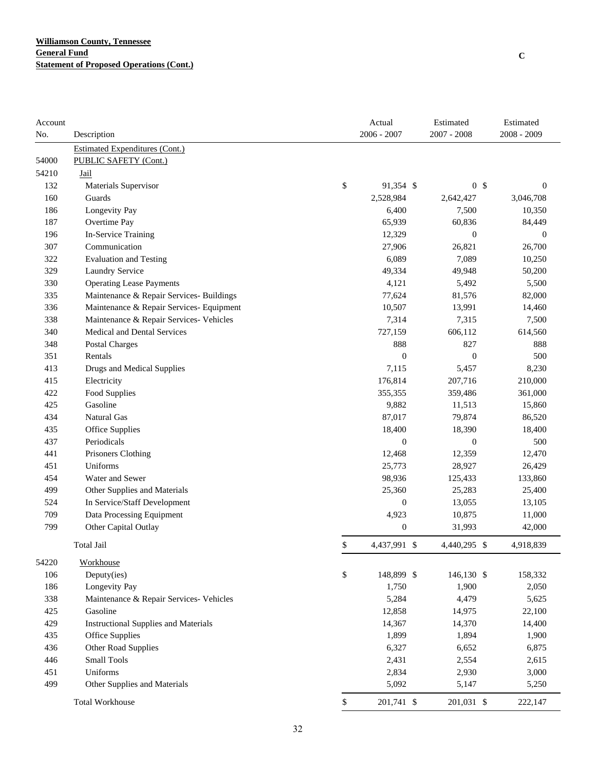**Williamson County, Tennessee**
**General Fund**
**Statement of Proposed Operations (Cont.)**

C

| Account No. | Description | Actual 2006 - 2007 | Estimated 2007 - 2008 | Estimated 2008 - 2009 |
|---|---|---|---|---|
| | Estimated Expenditures (Cont.) | | | |
| 54000 | PUBLIC SAFETY (Cont.) | | | |
| 54210 | Jail | | | |
| 132 | Materials Supervisor | $ 91,354 | $ 0 | $ 0 |
| 160 | Guards | 2,528,984 | 2,642,427 | 3,046,708 |
| 186 | Longevity Pay | 6,400 | 7,500 | 10,350 |
| 187 | Overtime Pay | 65,939 | 60,836 | 84,449 |
| 196 | In-Service Training | 12,329 | 0 | 0 |
| 307 | Communication | 27,906 | 26,821 | 26,700 |
| 322 | Evaluation and Testing | 6,089 | 7,089 | 10,250 |
| 329 | Laundry Service | 49,334 | 49,948 | 50,200 |
| 330 | Operating Lease Payments | 4,121 | 5,492 | 5,500 |
| 335 | Maintenance & Repair Services- Buildings | 77,624 | 81,576 | 82,000 |
| 336 | Maintenance & Repair Services- Equipment | 10,507 | 13,991 | 14,460 |
| 338 | Maintenance & Repair Services- Vehicles | 7,314 | 7,315 | 7,500 |
| 340 | Medical and Dental Services | 727,159 | 606,112 | 614,560 |
| 348 | Postal Charges | 888 | 827 | 888 |
| 351 | Rentals | 0 | 0 | 500 |
| 413 | Drugs and Medical Supplies | 7,115 | 5,457 | 8,230 |
| 415 | Electricity | 176,814 | 207,716 | 210,000 |
| 422 | Food Supplies | 355,355 | 359,486 | 361,000 |
| 425 | Gasoline | 9,882 | 11,513 | 15,860 |
| 434 | Natural Gas | 87,017 | 79,874 | 86,520 |
| 435 | Office Supplies | 18,400 | 18,390 | 18,400 |
| 437 | Periodicals | 0 | 0 | 500 |
| 441 | Prisoners Clothing | 12,468 | 12,359 | 12,470 |
| 451 | Uniforms | 25,773 | 28,927 | 26,429 |
| 454 | Water and Sewer | 98,936 | 125,433 | 133,860 |
| 499 | Other Supplies and Materials | 25,360 | 25,283 | 25,400 |
| 524 | In Service/Staff Development | 0 | 13,055 | 13,105 |
| 709 | Data Processing Equipment | 4,923 | 10,875 | 11,000 |
| 799 | Other Capital Outlay | 0 | 31,993 | 42,000 |
| | Total Jail | $ 4,437,991 | $ 4,440,295 | $ 4,918,839 |
| 54220 | Workhouse | | | |
| 106 | Deputy(ies) | $ 148,899 | $ 146,130 | $ 158,332 |
| 186 | Longevity Pay | 1,750 | 1,900 | 2,050 |
| 338 | Maintenance & Repair Services- Vehicles | 5,284 | 4,479 | 5,625 |
| 425 | Gasoline | 12,858 | 14,975 | 22,100 |
| 429 | Instructional Supplies and Materials | 14,367 | 14,370 | 14,400 |
| 435 | Office Supplies | 1,899 | 1,894 | 1,900 |
| 436 | Other Road Supplies | 6,327 | 6,652 | 6,875 |
| 446 | Small Tools | 2,431 | 2,554 | 2,615 |
| 451 | Uniforms | 2,834 | 2,930 | 3,000 |
| 499 | Other Supplies and Materials | 5,092 | 5,147 | 5,250 |
| | Total Workhouse | $ 201,741 | $ 201,031 | $ 222,147 |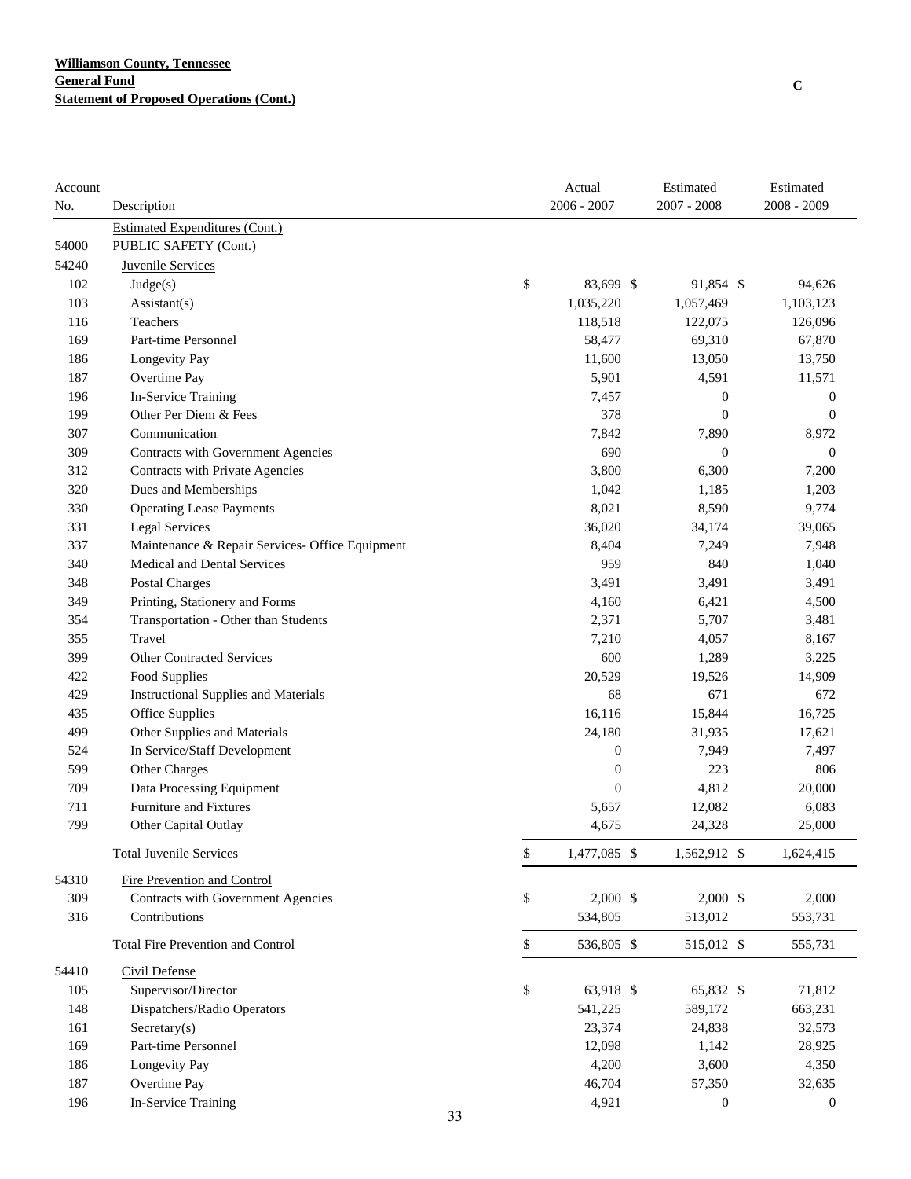**Williamson County, Tennessee**
**General Fund**
**Statement of Proposed Operations (Cont.)**

C

| Account No. | Description | Actual 2006 - 2007 | Estimated 2007 - 2008 | Estimated 2008 - 2009 |
|---|---|---|---|---|
| | Estimated Expenditures (Cont.) | | | |
| 54000 | PUBLIC SAFETY (Cont.) | | | |
| 54240 | Juvenile Services | | | |
| 102 | Judge(s) | $ 83,699 | $ 91,854 | $ 94,626 |
| 103 | Assistant(s) | 1,035,220 | 1,057,469 | 1,103,123 |
| 116 | Teachers | 118,518 | 122,075 | 126,096 |
| 169 | Part-time Personnel | 58,477 | 69,310 | 67,870 |
| 186 | Longevity Pay | 11,600 | 13,050 | 13,750 |
| 187 | Overtime Pay | 5,901 | 4,591 | 11,571 |
| 196 | In-Service Training | 7,457 | 0 | 0 |
| 199 | Other Per Diem & Fees | 378 | 0 | 0 |
| 307 | Communication | 7,842 | 7,890 | 8,972 |
| 309 | Contracts with Government Agencies | 690 | 0 | 0 |
| 312 | Contracts with Private Agencies | 3,800 | 6,300 | 7,200 |
| 320 | Dues and Memberships | 1,042 | 1,185 | 1,203 |
| 330 | Operating Lease Payments | 8,021 | 8,590 | 9,774 |
| 331 | Legal Services | 36,020 | 34,174 | 39,065 |
| 337 | Maintenance & Repair Services- Office Equipment | 8,404 | 7,249 | 7,948 |
| 340 | Medical and Dental Services | 959 | 840 | 1,040 |
| 348 | Postal Charges | 3,491 | 3,491 | 3,491 |
| 349 | Printing, Stationery and Forms | 4,160 | 6,421 | 4,500 |
| 354 | Transportation - Other than Students | 2,371 | 5,707 | 3,481 |
| 355 | Travel | 7,210 | 4,057 | 8,167 |
| 399 | Other Contracted Services | 600 | 1,289 | 3,225 |
| 422 | Food Supplies | 20,529 | 19,526 | 14,909 |
| 429 | Instructional Supplies and Materials | 68 | 671 | 672 |
| 435 | Office Supplies | 16,116 | 15,844 | 16,725 |
| 499 | Other Supplies and Materials | 24,180 | 31,935 | 17,621 |
| 524 | In Service/Staff Development | 0 | 7,949 | 7,497 |
| 599 | Other Charges | 0 | 223 | 806 |
| 709 | Data Processing Equipment | 0 | 4,812 | 20,000 |
| 711 | Furniture and Fixtures | 5,657 | 12,082 | 6,083 |
| 799 | Other Capital Outlay | 4,675 | 24,328 | 25,000 |
| | Total Juvenile Services | $ 1,477,085 | $ 1,562,912 | $ 1,624,415 |
| 54310 | Fire Prevention and Control | | | |
| 309 | Contracts with Government Agencies | $ 2,000 | $ 2,000 | $ 2,000 |
| 316 | Contributions | 534,805 | 513,012 | 553,731 |
| | Total Fire Prevention and Control | $ 536,805 | $ 515,012 | $ 555,731 |
| 54410 | Civil Defense | | | |
| 105 | Supervisor/Director | $ 63,918 | $ 65,832 | $ 71,812 |
| 148 | Dispatchers/Radio Operators | 541,225 | 589,172 | 663,231 |
| 161 | Secretary(s) | 23,374 | 24,838 | 32,573 |
| 169 | Part-time Personnel | 12,098 | 1,142 | 28,925 |
| 186 | Longevity Pay | 4,200 | 3,600 | 4,350 |
| 187 | Overtime Pay | 46,704 | 57,350 | 32,635 |
| 196 | In-Service Training | 4,921 | 0 | 0 |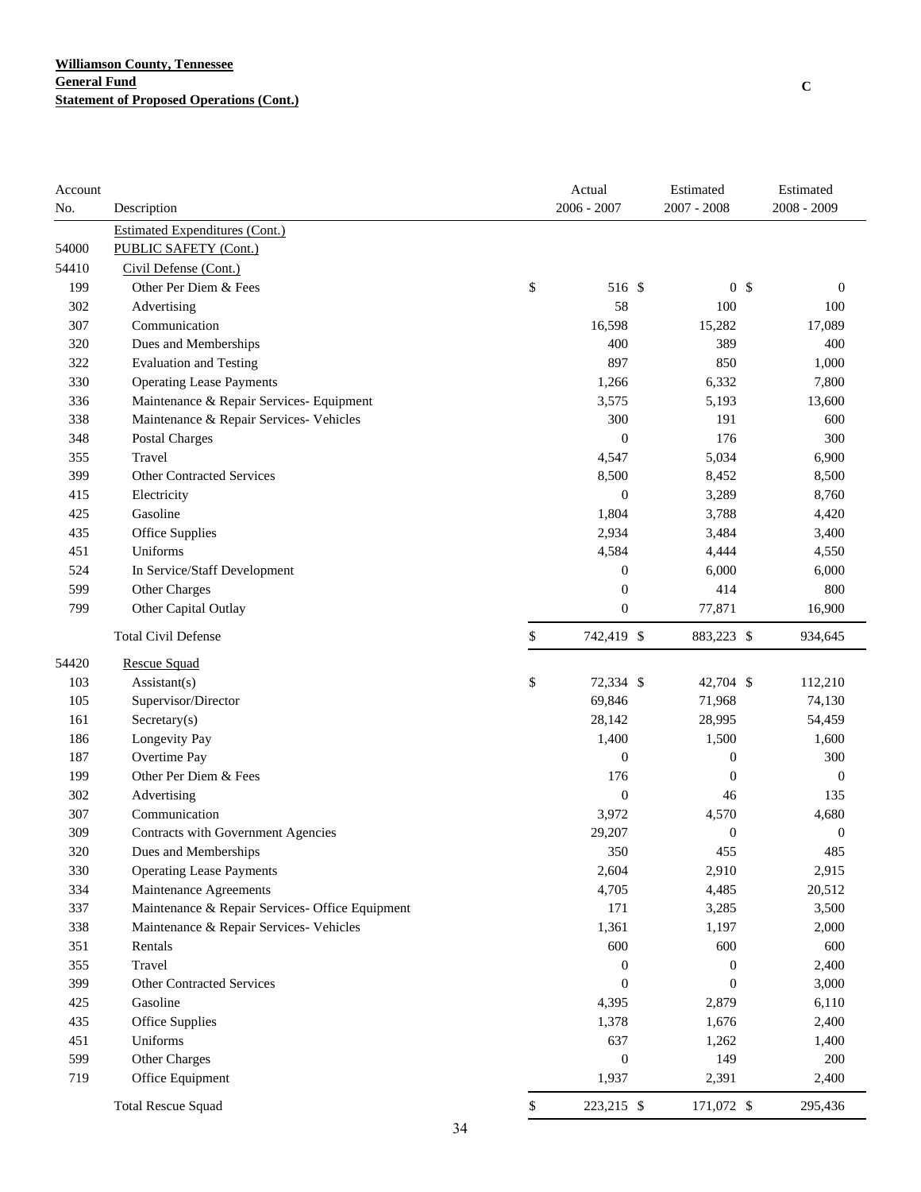**Williamson County, Tennessee**
**General Fund**
**Statement of Proposed Operations (Cont.)**

C

| Account No. | Description | Actual 2006 - 2007 | Estimated 2007 - 2008 | Estimated 2008 - 2009 |
|---|---|---|---|---|
| | Estimated Expenditures (Cont.) | | | |
| 54000 | PUBLIC SAFETY (Cont.) | | | |
| 54410 | Civil Defense (Cont.) | | | |
| 199 | Other Per Diem & Fees | $ 516 | $ 0 | $ 0 |
| 302 | Advertising | 58 | 100 | 100 |
| 307 | Communication | 16,598 | 15,282 | 17,089 |
| 320 | Dues and Memberships | 400 | 389 | 400 |
| 322 | Evaluation and Testing | 897 | 850 | 1,000 |
| 330 | Operating Lease Payments | 1,266 | 6,332 | 7,800 |
| 336 | Maintenance & Repair Services- Equipment | 3,575 | 5,193 | 13,600 |
| 338 | Maintenance & Repair Services- Vehicles | 300 | 191 | 600 |
| 348 | Postal Charges | 0 | 176 | 300 |
| 355 | Travel | 4,547 | 5,034 | 6,900 |
| 399 | Other Contracted Services | 8,500 | 8,452 | 8,500 |
| 415 | Electricity | 0 | 3,289 | 8,760 |
| 425 | Gasoline | 1,804 | 3,788 | 4,420 |
| 435 | Office Supplies | 2,934 | 3,484 | 3,400 |
| 451 | Uniforms | 4,584 | 4,444 | 4,550 |
| 524 | In Service/Staff Development | 0 | 6,000 | 6,000 |
| 599 | Other Charges | 0 | 414 | 800 |
| 799 | Other Capital Outlay | 0 | 77,871 | 16,900 |
| | Total Civil Defense | $ 742,419 | $ 883,223 | $ 934,645 |
| 54420 | Rescue Squad | | | |
| 103 | Assistant(s) | $ 72,334 | $ 42,704 | $ 112,210 |
| 105 | Supervisor/Director | 69,846 | 71,968 | 74,130 |
| 161 | Secretary(s) | 28,142 | 28,995 | 54,459 |
| 186 | Longevity Pay | 1,400 | 1,500 | 1,600 |
| 187 | Overtime Pay | 0 | 0 | 300 |
| 199 | Other Per Diem & Fees | 176 | 0 | 0 |
| 302 | Advertising | 0 | 46 | 135 |
| 307 | Communication | 3,972 | 4,570 | 4,680 |
| 309 | Contracts with Government Agencies | 29,207 | 0 | 0 |
| 320 | Dues and Memberships | 350 | 455 | 485 |
| 330 | Operating Lease Payments | 2,604 | 2,910 | 2,915 |
| 334 | Maintenance Agreements | 4,705 | 4,485 | 20,512 |
| 337 | Maintenance & Repair Services- Office Equipment | 171 | 3,285 | 3,500 |
| 338 | Maintenance & Repair Services- Vehicles | 1,361 | 1,197 | 2,000 |
| 351 | Rentals | 600 | 600 | 600 |
| 355 | Travel | 0 | 0 | 2,400 |
| 399 | Other Contracted Services | 0 | 0 | 3,000 |
| 425 | Gasoline | 4,395 | 2,879 | 6,110 |
| 435 | Office Supplies | 1,378 | 1,676 | 2,400 |
| 451 | Uniforms | 637 | 1,262 | 1,400 |
| 599 | Other Charges | 0 | 149 | 200 |
| 719 | Office Equipment | 1,937 | 2,391 | 2,400 |
| | Total Rescue Squad | $ 223,215 | $ 171,072 | $ 295,436 |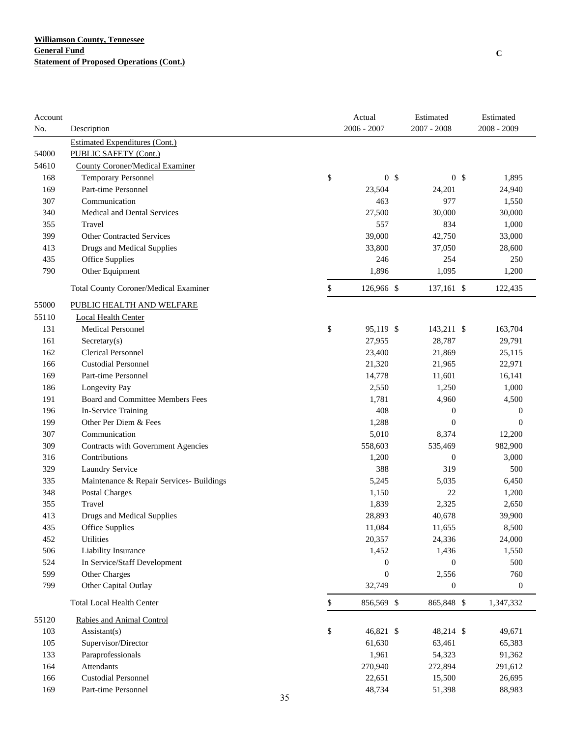**Williamson County, Tennessee**
**General Fund**
**Statement of Proposed Operations (Cont.)**

C

| Account No. | Description | Actual 2006 - 2007 | Estimated 2007 - 2008 | Estimated 2008 - 2009 |
|---|---|---|---|---|
| | Estimated Expenditures (Cont.) | | | |
| 54000 | PUBLIC SAFETY (Cont.) | | | |
| 54610 | County Coroner/Medical Examiner | | | |
| 168 | Temporary Personnel | $ 0 | $ 0 | $ 1,895 |
| 169 | Part-time Personnel | 23,504 | 24,201 | 24,940 |
| 307 | Communication | 463 | 977 | 1,550 |
| 340 | Medical and Dental Services | 27,500 | 30,000 | 30,000 |
| 355 | Travel | 557 | 834 | 1,000 |
| 399 | Other Contracted Services | 39,000 | 42,750 | 33,000 |
| 413 | Drugs and Medical Supplies | 33,800 | 37,050 | 28,600 |
| 435 | Office Supplies | 246 | 254 | 250 |
| 790 | Other Equipment | 1,896 | 1,095 | 1,200 |
| | Total County Coroner/Medical Examiner | $ 126,966 | $ 137,161 | $ 122,435 |
| 55000 | PUBLIC HEALTH AND WELFARE | | | |
| 55110 | Local Health Center | | | |
| 131 | Medical Personnel | $ 95,119 | $ 143,211 | $ 163,704 |
| 161 | Secretary(s) | 27,955 | 28,787 | 29,791 |
| 162 | Clerical Personnel | 23,400 | 21,869 | 25,115 |
| 166 | Custodial Personnel | 21,320 | 21,965 | 22,971 |
| 169 | Part-time Personnel | 14,778 | 11,601 | 16,141 |
| 186 | Longevity Pay | 2,550 | 1,250 | 1,000 |
| 191 | Board and Committee Members Fees | 1,781 | 4,960 | 4,500 |
| 196 | In-Service Training | 408 | 0 | 0 |
| 199 | Other Per Diem & Fees | 1,288 | 0 | 0 |
| 307 | Communication | 5,010 | 8,374 | 12,200 |
| 309 | Contracts with Government Agencies | 558,603 | 535,469 | 982,900 |
| 316 | Contributions | 1,200 | 0 | 3,000 |
| 329 | Laundry Service | 388 | 319 | 500 |
| 335 | Maintenance & Repair Services- Buildings | 5,245 | 5,035 | 6,450 |
| 348 | Postal Charges | 1,150 | 22 | 1,200 |
| 355 | Travel | 1,839 | 2,325 | 2,650 |
| 413 | Drugs and Medical Supplies | 28,893 | 40,678 | 39,900 |
| 435 | Office Supplies | 11,084 | 11,655 | 8,500 |
| 452 | Utilities | 20,357 | 24,336 | 24,000 |
| 506 | Liability Insurance | 1,452 | 1,436 | 1,550 |
| 524 | In Service/Staff Development | 0 | 0 | 500 |
| 599 | Other Charges | 0 | 2,556 | 760 |
| 799 | Other Capital Outlay | 32,749 | 0 | 0 |
| | Total Local Health Center | $ 856,569 | $ 865,848 | $ 1,347,332 |
| 55120 | Rabies and Animal Control | | | |
| 103 | Assistant(s) | $ 46,821 | $ 48,214 | $ 49,671 |
| 105 | Supervisor/Director | 61,630 | 63,461 | 65,383 |
| 133 | Paraprofessionals | 1,961 | 54,323 | 91,362 |
| 164 | Attendants | 270,940 | 272,894 | 291,612 |
| 166 | Custodial Personnel | 22,651 | 15,500 | 26,695 |
| 169 | Part-time Personnel | 48,734 | 51,398 | 88,983 |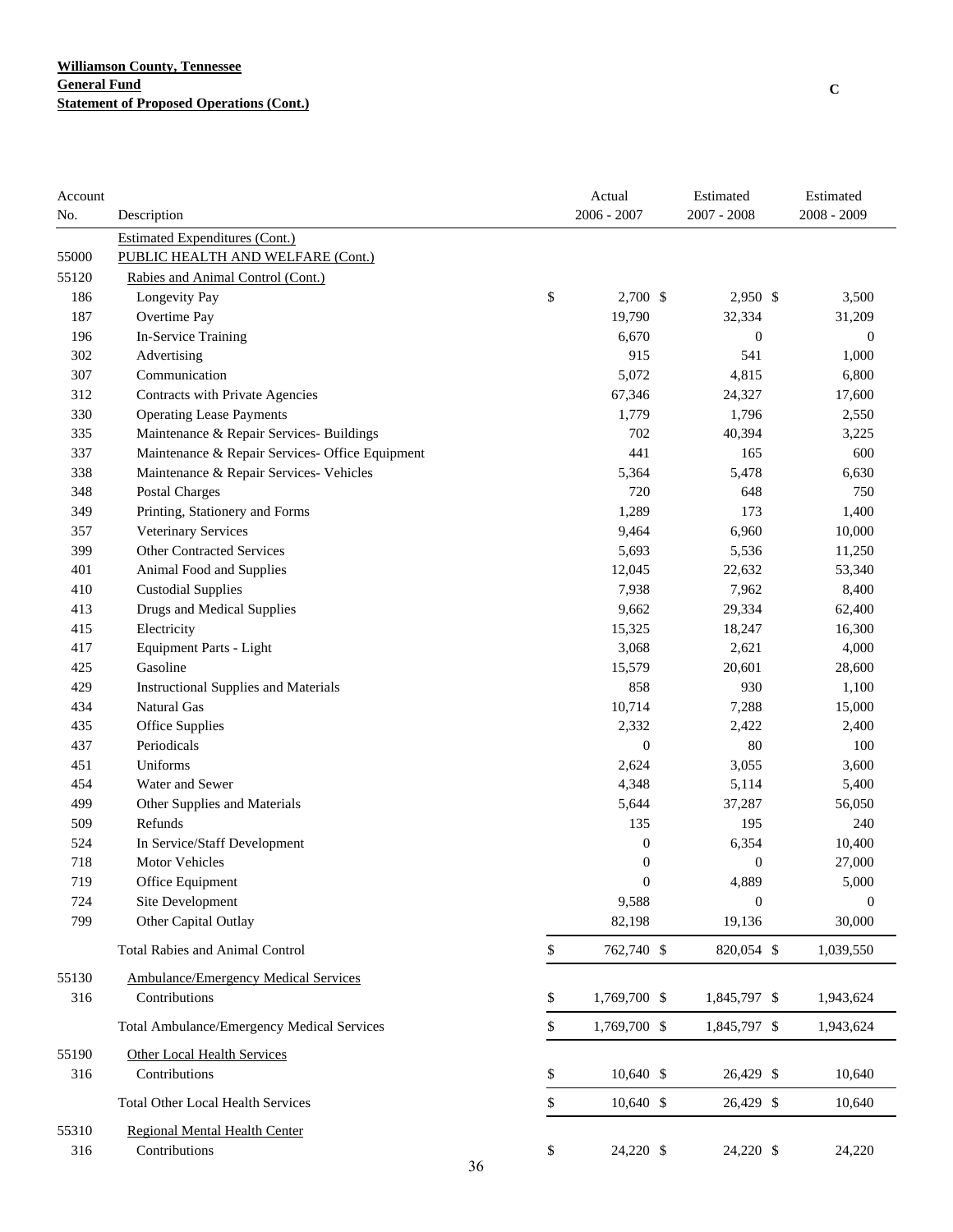**Williamson County, Tennessee**
**General Fund**
**Statement of Proposed Operations (Cont.)**

C

| Account No. | Description | Actual 2006 - 2007 | Estimated 2007 - 2008 | Estimated 2008 - 2009 |
|---|---|---|---|---|
| | Estimated Expenditures (Cont.) | | | |
| 55000 | PUBLIC HEALTH AND WELFARE (Cont.) | | | |
| 55120 | Rabies and Animal Control (Cont.) | | | |
| 186 | Longevity Pay | $ 2,700 | $ 2,950 | $ 3,500 |
| 187 | Overtime Pay | 19,790 | 32,334 | 31,209 |
| 196 | In-Service Training | 6,670 | 0 | 0 |
| 302 | Advertising | 915 | 541 | 1,000 |
| 307 | Communication | 5,072 | 4,815 | 6,800 |
| 312 | Contracts with Private Agencies | 67,346 | 24,327 | 17,600 |
| 330 | Operating Lease Payments | 1,779 | 1,796 | 2,550 |
| 335 | Maintenance & Repair Services- Buildings | 702 | 40,394 | 3,225 |
| 337 | Maintenance & Repair Services- Office Equipment | 441 | 165 | 600 |
| 338 | Maintenance & Repair Services- Vehicles | 5,364 | 5,478 | 6,630 |
| 348 | Postal Charges | 720 | 648 | 750 |
| 349 | Printing, Stationery and Forms | 1,289 | 173 | 1,400 |
| 357 | Veterinary Services | 9,464 | 6,960 | 10,000 |
| 399 | Other Contracted Services | 5,693 | 5,536 | 11,250 |
| 401 | Animal Food and Supplies | 12,045 | 22,632 | 53,340 |
| 410 | Custodial Supplies | 7,938 | 7,962 | 8,400 |
| 413 | Drugs and Medical Supplies | 9,662 | 29,334 | 62,400 |
| 415 | Electricity | 15,325 | 18,247 | 16,300 |
| 417 | Equipment Parts - Light | 3,068 | 2,621 | 4,000 |
| 425 | Gasoline | 15,579 | 20,601 | 28,600 |
| 429 | Instructional Supplies and Materials | 858 | 930 | 1,100 |
| 434 | Natural Gas | 10,714 | 7,288 | 15,000 |
| 435 | Office Supplies | 2,332 | 2,422 | 2,400 |
| 437 | Periodicals | 0 | 80 | 100 |
| 451 | Uniforms | 2,624 | 3,055 | 3,600 |
| 454 | Water and Sewer | 4,348 | 5,114 | 5,400 |
| 499 | Other Supplies and Materials | 5,644 | 37,287 | 56,050 |
| 509 | Refunds | 135 | 195 | 240 |
| 524 | In Service/Staff Development | 0 | 6,354 | 10,400 |
| 718 | Motor Vehicles | 0 | 0 | 27,000 |
| 719 | Office Equipment | 0 | 4,889 | 5,000 |
| 724 | Site Development | 9,588 | 0 | 0 |
| 799 | Other Capital Outlay | 82,198 | 19,136 | 30,000 |
| | Total Rabies and Animal Control | $ 762,740 | $ 820,054 | $ 1,039,550 |
| 55130 | Ambulance/Emergency Medical Services | | | |
| 316 | Contributions | $ 1,769,700 | $ 1,845,797 | $ 1,943,624 |
| | Total Ambulance/Emergency Medical Services | $ 1,769,700 | $ 1,845,797 | $ 1,943,624 |
| 55190 | Other Local Health Services | | | |
| 316 | Contributions | $ 10,640 | $ 26,429 | $ 10,640 |
| | Total Other Local Health Services | $ 10,640 | $ 26,429 | $ 10,640 |
| 55310 | Regional Mental Health Center | | | |
| 316 | Contributions | $ 24,220 | $ 24,220 | $ 24,220 |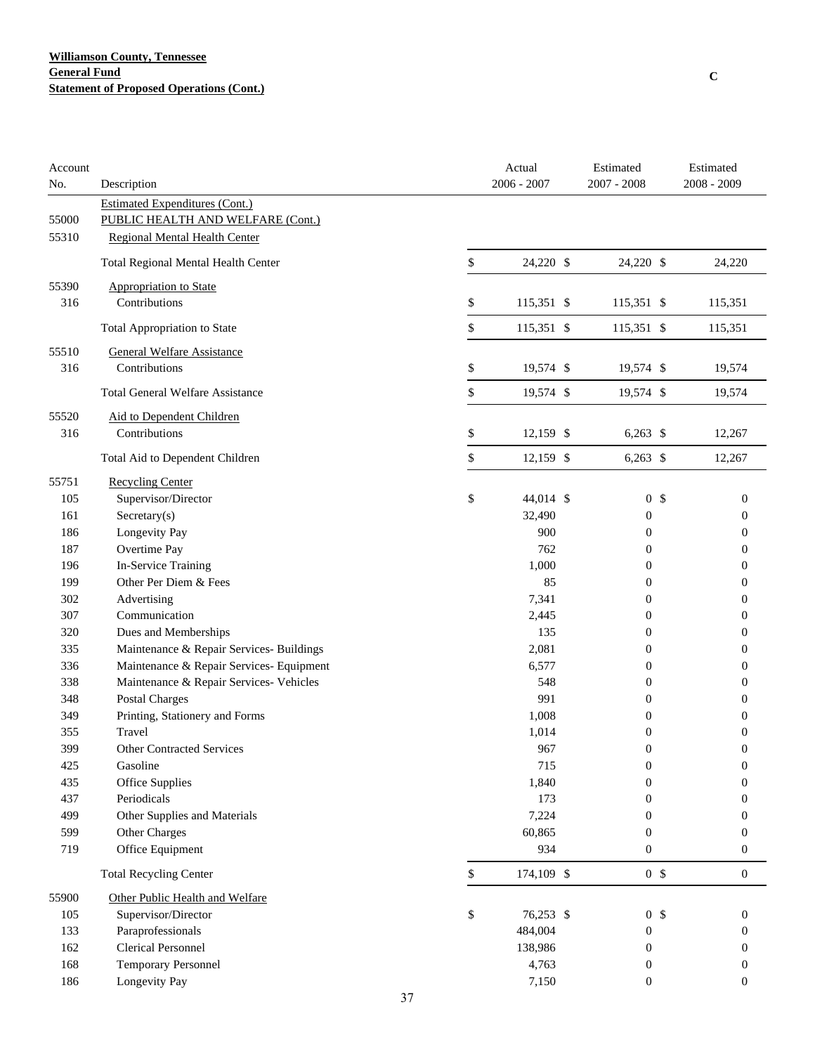**Williamson County, Tennessee**
**General Fund**
**Statement of Proposed Operations (Cont.)**

C

| Account No. | Description | Actual 2006 - 2007 | Estimated 2007 - 2008 | Estimated 2008 - 2009 |
|---|---|---|---|---|
| | Estimated Expenditures (Cont.) | | | |
| 55000 | PUBLIC HEALTH AND WELFARE (Cont.) | | | |
| 55310 | Regional Mental Health Center | | | |
| | Total Regional Mental Health Center | $ 24,220 | $ 24,220 | $ 24,220 |
| 55390 | Appropriation to State | | | |
| 316 | Contributions | $ 115,351 | $ 115,351 | $ 115,351 |
| | Total Appropriation to State | $ 115,351 | $ 115,351 | $ 115,351 |
| 55510 | General Welfare Assistance | | | |
| 316 | Contributions | $ 19,574 | $ 19,574 | $ 19,574 |
| | Total General Welfare Assistance | $ 19,574 | $ 19,574 | $ 19,574 |
| 55520 | Aid to Dependent Children | | | |
| 316 | Contributions | $ 12,159 | $ 6,263 | $ 12,267 |
| | Total Aid to Dependent Children | $ 12,159 | $ 6,263 | $ 12,267 |
| 55751 | Recycling Center | | | |
| 105 | Supervisor/Director | $ 44,014 | $ 0 | $ 0 |
| 161 | Secretary(s) | 32,490 | 0 | 0 |
| 186 | Longevity Pay | 900 | 0 | 0 |
| 187 | Overtime Pay | 762 | 0 | 0 |
| 196 | In-Service Training | 1,000 | 0 | 0 |
| 199 | Other Per Diem & Fees | 85 | 0 | 0 |
| 302 | Advertising | 7,341 | 0 | 0 |
| 307 | Communication | 2,445 | 0 | 0 |
| 320 | Dues and Memberships | 135 | 0 | 0 |
| 335 | Maintenance & Repair Services- Buildings | 2,081 | 0 | 0 |
| 336 | Maintenance & Repair Services- Equipment | 6,577 | 0 | 0 |
| 338 | Maintenance & Repair Services- Vehicles | 548 | 0 | 0 |
| 348 | Postal Charges | 991 | 0 | 0 |
| 349 | Printing, Stationery and Forms | 1,008 | 0 | 0 |
| 355 | Travel | 1,014 | 0 | 0 |
| 399 | Other Contracted Services | 967 | 0 | 0 |
| 425 | Gasoline | 715 | 0 | 0 |
| 435 | Office Supplies | 1,840 | 0 | 0 |
| 437 | Periodicals | 173 | 0 | 0 |
| 499 | Other Supplies and Materials | 7,224 | 0 | 0 |
| 599 | Other Charges | 60,865 | 0 | 0 |
| 719 | Office Equipment | 934 | 0 | 0 |
| | Total Recycling Center | $ 174,109 | $ 0 | $ 0 |
| 55900 | Other Public Health and Welfare | | | |
| 105 | Supervisor/Director | $ 76,253 | $ 0 | $ 0 |
| 133 | Paraprofessionals | 484,004 | 0 | 0 |
| 162 | Clerical Personnel | 138,986 | 0 | 0 |
| 168 | Temporary Personnel | 4,763 | 0 | 0 |
| 186 | Longevity Pay | 7,150 | 0 | 0 |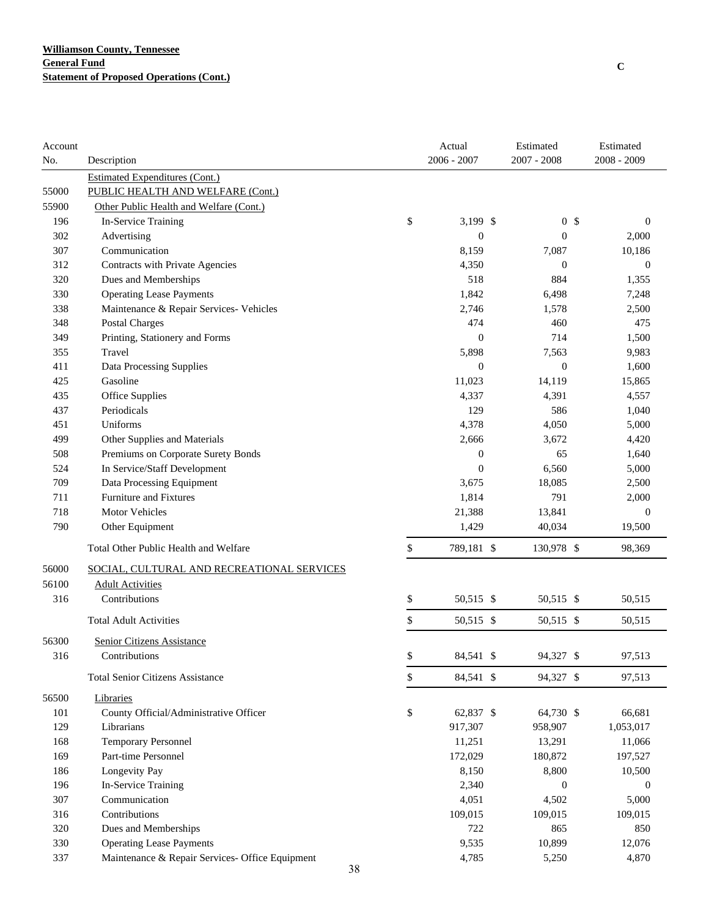**Williamson County, Tennessee**
**General Fund**
**Statement of Proposed Operations (Cont.)**

C

| Account No. | Description | Actual 2006 - 2007 | Estimated 2007 - 2008 | Estimated 2008 - 2009 |
|---|---|---|---|---|
| | Estimated Expenditures (Cont.) | | | |
| 55000 | PUBLIC HEALTH AND WELFARE (Cont.) | | | |
| 55900 | Other Public Health and Welfare (Cont.) | | | |
| 196 | In-Service Training | $ 3,199 | $ 0 | $ 0 |
| 302 | Advertising | 0 | 0 | 2,000 |
| 307 | Communication | 8,159 | 7,087 | 10,186 |
| 312 | Contracts with Private Agencies | 4,350 | 0 | 0 |
| 320 | Dues and Memberships | 518 | 884 | 1,355 |
| 330 | Operating Lease Payments | 1,842 | 6,498 | 7,248 |
| 338 | Maintenance & Repair Services- Vehicles | 2,746 | 1,578 | 2,500 |
| 348 | Postal Charges | 474 | 460 | 475 |
| 349 | Printing, Stationery and Forms | 0 | 714 | 1,500 |
| 355 | Travel | 5,898 | 7,563 | 9,983 |
| 411 | Data Processing Supplies | 0 | 0 | 1,600 |
| 425 | Gasoline | 11,023 | 14,119 | 15,865 |
| 435 | Office Supplies | 4,337 | 4,391 | 4,557 |
| 437 | Periodicals | 129 | 586 | 1,040 |
| 451 | Uniforms | 4,378 | 4,050 | 5,000 |
| 499 | Other Supplies and Materials | 2,666 | 3,672 | 4,420 |
| 508 | Premiums on Corporate Surety Bonds | 0 | 65 | 1,640 |
| 524 | In Service/Staff Development | 0 | 6,560 | 5,000 |
| 709 | Data Processing Equipment | 3,675 | 18,085 | 2,500 |
| 711 | Furniture and Fixtures | 1,814 | 791 | 2,000 |
| 718 | Motor Vehicles | 21,388 | 13,841 | 0 |
| 790 | Other Equipment | 1,429 | 40,034 | 19,500 |
| | Total Other Public Health and Welfare | $ 789,181 | $ 130,978 | $ 98,369 |
| 56000 | SOCIAL, CULTURAL AND RECREATIONAL SERVICES | | | |
| 56100 | Adult Activities | | | |
| 316 | Contributions | $ 50,515 | $ 50,515 | $ 50,515 |
| | Total Adult Activities | $ 50,515 | $ 50,515 | $ 50,515 |
| 56300 | Senior Citizens Assistance | | | |
| 316 | Contributions | $ 84,541 | $ 94,327 | $ 97,513 |
| | Total Senior Citizens Assistance | $ 84,541 | $ 94,327 | $ 97,513 |
| 56500 | Libraries | | | |
| 101 | County Official/Administrative Officer | $ 62,837 | $ 64,730 | $ 66,681 |
| 129 | Librarians | 917,307 | 958,907 | 1,053,017 |
| 168 | Temporary Personnel | 11,251 | 13,291 | 11,066 |
| 169 | Part-time Personnel | 172,029 | 180,872 | 197,527 |
| 186 | Longevity Pay | 8,150 | 8,800 | 10,500 |
| 196 | In-Service Training | 2,340 | 0 | 0 |
| 307 | Communication | 4,051 | 4,502 | 5,000 |
| 316 | Contributions | 109,015 | 109,015 | 109,015 |
| 320 | Dues and Memberships | 722 | 865 | 850 |
| 330 | Operating Lease Payments | 9,535 | 10,899 | 12,076 |
| 337 | Maintenance & Repair Services- Office Equipment | 4,785 | 5,250 | 4,870 |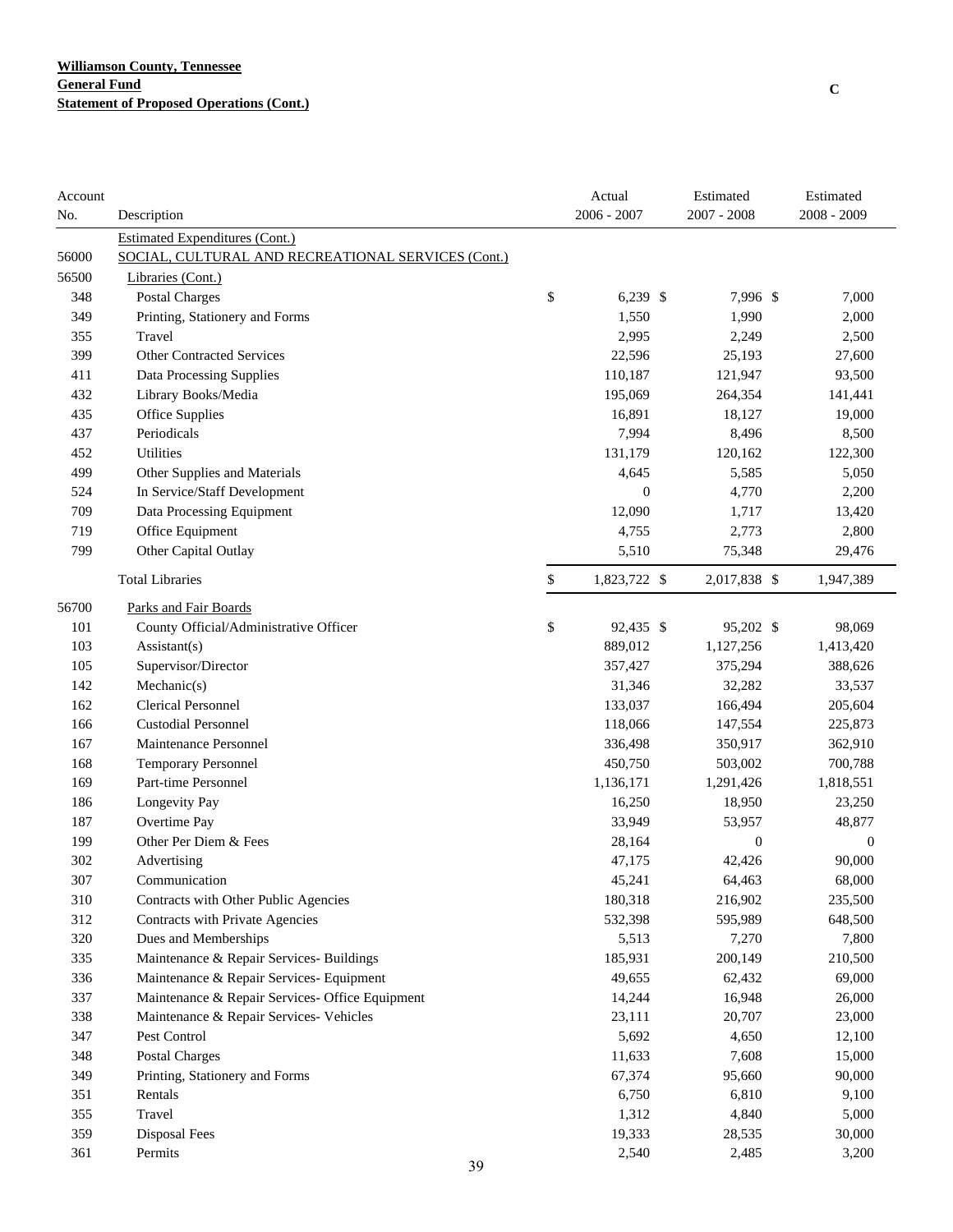**Williamson County, Tennessee**
**General Fund**
**Statement of Proposed Operations (Cont.)**

C

| Account No. | Description | Actual 2006 - 2007 | Estimated 2007 - 2008 | Estimated 2008 - 2009 |
|---|---|---|---|---|
| | Estimated Expenditures (Cont.) | | | |
| 56000 | SOCIAL, CULTURAL AND RECREATIONAL SERVICES (Cont.) | | | |
| 56500 | Libraries (Cont.) | | | |
| 348 | Postal Charges | $ 6,239 | $ 7,996 | $ 7,000 |
| 349 | Printing, Stationery and Forms | 1,550 | 1,990 | 2,000 |
| 355 | Travel | 2,995 | 2,249 | 2,500 |
| 399 | Other Contracted Services | 22,596 | 25,193 | 27,600 |
| 411 | Data Processing Supplies | 110,187 | 121,947 | 93,500 |
| 432 | Library Books/Media | 195,069 | 264,354 | 141,441 |
| 435 | Office Supplies | 16,891 | 18,127 | 19,000 |
| 437 | Periodicals | 7,994 | 8,496 | 8,500 |
| 452 | Utilities | 131,179 | 120,162 | 122,300 |
| 499 | Other Supplies and Materials | 4,645 | 5,585 | 5,050 |
| 524 | In Service/Staff Development | 0 | 4,770 | 2,200 |
| 709 | Data Processing Equipment | 12,090 | 1,717 | 13,420 |
| 719 | Office Equipment | 4,755 | 2,773 | 2,800 |
| 799 | Other Capital Outlay | 5,510 | 75,348 | 29,476 |
| | Total Libraries | $ 1,823,722 | $ 2,017,838 | $ 1,947,389 |
| 56700 | Parks and Fair Boards | | | |
| 101 | County Official/Administrative Officer | $ 92,435 | $ 95,202 | $ 98,069 |
| 103 | Assistant(s) | 889,012 | 1,127,256 | 1,413,420 |
| 105 | Supervisor/Director | 357,427 | 375,294 | 388,626 |
| 142 | Mechanic(s) | 31,346 | 32,282 | 33,537 |
| 162 | Clerical Personnel | 133,037 | 166,494 | 205,604 |
| 166 | Custodial Personnel | 118,066 | 147,554 | 225,873 |
| 167 | Maintenance Personnel | 336,498 | 350,917 | 362,910 |
| 168 | Temporary Personnel | 450,750 | 503,002 | 700,788 |
| 169 | Part-time Personnel | 1,136,171 | 1,291,426 | 1,818,551 |
| 186 | Longevity Pay | 16,250 | 18,950 | 23,250 |
| 187 | Overtime Pay | 33,949 | 53,957 | 48,877 |
| 199 | Other Per Diem & Fees | 28,164 | 0 | 0 |
| 302 | Advertising | 47,175 | 42,426 | 90,000 |
| 307 | Communication | 45,241 | 64,463 | 68,000 |
| 310 | Contracts with Other Public Agencies | 180,318 | 216,902 | 235,500 |
| 312 | Contracts with Private Agencies | 532,398 | 595,989 | 648,500 |
| 320 | Dues and Memberships | 5,513 | 7,270 | 7,800 |
| 335 | Maintenance & Repair Services- Buildings | 185,931 | 200,149 | 210,500 |
| 336 | Maintenance & Repair Services- Equipment | 49,655 | 62,432 | 69,000 |
| 337 | Maintenance & Repair Services- Office Equipment | 14,244 | 16,948 | 26,000 |
| 338 | Maintenance & Repair Services- Vehicles | 23,111 | 20,707 | 23,000 |
| 347 | Pest Control | 5,692 | 4,650 | 12,100 |
| 348 | Postal Charges | 11,633 | 7,608 | 15,000 |
| 349 | Printing, Stationery and Forms | 67,374 | 95,660 | 90,000 |
| 351 | Rentals | 6,750 | 6,810 | 9,100 |
| 355 | Travel | 1,312 | 4,840 | 5,000 |
| 359 | Disposal Fees | 19,333 | 28,535 | 30,000 |
| 361 | Permits | 2,540 | 2,485 | 3,200 |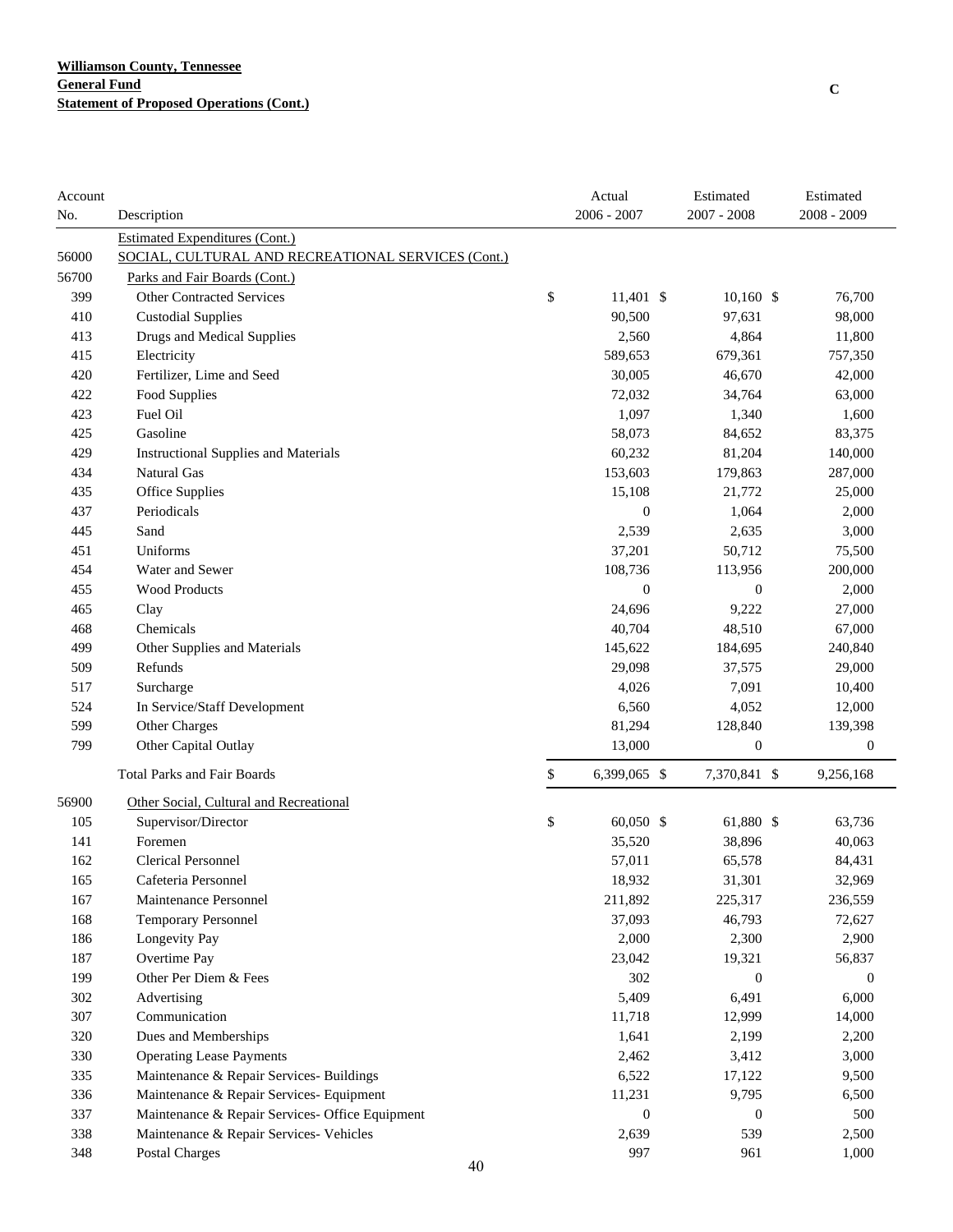**Williamson County, Tennessee**
**General Fund**
**Statement of Proposed Operations (Cont.)**

C

| Account No. | Description | Actual 2006 - 2007 | Estimated 2007 - 2008 | Estimated 2008 - 2009 |
|---|---|---|---|---|
| | Estimated Expenditures (Cont.) | | | |
| 56000 | SOCIAL, CULTURAL AND RECREATIONAL SERVICES (Cont.) | | | |
| 56700 | Parks and Fair Boards (Cont.) | | | |
| 399 | Other Contracted Services | $ 11,401 | $ 10,160 | $ 76,700 |
| 410 | Custodial Supplies | 90,500 | 97,631 | 98,000 |
| 413 | Drugs and Medical Supplies | 2,560 | 4,864 | 11,800 |
| 415 | Electricity | 589,653 | 679,361 | 757,350 |
| 420 | Fertilizer, Lime and Seed | 30,005 | 46,670 | 42,000 |
| 422 | Food Supplies | 72,032 | 34,764 | 63,000 |
| 423 | Fuel Oil | 1,097 | 1,340 | 1,600 |
| 425 | Gasoline | 58,073 | 84,652 | 83,375 |
| 429 | Instructional Supplies and Materials | 60,232 | 81,204 | 140,000 |
| 434 | Natural Gas | 153,603 | 179,863 | 287,000 |
| 435 | Office Supplies | 15,108 | 21,772 | 25,000 |
| 437 | Periodicals | 0 | 1,064 | 2,000 |
| 445 | Sand | 2,539 | 2,635 | 3,000 |
| 451 | Uniforms | 37,201 | 50,712 | 75,500 |
| 454 | Water and Sewer | 108,736 | 113,956 | 200,000 |
| 455 | Wood Products | 0 | 0 | 2,000 |
| 465 | Clay | 24,696 | 9,222 | 27,000 |
| 468 | Chemicals | 40,704 | 48,510 | 67,000 |
| 499 | Other Supplies and Materials | 145,622 | 184,695 | 240,840 |
| 509 | Refunds | 29,098 | 37,575 | 29,000 |
| 517 | Surcharge | 4,026 | 7,091 | 10,400 |
| 524 | In Service/Staff Development | 6,560 | 4,052 | 12,000 |
| 599 | Other Charges | 81,294 | 128,840 | 139,398 |
| 799 | Other Capital Outlay | 13,000 | 0 | 0 |
| | Total Parks and Fair Boards | $ 6,399,065 | $ 7,370,841 | $ 9,256,168 |
| 56900 | Other Social, Cultural and Recreational | | | |
| 105 | Supervisor/Director | $ 60,050 | $ 61,880 | $ 63,736 |
| 141 | Foremen | 35,520 | 38,896 | 40,063 |
| 162 | Clerical Personnel | 57,011 | 65,578 | 84,431 |
| 165 | Cafeteria Personnel | 18,932 | 31,301 | 32,969 |
| 167 | Maintenance Personnel | 211,892 | 225,317 | 236,559 |
| 168 | Temporary Personnel | 37,093 | 46,793 | 72,627 |
| 186 | Longevity Pay | 2,000 | 2,300 | 2,900 |
| 187 | Overtime Pay | 23,042 | 19,321 | 56,837 |
| 199 | Other Per Diem & Fees | 302 | 0 | 0 |
| 302 | Advertising | 5,409 | 6,491 | 6,000 |
| 307 | Communication | 11,718 | 12,999 | 14,000 |
| 320 | Dues and Memberships | 1,641 | 2,199 | 2,200 |
| 330 | Operating Lease Payments | 2,462 | 3,412 | 3,000 |
| 335 | Maintenance & Repair Services- Buildings | 6,522 | 17,122 | 9,500 |
| 336 | Maintenance & Repair Services- Equipment | 11,231 | 9,795 | 6,500 |
| 337 | Maintenance & Repair Services- Office Equipment | 0 | 0 | 500 |
| 338 | Maintenance & Repair Services- Vehicles | 2,639 | 539 | 2,500 |
| 348 | Postal Charges | 997 | 961 | 1,000 |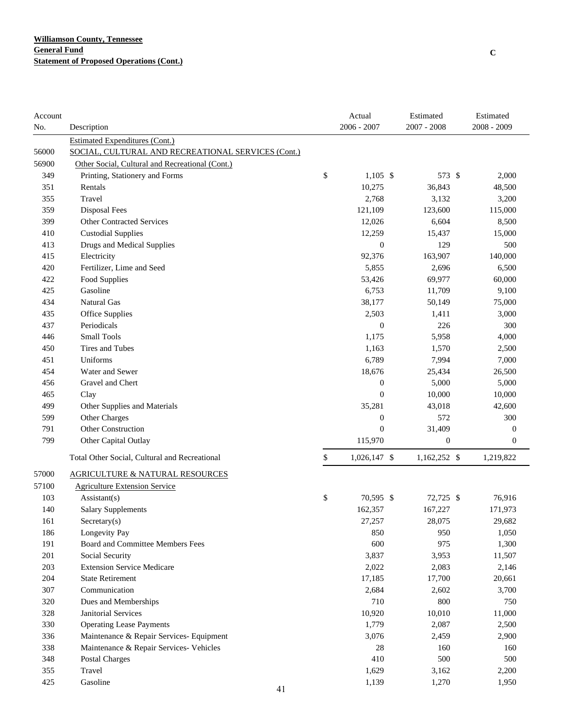**Williamson County, Tennessee**
**General Fund**
**Statement of Proposed Operations (Cont.)**

C

| Account No. | Description | Actual 2006 - 2007 | Estimated 2007 - 2008 | Estimated 2008 - 2009 |
|---|---|---|---|---|
| | Estimated Expenditures (Cont.) | | | |
| 56000 | SOCIAL, CULTURAL AND RECREATIONAL SERVICES (Cont.) | | | |
| 56900 | Other Social, Cultural and Recreational (Cont.) | | | |
| 349 | Printing, Stationery and Forms | $ 1,105 | $ 573 | $ 2,000 |
| 351 | Rentals | 10,275 | 36,843 | 48,500 |
| 355 | Travel | 2,768 | 3,132 | 3,200 |
| 359 | Disposal Fees | 121,109 | 123,600 | 115,000 |
| 399 | Other Contracted Services | 12,026 | 6,604 | 8,500 |
| 410 | Custodial Supplies | 12,259 | 15,437 | 15,000 |
| 413 | Drugs and Medical Supplies | 0 | 129 | 500 |
| 415 | Electricity | 92,376 | 163,907 | 140,000 |
| 420 | Fertilizer, Lime and Seed | 5,855 | 2,696 | 6,500 |
| 422 | Food Supplies | 53,426 | 69,977 | 60,000 |
| 425 | Gasoline | 6,753 | 11,709 | 9,100 |
| 434 | Natural Gas | 38,177 | 50,149 | 75,000 |
| 435 | Office Supplies | 2,503 | 1,411 | 3,000 |
| 437 | Periodicals | 0 | 226 | 300 |
| 446 | Small Tools | 1,175 | 5,958 | 4,000 |
| 450 | Tires and Tubes | 1,163 | 1,570 | 2,500 |
| 451 | Uniforms | 6,789 | 7,994 | 7,000 |
| 454 | Water and Sewer | 18,676 | 25,434 | 26,500 |
| 456 | Gravel and Chert | 0 | 5,000 | 5,000 |
| 465 | Clay | 0 | 10,000 | 10,000 |
| 499 | Other Supplies and Materials | 35,281 | 43,018 | 42,600 |
| 599 | Other Charges | 0 | 572 | 300 |
| 791 | Other Construction | 0 | 31,409 | 0 |
| 799 | Other Capital Outlay | 115,970 | 0 | 0 |
| | Total Other Social, Cultural and Recreational | $ 1,026,147 | $ 1,162,252 | $ 1,219,822 |
| 57000 | AGRICULTURE & NATURAL RESOURCES | | | |
| 57100 | Agriculture Extension Service | | | |
| 103 | Assistant(s) | $ 70,595 | $ 72,725 | $ 76,916 |
| 140 | Salary Supplements | 162,357 | 167,227 | 171,973 |
| 161 | Secretary(s) | 27,257 | 28,075 | 29,682 |
| 186 | Longevity Pay | 850 | 950 | 1,050 |
| 191 | Board and Committee Members Fees | 600 | 975 | 1,300 |
| 201 | Social Security | 3,837 | 3,953 | 11,507 |
| 203 | Extension Service Medicare | 2,022 | 2,083 | 2,146 |
| 204 | State Retirement | 17,185 | 17,700 | 20,661 |
| 307 | Communication | 2,684 | 2,602 | 3,700 |
| 320 | Dues and Memberships | 710 | 800 | 750 |
| 328 | Janitorial Services | 10,920 | 10,010 | 11,000 |
| 330 | Operating Lease Payments | 1,779 | 2,087 | 2,500 |
| 336 | Maintenance & Repair Services- Equipment | 3,076 | 2,459 | 2,900 |
| 338 | Maintenance & Repair Services- Vehicles | 28 | 160 | 160 |
| 348 | Postal Charges | 410 | 500 | 500 |
| 355 | Travel | 1,629 | 3,162 | 2,200 |
| 425 | Gasoline | 1,139 | 1,270 | 1,950 |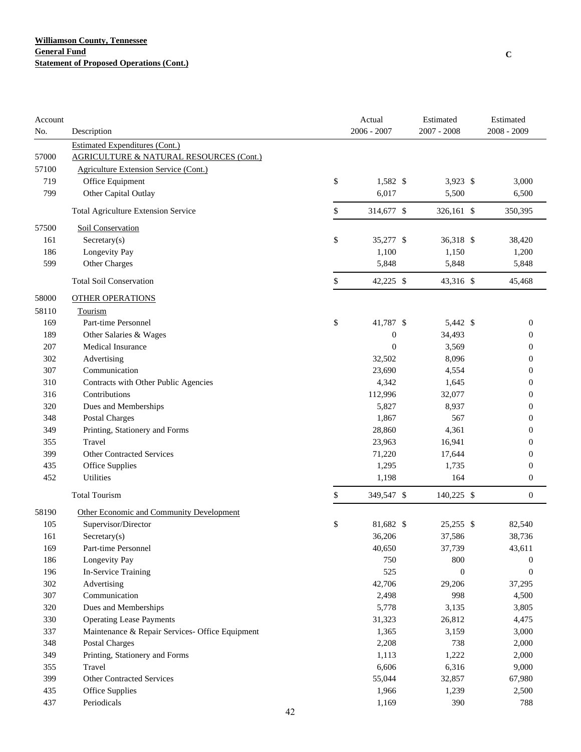**Williamson County, Tennessee**
**General Fund**
**Statement of Proposed Operations (Cont.)**

C

| Account No. | Description | Actual 2006 - 2007 | Estimated 2007 - 2008 | Estimated 2008 - 2009 |
|---|---|---|---|---|
| | Estimated Expenditures (Cont.) | | | |
| 57000 | AGRICULTURE & NATURAL RESOURCES (Cont.) | | | |
| 57100 | Agriculture Extension Service (Cont.) | | | |
| 719 | Office Equipment | $ 1,582 | $ 3,923 | $ 3,000 |
| 799 | Other Capital Outlay | 6,017 | 5,500 | 6,500 |
| | Total Agriculture Extension Service | $ 314,677 | $ 326,161 | $ 350,395 |
| 57500 | Soil Conservation | | | |
| 161 | Secretary(s) | $ 35,277 | $ 36,318 | $ 38,420 |
| 186 | Longevity Pay | 1,100 | 1,150 | 1,200 |
| 599 | Other Charges | 5,848 | 5,848 | 5,848 |
| | Total Soil Conservation | $ 42,225 | $ 43,316 | $ 45,468 |
| 58000 | OTHER OPERATIONS | | | |
| 58110 | Tourism | | | |
| 169 | Part-time Personnel | $ 41,787 | $ 5,442 | $ 0 |
| 189 | Other Salaries & Wages | 0 | 34,493 | 0 |
| 207 | Medical Insurance | 0 | 3,569 | 0 |
| 302 | Advertising | 32,502 | 8,096 | 0 |
| 307 | Communication | 23,690 | 4,554 | 0 |
| 310 | Contracts with Other Public Agencies | 4,342 | 1,645 | 0 |
| 316 | Contributions | 112,996 | 32,077 | 0 |
| 320 | Dues and Memberships | 5,827 | 8,937 | 0 |
| 348 | Postal Charges | 1,867 | 567 | 0 |
| 349 | Printing, Stationery and Forms | 28,860 | 4,361 | 0 |
| 355 | Travel | 23,963 | 16,941 | 0 |
| 399 | Other Contracted Services | 71,220 | 17,644 | 0 |
| 435 | Office Supplies | 1,295 | 1,735 | 0 |
| 452 | Utilities | 1,198 | 164 | 0 |
| | Total Tourism | $ 349,547 | $ 140,225 | $ 0 |
| 58190 | Other Economic and Community Development | | | |
| 105 | Supervisor/Director | $ 81,682 | $ 25,255 | $ 82,540 |
| 161 | Secretary(s) | 36,206 | 37,586 | 38,736 |
| 169 | Part-time Personnel | 40,650 | 37,739 | 43,611 |
| 186 | Longevity Pay | 750 | 800 | 0 |
| 196 | In-Service Training | 525 | 0 | 0 |
| 302 | Advertising | 42,706 | 29,206 | 37,295 |
| 307 | Communication | 2,498 | 998 | 4,500 |
| 320 | Dues and Memberships | 5,778 | 3,135 | 3,805 |
| 330 | Operating Lease Payments | 31,323 | 26,812 | 4,475 |
| 337 | Maintenance & Repair Services- Office Equipment | 1,365 | 3,159 | 3,000 |
| 348 | Postal Charges | 2,208 | 738 | 2,000 |
| 349 | Printing, Stationery and Forms | 1,113 | 1,222 | 2,000 |
| 355 | Travel | 6,606 | 6,316 | 9,000 |
| 399 | Other Contracted Services | 55,044 | 32,857 | 67,980 |
| 435 | Office Supplies | 1,966 | 1,239 | 2,500 |
| 437 | Periodicals | 1,169 | 390 | 788 |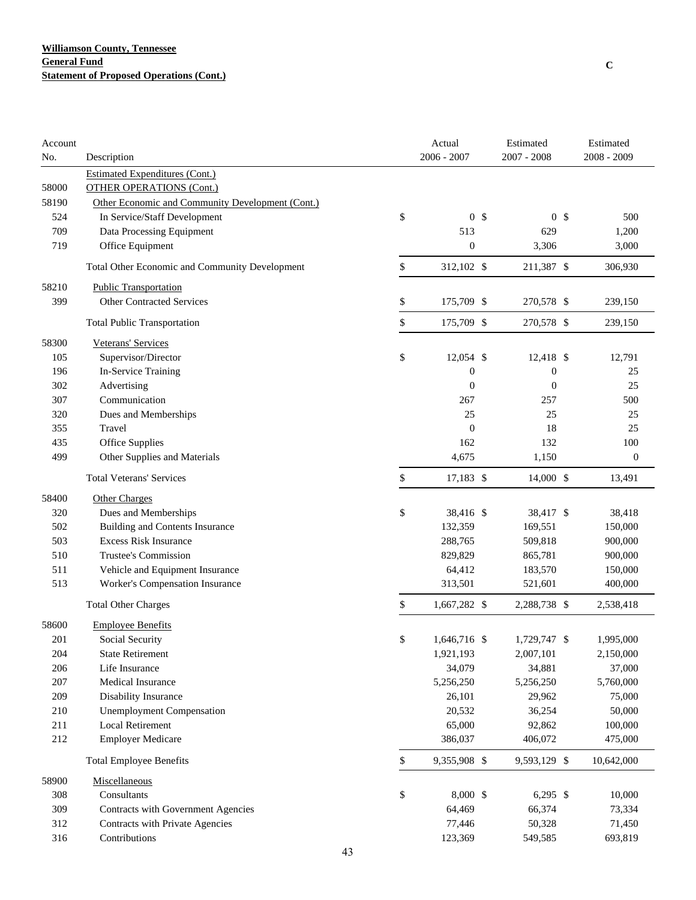**Williamson County, Tennessee**
**General Fund**
**Statement of Proposed Operations (Cont.)**

C

| Account No. | Description | Actual 2006 - 2007 | Estimated 2007 - 2008 | Estimated 2008 - 2009 |
|---|---|---|---|---|
| | Estimated Expenditures (Cont.) | | | |
| 58000 | OTHER OPERATIONS (Cont.) | | | |
| 58190 | Other Economic and Community Development (Cont.) | | | |
| 524 | In Service/Staff Development | $ 0 | $ 0 | $ 500 |
| 709 | Data Processing Equipment | 513 | 629 | 1,200 |
| 719 | Office Equipment | 0 | 3,306 | 3,000 |
| | Total Other Economic and Community Development | $ 312,102 | $ 211,387 | $ 306,930 |
| 58210 | Public Transportation | | | |
| 399 | Other Contracted Services | $ 175,709 | $ 270,578 | $ 239,150 |
| | Total Public Transportation | $ 175,709 | $ 270,578 | $ 239,150 |
| 58300 | Veterans' Services | | | |
| 105 | Supervisor/Director | $ 12,054 | $ 12,418 | $ 12,791 |
| 196 | In-Service Training | 0 | 0 | 25 |
| 302 | Advertising | 0 | 0 | 25 |
| 307 | Communication | 267 | 257 | 500 |
| 320 | Dues and Memberships | 25 | 25 | 25 |
| 355 | Travel | 0 | 18 | 25 |
| 435 | Office Supplies | 162 | 132 | 100 |
| 499 | Other Supplies and Materials | 4,675 | 1,150 | 0 |
| | Total Veterans' Services | $ 17,183 | $ 14,000 | $ 13,491 |
| 58400 | Other Charges | | | |
| 320 | Dues and Memberships | $ 38,416 | $ 38,417 | $ 38,418 |
| 502 | Building and Contents Insurance | 132,359 | 169,551 | 150,000 |
| 503 | Excess Risk Insurance | 288,765 | 509,818 | 900,000 |
| 510 | Trustee's Commission | 829,829 | 865,781 | 900,000 |
| 511 | Vehicle and Equipment Insurance | 64,412 | 183,570 | 150,000 |
| 513 | Worker's Compensation Insurance | 313,501 | 521,601 | 400,000 |
| | Total Other Charges | $ 1,667,282 | $ 2,288,738 | $ 2,538,418 |
| 58600 | Employee Benefits | | | |
| 201 | Social Security | $ 1,646,716 | $ 1,729,747 | $ 1,995,000 |
| 204 | State Retirement | 1,921,193 | 2,007,101 | 2,150,000 |
| 206 | Life Insurance | 34,079 | 34,881 | 37,000 |
| 207 | Medical Insurance | 5,256,250 | 5,256,250 | 5,760,000 |
| 209 | Disability Insurance | 26,101 | 29,962 | 75,000 |
| 210 | Unemployment Compensation | 20,532 | 36,254 | 50,000 |
| 211 | Local Retirement | 65,000 | 92,862 | 100,000 |
| 212 | Employer Medicare | 386,037 | 406,072 | 475,000 |
| | Total Employee Benefits | $ 9,355,908 | $ 9,593,129 | $ 10,642,000 |
| 58900 | Miscellaneous | | | |
| 308 | Consultants | $ 8,000 | $ 6,295 | $ 10,000 |
| 309 | Contracts with Government Agencies | 64,469 | 66,374 | 73,334 |
| 312 | Contracts with Private Agencies | 77,446 | 50,328 | 71,450 |
| 316 | Contributions | 123,369 | 549,585 | 693,819 |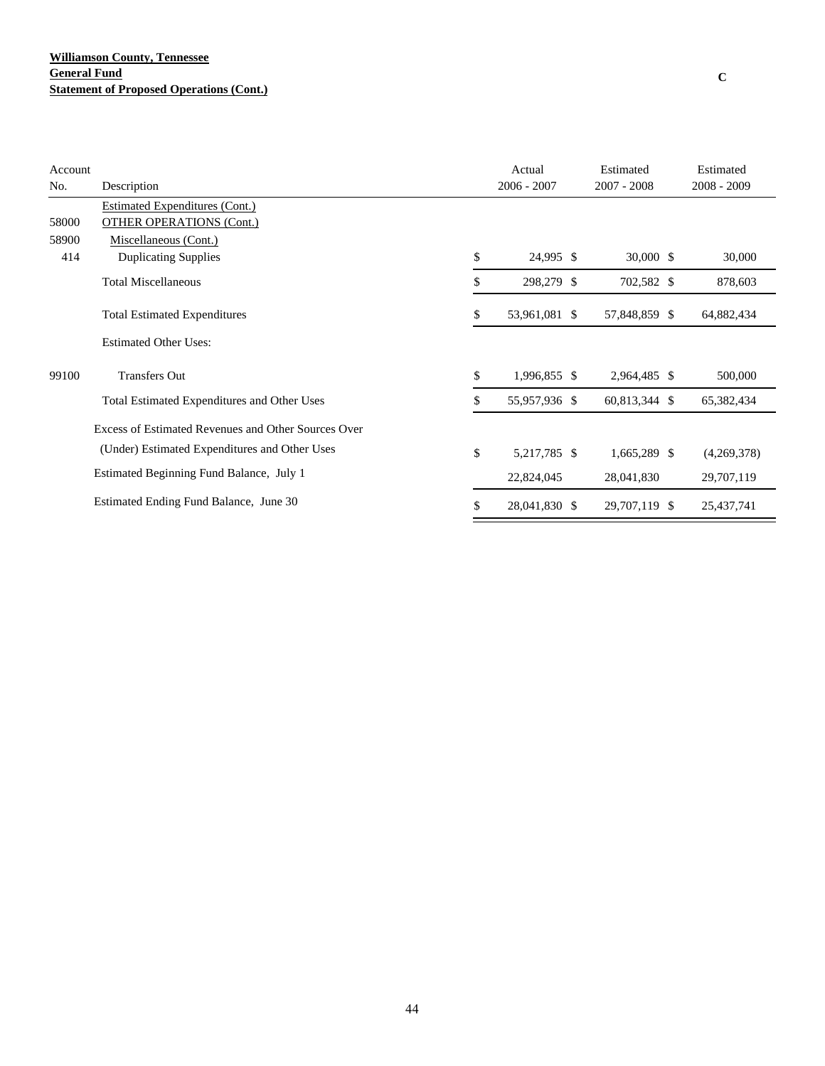**Williamson County, Tennessee**
**General Fund**
**Statement of Proposed Operations (Cont.)**

C

| Account No. | Description | Actual 2006 - 2007 | Estimated 2007 - 2008 | Estimated 2008 - 2009 |
|---|---|---|---|---|
| | Estimated Expenditures (Cont.) | | | |
| 58000 | OTHER OPERATIONS (Cont.) | | | |
| 58900 | Miscellaneous (Cont.) | | | |
| 414 | Duplicating Supplies | $ 24,995 | $ 30,000 | $ 30,000 |
| | Total Miscellaneous | $ 298,279 | $ 702,582 | $ 878,603 |
| | Total Estimated Expenditures | $ 53,961,081 | $ 57,848,859 | $ 64,882,434 |
| | Estimated Other Uses: | | | |
| 99100 | Transfers Out | $ 1,996,855 | $ 2,964,485 | $ 500,000 |
| | Total Estimated Expenditures and Other Uses | $ 55,957,936 | $ 60,813,344 | $ 65,382,434 |
| | Excess of Estimated Revenues and Other Sources Over (Under) Estimated Expenditures and Other Uses | $ 5,217,785 | $ 1,665,289 | $ (4,269,378) |
| | Estimated Beginning Fund Balance, July 1 | 22,824,045 | 28,041,830 | 29,707,119 |
| | Estimated Ending Fund Balance, June 30 | $ 28,041,830 | $ 29,707,119 | $ 25,437,741 |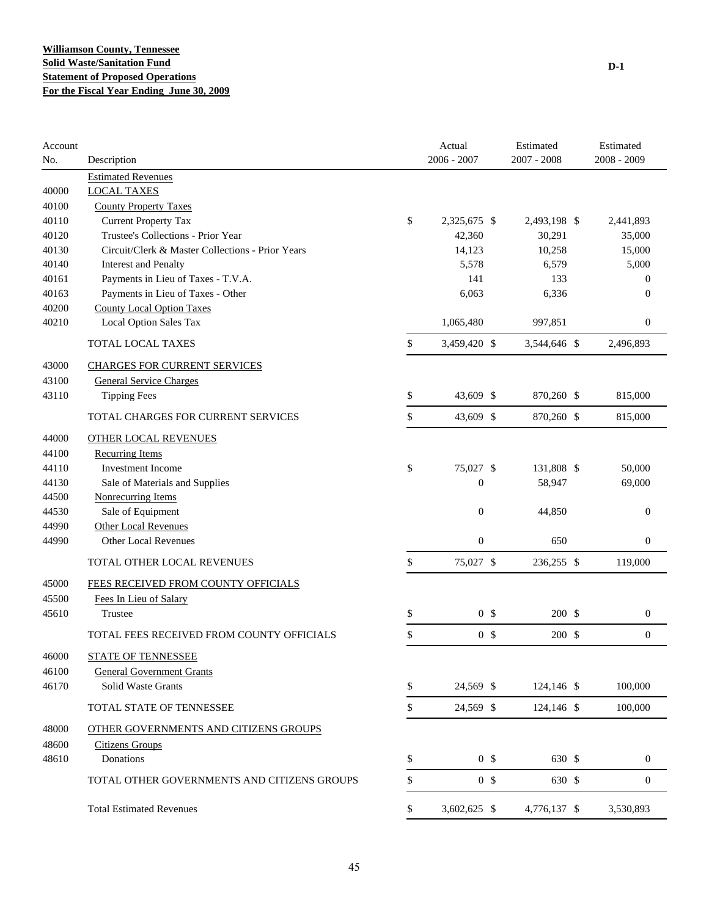**Williamson County, Tennessee**
**Solid Waste/Sanitation Fund**
**Statement of Proposed Operations**
**For the Fiscal Year Ending June 30, 2009**

D-1

| Account No. | Description | Actual 2006 - 2007 | Estimated 2007 - 2008 | Estimated 2008 - 2009 |
|---|---|---|---|---|
| | Estimated Revenues | | | |
| 40000 | LOCAL TAXES | | | |
| 40100 | County Property Taxes | | | |
| 40110 | Current Property Tax | $ 2,325,675 | $ 2,493,198 | $ 2,441,893 |
| 40120 | Trustee's Collections - Prior Year | 42,360 | 30,291 | 35,000 |
| 40130 | Circuit/Clerk & Master Collections - Prior Years | 14,123 | 10,258 | 15,000 |
| 40140 | Interest and Penalty | 5,578 | 6,579 | 5,000 |
| 40161 | Payments in Lieu of Taxes - T.V.A. | 141 | 133 | 0 |
| 40163 | Payments in Lieu of Taxes - Other | 6,063 | 6,336 | 0 |
| 40200 | County Local Option Taxes | | | |
| 40210 | Local Option Sales Tax | 1,065,480 | 997,851 | 0 |
| | TOTAL LOCAL TAXES | $ 3,459,420 | $ 3,544,646 | $ 2,496,893 |
| 43000 | CHARGES FOR CURRENT SERVICES | | | |
| 43100 | General Service Charges | | | |
| 43110 | Tipping Fees | $ 43,609 | $ 870,260 | $ 815,000 |
| | TOTAL CHARGES FOR CURRENT SERVICES | $ 43,609 | $ 870,260 | $ 815,000 |
| 44000 | OTHER LOCAL REVENUES | | | |
| 44100 | Recurring Items | | | |
| 44110 | Investment Income | $ 75,027 | $ 131,808 | $ 50,000 |
| 44130 | Sale of Materials and Supplies | 0 | 58,947 | 69,000 |
| 44500 | Nonrecurring Items | | | |
| 44530 | Sale of Equipment | 0 | 44,850 | 0 |
| 44990 | Other Local Revenues | | | |
| 44990 | Other Local Revenues | 0 | 650 | 0 |
| | TOTAL OTHER LOCAL REVENUES | $ 75,027 | $ 236,255 | $ 119,000 |
| 45000 | FEES RECEIVED FROM COUNTY OFFICIALS | | | |
| 45500 | Fees In Lieu of Salary | | | |
| 45610 | Trustee | $ 0 | $ 200 | $ 0 |
| | TOTAL FEES RECEIVED FROM COUNTY OFFICIALS | $ 0 | $ 200 | $ 0 |
| 46000 | STATE OF TENNESSEE | | | |
| 46100 | General Government Grants | | | |
| 46170 | Solid Waste Grants | $ 24,569 | $ 124,146 | $ 100,000 |
| | TOTAL STATE OF TENNESSEE | $ 24,569 | $ 124,146 | $ 100,000 |
| 48000 | OTHER GOVERNMENTS AND CITIZENS GROUPS | | | |
| 48600 | Citizens Groups | | | |
| 48610 | Donations | $ 0 | $ 630 | $ 0 |
| | TOTAL OTHER GOVERNMENTS AND CITIZENS GROUPS | $ 0 | $ 630 | $ 0 |
| | Total Estimated Revenues | $ 3,602,625 | $ 4,776,137 | $ 3,530,893 |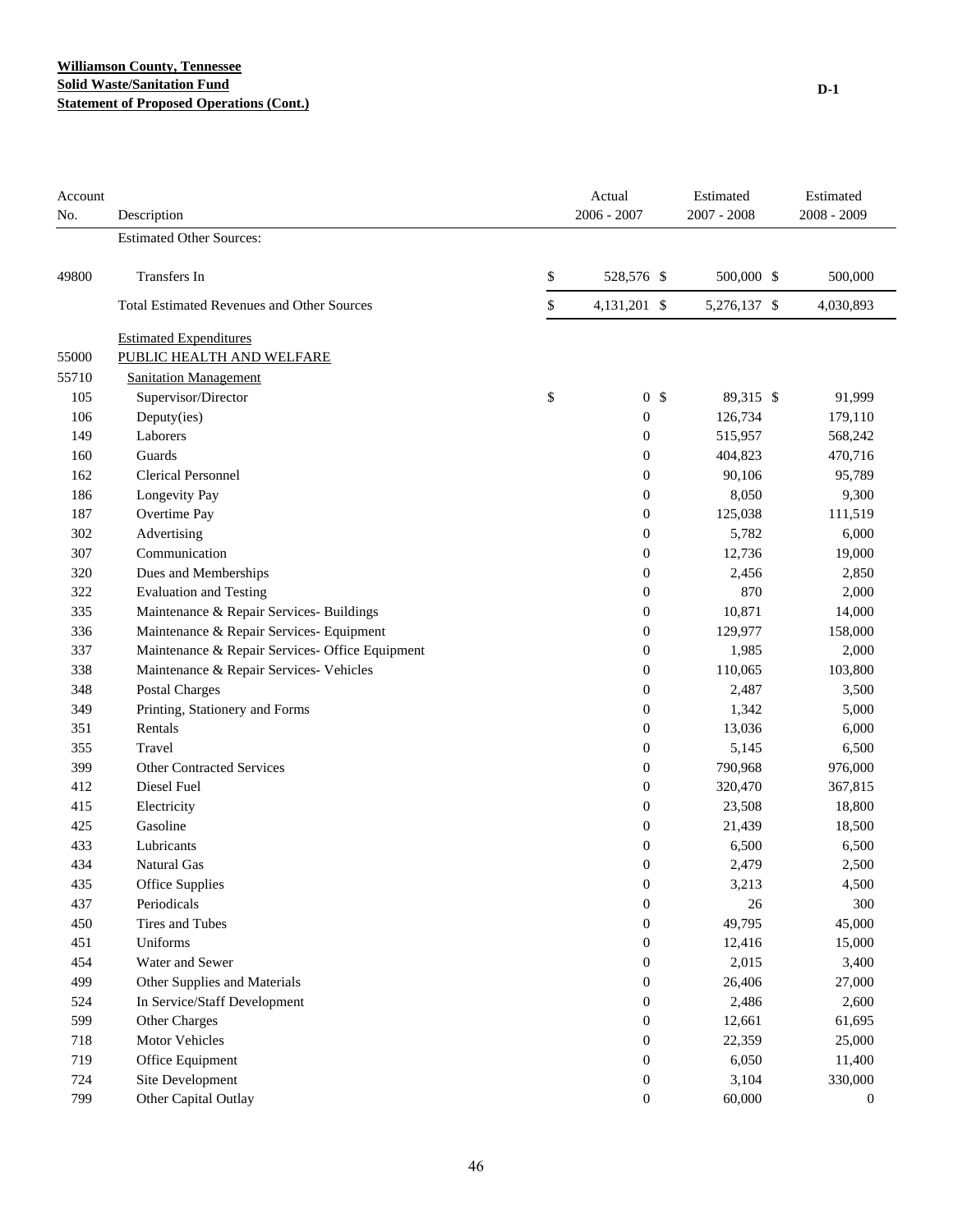**Williamson County, Tennessee**
**Solid Waste/Sanitation Fund**
**Statement of Proposed Operations (Cont.)**

D-1

| Account No. | Description | Actual 2006 - 2007 | Estimated 2007 - 2008 | Estimated 2008 - 2009 |
|---|---|---|---|---|
| | Estimated Other Sources: | | | |
| 49800 | Transfers In | $ 528,576 | $ 500,000 | $ 500,000 |
| | Total Estimated Revenues and Other Sources | $ 4,131,201 | $ 5,276,137 | $ 4,030,893 |
| | Estimated Expenditures | | | |
| 55000 | PUBLIC HEALTH AND WELFARE | | | |
| 55710 | Sanitation Management | | | |
| 105 | Supervisor/Director | $ 0 | $ 89,315 | $ 91,999 |
| 106 | Deputy(ies) | 0 | 126,734 | 179,110 |
| 149 | Laborers | 0 | 515,957 | 568,242 |
| 160 | Guards | 0 | 404,823 | 470,716 |
| 162 | Clerical Personnel | 0 | 90,106 | 95,789 |
| 186 | Longevity Pay | 0 | 8,050 | 9,300 |
| 187 | Overtime Pay | 0 | 125,038 | 111,519 |
| 302 | Advertising | 0 | 5,782 | 6,000 |
| 307 | Communication | 0 | 12,736 | 19,000 |
| 320 | Dues and Memberships | 0 | 2,456 | 2,850 |
| 322 | Evaluation and Testing | 0 | 870 | 2,000 |
| 335 | Maintenance & Repair Services- Buildings | 0 | 10,871 | 14,000 |
| 336 | Maintenance & Repair Services- Equipment | 0 | 129,977 | 158,000 |
| 337 | Maintenance & Repair Services- Office Equipment | 0 | 1,985 | 2,000 |
| 338 | Maintenance & Repair Services- Vehicles | 0 | 110,065 | 103,800 |
| 348 | Postal Charges | 0 | 2,487 | 3,500 |
| 349 | Printing, Stationery and Forms | 0 | 1,342 | 5,000 |
| 351 | Rentals | 0 | 13,036 | 6,000 |
| 355 | Travel | 0 | 5,145 | 6,500 |
| 399 | Other Contracted Services | 0 | 790,968 | 976,000 |
| 412 | Diesel Fuel | 0 | 320,470 | 367,815 |
| 415 | Electricity | 0 | 23,508 | 18,800 |
| 425 | Gasoline | 0 | 21,439 | 18,500 |
| 433 | Lubricants | 0 | 6,500 | 6,500 |
| 434 | Natural Gas | 0 | 2,479 | 2,500 |
| 435 | Office Supplies | 0 | 3,213 | 4,500 |
| 437 | Periodicals | 0 | 26 | 300 |
| 450 | Tires and Tubes | 0 | 49,795 | 45,000 |
| 451 | Uniforms | 0 | 12,416 | 15,000 |
| 454 | Water and Sewer | 0 | 2,015 | 3,400 |
| 499 | Other Supplies and Materials | 0 | 26,406 | 27,000 |
| 524 | In Service/Staff Development | 0 | 2,486 | 2,600 |
| 599 | Other Charges | 0 | 12,661 | 61,695 |
| 718 | Motor Vehicles | 0 | 22,359 | 25,000 |
| 719 | Office Equipment | 0 | 6,050 | 11,400 |
| 724 | Site Development | 0 | 3,104 | 330,000 |
| 799 | Other Capital Outlay | 0 | 60,000 | 0 |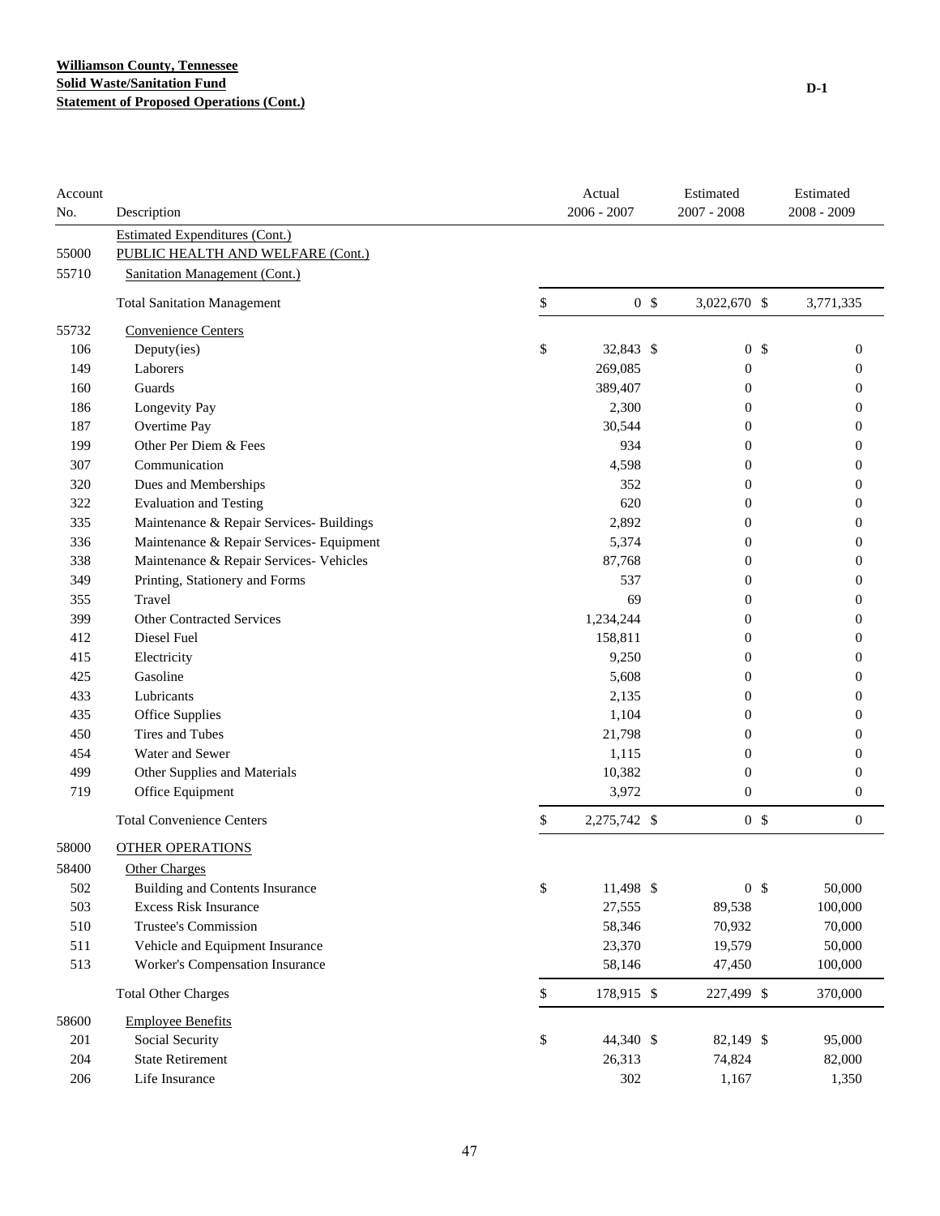**Williamson County, Tennessee**
**Solid Waste/Sanitation Fund**
**Statement of Proposed Operations (Cont.)**

D-1

| Account No. | Description | Actual 2006 - 2007 | Estimated 2007 - 2008 | Estimated 2008 - 2009 |
|---|---|---|---|---|
| | Estimated Expenditures (Cont.) | | | |
| 55000 | PUBLIC HEALTH AND WELFARE (Cont.) | | | |
| 55710 | Sanitation Management (Cont.) | | | |
| | Total Sanitation Management | $ 0 | $ 3,022,670 | $ 3,771,335 |
| 55732 | Convenience Centers | | | |
| 106 | Deputy(ies) | $ 32,843 | $ 0 | $ 0 |
| 149 | Laborers | 269,085 | 0 | 0 |
| 160 | Guards | 389,407 | 0 | 0 |
| 186 | Longevity Pay | 2,300 | 0 | 0 |
| 187 | Overtime Pay | 30,544 | 0 | 0 |
| 199 | Other Per Diem & Fees | 934 | 0 | 0 |
| 307 | Communication | 4,598 | 0 | 0 |
| 320 | Dues and Memberships | 352 | 0 | 0 |
| 322 | Evaluation and Testing | 620 | 0 | 0 |
| 335 | Maintenance & Repair Services- Buildings | 2,892 | 0 | 0 |
| 336 | Maintenance & Repair Services- Equipment | 5,374 | 0 | 0 |
| 338 | Maintenance & Repair Services- Vehicles | 87,768 | 0 | 0 |
| 349 | Printing, Stationery and Forms | 537 | 0 | 0 |
| 355 | Travel | 69 | 0 | 0 |
| 399 | Other Contracted Services | 1,234,244 | 0 | 0 |
| 412 | Diesel Fuel | 158,811 | 0 | 0 |
| 415 | Electricity | 9,250 | 0 | 0 |
| 425 | Gasoline | 5,608 | 0 | 0 |
| 433 | Lubricants | 2,135 | 0 | 0 |
| 435 | Office Supplies | 1,104 | 0 | 0 |
| 450 | Tires and Tubes | 21,798 | 0 | 0 |
| 454 | Water and Sewer | 1,115 | 0 | 0 |
| 499 | Other Supplies and Materials | 10,382 | 0 | 0 |
| 719 | Office Equipment | 3,972 | 0 | 0 |
| | Total Convenience Centers | $ 2,275,742 | $ 0 | $ 0 |
| 58000 | OTHER OPERATIONS | | | |
| 58400 | Other Charges | | | |
| 502 | Building and Contents Insurance | $ 11,498 | $ 0 | $ 50,000 |
| 503 | Excess Risk Insurance | 27,555 | 89,538 | 100,000 |
| 510 | Trustee's Commission | 58,346 | 70,932 | 70,000 |
| 511 | Vehicle and Equipment Insurance | 23,370 | 19,579 | 50,000 |
| 513 | Worker's Compensation Insurance | 58,146 | 47,450 | 100,000 |
| | Total Other Charges | $ 178,915 | $ 227,499 | $ 370,000 |
| 58600 | Employee Benefits | | | |
| 201 | Social Security | $ 44,340 | $ 82,149 | $ 95,000 |
| 204 | State Retirement | 26,313 | 74,824 | 82,000 |
| 206 | Life Insurance | 302 | 1,167 | 1,350 |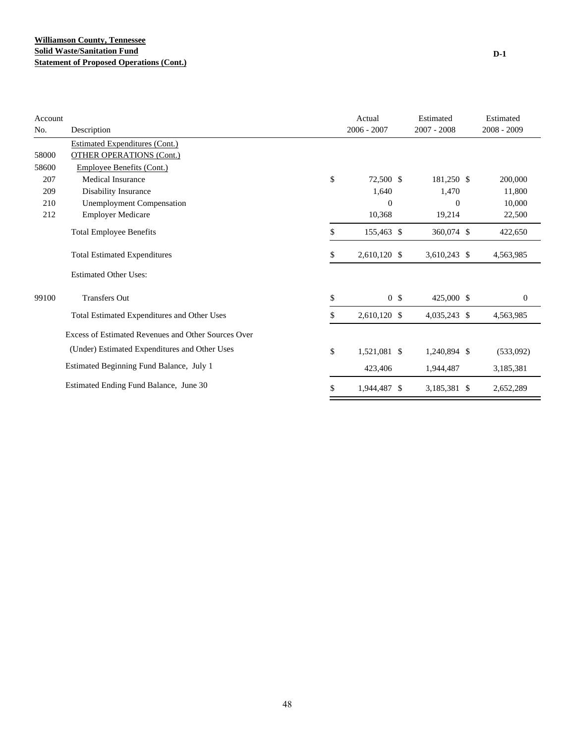**Williamson County, Tennessee**
**Solid Waste/Sanitation Fund**
**Statement of Proposed Operations (Cont.)**

D-1

| Account No. | Description | Actual 2006 - 2007 | Estimated 2007 - 2008 | Estimated 2008 - 2009 |
|---|---|---|---|---|
| | Estimated Expenditures (Cont.) | | | |
| 58000 | OTHER OPERATIONS (Cont.) | | | |
| 58600 | Employee Benefits (Cont.) | | | |
| 207 | Medical Insurance | $ 72,500 | $ 181,250 | $ 200,000 |
| 209 | Disability Insurance | 1,640 | 1,470 | 11,800 |
| 210 | Unemployment Compensation | 0 | 0 | 10,000 |
| 212 | Employer Medicare | 10,368 | 19,214 | 22,500 |
| | Total Employee Benefits | $ 155,463 | $ 360,074 | $ 422,650 |
| | Total Estimated Expenditures | $ 2,610,120 | $ 3,610,243 | $ 4,563,985 |
| | Estimated Other Uses: | | | |
| 99100 | Transfers Out | $ 0 | $ 425,000 | $ 0 |
| | Total Estimated Expenditures and Other Uses | $ 2,610,120 | $ 4,035,243 | $ 4,563,985 |
| | Excess of Estimated Revenues and Other Sources Over (Under) Estimated Expenditures and Other Uses | $ 1,521,081 | $ 1,240,894 | $ (533,092) |
| | Estimated Beginning Fund Balance, July 1 | 423,406 | 1,944,487 | 3,185,381 |
| | Estimated Ending Fund Balance, June 30 | $ 1,944,487 | $ 3,185,381 | $ 2,652,289 |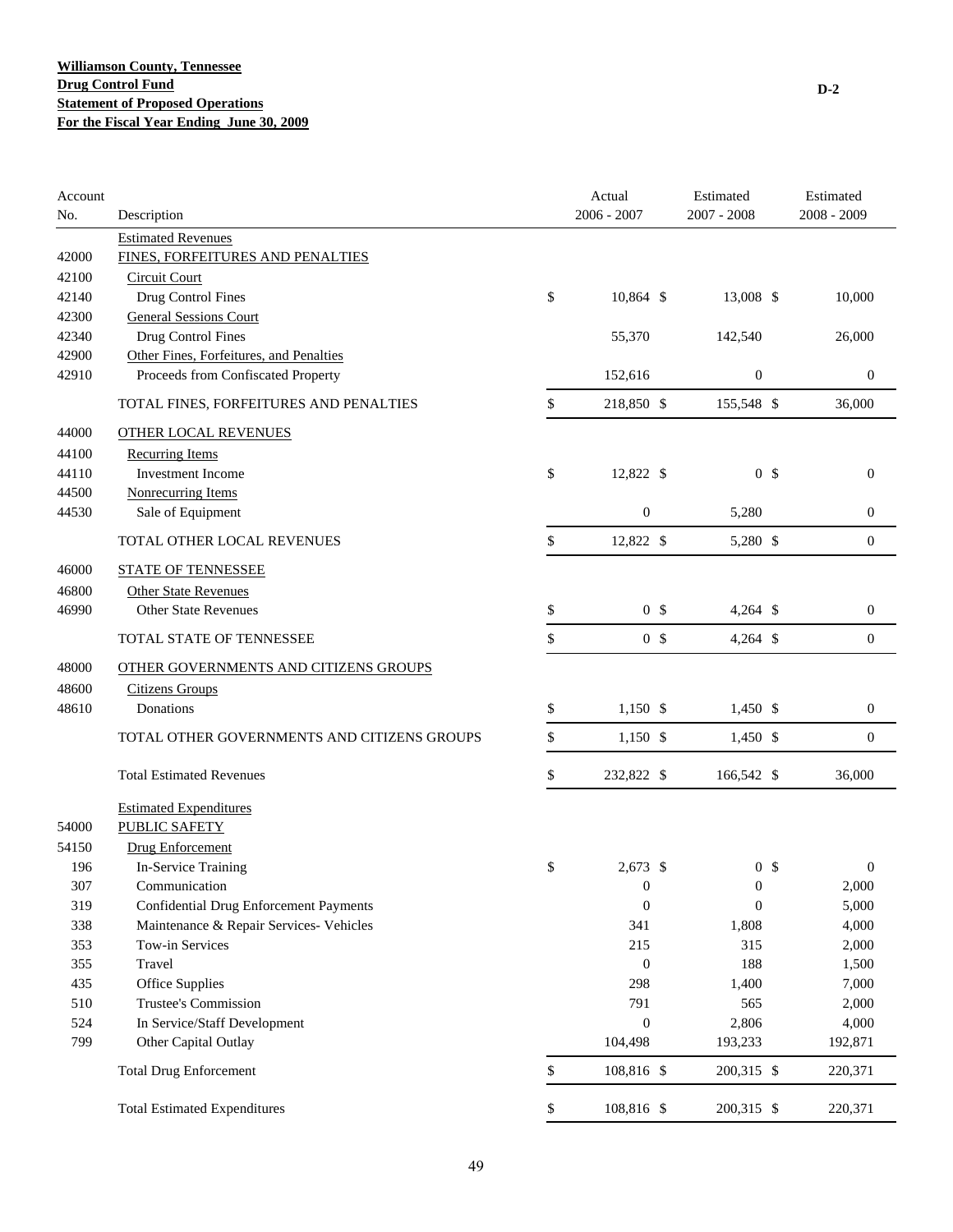**Williamson County, Tennessee**
**Drug Control Fund**
**Statement of Proposed Operations**
**For the Fiscal Year Ending June 30, 2009**

D-2

| Account No. | Description | Actual 2006 - 2007 | Estimated 2007 - 2008 | Estimated 2008 - 2009 |
|---|---|---|---|---|
| | Estimated Revenues | | | |
| 42000 | FINES, FORFEITURES AND PENALTIES | | | |
| 42100 | Circuit Court | | | |
| 42140 | Drug Control Fines | $ 10,864 | $ 13,008 | $ 10,000 |
| 42300 | General Sessions Court | | | |
| 42340 | Drug Control Fines | 55,370 | 142,540 | 26,000 |
| 42900 | Other Fines, Forfeitures, and Penalties | | | |
| 42910 | Proceeds from Confiscated Property | 152,616 | 0 | 0 |
| | TOTAL FINES, FORFEITURES AND PENALTIES | $ 218,850 | $ 155,548 | $ 36,000 |
| 44000 | OTHER LOCAL REVENUES | | | |
| 44100 | Recurring Items | | | |
| 44110 | Investment Income | $ 12,822 | $ 0 | $ 0 |
| 44500 | Nonrecurring Items | | | |
| 44530 | Sale of Equipment | 0 | 5,280 | 0 |
| | TOTAL OTHER LOCAL REVENUES | $ 12,822 | $ 5,280 | $ 0 |
| 46000 | STATE OF TENNESSEE | | | |
| 46800 | Other State Revenues | | | |
| 46990 | Other State Revenues | $ 0 | $ 4,264 | $ 0 |
| | TOTAL STATE OF TENNESSEE | $ 0 | $ 4,264 | $ 0 |
| 48000 | OTHER GOVERNMENTS AND CITIZENS GROUPS | | | |
| 48600 | Citizens Groups | | | |
| 48610 | Donations | $ 1,150 | $ 1,450 | $ 0 |
| | TOTAL OTHER GOVERNMENTS AND CITIZENS GROUPS | $ 1,150 | $ 1,450 | $ 0 |
| | Total Estimated Revenues | $ 232,822 | $ 166,542 | $ 36,000 |
| | Estimated Expenditures | | | |
| 54000 | PUBLIC SAFETY | | | |
| 54150 | Drug Enforcement | | | |
| 196 | In-Service Training | $ 2,673 | $ 0 | $ 0 |
| 307 | Communication | 0 | 0 | 2,000 |
| 319 | Confidential Drug Enforcement Payments | 0 | 0 | 5,000 |
| 338 | Maintenance & Repair Services- Vehicles | 341 | 1,808 | 4,000 |
| 353 | Tow-in Services | 215 | 315 | 2,000 |
| 355 | Travel | 0 | 188 | 1,500 |
| 435 | Office Supplies | 298 | 1,400 | 7,000 |
| 510 | Trustee's Commission | 791 | 565 | 2,000 |
| 524 | In Service/Staff Development | 0 | 2,806 | 4,000 |
| 799 | Other Capital Outlay | 104,498 | 193,233 | 192,871 |
| | Total Drug Enforcement | $ 108,816 | $ 200,315 | $ 220,371 |
| | Total Estimated Expenditures | $ 108,816 | $ 200,315 | $ 220,371 |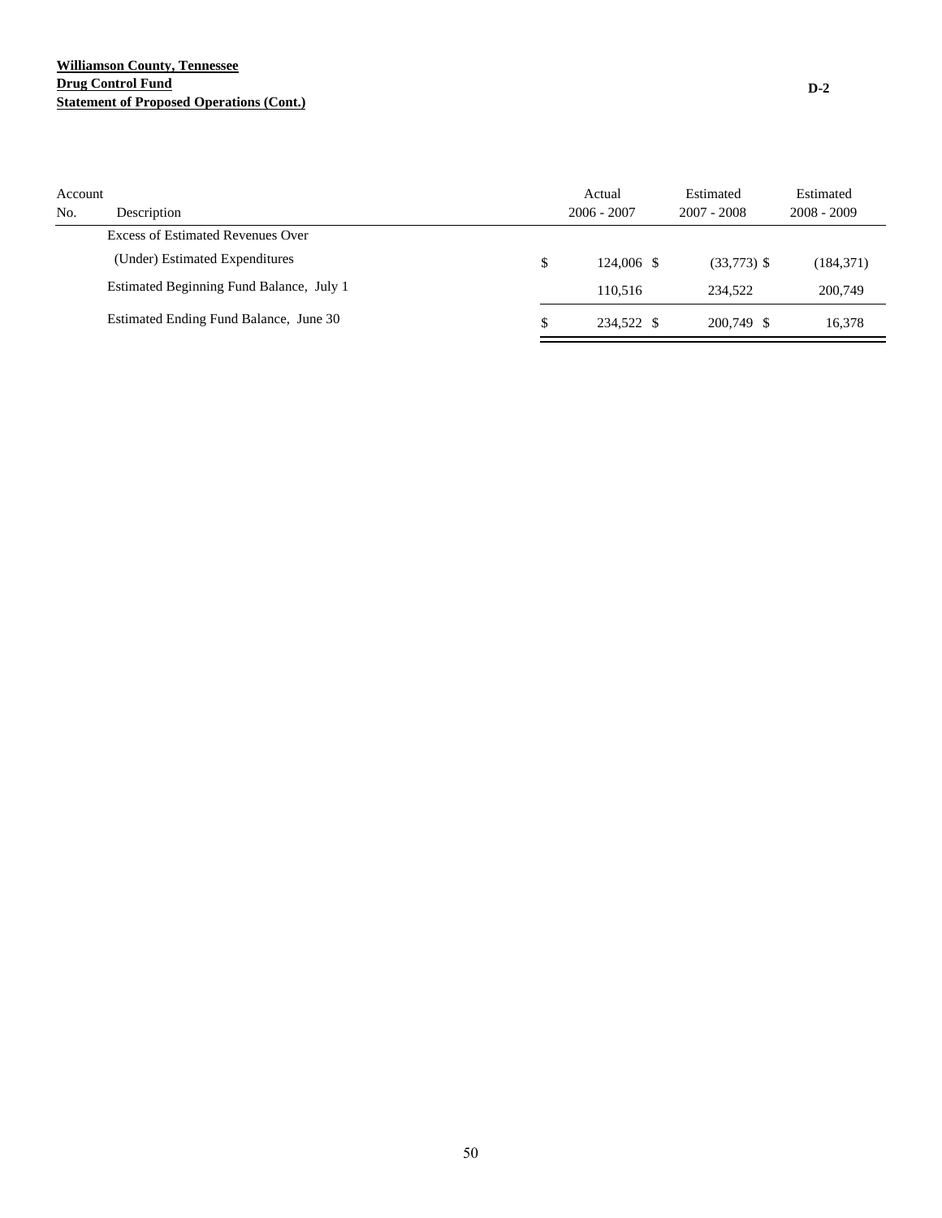**Williamson County, Tennessee**
**Drug Control Fund**
**Statement of Proposed Operations (Cont.)**

D-2

| Account No. | Description | Actual 2006 - 2007 | Estimated 2007 - 2008 | Estimated 2008 - 2009 |
|---|---|---|---|---|
| | Excess of Estimated Revenues Over (Under) Estimated Expenditures | $ 124,006 | $ (33,773) | $ (184,371) |
| | Estimated Beginning Fund Balance, July 1 | 110,516 | 234,522 | 200,749 |
| | Estimated Ending Fund Balance, June 30 | $ 234,522 | $ 200,749 | $ 16,378 |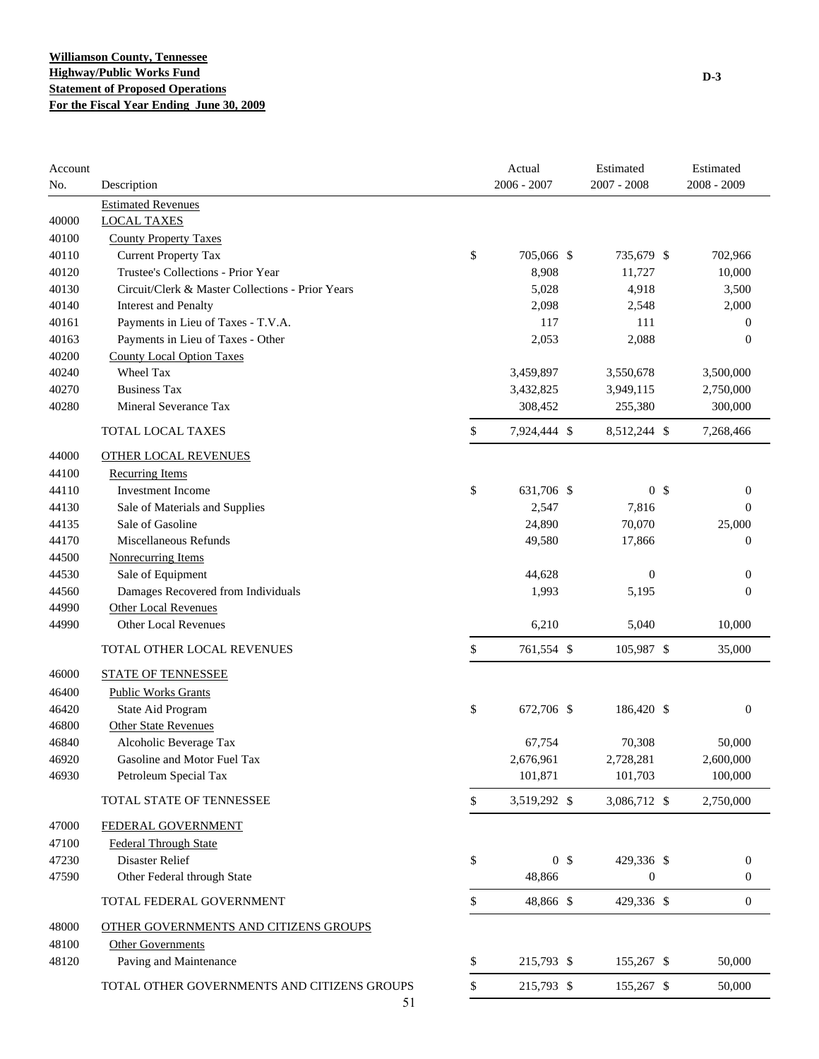**Williamson County, Tennessee**
**Highway/Public Works Fund**
**Statement of Proposed Operations**
**For the Fiscal Year Ending June 30, 2009**

**D-3**

| Account No. | Description | Actual 2006 - 2007 | Estimated 2007 - 2008 | Estimated 2008 - 2009 |
|---|---|---|---|---|
| | Estimated Revenues | | | |
| 40000 | LOCAL TAXES | | | |
| 40100 | County Property Taxes | | | |
| 40110 | Current Property Tax | $ 705,066 | $ 735,679 | $ 702,966 |
| 40120 | Trustee's Collections - Prior Year | 8,908 | 11,727 | 10,000 |
| 40130 | Circuit/Clerk & Master Collections - Prior Years | 5,028 | 4,918 | 3,500 |
| 40140 | Interest and Penalty | 2,098 | 2,548 | 2,000 |
| 40161 | Payments in Lieu of Taxes - T.V.A. | 117 | 111 | 0 |
| 40163 | Payments in Lieu of Taxes - Other | 2,053 | 2,088 | 0 |
| 40200 | County Local Option Taxes | | | |
| 40240 | Wheel Tax | 3,459,897 | 3,550,678 | 3,500,000 |
| 40270 | Business Tax | 3,432,825 | 3,949,115 | 2,750,000 |
| 40280 | Mineral Severance Tax | 308,452 | 255,380 | 300,000 |
| | TOTAL LOCAL TAXES | $ 7,924,444 | $ 8,512,244 | $ 7,268,466 |
| 44000 | OTHER LOCAL REVENUES | | | |
| 44100 | Recurring Items | | | |
| 44110 | Investment Income | $ 631,706 | $ 0 | $ 0 |
| 44130 | Sale of Materials and Supplies | 2,547 | 7,816 | 0 |
| 44135 | Sale of Gasoline | 24,890 | 70,070 | 25,000 |
| 44170 | Miscellaneous Refunds | 49,580 | 17,866 | 0 |
| 44500 | Nonrecurring Items | | | |
| 44530 | Sale of Equipment | 44,628 | 0 | 0 |
| 44560 | Damages Recovered from Individuals | 1,993 | 5,195 | 0 |
| 44990 | Other Local Revenues | | | |
| 44990 | Other Local Revenues | 6,210 | 5,040 | 10,000 |
| | TOTAL OTHER LOCAL REVENUES | $ 761,554 | $ 105,987 | $ 35,000 |
| 46000 | STATE OF TENNESSEE | | | |
| 46400 | Public Works Grants | | | |
| 46420 | State Aid Program | $ 672,706 | $ 186,420 | $ 0 |
| 46800 | Other State Revenues | | | |
| 46840 | Alcoholic Beverage Tax | 67,754 | 70,308 | 50,000 |
| 46920 | Gasoline and Motor Fuel Tax | 2,676,961 | 2,728,281 | 2,600,000 |
| 46930 | Petroleum Special Tax | 101,871 | 101,703 | 100,000 |
| | TOTAL STATE OF TENNESSEE | $ 3,519,292 | $ 3,086,712 | $ 2,750,000 |
| 47000 | FEDERAL GOVERNMENT | | | |
| 47100 | Federal Through State | | | |
| 47230 | Disaster Relief | $ 0 | $ 429,336 | $ 0 |
| 47590 | Other Federal through State | 48,866 | 0 | 0 |
| | TOTAL FEDERAL GOVERNMENT | $ 48,866 | $ 429,336 | $ 0 |
| 48000 | OTHER GOVERNMENTS AND CITIZENS GROUPS | | | |
| 48100 | Other Governments | | | |
| 48120 | Paving and Maintenance | $ 215,793 | $ 155,267 | $ 50,000 |
| | TOTAL OTHER GOVERNMENTS AND CITIZENS GROUPS | $ 215,793 | $ 155,267 | $ 50,000 |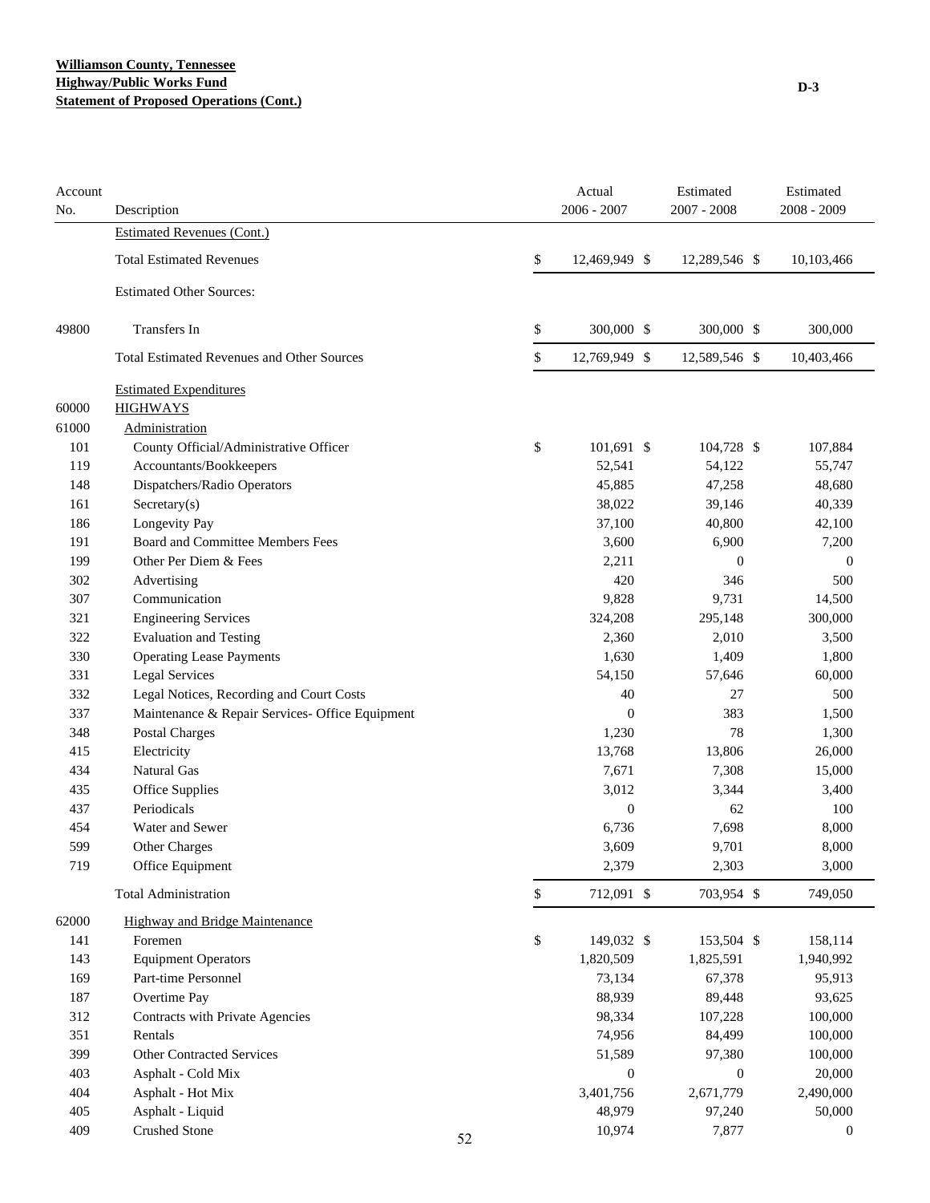**Williamson County, Tennessee**
**Highway/Public Works Fund**
**Statement of Proposed Operations (Cont.)**

D-3

| Account No. | Description | Actual 2006 - 2007 | Estimated 2007 - 2008 | Estimated 2008 - 2009 |
|---|---|---|---|---|
| | Estimated Revenues (Cont.) | | | |
| | Total Estimated Revenues | $ 12,469,949 | $ 12,289,546 | $ 10,103,466 |
| | Estimated Other Sources: | | | |
| 49800 | Transfers In | $ 300,000 | $ 300,000 | $ 300,000 |
| | Total Estimated Revenues and Other Sources | $ 12,769,949 | $ 12,589,546 | $ 10,403,466 |
| | Estimated Expenditures | | | |
| 60000 | HIGHWAYS | | | |
| 61000 | Administration | | | |
| 101 | County Official/Administrative Officer | $ 101,691 | $ 104,728 | $ 107,884 |
| 119 | Accountants/Bookkeepers | 52,541 | 54,122 | 55,747 |
| 148 | Dispatchers/Radio Operators | 45,885 | 47,258 | 48,680 |
| 161 | Secretary(s) | 38,022 | 39,146 | 40,339 |
| 186 | Longevity Pay | 37,100 | 40,800 | 42,100 |
| 191 | Board and Committee Members Fees | 3,600 | 6,900 | 7,200 |
| 199 | Other Per Diem & Fees | 2,211 | 0 | 0 |
| 302 | Advertising | 420 | 346 | 500 |
| 307 | Communication | 9,828 | 9,731 | 14,500 |
| 321 | Engineering Services | 324,208 | 295,148 | 300,000 |
| 322 | Evaluation and Testing | 2,360 | 2,010 | 3,500 |
| 330 | Operating Lease Payments | 1,630 | 1,409 | 1,800 |
| 331 | Legal Services | 54,150 | 57,646 | 60,000 |
| 332 | Legal Notices, Recording and Court Costs | 40 | 27 | 500 |
| 337 | Maintenance & Repair Services- Office Equipment | 0 | 383 | 1,500 |
| 348 | Postal Charges | 1,230 | 78 | 1,300 |
| 415 | Electricity | 13,768 | 13,806 | 26,000 |
| 434 | Natural Gas | 7,671 | 7,308 | 15,000 |
| 435 | Office Supplies | 3,012 | 3,344 | 3,400 |
| 437 | Periodicals | 0 | 62 | 100 |
| 454 | Water and Sewer | 6,736 | 7,698 | 8,000 |
| 599 | Other Charges | 3,609 | 9,701 | 8,000 |
| 719 | Office Equipment | 2,379 | 2,303 | 3,000 |
| | Total Administration | $ 712,091 | $ 703,954 | $ 749,050 |
| 62000 | Highway and Bridge Maintenance | | | |
| 141 | Foremen | $ 149,032 | $ 153,504 | $ 158,114 |
| 143 | Equipment Operators | 1,820,509 | 1,825,591 | 1,940,992 |
| 169 | Part-time Personnel | 73,134 | 67,378 | 95,913 |
| 187 | Overtime Pay | 88,939 | 89,448 | 93,625 |
| 312 | Contracts with Private Agencies | 98,334 | 107,228 | 100,000 |
| 351 | Rentals | 74,956 | 84,499 | 100,000 |
| 399 | Other Contracted Services | 51,589 | 97,380 | 100,000 |
| 403 | Asphalt - Cold Mix | 0 | 0 | 20,000 |
| 404 | Asphalt - Hot Mix | 3,401,756 | 2,671,779 | 2,490,000 |
| 405 | Asphalt - Liquid | 48,979 | 97,240 | 50,000 |
| 409 | Crushed Stone | 10,974 | 7,877 | 0 |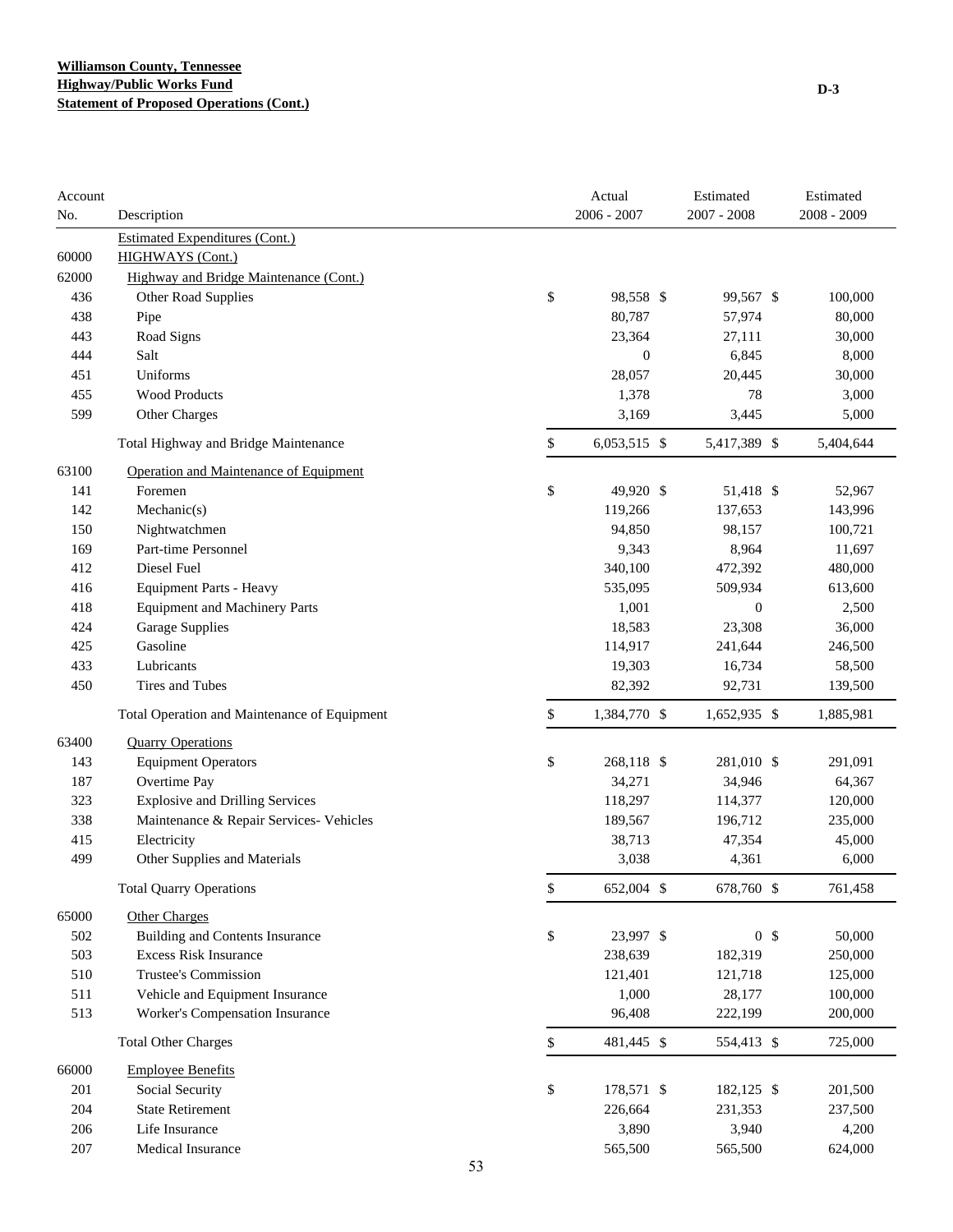**Williamson County, Tennessee**
**Highway/Public Works Fund**
**Statement of Proposed Operations (Cont.)**

D-3

| Account No. | Description | Actual 2006 - 2007 | Estimated 2007 - 2008 | Estimated 2008 - 2009 |
|---|---|---|---|---|
| | Estimated Expenditures (Cont.) | | | |
| 60000 | HIGHWAYS (Cont.) | | | |
| 62000 | Highway and Bridge Maintenance (Cont.) | | | |
| 436 | Other Road Supplies | $ 98,558 | $ 99,567 | $ 100,000 |
| 438 | Pipe | 80,787 | 57,974 | 80,000 |
| 443 | Road Signs | 23,364 | 27,111 | 30,000 |
| 444 | Salt | 0 | 6,845 | 8,000 |
| 451 | Uniforms | 28,057 | 20,445 | 30,000 |
| 455 | Wood Products | 1,378 | 78 | 3,000 |
| 599 | Other Charges | 3,169 | 3,445 | 5,000 |
| | Total Highway and Bridge Maintenance | $ 6,053,515 | $ 5,417,389 | $ 5,404,644 |
| 63100 | Operation and Maintenance of Equipment | | | |
| 141 | Foremen | $ 49,920 | $ 51,418 | $ 52,967 |
| 142 | Mechanic(s) | 119,266 | 137,653 | 143,996 |
| 150 | Nightwatchmen | 94,850 | 98,157 | 100,721 |
| 169 | Part-time Personnel | 9,343 | 8,964 | 11,697 |
| 412 | Diesel Fuel | 340,100 | 472,392 | 480,000 |
| 416 | Equipment Parts - Heavy | 535,095 | 509,934 | 613,600 |
| 418 | Equipment and Machinery Parts | 1,001 | 0 | 2,500 |
| 424 | Garage Supplies | 18,583 | 23,308 | 36,000 |
| 425 | Gasoline | 114,917 | 241,644 | 246,500 |
| 433 | Lubricants | 19,303 | 16,734 | 58,500 |
| 450 | Tires and Tubes | 82,392 | 92,731 | 139,500 |
| | Total Operation and Maintenance of Equipment | $ 1,384,770 | $ 1,652,935 | $ 1,885,981 |
| 63400 | Quarry Operations | | | |
| 143 | Equipment Operators | $ 268,118 | $ 281,010 | $ 291,091 |
| 187 | Overtime Pay | 34,271 | 34,946 | 64,367 |
| 323 | Explosive and Drilling Services | 118,297 | 114,377 | 120,000 |
| 338 | Maintenance & Repair Services- Vehicles | 189,567 | 196,712 | 235,000 |
| 415 | Electricity | 38,713 | 47,354 | 45,000 |
| 499 | Other Supplies and Materials | 3,038 | 4,361 | 6,000 |
| | Total Quarry Operations | $ 652,004 | $ 678,760 | $ 761,458 |
| 65000 | Other Charges | | | |
| 502 | Building and Contents Insurance | $ 23,997 | $ 0 | $ 50,000 |
| 503 | Excess Risk Insurance | 238,639 | 182,319 | 250,000 |
| 510 | Trustee's Commission | 121,401 | 121,718 | 125,000 |
| 511 | Vehicle and Equipment Insurance | 1,000 | 28,177 | 100,000 |
| 513 | Worker's Compensation Insurance | 96,408 | 222,199 | 200,000 |
| | Total Other Charges | $ 481,445 | $ 554,413 | $ 725,000 |
| 66000 | Employee Benefits | | | |
| 201 | Social Security | $ 178,571 | $ 182,125 | $ 201,500 |
| 204 | State Retirement | 226,664 | 231,353 | 237,500 |
| 206 | Life Insurance | 3,890 | 3,940 | 4,200 |
| 207 | Medical Insurance | 565,500 | 565,500 | 624,000 |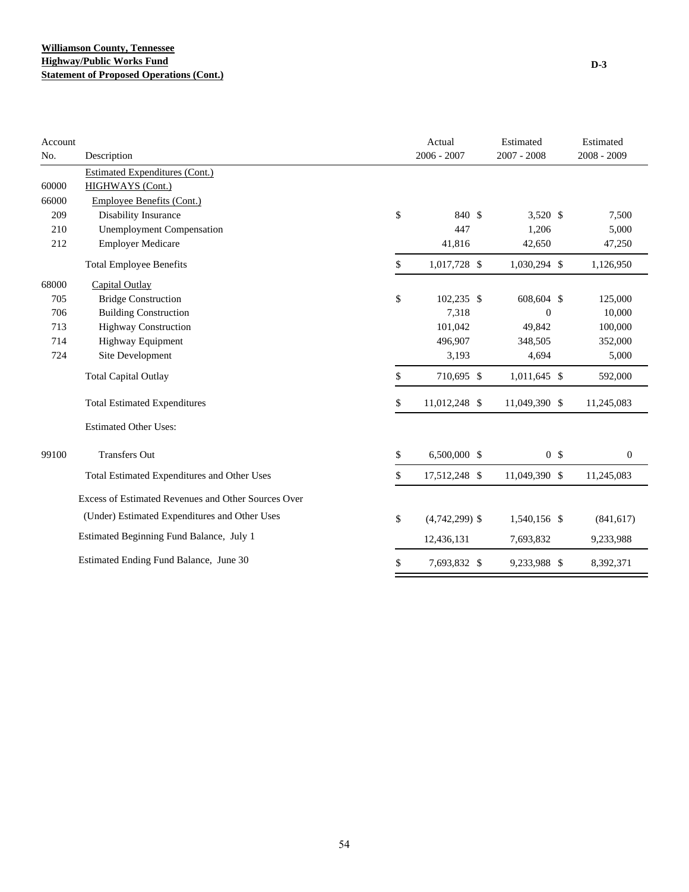**Williamson County, Tennessee**
**Highway/Public Works Fund**
**Statement of Proposed Operations (Cont.)**

D-3

| Account No. | Description | Actual 2006 - 2007 | Estimated 2007 - 2008 | Estimated 2008 - 2009 |
|---|---|---|---|---|
| | Estimated Expenditures (Cont.) | | | |
| 60000 | HIGHWAYS (Cont.) | | | |
| 66000 | Employee Benefits (Cont.) | | | |
| 209 | Disability Insurance | $ 840 | $ 3,520 | $ 7,500 |
| 210 | Unemployment Compensation | 447 | 1,206 | 5,000 |
| 212 | Employer Medicare | 41,816 | 42,650 | 47,250 |
| | Total Employee Benefits | $ 1,017,728 | $ 1,030,294 | $ 1,126,950 |
| 68000 | Capital Outlay | | | |
| 705 | Bridge Construction | $ 102,235 | $ 608,604 | $ 125,000 |
| 706 | Building Construction | 7,318 | 0 | 10,000 |
| 713 | Highway Construction | 101,042 | 49,842 | 100,000 |
| 714 | Highway Equipment | 496,907 | 348,505 | 352,000 |
| 724 | Site Development | 3,193 | 4,694 | 5,000 |
| | Total Capital Outlay | $ 710,695 | $ 1,011,645 | $ 592,000 |
| | Total Estimated Expenditures | $ 11,012,248 | $ 11,049,390 | $ 11,245,083 |
| | Estimated Other Uses: | | | |
| 99100 | Transfers Out | $ 6,500,000 | $ 0 | $ 0 |
| | Total Estimated Expenditures and Other Uses | $ 17,512,248 | $ 11,049,390 | $ 11,245,083 |
| | Excess of Estimated Revenues and Other Sources Over (Under) Estimated Expenditures and Other Uses | $ (4,742,299) | $ 1,540,156 | $ (841,617) |
| | Estimated Beginning Fund Balance, July 1 | 12,436,131 | 7,693,832 | 9,233,988 |
| | Estimated Ending Fund Balance, June 30 | $ 7,693,832 | $ 9,233,988 | $ 8,392,371 |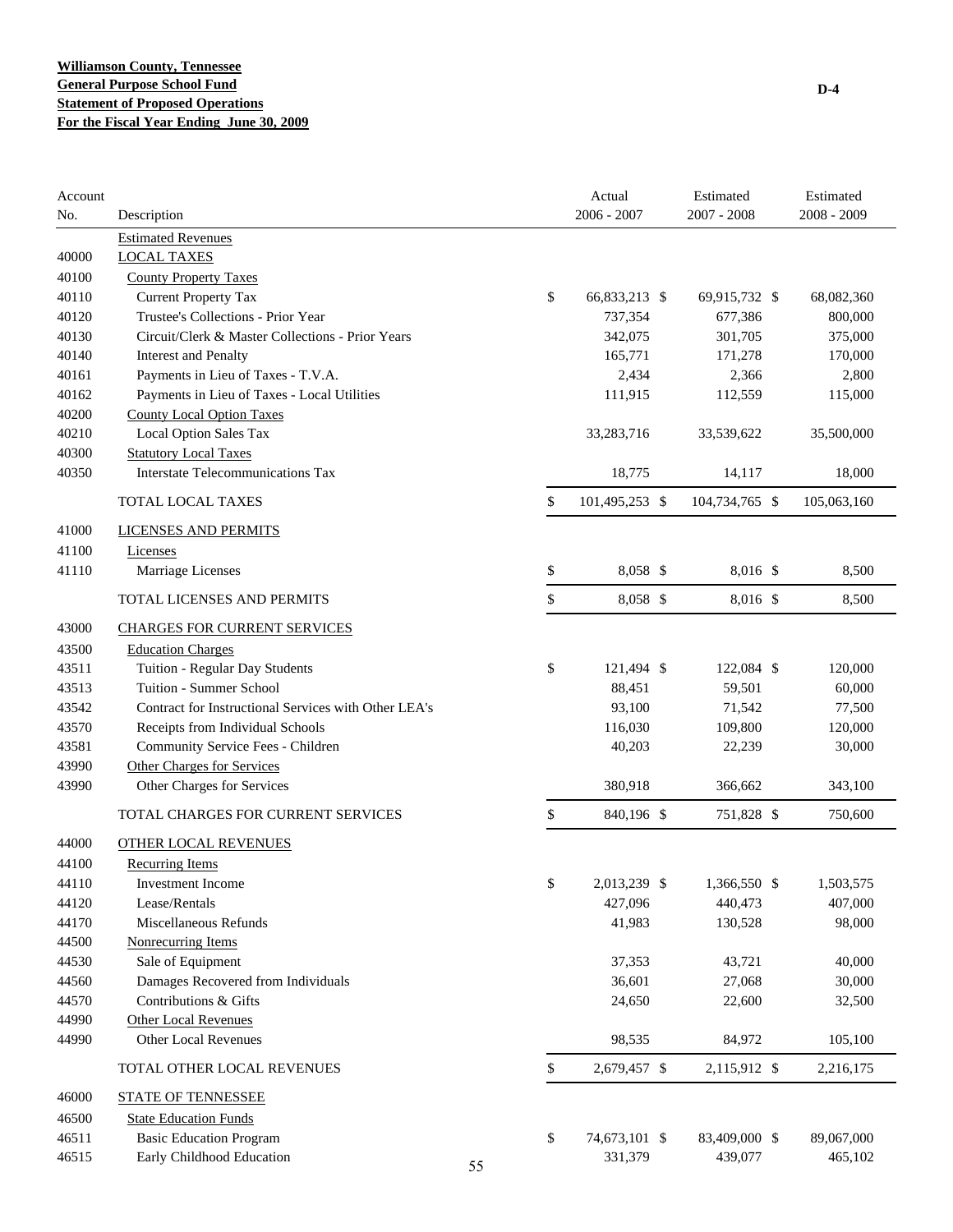**Williamson County, Tennessee**
**General Purpose School Fund**
**Statement of Proposed Operations**
**For the Fiscal Year Ending June 30, 2009**

D-4

| Account No. | Description | Actual 2006 - 2007 | Estimated 2007 - 2008 | Estimated 2008 - 2009 |
|---|---|---|---|---|
| | Estimated Revenues | | | |
| 40000 | LOCAL TAXES | | | |
| 40100 | County Property Taxes | | | |
| 40110 | Current Property Tax | $ 66,833,213 | $ 69,915,732 | $ 68,082,360 |
| 40120 | Trustee's Collections - Prior Year | 737,354 | 677,386 | 800,000 |
| 40130 | Circuit/Clerk & Master Collections - Prior Years | 342,075 | 301,705 | 375,000 |
| 40140 | Interest and Penalty | 165,771 | 171,278 | 170,000 |
| 40161 | Payments in Lieu of Taxes - T.V.A. | 2,434 | 2,366 | 2,800 |
| 40162 | Payments in Lieu of Taxes - Local Utilities | 111,915 | 112,559 | 115,000 |
| 40200 | County Local Option Taxes | | | |
| 40210 | Local Option Sales Tax | 33,283,716 | 33,539,622 | 35,500,000 |
| 40300 | Statutory Local Taxes | | | |
| 40350 | Interstate Telecommunications Tax | 18,775 | 14,117 | 18,000 |
| | TOTAL LOCAL TAXES | $ 101,495,253 | $ 104,734,765 | $ 105,063,160 |
| 41000 | LICENSES AND PERMITS | | | |
| 41100 | Licenses | | | |
| 41110 | Marriage Licenses | $ 8,058 | $ 8,016 | $ 8,500 |
| | TOTAL LICENSES AND PERMITS | $ 8,058 | $ 8,016 | $ 8,500 |
| 43000 | CHARGES FOR CURRENT SERVICES | | | |
| 43500 | Education Charges | | | |
| 43511 | Tuition - Regular Day Students | $ 121,494 | $ 122,084 | $ 120,000 |
| 43513 | Tuition - Summer School | 88,451 | 59,501 | 60,000 |
| 43542 | Contract for Instructional Services with Other LEA's | 93,100 | 71,542 | 77,500 |
| 43570 | Receipts from Individual Schools | 116,030 | 109,800 | 120,000 |
| 43581 | Community Service Fees - Children | 40,203 | 22,239 | 30,000 |
| 43990 | Other Charges for Services | | | |
| 43990 | Other Charges for Services | 380,918 | 366,662 | 343,100 |
| | TOTAL CHARGES FOR CURRENT SERVICES | $ 840,196 | $ 751,828 | $ 750,600 |
| 44000 | OTHER LOCAL REVENUES | | | |
| 44100 | Recurring Items | | | |
| 44110 | Investment Income | $ 2,013,239 | $ 1,366,550 | $ 1,503,575 |
| 44120 | Lease/Rentals | 427,096 | 440,473 | 407,000 |
| 44170 | Miscellaneous Refunds | 41,983 | 130,528 | 98,000 |
| 44500 | Nonrecurring Items | | | |
| 44530 | Sale of Equipment | 37,353 | 43,721 | 40,000 |
| 44560 | Damages Recovered from Individuals | 36,601 | 27,068 | 30,000 |
| 44570 | Contributions & Gifts | 24,650 | 22,600 | 32,500 |
| 44990 | Other Local Revenues | | | |
| 44990 | Other Local Revenues | 98,535 | 84,972 | 105,100 |
| | TOTAL OTHER LOCAL REVENUES | $ 2,679,457 | $ 2,115,912 | $ 2,216,175 |
| 46000 | STATE OF TENNESSEE | | | |
| 46500 | State Education Funds | | | |
| 46511 | Basic Education Program | $ 74,673,101 | $ 83,409,000 | $ 89,067,000 |
| 46515 | Early Childhood Education | 331,379 | 439,077 | 465,102 |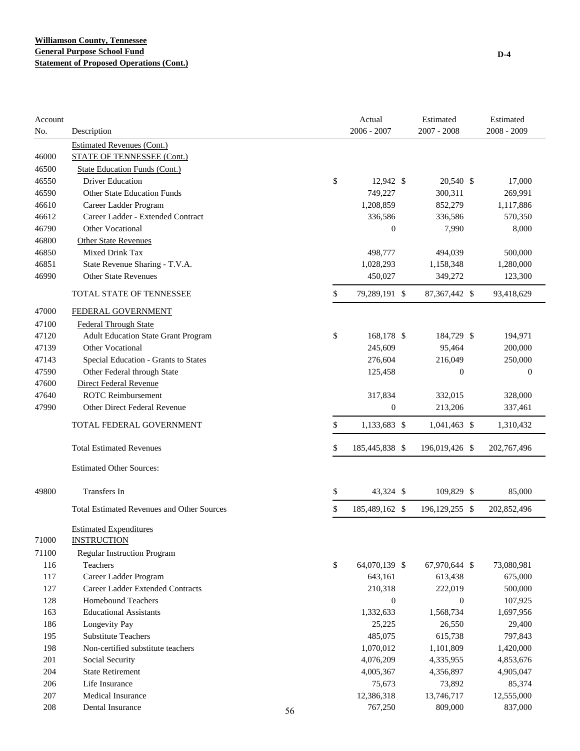**Williamson County, Tennessee**
**General Purpose School Fund**
**Statement of Proposed Operations (Cont.)**

D-4

| Account No. | Description | Actual 2006 - 2007 | Estimated 2007 - 2008 | Estimated 2008 - 2009 |
|---|---|---|---|---|
| | Estimated Revenues (Cont.) | | | |
| 46000 | STATE OF TENNESSEE (Cont.) | | | |
| 46500 | State Education Funds (Cont.) | | | |
| 46550 | Driver Education | $ 12,942 | $ 20,540 | $ 17,000 |
| 46590 | Other State Education Funds | 749,227 | 300,311 | 269,991 |
| 46610 | Career Ladder Program | 1,208,859 | 852,279 | 1,117,886 |
| 46612 | Career Ladder - Extended Contract | 336,586 | 336,586 | 570,350 |
| 46790 | Other Vocational | 0 | 7,990 | 8,000 |
| 46800 | Other State Revenues | | | |
| 46850 | Mixed Drink Tax | 498,777 | 494,039 | 500,000 |
| 46851 | State Revenue Sharing - T.V.A. | 1,028,293 | 1,158,348 | 1,280,000 |
| 46990 | Other State Revenues | 450,027 | 349,272 | 123,300 |
| | TOTAL STATE OF TENNESSEE | $ 79,289,191 | $ 87,367,442 | $ 93,418,629 |
| 47000 | FEDERAL GOVERNMENT | | | |
| 47100 | Federal Through State | | | |
| 47120 | Adult Education State Grant Program | $ 168,178 | $ 184,729 | $ 194,971 |
| 47139 | Other Vocational | 245,609 | 95,464 | 200,000 |
| 47143 | Special Education - Grants to States | 276,604 | 216,049 | 250,000 |
| 47590 | Other Federal through State | 125,458 | 0 | 0 |
| 47600 | Direct Federal Revenue | | | |
| 47640 | ROTC Reimbursement | 317,834 | 332,015 | 328,000 |
| 47990 | Other Direct Federal Revenue | 0 | 213,206 | 337,461 |
| | TOTAL FEDERAL GOVERNMENT | $ 1,133,683 | $ 1,041,463 | $ 1,310,432 |
| | Total Estimated Revenues | $ 185,445,838 | $ 196,019,426 | $ 202,767,496 |
| | Estimated Other Sources: | | | |
| 49800 | Transfers In | $ 43,324 | $ 109,829 | $ 85,000 |
| | Total Estimated Revenues and Other Sources | $ 185,489,162 | $ 196,129,255 | $ 202,852,496 |
| | Estimated Expenditures | | | |
| 71000 | INSTRUCTION | | | |
| 71100 | Regular Instruction Program | | | |
| 116 | Teachers | $ 64,070,139 | $ 67,970,644 | $ 73,080,981 |
| 117 | Career Ladder Program | 643,161 | 613,438 | 675,000 |
| 127 | Career Ladder Extended Contracts | 210,318 | 222,019 | 500,000 |
| 128 | Homebound Teachers | 0 | 0 | 107,925 |
| 163 | Educational Assistants | 1,332,633 | 1,568,734 | 1,697,956 |
| 186 | Longevity Pay | 25,225 | 26,550 | 29,400 |
| 195 | Substitute Teachers | 485,075 | 615,738 | 797,843 |
| 198 | Non-certified substitute teachers | 1,070,012 | 1,101,809 | 1,420,000 |
| 201 | Social Security | 4,076,209 | 4,335,955 | 4,853,676 |
| 204 | State Retirement | 4,005,367 | 4,356,897 | 4,905,047 |
| 206 | Life Insurance | 75,673 | 73,892 | 85,374 |
| 207 | Medical Insurance | 12,386,318 | 13,746,717 | 12,555,000 |
| 208 | Dental Insurance | 767,250 | 809,000 | 837,000 |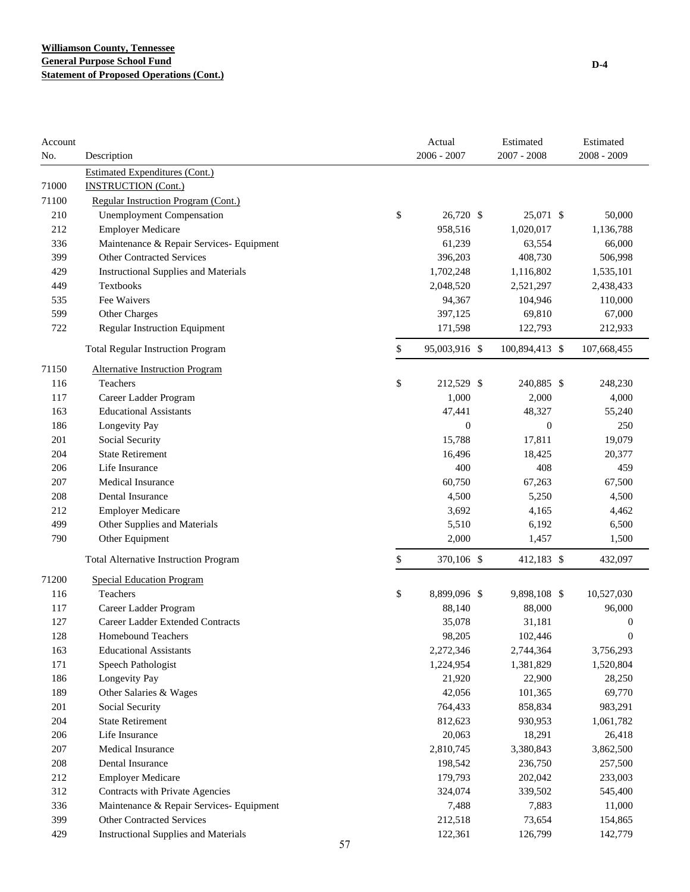**Williamson County, Tennessee**
**General Purpose School Fund**
**Statement of Proposed Operations (Cont.)**

D-4

| Account No. | Description | Actual 2006 - 2007 | Estimated 2007 - 2008 | Estimated 2008 - 2009 |
|---|---|---|---|---|
| | Estimated Expenditures (Cont.) | | | |
| 71000 | INSTRUCTION (Cont.) | | | |
| 71100 | Regular Instruction Program (Cont.) | | | |
| 210 | Unemployment Compensation | $ 26,720 | $ 25,071 | $ 50,000 |
| 212 | Employer Medicare | 958,516 | 1,020,017 | 1,136,788 |
| 336 | Maintenance & Repair Services- Equipment | 61,239 | 63,554 | 66,000 |
| 399 | Other Contracted Services | 396,203 | 408,730 | 506,998 |
| 429 | Instructional Supplies and Materials | 1,702,248 | 1,116,802 | 1,535,101 |
| 449 | Textbooks | 2,048,520 | 2,521,297 | 2,438,433 |
| 535 | Fee Waivers | 94,367 | 104,946 | 110,000 |
| 599 | Other Charges | 397,125 | 69,810 | 67,000 |
| 722 | Regular Instruction Equipment | 171,598 | 122,793 | 212,933 |
| | Total Regular Instruction Program | $ 95,003,916 | $ 100,894,413 | $ 107,668,455 |
| 71150 | Alternative Instruction Program | | | |
| 116 | Teachers | $ 212,529 | $ 240,885 | $ 248,230 |
| 117 | Career Ladder Program | 1,000 | 2,000 | 4,000 |
| 163 | Educational Assistants | 47,441 | 48,327 | 55,240 |
| 186 | Longevity Pay | 0 | 0 | 250 |
| 201 | Social Security | 15,788 | 17,811 | 19,079 |
| 204 | State Retirement | 16,496 | 18,425 | 20,377 |
| 206 | Life Insurance | 400 | 408 | 459 |
| 207 | Medical Insurance | 60,750 | 67,263 | 67,500 |
| 208 | Dental Insurance | 4,500 | 5,250 | 4,500 |
| 212 | Employer Medicare | 3,692 | 4,165 | 4,462 |
| 499 | Other Supplies and Materials | 5,510 | 6,192 | 6,500 |
| 790 | Other Equipment | 2,000 | 1,457 | 1,500 |
| | Total Alternative Instruction Program | $ 370,106 | $ 412,183 | $ 432,097 |
| 71200 | Special Education Program | | | |
| 116 | Teachers | $ 8,899,096 | $ 9,898,108 | $ 10,527,030 |
| 117 | Career Ladder Program | 88,140 | 88,000 | 96,000 |
| 127 | Career Ladder Extended Contracts | 35,078 | 31,181 | 0 |
| 128 | Homebound Teachers | 98,205 | 102,446 | 0 |
| 163 | Educational Assistants | 2,272,346 | 2,744,364 | 3,756,293 |
| 171 | Speech Pathologist | 1,224,954 | 1,381,829 | 1,520,804 |
| 186 | Longevity Pay | 21,920 | 22,900 | 28,250 |
| 189 | Other Salaries & Wages | 42,056 | 101,365 | 69,770 |
| 201 | Social Security | 764,433 | 858,834 | 983,291 |
| 204 | State Retirement | 812,623 | 930,953 | 1,061,782 |
| 206 | Life Insurance | 20,063 | 18,291 | 26,418 |
| 207 | Medical Insurance | 2,810,745 | 3,380,843 | 3,862,500 |
| 208 | Dental Insurance | 198,542 | 236,750 | 257,500 |
| 212 | Employer Medicare | 179,793 | 202,042 | 233,003 |
| 312 | Contracts with Private Agencies | 324,074 | 339,502 | 545,400 |
| 336 | Maintenance & Repair Services- Equipment | 7,488 | 7,883 | 11,000 |
| 399 | Other Contracted Services | 212,518 | 73,654 | 154,865 |
| 429 | Instructional Supplies and Materials | 122,361 | 126,799 | 142,779 |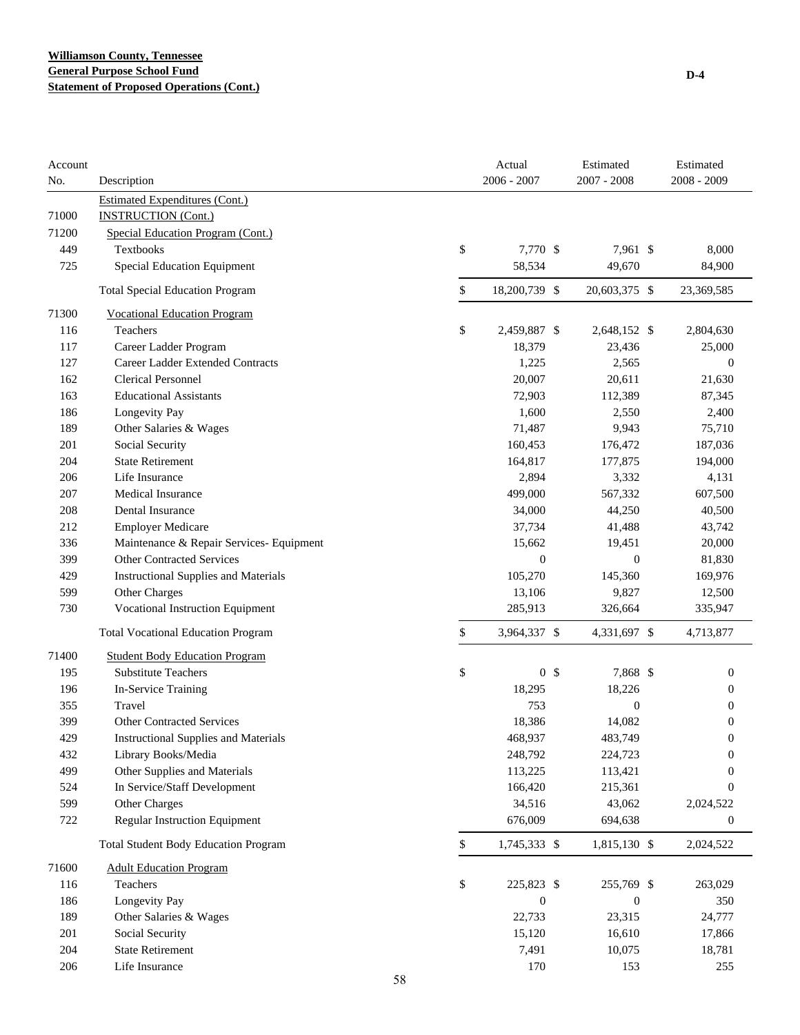**Williamson County, Tennessee**
**General Purpose School Fund**
**Statement of Proposed Operations (Cont.)**

D-4

| Account No. | Description | Actual 2006 - 2007 | Estimated 2007 - 2008 | Estimated 2008 - 2009 |
|---|---|---|---|---|
| | Estimated Expenditures (Cont.) | | | |
| 71000 | INSTRUCTION (Cont.) | | | |
| 71200 | Special Education Program (Cont.) | | | |
| 449 | Textbooks | $ 7,770 | $ 7,961 | $ 8,000 |
| 725 | Special Education Equipment | 58,534 | 49,670 | 84,900 |
| | Total Special Education Program | $ 18,200,739 | $ 20,603,375 | $ 23,369,585 |
| 71300 | Vocational Education Program | | | |
| 116 | Teachers | $ 2,459,887 | $ 2,648,152 | $ 2,804,630 |
| 117 | Career Ladder Program | 18,379 | 23,436 | 25,000 |
| 127 | Career Ladder Extended Contracts | 1,225 | 2,565 | 0 |
| 162 | Clerical Personnel | 20,007 | 20,611 | 21,630 |
| 163 | Educational Assistants | 72,903 | 112,389 | 87,345 |
| 186 | Longevity Pay | 1,600 | 2,550 | 2,400 |
| 189 | Other Salaries & Wages | 71,487 | 9,943 | 75,710 |
| 201 | Social Security | 160,453 | 176,472 | 187,036 |
| 204 | State Retirement | 164,817 | 177,875 | 194,000 |
| 206 | Life Insurance | 2,894 | 3,332 | 4,131 |
| 207 | Medical Insurance | 499,000 | 567,332 | 607,500 |
| 208 | Dental Insurance | 34,000 | 44,250 | 40,500 |
| 212 | Employer Medicare | 37,734 | 41,488 | 43,742 |
| 336 | Maintenance & Repair Services- Equipment | 15,662 | 19,451 | 20,000 |
| 399 | Other Contracted Services | 0 | 0 | 81,830 |
| 429 | Instructional Supplies and Materials | 105,270 | 145,360 | 169,976 |
| 599 | Other Charges | 13,106 | 9,827 | 12,500 |
| 730 | Vocational Instruction Equipment | 285,913 | 326,664 | 335,947 |
| | Total Vocational Education Program | $ 3,964,337 | $ 4,331,697 | $ 4,713,877 |
| 71400 | Student Body Education Program | | | |
| 195 | Substitute Teachers | $ 0 | $ 7,868 | $ 0 |
| 196 | In-Service Training | 18,295 | 18,226 | 0 |
| 355 | Travel | 753 | 0 | 0 |
| 399 | Other Contracted Services | 18,386 | 14,082 | 0 |
| 429 | Instructional Supplies and Materials | 468,937 | 483,749 | 0 |
| 432 | Library Books/Media | 248,792 | 224,723 | 0 |
| 499 | Other Supplies and Materials | 113,225 | 113,421 | 0 |
| 524 | In Service/Staff Development | 166,420 | 215,361 | 0 |
| 599 | Other Charges | 34,516 | 43,062 | 2,024,522 |
| 722 | Regular Instruction Equipment | 676,009 | 694,638 | 0 |
| | Total Student Body Education Program | $ 1,745,333 | $ 1,815,130 | $ 2,024,522 |
| 71600 | Adult Education Program | | | |
| 116 | Teachers | $ 225,823 | $ 255,769 | $ 263,029 |
| 186 | Longevity Pay | 0 | 0 | 350 |
| 189 | Other Salaries & Wages | 22,733 | 23,315 | 24,777 |
| 201 | Social Security | 15,120 | 16,610 | 17,866 |
| 204 | State Retirement | 7,491 | 10,075 | 18,781 |
| 206 | Life Insurance | 170 | 153 | 255 |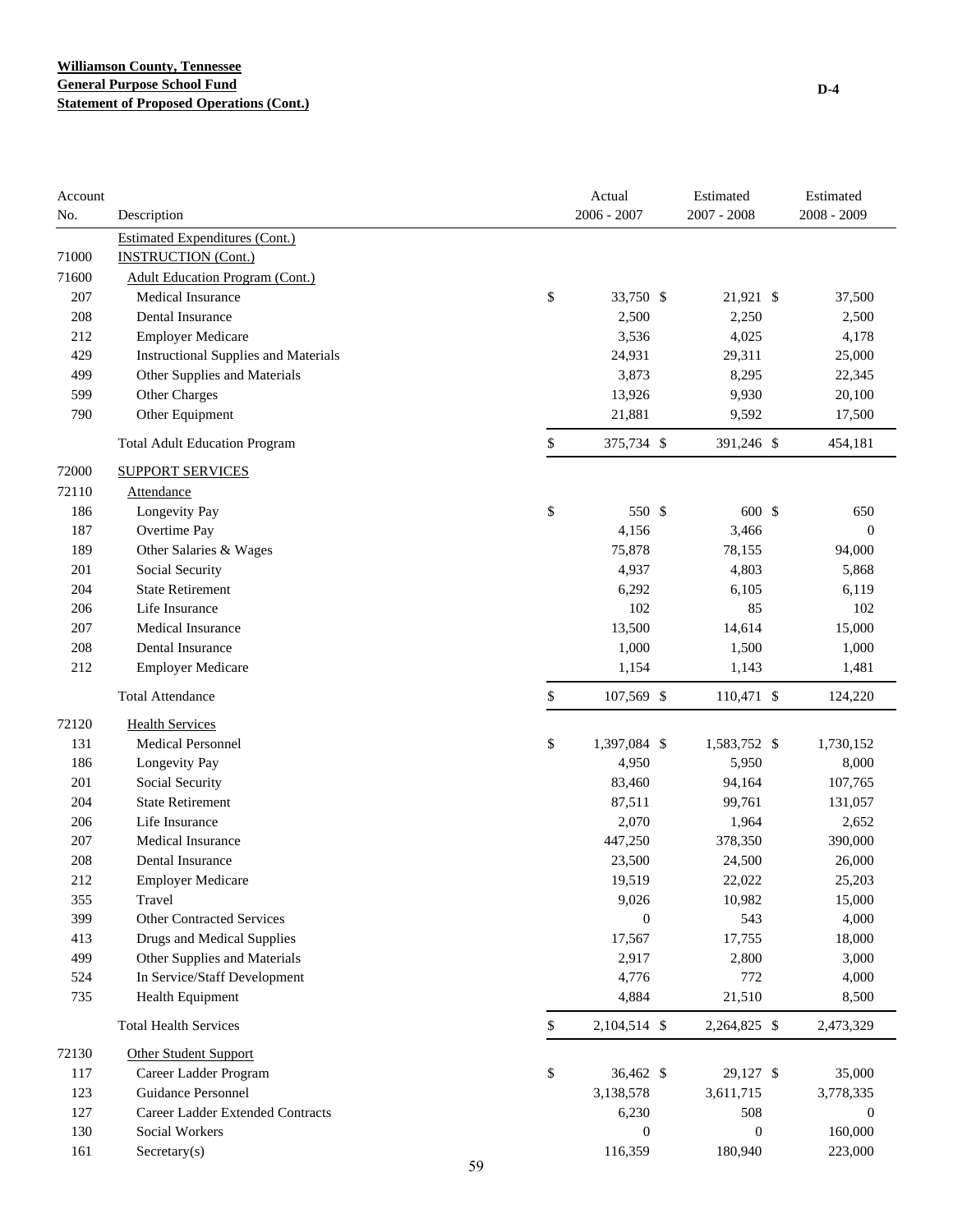**Williamson County, Tennessee**
**General Purpose School Fund**
**Statement of Proposed Operations (Cont.)**

D-4

| Account No. | Description | Actual 2006 - 2007 | Estimated 2007 - 2008 | Estimated 2008 - 2009 |
|---|---|---|---|---|
| | Estimated Expenditures (Cont.) | | | |
| 71000 | INSTRUCTION (Cont.) | | | |
| 71600 | Adult Education Program (Cont.) | | | |
| 207 | Medical Insurance | $ 33,750 | $ 21,921 | $ 37,500 |
| 208 | Dental Insurance | 2,500 | 2,250 | 2,500 |
| 212 | Employer Medicare | 3,536 | 4,025 | 4,178 |
| 429 | Instructional Supplies and Materials | 24,931 | 29,311 | 25,000 |
| 499 | Other Supplies and Materials | 3,873 | 8,295 | 22,345 |
| 599 | Other Charges | 13,926 | 9,930 | 20,100 |
| 790 | Other Equipment | 21,881 | 9,592 | 17,500 |
| | Total Adult Education Program | $ 375,734 | $ 391,246 | $ 454,181 |
| 72000 | SUPPORT SERVICES | | | |
| 72110 | Attendance | | | |
| 186 | Longevity Pay | $ 550 | $ 600 | $ 650 |
| 187 | Overtime Pay | 4,156 | 3,466 | 0 |
| 189 | Other Salaries & Wages | 75,878 | 78,155 | 94,000 |
| 201 | Social Security | 4,937 | 4,803 | 5,868 |
| 204 | State Retirement | 6,292 | 6,105 | 6,119 |
| 206 | Life Insurance | 102 | 85 | 102 |
| 207 | Medical Insurance | 13,500 | 14,614 | 15,000 |
| 208 | Dental Insurance | 1,000 | 1,500 | 1,000 |
| 212 | Employer Medicare | 1,154 | 1,143 | 1,481 |
| | Total Attendance | $ 107,569 | $ 110,471 | $ 124,220 |
| 72120 | Health Services | | | |
| 131 | Medical Personnel | $ 1,397,084 | $ 1,583,752 | $ 1,730,152 |
| 186 | Longevity Pay | 4,950 | 5,950 | 8,000 |
| 201 | Social Security | 83,460 | 94,164 | 107,765 |
| 204 | State Retirement | 87,511 | 99,761 | 131,057 |
| 206 | Life Insurance | 2,070 | 1,964 | 2,652 |
| 207 | Medical Insurance | 447,250 | 378,350 | 390,000 |
| 208 | Dental Insurance | 23,500 | 24,500 | 26,000 |
| 212 | Employer Medicare | 19,519 | 22,022 | 25,203 |
| 355 | Travel | 9,026 | 10,982 | 15,000 |
| 399 | Other Contracted Services | 0 | 543 | 4,000 |
| 413 | Drugs and Medical Supplies | 17,567 | 17,755 | 18,000 |
| 499 | Other Supplies and Materials | 2,917 | 2,800 | 3,000 |
| 524 | In Service/Staff Development | 4,776 | 772 | 4,000 |
| 735 | Health Equipment | 4,884 | 21,510 | 8,500 |
| | Total Health Services | $ 2,104,514 | $ 2,264,825 | $ 2,473,329 |
| 72130 | Other Student Support | | | |
| 117 | Career Ladder Program | $ 36,462 | $ 29,127 | $ 35,000 |
| 123 | Guidance Personnel | 3,138,578 | 3,611,715 | 3,778,335 |
| 127 | Career Ladder Extended Contracts | 6,230 | 508 | 0 |
| 130 | Social Workers | 0 | 0 | 160,000 |
| 161 | Secretary(s) | 116,359 | 180,940 | 223,000 |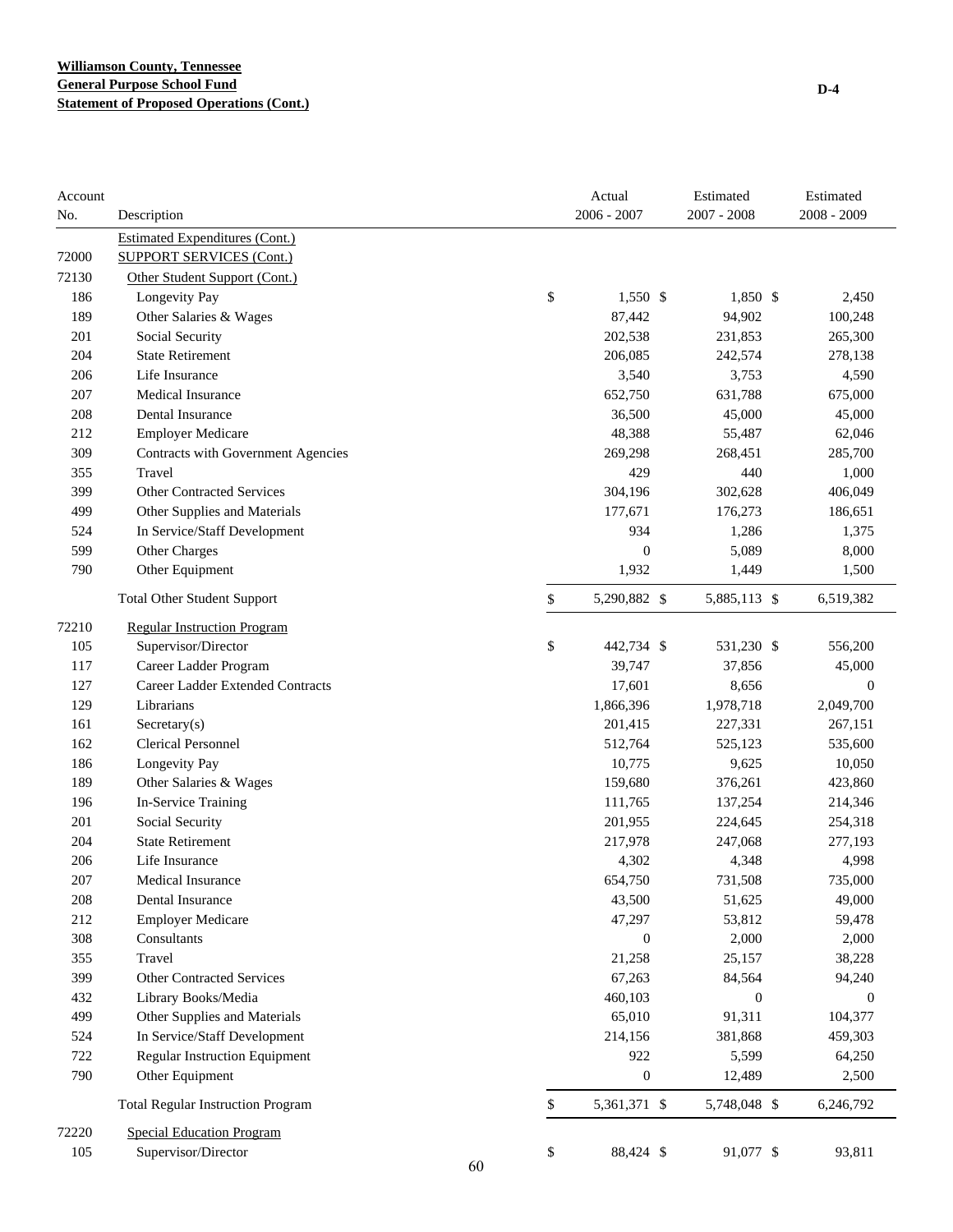**Williamson County, Tennessee**
**General Purpose School Fund**
**Statement of Proposed Operations (Cont.)**

D-4

| Account No. | Description | Actual 2006 - 2007 | Estimated 2007 - 2008 | Estimated 2008 - 2009 |
|---|---|---|---|---|
| | Estimated Expenditures (Cont.) | | | |
| 72000 | SUPPORT SERVICES (Cont.) | | | |
| 72130 | Other Student Support (Cont.) | | | |
| 186 | Longevity Pay | $ 1,550 | $ 1,850 | $ 2,450 |
| 189 | Other Salaries & Wages | 87,442 | 94,902 | 100,248 |
| 201 | Social Security | 202,538 | 231,853 | 265,300 |
| 204 | State Retirement | 206,085 | 242,574 | 278,138 |
| 206 | Life Insurance | 3,540 | 3,753 | 4,590 |
| 207 | Medical Insurance | 652,750 | 631,788 | 675,000 |
| 208 | Dental Insurance | 36,500 | 45,000 | 45,000 |
| 212 | Employer Medicare | 48,388 | 55,487 | 62,046 |
| 309 | Contracts with Government Agencies | 269,298 | 268,451 | 285,700 |
| 355 | Travel | 429 | 440 | 1,000 |
| 399 | Other Contracted Services | 304,196 | 302,628 | 406,049 |
| 499 | Other Supplies and Materials | 177,671 | 176,273 | 186,651 |
| 524 | In Service/Staff Development | 934 | 1,286 | 1,375 |
| 599 | Other Charges | 0 | 5,089 | 8,000 |
| 790 | Other Equipment | 1,932 | 1,449 | 1,500 |
| | Total Other Student Support | $ 5,290,882 | $ 5,885,113 | $ 6,519,382 |
| 72210 | Regular Instruction Program | | | |
| 105 | Supervisor/Director | $ 442,734 | $ 531,230 | $ 556,200 |
| 117 | Career Ladder Program | 39,747 | 37,856 | 45,000 |
| 127 | Career Ladder Extended Contracts | 17,601 | 8,656 | 0 |
| 129 | Librarians | 1,866,396 | 1,978,718 | 2,049,700 |
| 161 | Secretary(s) | 201,415 | 227,331 | 267,151 |
| 162 | Clerical Personnel | 512,764 | 525,123 | 535,600 |
| 186 | Longevity Pay | 10,775 | 9,625 | 10,050 |
| 189 | Other Salaries & Wages | 159,680 | 376,261 | 423,860 |
| 196 | In-Service Training | 111,765 | 137,254 | 214,346 |
| 201 | Social Security | 201,955 | 224,645 | 254,318 |
| 204 | State Retirement | 217,978 | 247,068 | 277,193 |
| 206 | Life Insurance | 4,302 | 4,348 | 4,998 |
| 207 | Medical Insurance | 654,750 | 731,508 | 735,000 |
| 208 | Dental Insurance | 43,500 | 51,625 | 49,000 |
| 212 | Employer Medicare | 47,297 | 53,812 | 59,478 |
| 308 | Consultants | 0 | 2,000 | 2,000 |
| 355 | Travel | 21,258 | 25,157 | 38,228 |
| 399 | Other Contracted Services | 67,263 | 84,564 | 94,240 |
| 432 | Library Books/Media | 460,103 | 0 | 0 |
| 499 | Other Supplies and Materials | 65,010 | 91,311 | 104,377 |
| 524 | In Service/Staff Development | 214,156 | 381,868 | 459,303 |
| 722 | Regular Instruction Equipment | 922 | 5,599 | 64,250 |
| 790 | Other Equipment | 0 | 12,489 | 2,500 |
| | Total Regular Instruction Program | $ 5,361,371 | $ 5,748,048 | $ 6,246,792 |
| 72220 | Special Education Program | | | |
| 105 | Supervisor/Director | $ 88,424 | $ 91,077 | $ 93,811 |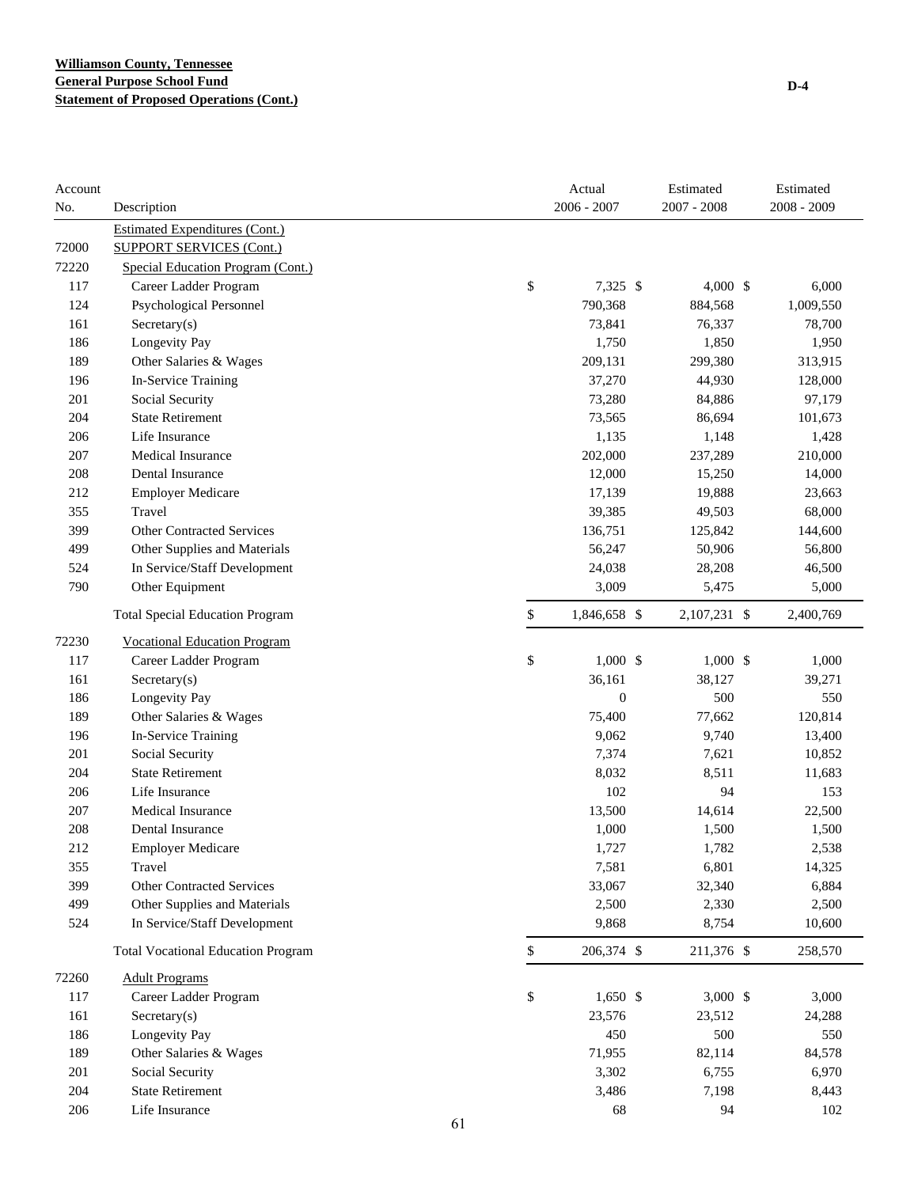**Williamson County, Tennessee**
**General Purpose School Fund**
**Statement of Proposed Operations (Cont.)**

D-4

| Account No. | Description | Actual 2006 - 2007 | Estimated 2007 - 2008 | Estimated 2008 - 2009 |
|---|---|---|---|---|
| | Estimated Expenditures (Cont.) | | | |
| 72000 | SUPPORT SERVICES (Cont.) | | | |
| 72220 | Special Education Program (Cont.) | | | |
| 117 | Career Ladder Program | $ 7,325 | $ 4,000 | $ 6,000 |
| 124 | Psychological Personnel | 790,368 | 884,568 | 1,009,550 |
| 161 | Secretary(s) | 73,841 | 76,337 | 78,700 |
| 186 | Longevity Pay | 1,750 | 1,850 | 1,950 |
| 189 | Other Salaries & Wages | 209,131 | 299,380 | 313,915 |
| 196 | In-Service Training | 37,270 | 44,930 | 128,000 |
| 201 | Social Security | 73,280 | 84,886 | 97,179 |
| 204 | State Retirement | 73,565 | 86,694 | 101,673 |
| 206 | Life Insurance | 1,135 | 1,148 | 1,428 |
| 207 | Medical Insurance | 202,000 | 237,289 | 210,000 |
| 208 | Dental Insurance | 12,000 | 15,250 | 14,000 |
| 212 | Employer Medicare | 17,139 | 19,888 | 23,663 |
| 355 | Travel | 39,385 | 49,503 | 68,000 |
| 399 | Other Contracted Services | 136,751 | 125,842 | 144,600 |
| 499 | Other Supplies and Materials | 56,247 | 50,906 | 56,800 |
| 524 | In Service/Staff Development | 24,038 | 28,208 | 46,500 |
| 790 | Other Equipment | 3,009 | 5,475 | 5,000 |
| | Total Special Education Program | $ 1,846,658 | $ 2,107,231 | $ 2,400,769 |
| 72230 | Vocational Education Program | | | |
| 117 | Career Ladder Program | $ 1,000 | $ 1,000 | $ 1,000 |
| 161 | Secretary(s) | 36,161 | 38,127 | 39,271 |
| 186 | Longevity Pay | 0 | 500 | 550 |
| 189 | Other Salaries & Wages | 75,400 | 77,662 | 120,814 |
| 196 | In-Service Training | 9,062 | 9,740 | 13,400 |
| 201 | Social Security | 7,374 | 7,621 | 10,852 |
| 204 | State Retirement | 8,032 | 8,511 | 11,683 |
| 206 | Life Insurance | 102 | 94 | 153 |
| 207 | Medical Insurance | 13,500 | 14,614 | 22,500 |
| 208 | Dental Insurance | 1,000 | 1,500 | 1,500 |
| 212 | Employer Medicare | 1,727 | 1,782 | 2,538 |
| 355 | Travel | 7,581 | 6,801 | 14,325 |
| 399 | Other Contracted Services | 33,067 | 32,340 | 6,884 |
| 499 | Other Supplies and Materials | 2,500 | 2,330 | 2,500 |
| 524 | In Service/Staff Development | 9,868 | 8,754 | 10,600 |
| | Total Vocational Education Program | $ 206,374 | $ 211,376 | $ 258,570 |
| 72260 | Adult Programs | | | |
| 117 | Career Ladder Program | $ 1,650 | $ 3,000 | $ 3,000 |
| 161 | Secretary(s) | 23,576 | 23,512 | 24,288 |
| 186 | Longevity Pay | 450 | 500 | 550 |
| 189 | Other Salaries & Wages | 71,955 | 82,114 | 84,578 |
| 201 | Social Security | 3,302 | 6,755 | 6,970 |
| 204 | State Retirement | 3,486 | 7,198 | 8,443 |
| 206 | Life Insurance | 68 | 94 | 102 |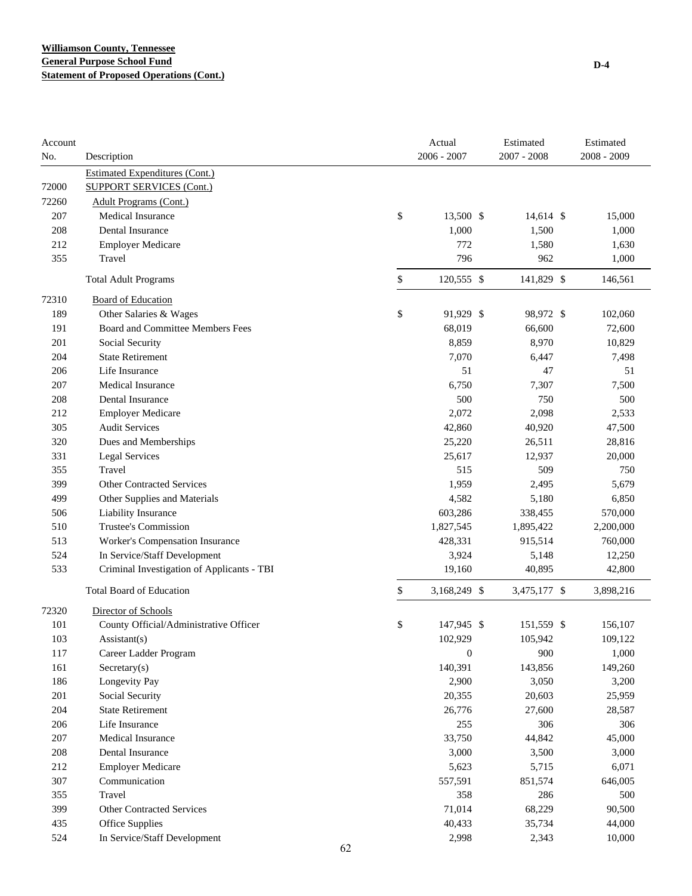**Williamson County, Tennessee**
**General Purpose School Fund**
**Statement of Proposed Operations (Cont.)**

D-4

| Account No. | Description | Actual 2006 - 2007 | Estimated 2007 - 2008 | Estimated 2008 - 2009 |
|---|---|---|---|---|
| | Estimated Expenditures (Cont.) | | | |
| 72000 | SUPPORT SERVICES (Cont.) | | | |
| 72260 | Adult Programs (Cont.) | | | |
| 207 | Medical Insurance | $ 13,500 | $ 14,614 | $ 15,000 |
| 208 | Dental Insurance | 1,000 | 1,500 | 1,000 |
| 212 | Employer Medicare | 772 | 1,580 | 1,630 |
| 355 | Travel | 796 | 962 | 1,000 |
| | Total Adult Programs | $ 120,555 | $ 141,829 | $ 146,561 |
| 72310 | Board of Education | | | |
| 189 | Other Salaries & Wages | $ 91,929 | $ 98,972 | $ 102,060 |
| 191 | Board and Committee Members Fees | 68,019 | 66,600 | 72,600 |
| 201 | Social Security | 8,859 | 8,970 | 10,829 |
| 204 | State Retirement | 7,070 | 6,447 | 7,498 |
| 206 | Life Insurance | 51 | 47 | 51 |
| 207 | Medical Insurance | 6,750 | 7,307 | 7,500 |
| 208 | Dental Insurance | 500 | 750 | 500 |
| 212 | Employer Medicare | 2,072 | 2,098 | 2,533 |
| 305 | Audit Services | 42,860 | 40,920 | 47,500 |
| 320 | Dues and Memberships | 25,220 | 26,511 | 28,816 |
| 331 | Legal Services | 25,617 | 12,937 | 20,000 |
| 355 | Travel | 515 | 509 | 750 |
| 399 | Other Contracted Services | 1,959 | 2,495 | 5,679 |
| 499 | Other Supplies and Materials | 4,582 | 5,180 | 6,850 |
| 506 | Liability Insurance | 603,286 | 338,455 | 570,000 |
| 510 | Trustee's Commission | 1,827,545 | 1,895,422 | 2,200,000 |
| 513 | Worker's Compensation Insurance | 428,331 | 915,514 | 760,000 |
| 524 | In Service/Staff Development | 3,924 | 5,148 | 12,250 |
| 533 | Criminal Investigation of Applicants - TBI | 19,160 | 40,895 | 42,800 |
| | Total Board of Education | $ 3,168,249 | $ 3,475,177 | $ 3,898,216 |
| 72320 | Director of Schools | | | |
| 101 | County Official/Administrative Officer | $ 147,945 | $ 151,559 | $ 156,107 |
| 103 | Assistant(s) | 102,929 | 105,942 | 109,122 |
| 117 | Career Ladder Program | 0 | 900 | 1,000 |
| 161 | Secretary(s) | 140,391 | 143,856 | 149,260 |
| 186 | Longevity Pay | 2,900 | 3,050 | 3,200 |
| 201 | Social Security | 20,355 | 20,603 | 25,959 |
| 204 | State Retirement | 26,776 | 27,600 | 28,587 |
| 206 | Life Insurance | 255 | 306 | 306 |
| 207 | Medical Insurance | 33,750 | 44,842 | 45,000 |
| 208 | Dental Insurance | 3,000 | 3,500 | 3,000 |
| 212 | Employer Medicare | 5,623 | 5,715 | 6,071 |
| 307 | Communication | 557,591 | 851,574 | 646,005 |
| 355 | Travel | 358 | 286 | 500 |
| 399 | Other Contracted Services | 71,014 | 68,229 | 90,500 |
| 435 | Office Supplies | 40,433 | 35,734 | 44,000 |
| 524 | In Service/Staff Development | 2,998 | 2,343 | 10,000 |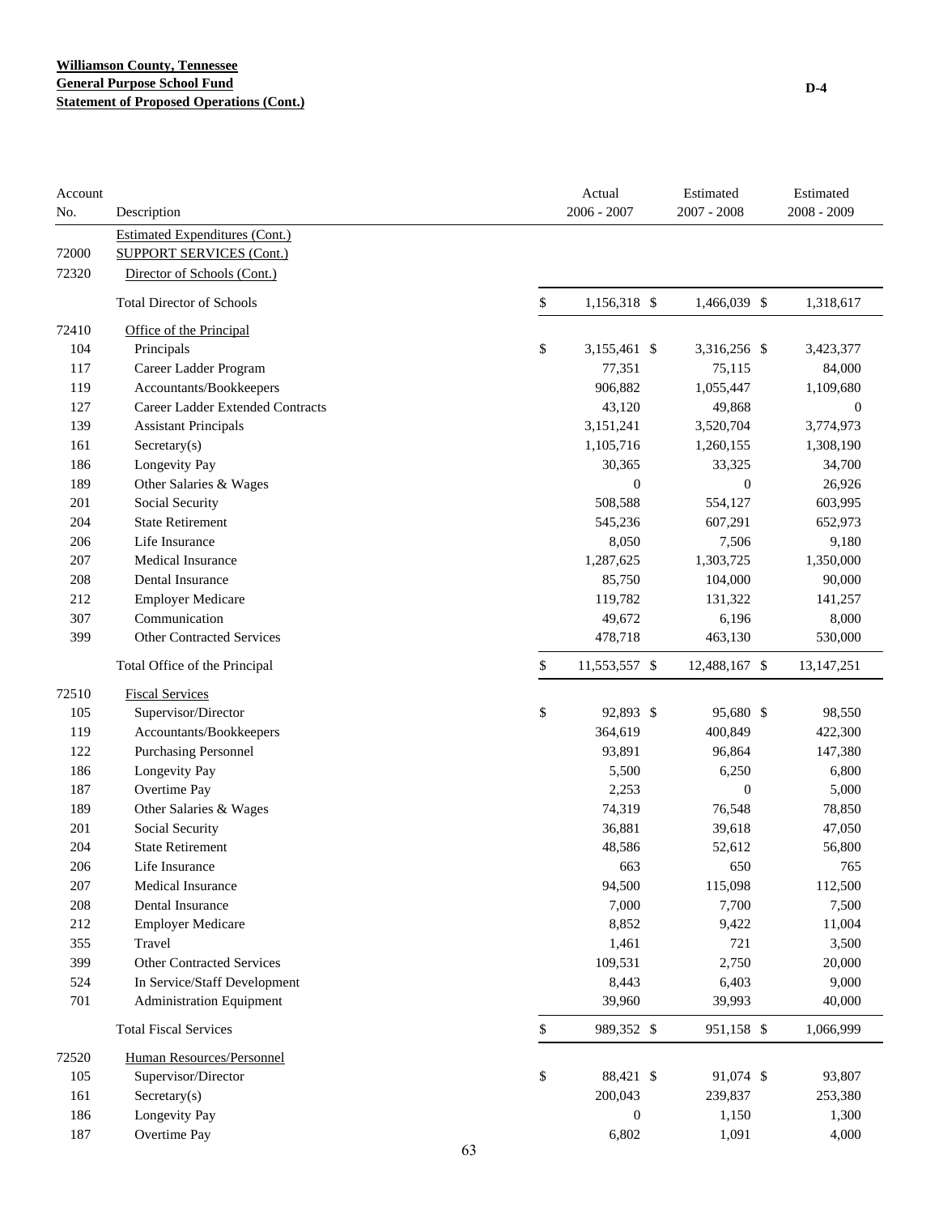**Williamson County, Tennessee**
**General Purpose School Fund**
**Statement of Proposed Operations (Cont.)**

D-4

| Account No. | Description | Actual 2006 - 2007 | Estimated 2007 - 2008 | Estimated 2008 - 2009 |
|---|---|---|---|---|
| | Estimated Expenditures (Cont.) | | | |
| 72000 | SUPPORT SERVICES (Cont.) | | | |
| 72320 | Director of Schools (Cont.) | | | |
| | Total Director of Schools | $ 1,156,318 | $ 1,466,039 | $ 1,318,617 |
| 72410 | Office of the Principal | | | |
| 104 | Principals | $ 3,155,461 | $ 3,316,256 | $ 3,423,377 |
| 117 | Career Ladder Program | 77,351 | 75,115 | 84,000 |
| 119 | Accountants/Bookkeepers | 906,882 | 1,055,447 | 1,109,680 |
| 127 | Career Ladder Extended Contracts | 43,120 | 49,868 | 0 |
| 139 | Assistant Principals | 3,151,241 | 3,520,704 | 3,774,973 |
| 161 | Secretary(s) | 1,105,716 | 1,260,155 | 1,308,190 |
| 186 | Longevity Pay | 30,365 | 33,325 | 34,700 |
| 189 | Other Salaries & Wages | 0 | 0 | 26,926 |
| 201 | Social Security | 508,588 | 554,127 | 603,995 |
| 204 | State Retirement | 545,236 | 607,291 | 652,973 |
| 206 | Life Insurance | 8,050 | 7,506 | 9,180 |
| 207 | Medical Insurance | 1,287,625 | 1,303,725 | 1,350,000 |
| 208 | Dental Insurance | 85,750 | 104,000 | 90,000 |
| 212 | Employer Medicare | 119,782 | 131,322 | 141,257 |
| 307 | Communication | 49,672 | 6,196 | 8,000 |
| 399 | Other Contracted Services | 478,718 | 463,130 | 530,000 |
| | Total Office of the Principal | $ 11,553,557 | $ 12,488,167 | $ 13,147,251 |
| 72510 | Fiscal Services | | | |
| 105 | Supervisor/Director | $ 92,893 | $ 95,680 | $ 98,550 |
| 119 | Accountants/Bookkeepers | 364,619 | 400,849 | 422,300 |
| 122 | Purchasing Personnel | 93,891 | 96,864 | 147,380 |
| 186 | Longevity Pay | 5,500 | 6,250 | 6,800 |
| 187 | Overtime Pay | 2,253 | 0 | 5,000 |
| 189 | Other Salaries & Wages | 74,319 | 76,548 | 78,850 |
| 201 | Social Security | 36,881 | 39,618 | 47,050 |
| 204 | State Retirement | 48,586 | 52,612 | 56,800 |
| 206 | Life Insurance | 663 | 650 | 765 |
| 207 | Medical Insurance | 94,500 | 115,098 | 112,500 |
| 208 | Dental Insurance | 7,000 | 7,700 | 7,500 |
| 212 | Employer Medicare | 8,852 | 9,422 | 11,004 |
| 355 | Travel | 1,461 | 721 | 3,500 |
| 399 | Other Contracted Services | 109,531 | 2,750 | 20,000 |
| 524 | In Service/Staff Development | 8,443 | 6,403 | 9,000 |
| 701 | Administration Equipment | 39,960 | 39,993 | 40,000 |
| | Total Fiscal Services | $ 989,352 | $ 951,158 | $ 1,066,999 |
| 72520 | Human Resources/Personnel | | | |
| 105 | Supervisor/Director | $ 88,421 | $ 91,074 | $ 93,807 |
| 161 | Secretary(s) | 200,043 | 239,837 | 253,380 |
| 186 | Longevity Pay | 0 | 1,150 | 1,300 |
| 187 | Overtime Pay | 6,802 | 1,091 | 4,000 |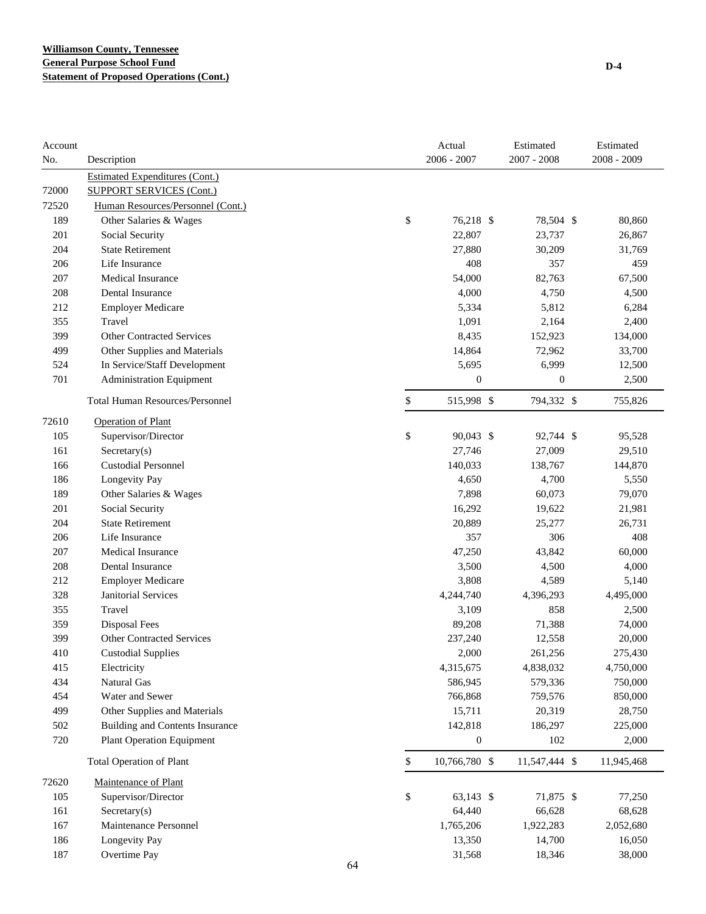**Williamson County, Tennessee**
**General Purpose School Fund**
**Statement of Proposed Operations (Cont.)**

D-4

| Account No. | Description | Actual 2006 - 2007 | Estimated 2007 - 2008 | Estimated 2008 - 2009 |
|---|---|---|---|---|
| | Estimated Expenditures (Cont.) | | | |
| 72000 | SUPPORT SERVICES (Cont.) | | | |
| 72520 | Human Resources/Personnel (Cont.) | | | |
| 189 | Other Salaries & Wages | $ 76,218 | $ 78,504 | $ 80,860 |
| 201 | Social Security | 22,807 | 23,737 | 26,867 |
| 204 | State Retirement | 27,880 | 30,209 | 31,769 |
| 206 | Life Insurance | 408 | 357 | 459 |
| 207 | Medical Insurance | 54,000 | 82,763 | 67,500 |
| 208 | Dental Insurance | 4,000 | 4,750 | 4,500 |
| 212 | Employer Medicare | 5,334 | 5,812 | 6,284 |
| 355 | Travel | 1,091 | 2,164 | 2,400 |
| 399 | Other Contracted Services | 8,435 | 152,923 | 134,000 |
| 499 | Other Supplies and Materials | 14,864 | 72,962 | 33,700 |
| 524 | In Service/Staff Development | 5,695 | 6,999 | 12,500 |
| 701 | Administration Equipment | 0 | 0 | 2,500 |
| | Total Human Resources/Personnel | $ 515,998 | $ 794,332 | $ 755,826 |
| 72610 | Operation of Plant | | | |
| 105 | Supervisor/Director | $ 90,043 | $ 92,744 | $ 95,528 |
| 161 | Secretary(s) | 27,746 | 27,009 | 29,510 |
| 166 | Custodial Personnel | 140,033 | 138,767 | 144,870 |
| 186 | Longevity Pay | 4,650 | 4,700 | 5,550 |
| 189 | Other Salaries & Wages | 7,898 | 60,073 | 79,070 |
| 201 | Social Security | 16,292 | 19,622 | 21,981 |
| 204 | State Retirement | 20,889 | 25,277 | 26,731 |
| 206 | Life Insurance | 357 | 306 | 408 |
| 207 | Medical Insurance | 47,250 | 43,842 | 60,000 |
| 208 | Dental Insurance | 3,500 | 4,500 | 4,000 |
| 212 | Employer Medicare | 3,808 | 4,589 | 5,140 |
| 328 | Janitorial Services | 4,244,740 | 4,396,293 | 4,495,000 |
| 355 | Travel | 3,109 | 858 | 2,500 |
| 359 | Disposal Fees | 89,208 | 71,388 | 74,000 |
| 399 | Other Contracted Services | 237,240 | 12,558 | 20,000 |
| 410 | Custodial Supplies | 2,000 | 261,256 | 275,430 |
| 415 | Electricity | 4,315,675 | 4,838,032 | 4,750,000 |
| 434 | Natural Gas | 586,945 | 579,336 | 750,000 |
| 454 | Water and Sewer | 766,868 | 759,576 | 850,000 |
| 499 | Other Supplies and Materials | 15,711 | 20,319 | 28,750 |
| 502 | Building and Contents Insurance | 142,818 | 186,297 | 225,000 |
| 720 | Plant Operation Equipment | 0 | 102 | 2,000 |
| | Total Operation of Plant | $ 10,766,780 | $ 11,547,444 | $ 11,945,468 |
| 72620 | Maintenance of Plant | | | |
| 105 | Supervisor/Director | $ 63,143 | $ 71,875 | $ 77,250 |
| 161 | Secretary(s) | 64,440 | 66,628 | 68,628 |
| 167 | Maintenance Personnel | 1,765,206 | 1,922,283 | 2,052,680 |
| 186 | Longevity Pay | 13,350 | 14,700 | 16,050 |
| 187 | Overtime Pay | 31,568 | 18,346 | 38,000 |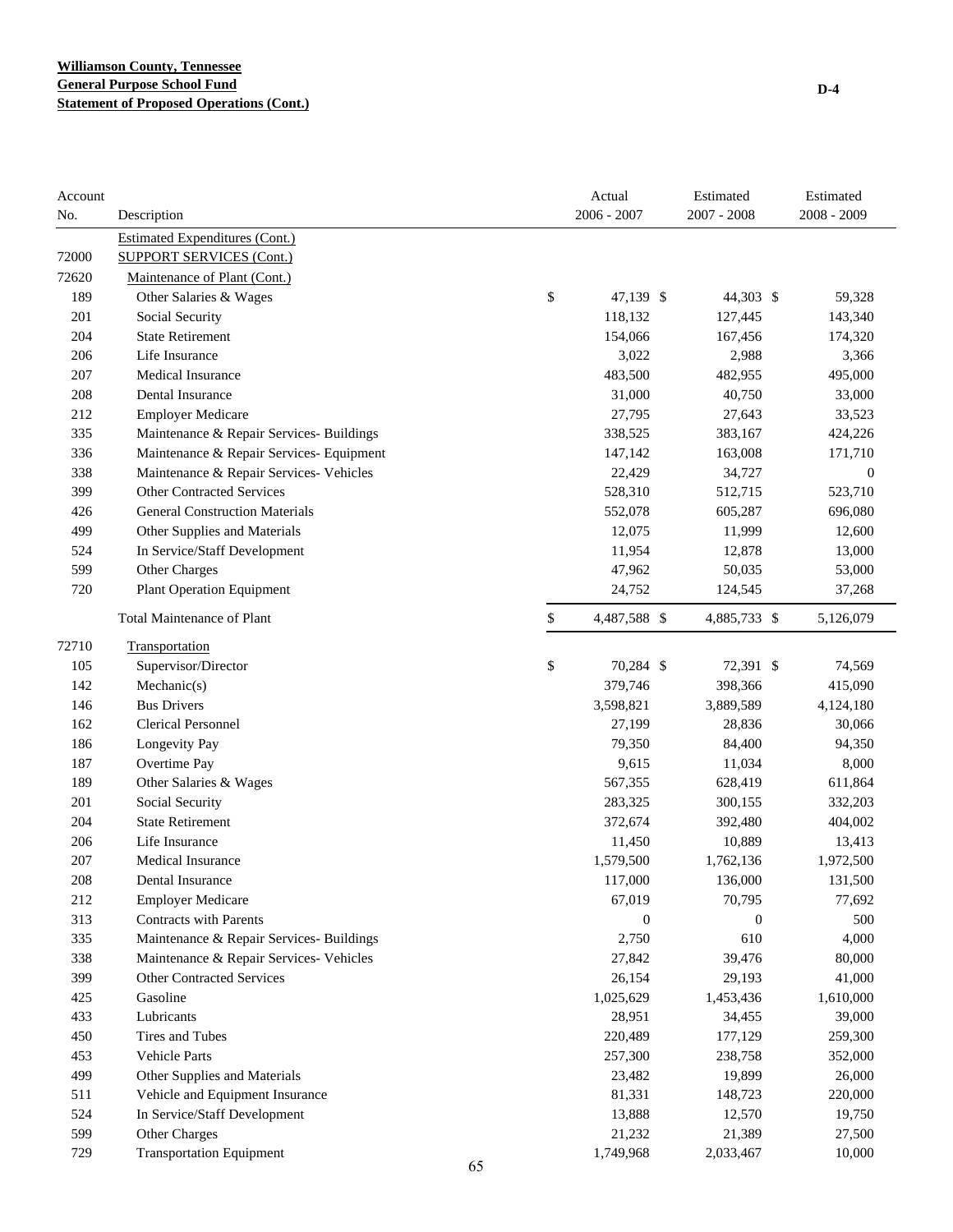**Williamson County, Tennessee**
**General Purpose School Fund**
**Statement of Proposed Operations (Cont.)**

| Account No. | Description | Actual 2006 - 2007 | Estimated 2007 - 2008 | Estimated 2008 - 2009 |
|---|---|---|---|---|
| | Estimated Expenditures (Cont.) | | | |
| 72000 | SUPPORT SERVICES (Cont.) | | | |
| 72620 | Maintenance of Plant (Cont.) | | | |
| 189 | Other Salaries & Wages | $ 47,139 | $ 44,303 | $ 59,328 |
| 201 | Social Security | 118,132 | 127,445 | 143,340 |
| 204 | State Retirement | 154,066 | 167,456 | 174,320 |
| 206 | Life Insurance | 3,022 | 2,988 | 3,366 |
| 207 | Medical Insurance | 483,500 | 482,955 | 495,000 |
| 208 | Dental Insurance | 31,000 | 40,750 | 33,000 |
| 212 | Employer Medicare | 27,795 | 27,643 | 33,523 |
| 335 | Maintenance & Repair Services- Buildings | 338,525 | 383,167 | 424,226 |
| 336 | Maintenance & Repair Services- Equipment | 147,142 | 163,008 | 171,710 |
| 338 | Maintenance & Repair Services- Vehicles | 22,429 | 34,727 | 0 |
| 399 | Other Contracted Services | 528,310 | 512,715 | 523,710 |
| 426 | General Construction Materials | 552,078 | 605,287 | 696,080 |
| 499 | Other Supplies and Materials | 12,075 | 11,999 | 12,600 |
| 524 | In Service/Staff Development | 11,954 | 12,878 | 13,000 |
| 599 | Other Charges | 47,962 | 50,035 | 53,000 |
| 720 | Plant Operation Equipment | 24,752 | 124,545 | 37,268 |
| | Total Maintenance of Plant | $ 4,487,588 | $ 4,885,733 | $ 5,126,079 |
| 72710 | Transportation | | | |
| 105 | Supervisor/Director | $ 70,284 | $ 72,391 | $ 74,569 |
| 142 | Mechanic(s) | 379,746 | 398,366 | 415,090 |
| 146 | Bus Drivers | 3,598,821 | 3,889,589 | 4,124,180 |
| 162 | Clerical Personnel | 27,199 | 28,836 | 30,066 |
| 186 | Longevity Pay | 79,350 | 84,400 | 94,350 |
| 187 | Overtime Pay | 9,615 | 11,034 | 8,000 |
| 189 | Other Salaries & Wages | 567,355 | 628,419 | 611,864 |
| 201 | Social Security | 283,325 | 300,155 | 332,203 |
| 204 | State Retirement | 372,674 | 392,480 | 404,002 |
| 206 | Life Insurance | 11,450 | 10,889 | 13,413 |
| 207 | Medical Insurance | 1,579,500 | 1,762,136 | 1,972,500 |
| 208 | Dental Insurance | 117,000 | 136,000 | 131,500 |
| 212 | Employer Medicare | 67,019 | 70,795 | 77,692 |
| 313 | Contracts with Parents | 0 | 0 | 500 |
| 335 | Maintenance & Repair Services- Buildings | 2,750 | 610 | 4,000 |
| 338 | Maintenance & Repair Services- Vehicles | 27,842 | 39,476 | 80,000 |
| 399 | Other Contracted Services | 26,154 | 29,193 | 41,000 |
| 425 | Gasoline | 1,025,629 | 1,453,436 | 1,610,000 |
| 433 | Lubricants | 28,951 | 34,455 | 39,000 |
| 450 | Tires and Tubes | 220,489 | 177,129 | 259,300 |
| 453 | Vehicle Parts | 257,300 | 238,758 | 352,000 |
| 499 | Other Supplies and Materials | 23,482 | 19,899 | 26,000 |
| 511 | Vehicle and Equipment Insurance | 81,331 | 148,723 | 220,000 |
| 524 | In Service/Staff Development | 13,888 | 12,570 | 19,750 |
| 599 | Other Charges | 21,232 | 21,389 | 27,500 |
| 729 | Transportation Equipment | 1,749,968 | 2,033,467 | 10,000 |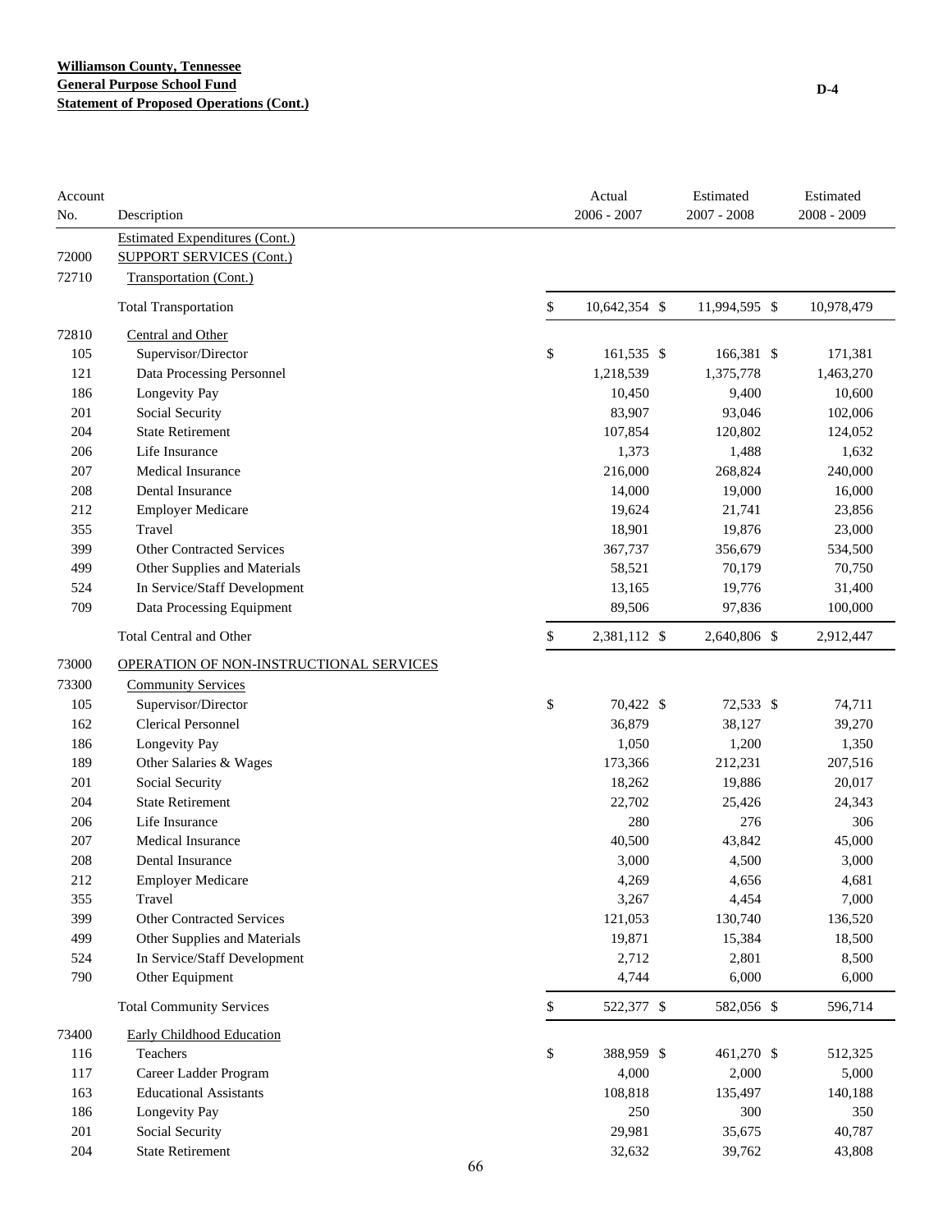**Williamson County, Tennessee**
**General Purpose School Fund**
**Statement of Proposed Operations (Cont.)**

D-4

| Account No. | Description | Actual 2006 - 2007 | Estimated 2007 - 2008 | Estimated 2008 - 2009 |
|---|---|---|---|---|
| | Estimated Expenditures (Cont.) | | | |
| 72000 | SUPPORT SERVICES (Cont.) | | | |
| 72710 | Transportation (Cont.) | | | |
| | Total Transportation | $ 10,642,354 | $ 11,994,595 | $ 10,978,479 |
| 72810 | Central and Other | | | |
| 105 | Supervisor/Director | $ 161,535 | $ 166,381 | $ 171,381 |
| 121 | Data Processing Personnel | 1,218,539 | 1,375,778 | 1,463,270 |
| 186 | Longevity Pay | 10,450 | 9,400 | 10,600 |
| 201 | Social Security | 83,907 | 93,046 | 102,006 |
| 204 | State Retirement | 107,854 | 120,802 | 124,052 |
| 206 | Life Insurance | 1,373 | 1,488 | 1,632 |
| 207 | Medical Insurance | 216,000 | 268,824 | 240,000 |
| 208 | Dental Insurance | 14,000 | 19,000 | 16,000 |
| 212 | Employer Medicare | 19,624 | 21,741 | 23,856 |
| 355 | Travel | 18,901 | 19,876 | 23,000 |
| 399 | Other Contracted Services | 367,737 | 356,679 | 534,500 |
| 499 | Other Supplies and Materials | 58,521 | 70,179 | 70,750 |
| 524 | In Service/Staff Development | 13,165 | 19,776 | 31,400 |
| 709 | Data Processing Equipment | 89,506 | 97,836 | 100,000 |
| | Total Central and Other | $ 2,381,112 | $ 2,640,806 | $ 2,912,447 |
| 73000 | OPERATION OF NON-INSTRUCTIONAL SERVICES | | | |
| 73300 | Community Services | | | |
| 105 | Supervisor/Director | $ 70,422 | $ 72,533 | $ 74,711 |
| 162 | Clerical Personnel | 36,879 | 38,127 | 39,270 |
| 186 | Longevity Pay | 1,050 | 1,200 | 1,350 |
| 189 | Other Salaries & Wages | 173,366 | 212,231 | 207,516 |
| 201 | Social Security | 18,262 | 19,886 | 20,017 |
| 204 | State Retirement | 22,702 | 25,426 | 24,343 |
| 206 | Life Insurance | 280 | 276 | 306 |
| 207 | Medical Insurance | 40,500 | 43,842 | 45,000 |
| 208 | Dental Insurance | 3,000 | 4,500 | 3,000 |
| 212 | Employer Medicare | 4,269 | 4,656 | 4,681 |
| 355 | Travel | 3,267 | 4,454 | 7,000 |
| 399 | Other Contracted Services | 121,053 | 130,740 | 136,520 |
| 499 | Other Supplies and Materials | 19,871 | 15,384 | 18,500 |
| 524 | In Service/Staff Development | 2,712 | 2,801 | 8,500 |
| 790 | Other Equipment | 4,744 | 6,000 | 6,000 |
| | Total Community Services | $ 522,377 | $ 582,056 | $ 596,714 |
| 73400 | Early Childhood Education | | | |
| 116 | Teachers | $ 388,959 | $ 461,270 | $ 512,325 |
| 117 | Career Ladder Program | 4,000 | 2,000 | 5,000 |
| 163 | Educational Assistants | 108,818 | 135,497 | 140,188 |
| 186 | Longevity Pay | 250 | 300 | 350 |
| 201 | Social Security | 29,981 | 35,675 | 40,787 |
| 204 | State Retirement | 32,632 | 39,762 | 43,808 |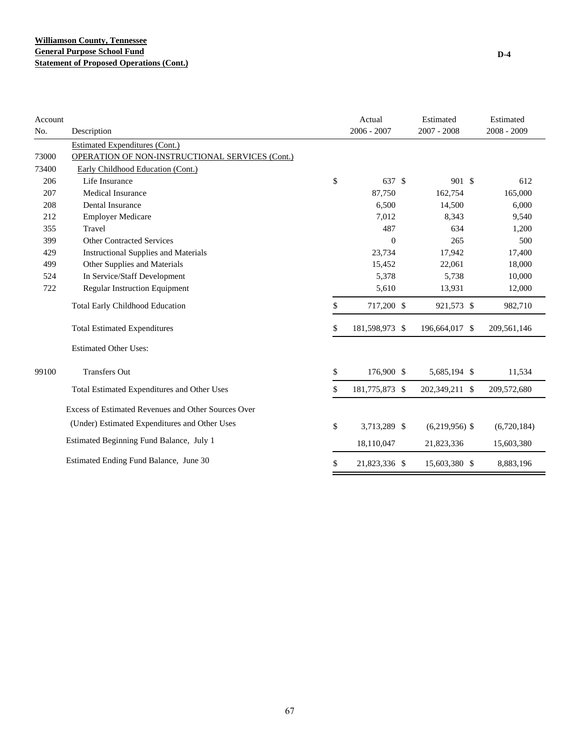**Williamson County, Tennessee**
**General Purpose School Fund**
**Statement of Proposed Operations (Cont.)**

D-4

| Account No. | Description | Actual 2006 - 2007 | Estimated 2007 - 2008 | Estimated 2008 - 2009 |
|---|---|---|---|---|
| | Estimated Expenditures (Cont.) | | | |
| 73000 | OPERATION OF NON-INSTRUCTIONAL SERVICES (Cont.) | | | |
| 73400 | Early Childhood Education (Cont.) | | | |
| 206 | Life Insurance | $ 637 | $ 901 | $ 612 |
| 207 | Medical Insurance | 87,750 | 162,754 | 165,000 |
| 208 | Dental Insurance | 6,500 | 14,500 | 6,000 |
| 212 | Employer Medicare | 7,012 | 8,343 | 9,540 |
| 355 | Travel | 487 | 634 | 1,200 |
| 399 | Other Contracted Services | 0 | 265 | 500 |
| 429 | Instructional Supplies and Materials | 23,734 | 17,942 | 17,400 |
| 499 | Other Supplies and Materials | 15,452 | 22,061 | 18,000 |
| 524 | In Service/Staff Development | 5,378 | 5,738 | 10,000 |
| 722 | Regular Instruction Equipment | 5,610 | 13,931 | 12,000 |
| | Total Early Childhood Education | $ 717,200 | $ 921,573 | $ 982,710 |
| | Total Estimated Expenditures | $ 181,598,973 | $ 196,664,017 | $ 209,561,146 |
| | Estimated Other Uses: | | | |
| 99100 | Transfers Out | $ 176,900 | $ 5,685,194 | $ 11,534 |
| | Total Estimated Expenditures and Other Uses | $ 181,775,873 | $ 202,349,211 | $ 209,572,680 |
| | Excess of Estimated Revenues and Other Sources Over (Under) Estimated Expenditures and Other Uses | $ 3,713,289 | $ (6,219,956) | $ (6,720,184) |
| | Estimated Beginning Fund Balance, July 1 | 18,110,047 | 21,823,336 | 15,603,380 |
| | Estimated Ending Fund Balance, June 30 | $ 21,823,336 | $ 15,603,380 | $ 8,883,196 |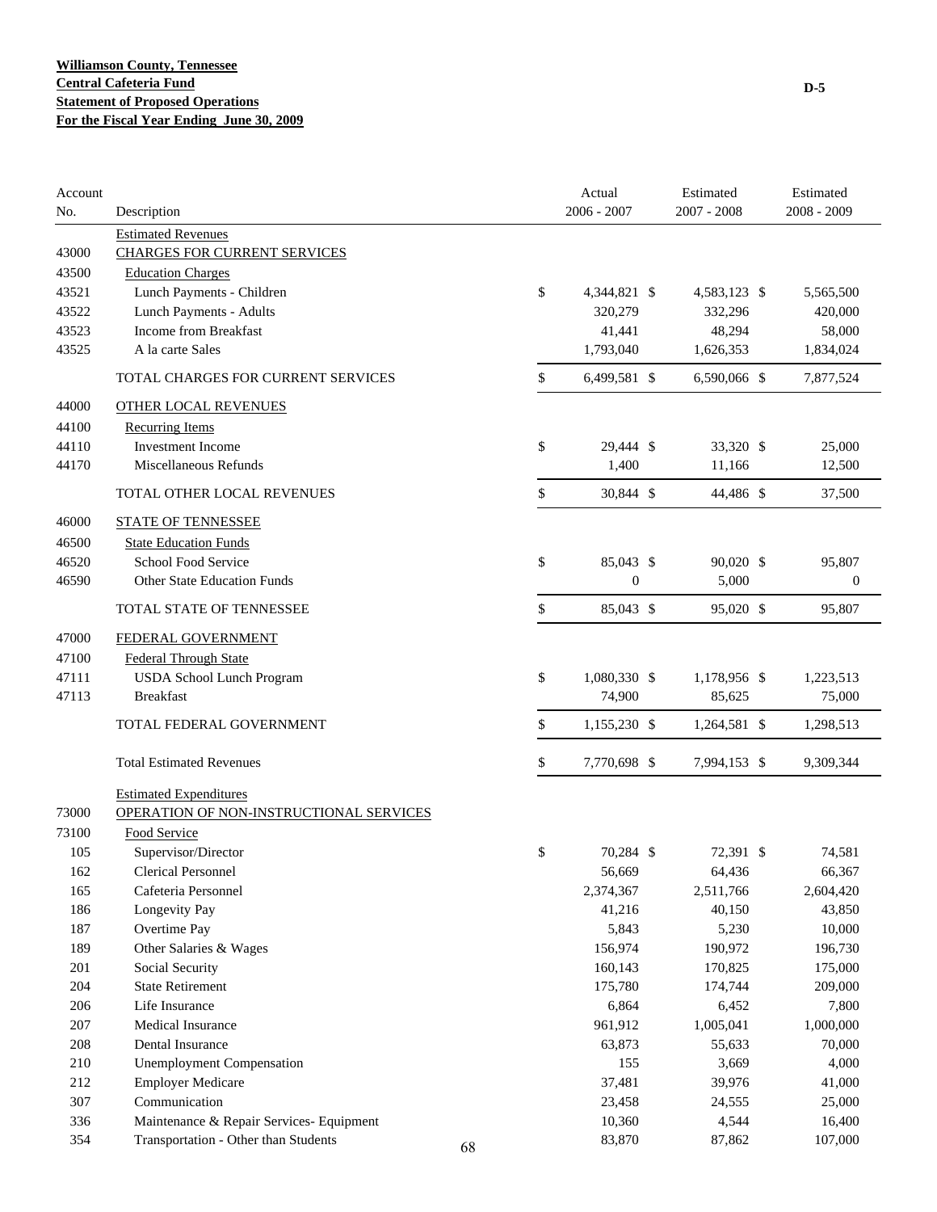**Williamson County, Tennessee**
**Central Cafeteria Fund**
**Statement of Proposed Operations**
**For the Fiscal Year Ending June 30, 2009**

| Account No. | Description | Actual 2006 - 2007 | Estimated 2007 - 2008 | Estimated 2008 - 2009 |
|---|---|---|---|---|
| | Estimated Revenues | | | |
| 43000 | CHARGES FOR CURRENT SERVICES | | | |
| 43500 | Education Charges | | | |
| 43521 | Lunch Payments - Children | $ 4,344,821 | $ 4,583,123 | $ 5,565,500 |
| 43522 | Lunch Payments - Adults | 320,279 | 332,296 | 420,000 |
| 43523 | Income from Breakfast | 41,441 | 48,294 | 58,000 |
| 43525 | A la carte Sales | 1,793,040 | 1,626,353 | 1,834,024 |
| | TOTAL CHARGES FOR CURRENT SERVICES | $ 6,499,581 | $ 6,590,066 | $ 7,877,524 |
| 44000 | OTHER LOCAL REVENUES | | | |
| 44100 | Recurring Items | | | |
| 44110 | Investment Income | $ 29,444 | $ 33,320 | $ 25,000 |
| 44170 | Miscellaneous Refunds | 1,400 | 11,166 | 12,500 |
| | TOTAL OTHER LOCAL REVENUES | $ 30,844 | $ 44,486 | $ 37,500 |
| 46000 | STATE OF TENNESSEE | | | |
| 46500 | State Education Funds | | | |
| 46520 | School Food Service | $ 85,043 | $ 90,020 | $ 95,807 |
| 46590 | Other State Education Funds | 0 | 5,000 | 0 |
| | TOTAL STATE OF TENNESSEE | $ 85,043 | $ 95,020 | $ 95,807 |
| 47000 | FEDERAL GOVERNMENT | | | |
| 47100 | Federal Through State | | | |
| 47111 | USDA School Lunch Program | $ 1,080,330 | $ 1,178,956 | $ 1,223,513 |
| 47113 | Breakfast | 74,900 | 85,625 | 75,000 |
| | TOTAL FEDERAL GOVERNMENT | $ 1,155,230 | $ 1,264,581 | $ 1,298,513 |
| | Total Estimated Revenues | $ 7,770,698 | $ 7,994,153 | $ 9,309,344 |
| | Estimated Expenditures | | | |
| 73000 | OPERATION OF NON-INSTRUCTIONAL SERVICES | | | |
| 73100 | Food Service | | | |
| 105 | Supervisor/Director | $ 70,284 | $ 72,391 | $ 74,581 |
| 162 | Clerical Personnel | 56,669 | 64,436 | 66,367 |
| 165 | Cafeteria Personnel | 2,374,367 | 2,511,766 | 2,604,420 |
| 186 | Longevity Pay | 41,216 | 40,150 | 43,850 |
| 187 | Overtime Pay | 5,843 | 5,230 | 10,000 |
| 189 | Other Salaries & Wages | 156,974 | 190,972 | 196,730 |
| 201 | Social Security | 160,143 | 170,825 | 175,000 |
| 204 | State Retirement | 175,780 | 174,744 | 209,000 |
| 206 | Life Insurance | 6,864 | 6,452 | 7,800 |
| 207 | Medical Insurance | 961,912 | 1,005,041 | 1,000,000 |
| 208 | Dental Insurance | 63,873 | 55,633 | 70,000 |
| 210 | Unemployment Compensation | 155 | 3,669 | 4,000 |
| 212 | Employer Medicare | 37,481 | 39,976 | 41,000 |
| 307 | Communication | 23,458 | 24,555 | 25,000 |
| 336 | Maintenance & Repair Services- Equipment | 10,360 | 4,544 | 16,400 |
| 354 | Transportation - Other than Students | 83,870 | 87,862 | 107,000 |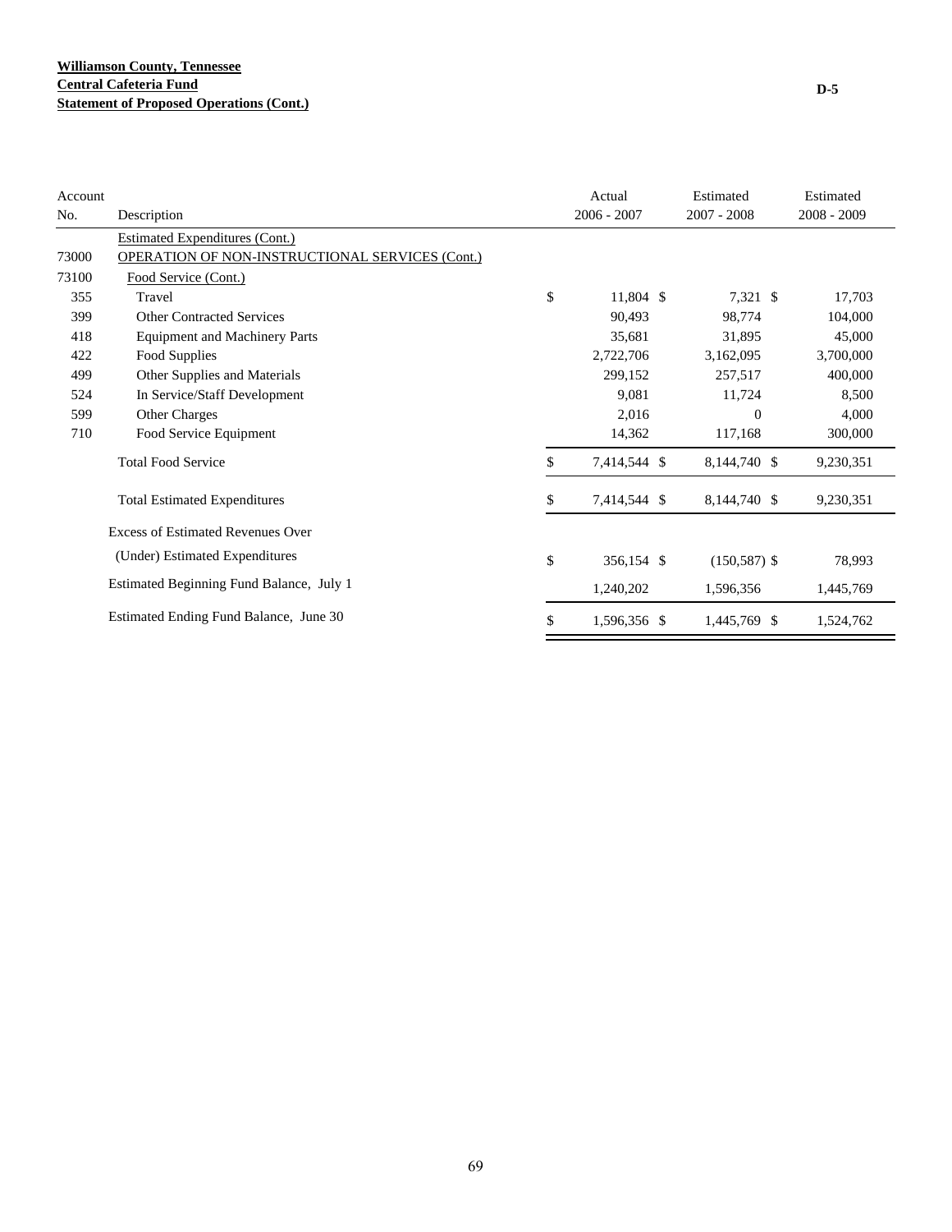**Williamson County, Tennessee**
**Central Cafeteria Fund**
**Statement of Proposed Operations (Cont.)**

D-5

| Account No. | Description | Actual 2006 - 2007 | Estimated 2007 - 2008 | Estimated 2008 - 2009 |
|---|---|---|---|---|
| | Estimated Expenditures (Cont.) | | | |
| 73000 | OPERATION OF NON-INSTRUCTIONAL SERVICES (Cont.) | | | |
| 73100 | Food Service (Cont.) | | | |
| 355 | Travel | $ 11,804 | $ 7,321 | $ 17,703 |
| 399 | Other Contracted Services | 90,493 | 98,774 | 104,000 |
| 418 | Equipment and Machinery Parts | 35,681 | 31,895 | 45,000 |
| 422 | Food Supplies | 2,722,706 | 3,162,095 | 3,700,000 |
| 499 | Other Supplies and Materials | 299,152 | 257,517 | 400,000 |
| 524 | In Service/Staff Development | 9,081 | 11,724 | 8,500 |
| 599 | Other Charges | 2,016 | 0 | 4,000 |
| 710 | Food Service Equipment | 14,362 | 117,168 | 300,000 |
| | Total Food Service | $ 7,414,544 | $ 8,144,740 | $ 9,230,351 |
| | Total Estimated Expenditures | $ 7,414,544 | $ 8,144,740 | $ 9,230,351 |
| | Excess of Estimated Revenues Over (Under) Estimated Expenditures | $ 356,154 | $ (150,587) | $ 78,993 |
| | Estimated Beginning Fund Balance, July 1 | 1,240,202 | 1,596,356 | 1,445,769 |
| | Estimated Ending Fund Balance, June 30 | $ 1,596,356 | $ 1,445,769 | $ 1,524,762 |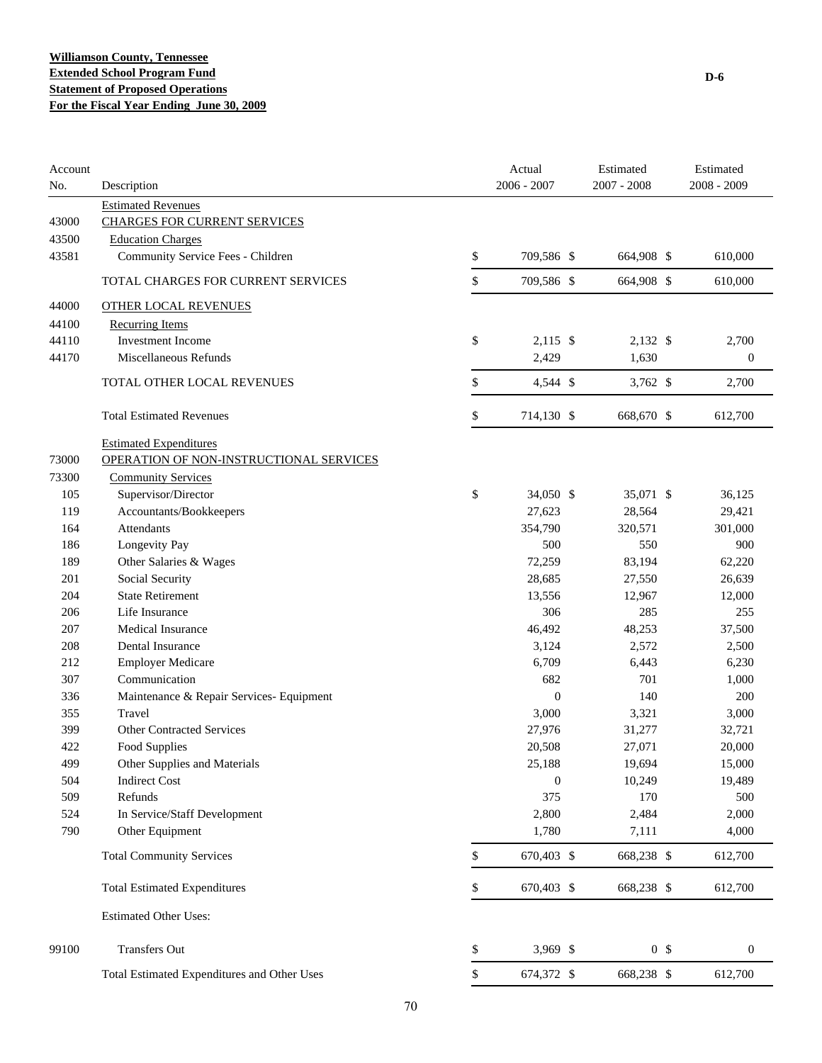**Williamson County, Tennessee**
**Extended School Program Fund**
**Statement of Proposed Operations**
**For the Fiscal Year Ending June 30, 2009**

D-6

| Account No. | Description | Actual 2006 - 2007 | Estimated 2007 - 2008 | Estimated 2008 - 2009 |
|---|---|---|---|---|
| | Estimated Revenues | | | |
| 43000 | CHARGES FOR CURRENT SERVICES | | | |
| 43500 | Education Charges | | | |
| 43581 | Community Service Fees - Children | $ 709,586 | $ 664,908 | $ 610,000 |
| | TOTAL CHARGES FOR CURRENT SERVICES | $ 709,586 | $ 664,908 | $ 610,000 |
| 44000 | OTHER LOCAL REVENUES | | | |
| 44100 | Recurring Items | | | |
| 44110 | Investment Income | $ 2,115 | $ 2,132 | $ 2,700 |
| 44170 | Miscellaneous Refunds | 2,429 | 1,630 | 0 |
| | TOTAL OTHER LOCAL REVENUES | $ 4,544 | $ 3,762 | $ 2,700 |
| | Total Estimated Revenues | $ 714,130 | $ 668,670 | $ 612,700 |
| | Estimated Expenditures | | | |
| 73000 | OPERATION OF NON-INSTRUCTIONAL SERVICES | | | |
| 73300 | Community Services | | | |
| 105 | Supervisor/Director | $ 34,050 | $ 35,071 | $ 36,125 |
| 119 | Accountants/Bookkeepers | 27,623 | 28,564 | 29,421 |
| 164 | Attendants | 354,790 | 320,571 | 301,000 |
| 186 | Longevity Pay | 500 | 550 | 900 |
| 189 | Other Salaries & Wages | 72,259 | 83,194 | 62,220 |
| 201 | Social Security | 28,685 | 27,550 | 26,639 |
| 204 | State Retirement | 13,556 | 12,967 | 12,000 |
| 206 | Life Insurance | 306 | 285 | 255 |
| 207 | Medical Insurance | 46,492 | 48,253 | 37,500 |
| 208 | Dental Insurance | 3,124 | 2,572 | 2,500 |
| 212 | Employer Medicare | 6,709 | 6,443 | 6,230 |
| 307 | Communication | 682 | 701 | 1,000 |
| 336 | Maintenance & Repair Services- Equipment | 0 | 140 | 200 |
| 355 | Travel | 3,000 | 3,321 | 3,000 |
| 399 | Other Contracted Services | 27,976 | 31,277 | 32,721 |
| 422 | Food Supplies | 20,508 | 27,071 | 20,000 |
| 499 | Other Supplies and Materials | 25,188 | 19,694 | 15,000 |
| 504 | Indirect Cost | 0 | 10,249 | 19,489 |
| 509 | Refunds | 375 | 170 | 500 |
| 524 | In Service/Staff Development | 2,800 | 2,484 | 2,000 |
| 790 | Other Equipment | 1,780 | 7,111 | 4,000 |
| | Total Community Services | $ 670,403 | $ 668,238 | $ 612,700 |
| | Total Estimated Expenditures | $ 670,403 | $ 668,238 | $ 612,700 |
| | Estimated Other Uses: | | | |
| 99100 | Transfers Out | $ 3,969 | $ 0 | $ 0 |
| | Total Estimated Expenditures and Other Uses | $ 674,372 | $ 668,238 | $ 612,700 |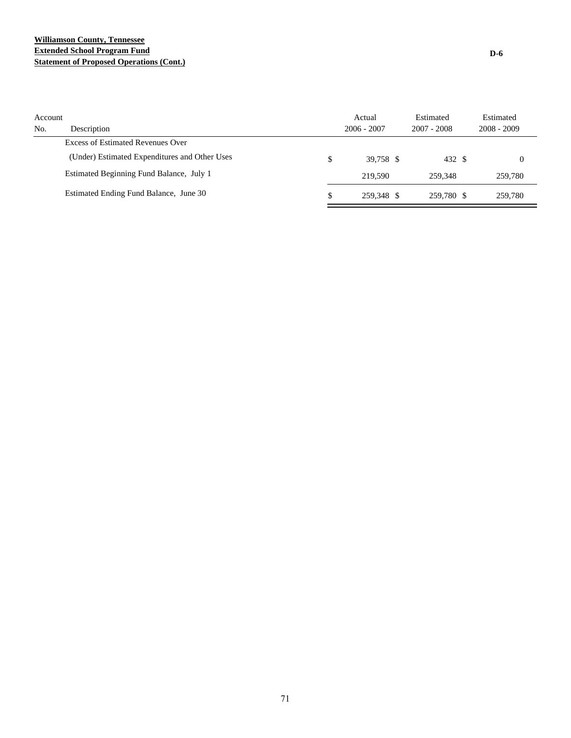**Williamson County, Tennessee**
**Extended School Program Fund**
**Statement of Proposed Operations (Cont.)**

D-6

| Account No. | Description | Actual 2006 - 2007 | Estimated 2007 - 2008 | Estimated 2008 - 2009 |
|---|---|---|---|---|
| | Excess of Estimated Revenues Over (Under) Estimated Expenditures and Other Uses | $ 39,758 | $ 432 | $ 0 |
| | Estimated Beginning Fund Balance, July 1 | 219,590 | 259,348 | 259,780 |
| | Estimated Ending Fund Balance, June 30 | $ 259,348 | $ 259,780 | $ 259,780 |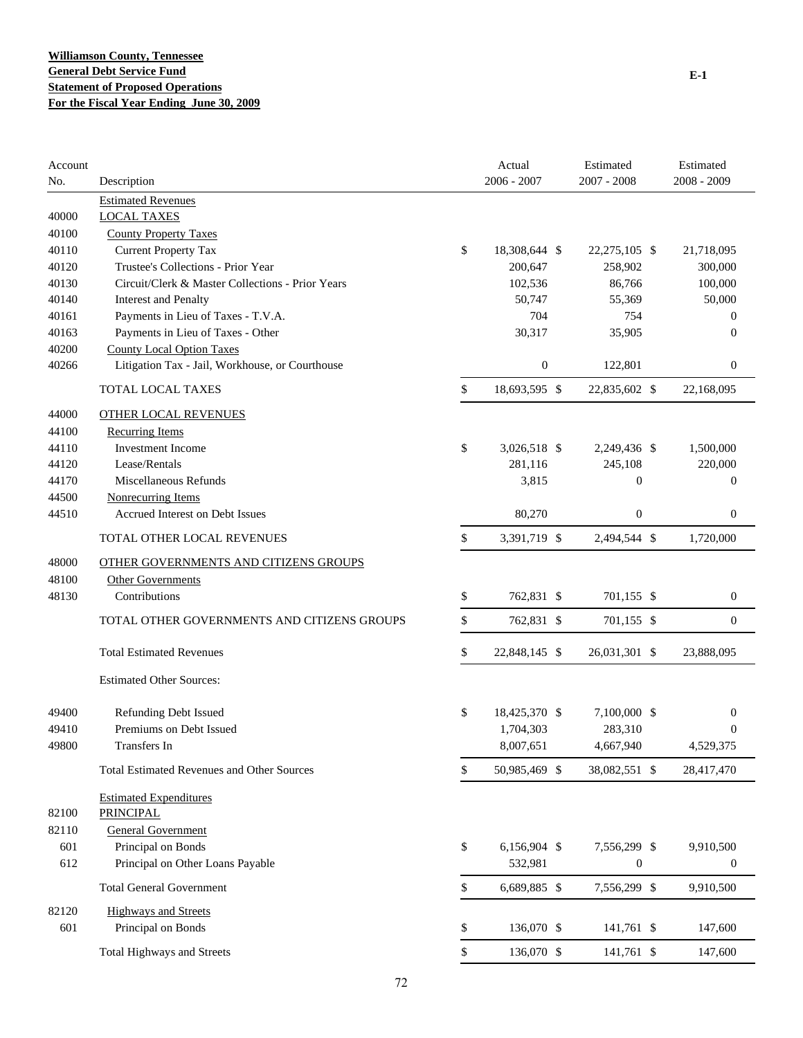**Williamson County, Tennessee**
**General Debt Service Fund**
**Statement of Proposed Operations**
**For the Fiscal Year Ending June 30, 2009**

E-1

| Account No. | Description | Actual 2006 - 2007 | Estimated 2007 - 2008 | Estimated 2008 - 2009 |
|---|---|---|---|---|
| | Estimated Revenues | | | |
| 40000 | LOCAL TAXES | | | |
| 40100 | County Property Taxes | | | |
| 40110 | Current Property Tax | $ 18,308,644 | $ 22,275,105 | $ 21,718,095 |
| 40120 | Trustee's Collections - Prior Year | 200,647 | 258,902 | 300,000 |
| 40130 | Circuit/Clerk & Master Collections - Prior Years | 102,536 | 86,766 | 100,000 |
| 40140 | Interest and Penalty | 50,747 | 55,369 | 50,000 |
| 40161 | Payments in Lieu of Taxes - T.V.A. | 704 | 754 | 0 |
| 40163 | Payments in Lieu of Taxes - Other | 30,317 | 35,905 | 0 |
| 40200 | County Local Option Taxes | | | |
| 40266 | Litigation Tax - Jail, Workhouse, or Courthouse | 0 | 122,801 | 0 |
| | TOTAL LOCAL TAXES | $ 18,693,595 | $ 22,835,602 | $ 22,168,095 |
| 44000 | OTHER LOCAL REVENUES | | | |
| 44100 | Recurring Items | | | |
| 44110 | Investment Income | $ 3,026,518 | $ 2,249,436 | $ 1,500,000 |
| 44120 | Lease/Rentals | 281,116 | 245,108 | 220,000 |
| 44170 | Miscellaneous Refunds | 3,815 | 0 | 0 |
| 44500 | Nonrecurring Items | | | |
| 44510 | Accrued Interest on Debt Issues | 80,270 | 0 | 0 |
| | TOTAL OTHER LOCAL REVENUES | $ 3,391,719 | $ 2,494,544 | $ 1,720,000 |
| 48000 | OTHER GOVERNMENTS AND CITIZENS GROUPS | | | |
| 48100 | Other Governments | | | |
| 48130 | Contributions | $ 762,831 | $ 701,155 | $ 0 |
| | TOTAL OTHER GOVERNMENTS AND CITIZENS GROUPS | $ 762,831 | $ 701,155 | $ 0 |
| | Total Estimated Revenues | $ 22,848,145 | $ 26,031,301 | $ 23,888,095 |
| | Estimated Other Sources: | | | |
| 49400 | Refunding Debt Issued | $ 18,425,370 | $ 7,100,000 | $ 0 |
| 49410 | Premiums on Debt Issued | 1,704,303 | 283,310 | 0 |
| 49800 | Transfers In | 8,007,651 | 4,667,940 | 4,529,375 |
| | Total Estimated Revenues and Other Sources | $ 50,985,469 | $ 38,082,551 | $ 28,417,470 |
| | Estimated Expenditures | | | |
| 82100 | PRINCIPAL | | | |
| 82110 | General Government | | | |
| 601 | Principal on Bonds | $ 6,156,904 | $ 7,556,299 | $ 9,910,500 |
| 612 | Principal on Other Loans Payable | 532,981 | 0 | 0 |
| | Total General Government | $ 6,689,885 | $ 7,556,299 | $ 9,910,500 |
| 82120 | Highways and Streets | | | |
| 601 | Principal on Bonds | $ 136,070 | $ 141,761 | $ 147,600 |
| | Total Highways and Streets | $ 136,070 | $ 141,761 | $ 147,600 |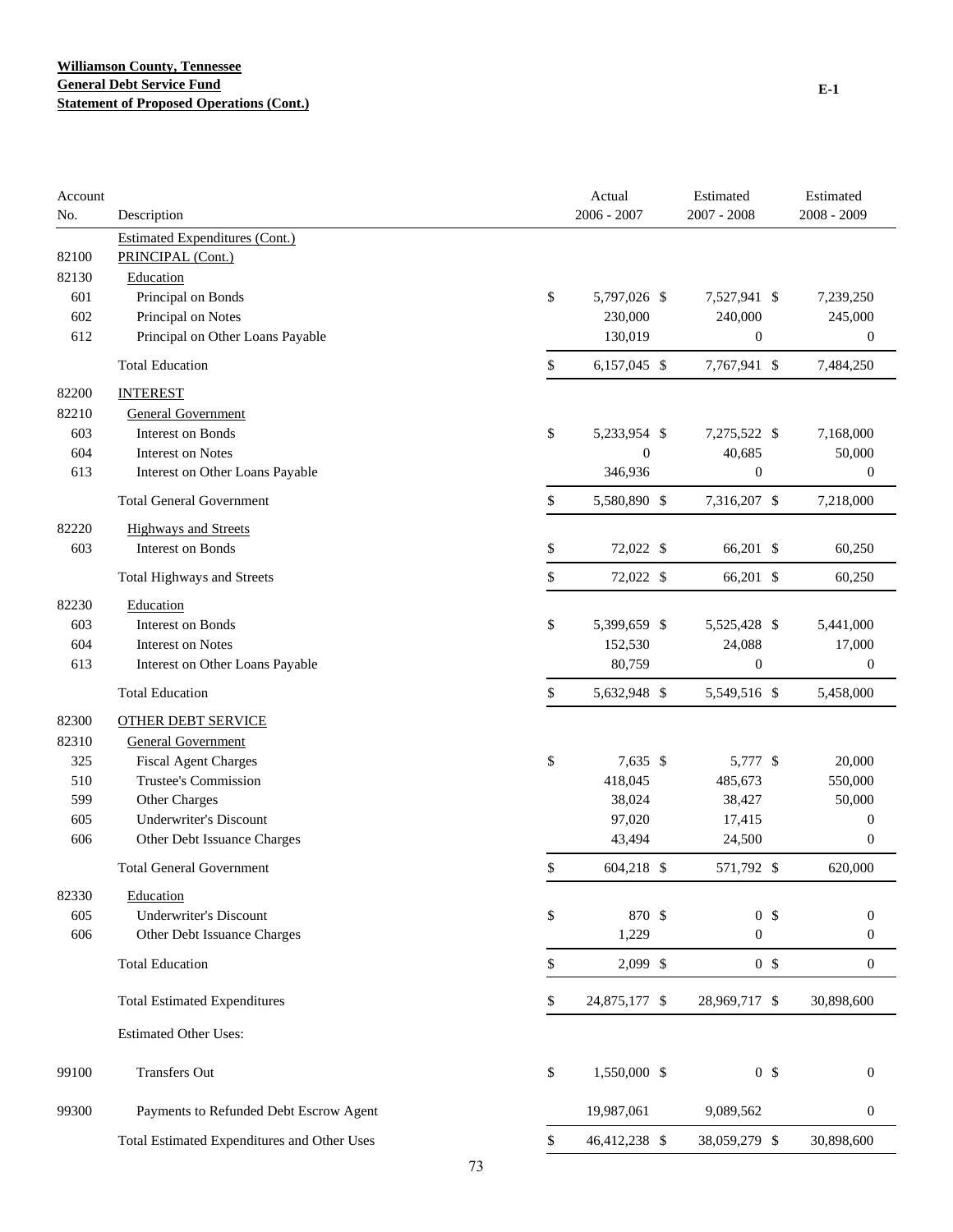**Williamson County, Tennessee**
**General Debt Service Fund**
**Statement of Proposed Operations (Cont.)**

E-1

| Account No. | Description | Actual 2006 - 2007 | Estimated 2007 - 2008 | Estimated 2008 - 2009 |
|---|---|---|---|---|
| | Estimated Expenditures (Cont.) | | | |
| 82100 | PRINCIPAL (Cont.) | | | |
| 82130 | Education | | | |
| 601 | Principal on Bonds | $ 5,797,026 | $ 7,527,941 | $ 7,239,250 |
| 602 | Principal on Notes | 230,000 | 240,000 | 245,000 |
| 612 | Principal on Other Loans Payable | 130,019 | 0 | 0 |
| | Total Education | $ 6,157,045 | $ 7,767,941 | $ 7,484,250 |
| 82200 | INTEREST | | | |
| 82210 | General Government | | | |
| 603 | Interest on Bonds | $ 5,233,954 | $ 7,275,522 | $ 7,168,000 |
| 604 | Interest on Notes | 0 | 40,685 | 50,000 |
| 613 | Interest on Other Loans Payable | 346,936 | 0 | 0 |
| | Total General Government | $ 5,580,890 | $ 7,316,207 | $ 7,218,000 |
| 82220 | Highways and Streets | | | |
| 603 | Interest on Bonds | $ 72,022 | $ 66,201 | $ 60,250 |
| | Total Highways and Streets | $ 72,022 | $ 66,201 | $ 60,250 |
| 82230 | Education | | | |
| 603 | Interest on Bonds | $ 5,399,659 | $ 5,525,428 | $ 5,441,000 |
| 604 | Interest on Notes | 152,530 | 24,088 | 17,000 |
| 613 | Interest on Other Loans Payable | 80,759 | 0 | 0 |
| | Total Education | $ 5,632,948 | $ 5,549,516 | $ 5,458,000 |
| 82300 | OTHER DEBT SERVICE | | | |
| 82310 | General Government | | | |
| 325 | Fiscal Agent Charges | $ 7,635 | $ 5,777 | $ 20,000 |
| 510 | Trustee's Commission | 418,045 | 485,673 | 550,000 |
| 599 | Other Charges | 38,024 | 38,427 | 50,000 |
| 605 | Underwriter's Discount | 97,020 | 17,415 | 0 |
| 606 | Other Debt Issuance Charges | 43,494 | 24,500 | 0 |
| | Total General Government | $ 604,218 | $ 571,792 | $ 620,000 |
| 82330 | Education | | | |
| 605 | Underwriter's Discount | $ 870 | $ 0 | $ 0 |
| 606 | Other Debt Issuance Charges | 1,229 | 0 | 0 |
| | Total Education | $ 2,099 | $ 0 | $ 0 |
| | Total Estimated Expenditures | $ 24,875,177 | $ 28,969,717 | $ 30,898,600 |
| | Estimated Other Uses: | | | |
| 99100 | Transfers Out | $ 1,550,000 | $ 0 | $ 0 |
| 99300 | Payments to Refunded Debt Escrow Agent | 19,987,061 | 9,089,562 | 0 |
| | Total Estimated Expenditures and Other Uses | $ 46,412,238 | $ 38,059,279 | $ 30,898,600 |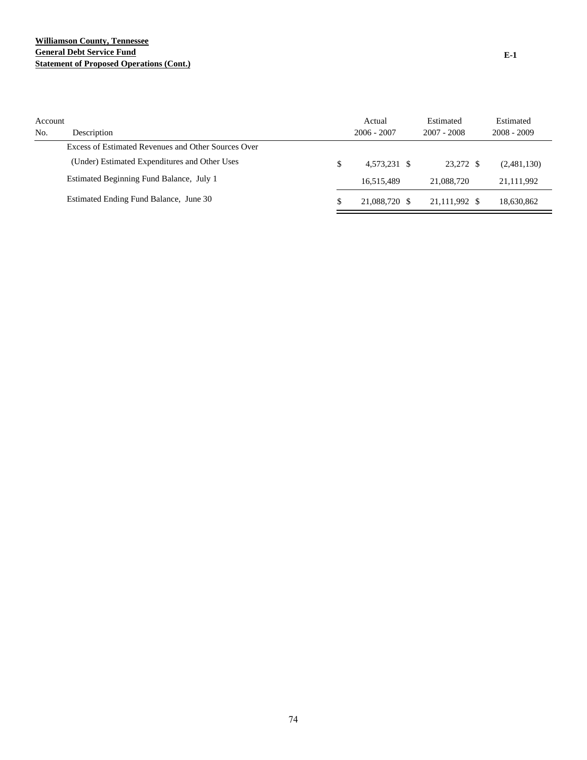**Williamson County, Tennessee**
**General Debt Service Fund**
**Statement of Proposed Operations (Cont.)**

**E-1**

| Account No. | Description | Actual 2006 - 2007 | Estimated 2007 - 2008 | Estimated 2008 - 2009 |
|---|---|---|---|---|
| | Excess of Estimated Revenues and Other Sources Over (Under) Estimated Expenditures and Other Uses | $ 4,573,231 | $ 23,272 | $ (2,481,130) |
| | Estimated Beginning Fund Balance, July 1 | 16,515,489 | 21,088,720 | 21,111,992 |
| | Estimated Ending Fund Balance, June 30 | $ 21,088,720 | $ 21,111,992 | $ 18,630,862 |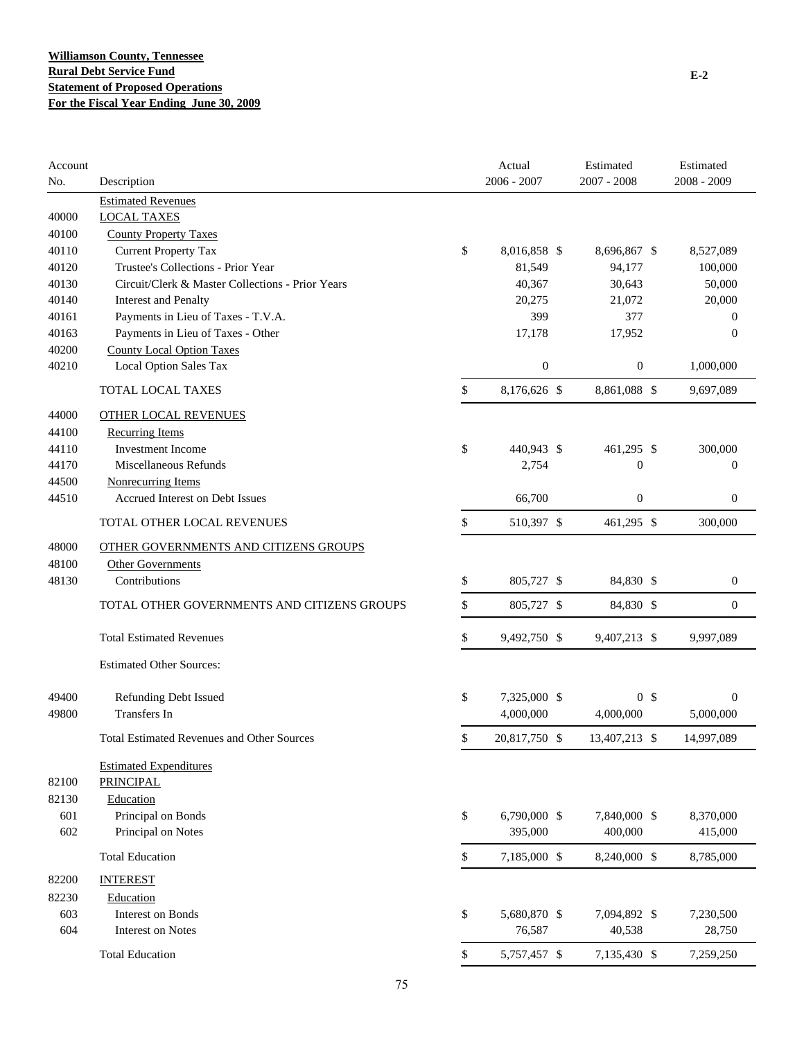**Williamson County, Tennessee**
**Rural Debt Service Fund**
**Statement of Proposed Operations**
**For the Fiscal Year Ending June 30, 2009**

E-2

| Account No. | Description | Actual 2006 - 2007 | Estimated 2007 - 2008 | Estimated 2008 - 2009 |
|---|---|---|---|---|
| | Estimated Revenues | | | |
| 40000 | LOCAL TAXES | | | |
| 40100 | County Property Taxes | | | |
| 40110 | Current Property Tax | $ 8,016,858 | $ 8,696,867 | $ 8,527,089 |
| 40120 | Trustee's Collections - Prior Year | 81,549 | 94,177 | 100,000 |
| 40130 | Circuit/Clerk & Master Collections - Prior Years | 40,367 | 30,643 | 50,000 |
| 40140 | Interest and Penalty | 20,275 | 21,072 | 20,000 |
| 40161 | Payments in Lieu of Taxes - T.V.A. | 399 | 377 | 0 |
| 40163 | Payments in Lieu of Taxes - Other | 17,178 | 17,952 | 0 |
| 40200 | County Local Option Taxes | | | |
| 40210 | Local Option Sales Tax | 0 | 0 | 1,000,000 |
| | TOTAL LOCAL TAXES | $ 8,176,626 | $ 8,861,088 | $ 9,697,089 |
| 44000 | OTHER LOCAL REVENUES | | | |
| 44100 | Recurring Items | | | |
| 44110 | Investment Income | $ 440,943 | $ 461,295 | $ 300,000 |
| 44170 | Miscellaneous Refunds | 2,754 | 0 | 0 |
| 44500 | Nonrecurring Items | | | |
| 44510 | Accrued Interest on Debt Issues | 66,700 | 0 | 0 |
| | TOTAL OTHER LOCAL REVENUES | $ 510,397 | $ 461,295 | $ 300,000 |
| 48000 | OTHER GOVERNMENTS AND CITIZENS GROUPS | | | |
| 48100 | Other Governments | | | |
| 48130 | Contributions | $ 805,727 | $ 84,830 | $ 0 |
| | TOTAL OTHER GOVERNMENTS AND CITIZENS GROUPS | $ 805,727 | $ 84,830 | $ 0 |
| | Total Estimated Revenues | $ 9,492,750 | $ 9,407,213 | $ 9,997,089 |
| | Estimated Other Sources: | | | |
| 49400 | Refunding Debt Issued | $ 7,325,000 | $ 0 | $ 0 |
| 49800 | Transfers In | 4,000,000 | 4,000,000 | 5,000,000 |
| | Total Estimated Revenues and Other Sources | $ 20,817,750 | $ 13,407,213 | $ 14,997,089 |
| | Estimated Expenditures | | | |
| 82100 | PRINCIPAL | | | |
| 82130 | Education | | | |
| 601 | Principal on Bonds | $ 6,790,000 | $ 7,840,000 | $ 8,370,000 |
| 602 | Principal on Notes | 395,000 | 400,000 | 415,000 |
| | Total Education | $ 7,185,000 | $ 8,240,000 | $ 8,785,000 |
| 82200 | INTEREST | | | |
| 82230 | Education | | | |
| 603 | Interest on Bonds | $ 5,680,870 | $ 7,094,892 | $ 7,230,500 |
| 604 | Interest on Notes | 76,587 | 40,538 | 28,750 |
| | Total Education | $ 5,757,457 | $ 7,135,430 | $ 7,259,250 |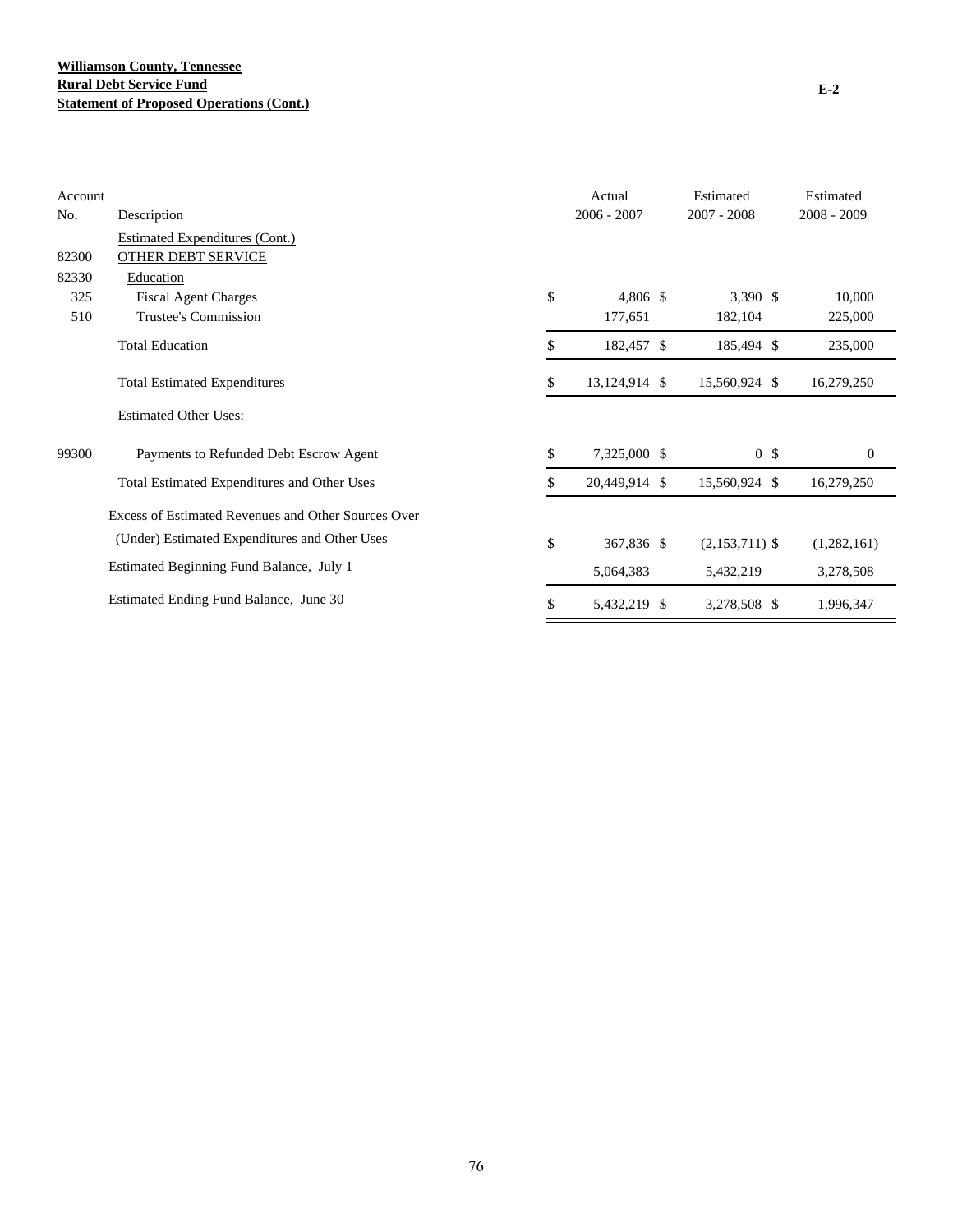**Williamson County, Tennessee**
**Rural Debt Service Fund**
**Statement of Proposed Operations (Cont.)**

E-2

| Account No. | Description | Actual 2006 - 2007 | Estimated 2007 - 2008 | Estimated 2008 - 2009 |
|---|---|---|---|---|
| | Estimated Expenditures (Cont.) | | | |
| 82300 | OTHER DEBT SERVICE | | | |
| 82330 | Education | | | |
| 325 | Fiscal Agent Charges | $ 4,806 | $ 3,390 | $ 10,000 |
| 510 | Trustee's Commission | 177,651 | 182,104 | 225,000 |
| | Total Education | $ 182,457 | $ 185,494 | $ 235,000 |
| | Total Estimated Expenditures | $ 13,124,914 | $ 15,560,924 | $ 16,279,250 |
| | Estimated Other Uses: | | | |
| 99300 | Payments to Refunded Debt Escrow Agent | $ 7,325,000 | $ 0 | $ 0 |
| | Total Estimated Expenditures and Other Uses | $ 20,449,914 | $ 15,560,924 | $ 16,279,250 |
| | Excess of Estimated Revenues and Other Sources Over (Under) Estimated Expenditures and Other Uses | $ 367,836 | $ (2,153,711) | $ (1,282,161) |
| | Estimated Beginning Fund Balance, July 1 | 5,064,383 | 5,432,219 | 3,278,508 |
| | Estimated Ending Fund Balance, June 30 | $ 5,432,219 | $ 3,278,508 | $ 1,996,347 |